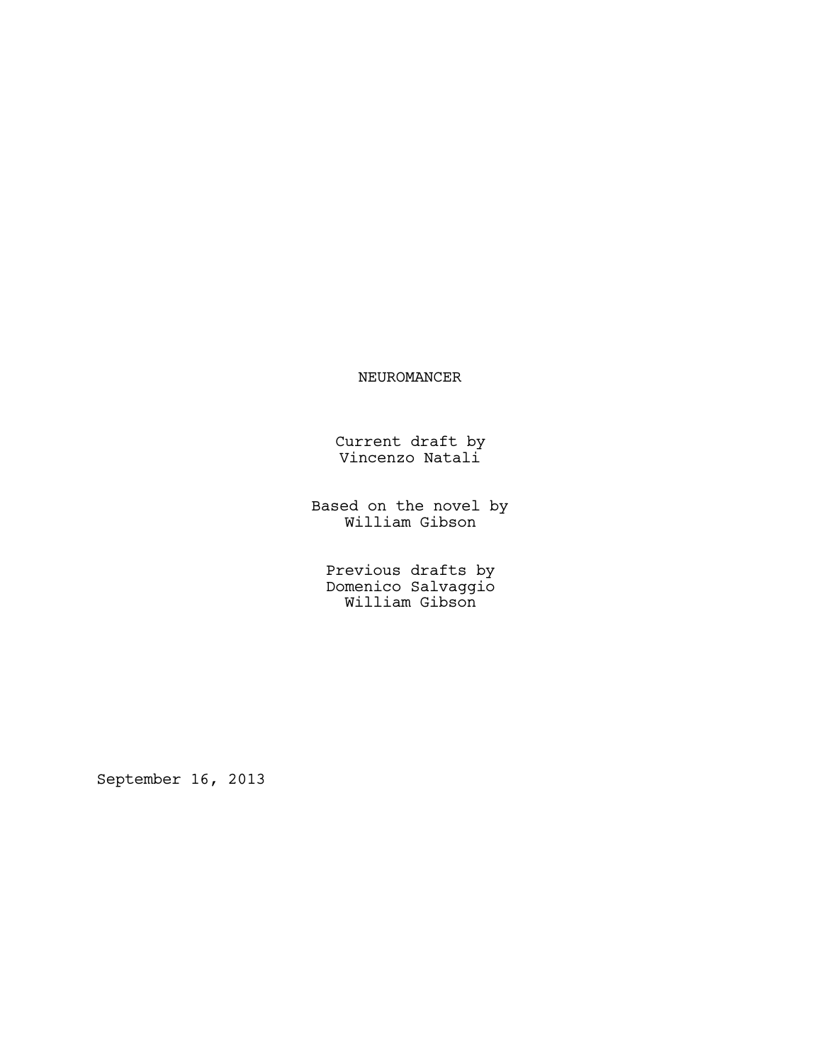# NEUROMANCER

Current draft by
Vincenzo Natali

Based on the novel by
William Gibson

Previous drafts by
Domenico Salvaggio
William Gibson

September 16, 2013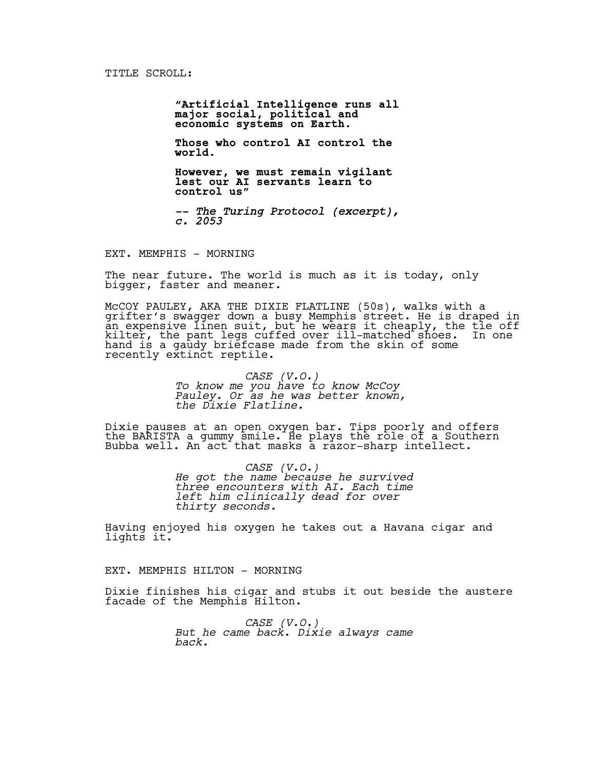TITLE SCROLL:

> **"Artificial Intelligence runs all major social, political and economic systems on Earth.**
>
> **Those who control AI control the world.**
>
> **However, we must remain vigilant lest our AI servants learn to control us"**
>
> ***-- The Turing Protocol (excerpt), c. 2053***

EXT. MEMPHIS - MORNING

The near future. The world is much as it is today, only bigger, faster and meaner.

McCOY PAULEY, AKA THE DIXIE FLATLINE (50s), walks with a grifter's swagger down a busy Memphis street. He is draped in an expensive linen suit, but he wears it cheaply, the tie off kilter, the pant legs cuffed over ill-matched shoes. In one hand is a gaudy briefcase made from the skin of some recently extinct reptile.

*CASE (V.O.)*
*To know me you have to know McCoy Pauley. Or as he was better known, the Dixie Flatline.*

Dixie pauses at an open oxygen bar. Tips poorly and offers the BARISTA a gummy smile. He plays the role of a Southern Bubba well. An act that masks a razor-sharp intellect.

*CASE (V.O.)*
*He got the name because he survived three encounters with AI. Each time left him clinically dead for over thirty seconds.*

Having enjoyed his oxygen he takes out a Havana cigar and lights it.

EXT. MEMPHIS HILTON - MORNING

Dixie finishes his cigar and stubs it out beside the austere facade of the Memphis Hilton.

*CASE (V.O.)*
*But he came back. Dixie always came back.*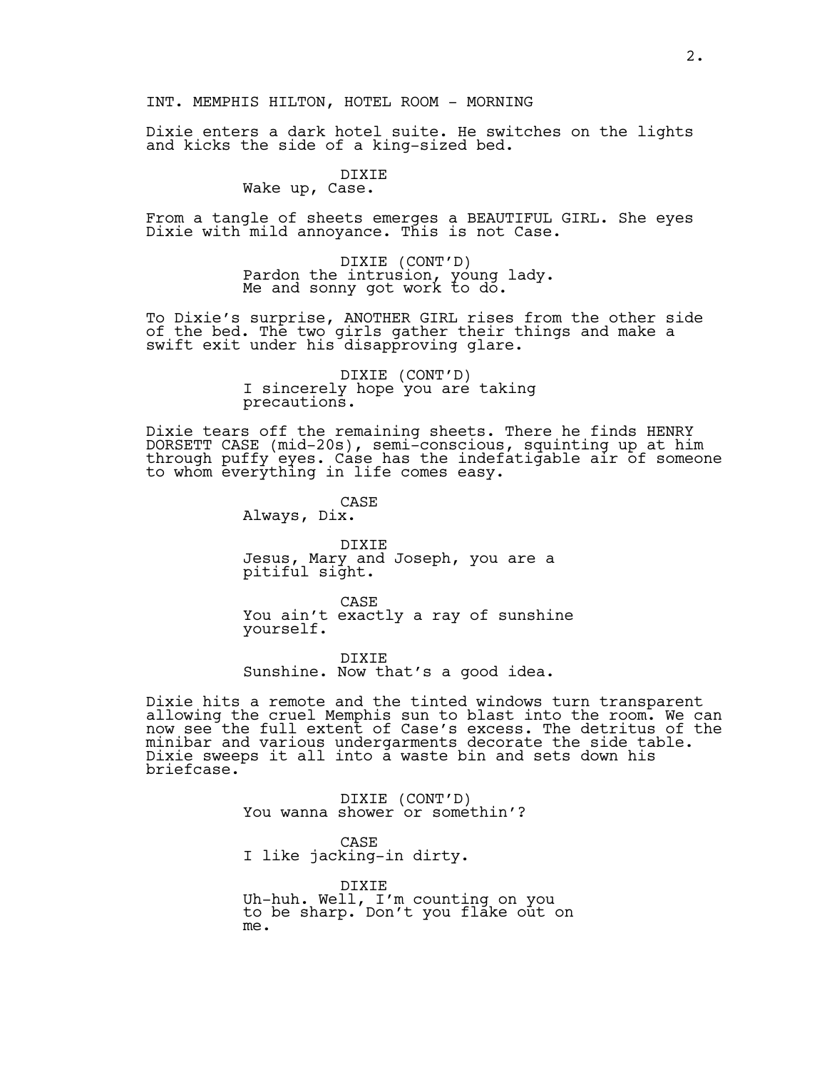INT. MEMPHIS HILTON, HOTEL ROOM - MORNING

Dixie enters a dark hotel suite. He switches on the lights and kicks the side of a king-sized bed.

DIXIE
Wake up, Case.

From a tangle of sheets emerges a BEAUTIFUL GIRL. She eyes Dixie with mild annoyance. This is not Case.

DIXIE (CONT'D)
Pardon the intrusion, young lady. Me and sonny got work to do.

To Dixie's surprise, ANOTHER GIRL rises from the other side of the bed. The two girls gather their things and make a swift exit under his disapproving glare.

DIXIE (CONT'D)
I sincerely hope you are taking precautions.

Dixie tears off the remaining sheets. There he finds HENRY DORSETT CASE (mid-20s), semi-conscious, squinting up at him through puffy eyes. Case has the indefatigable air of someone to whom everything in life comes easy.

CASE
Always, Dix.

DIXIE
Jesus, Mary and Joseph, you are a pitiful sight.

CASE
You ain't exactly a ray of sunshine yourself.

DIXIE
Sunshine. Now that's a good idea.

Dixie hits a remote and the tinted windows turn transparent allowing the cruel Memphis sun to blast into the room. We can now see the full extent of Case's excess. The detritus of the minibar and various undergarments decorate the side table. Dixie sweeps it all into a waste bin and sets down his briefcase.

DIXIE (CONT'D)
You wanna shower or somethin'?

CASE
I like jacking-in dirty.

DIXIE
Uh-huh. Well, I'm counting on you to be sharp. Don't you flake out on me.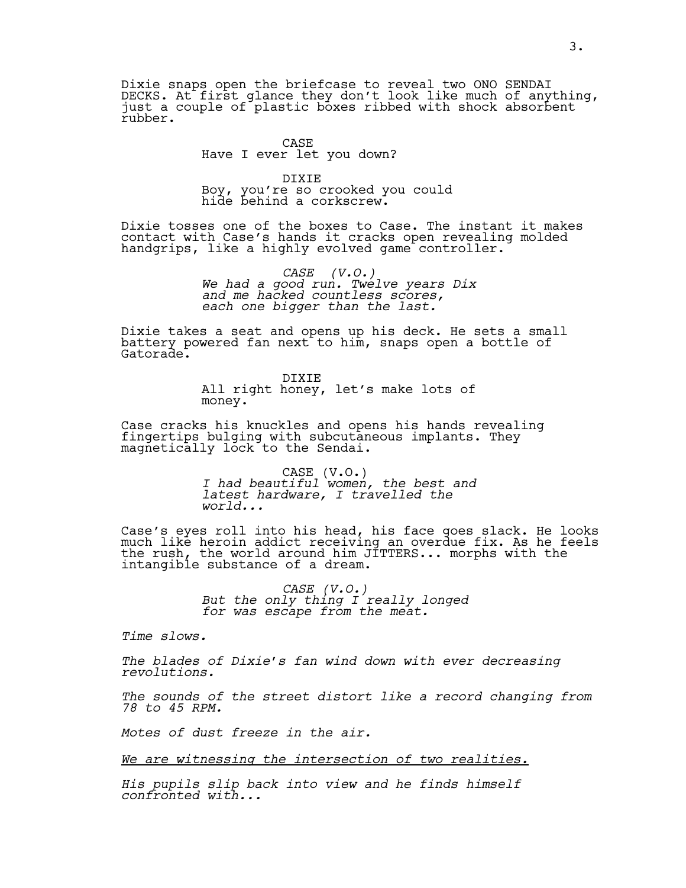Dixie snaps open the briefcase to reveal two ONO SENDAI DECKS. At first glance they don't look like much of anything, just a couple of plastic boxes ribbed with shock absorbent rubber.

CASE
Have I ever let you down?

DIXIE
Boy, you're so crooked you could hide behind a corkscrew.

Dixie tosses one of the boxes to Case. The instant it makes contact with Case's hands it cracks open revealing molded handgrips, like a highly evolved game controller.

*CASE (V.O.)*
*We had a good run. Twelve years Dix and me hacked countless scores, each one bigger than the last.*

Dixie takes a seat and opens up his deck. He sets a small battery powered fan next to him, snaps open a bottle of Gatorade.

DIXIE
All right honey, let's make lots of money.

Case cracks his knuckles and opens his hands revealing fingertips bulging with subcutaneous implants. They magnetically lock to the Sendai.

CASE (V.O.)
*I had beautiful women, the best and latest hardware, I travelled the world...*

Case's eyes roll into his head, his face goes slack. He looks much like heroin addict receiving an overdue fix. As he feels the rush, the world around him JITTERS... morphs with the intangible substance of a dream.

*CASE (V.O.)*
*But the only thing I really longed for was escape from the meat.*

*Time slows.*

*The blades of Dixie's fan wind down with ever decreasing revolutions.*

*The sounds of the street distort like a record changing from 78 to 45 RPM.*

*Motes of dust freeze in the air.*

<u>*We are witnessing the intersection of two realities.*</u>

*His pupils slip back into view and he finds himself confronted with...*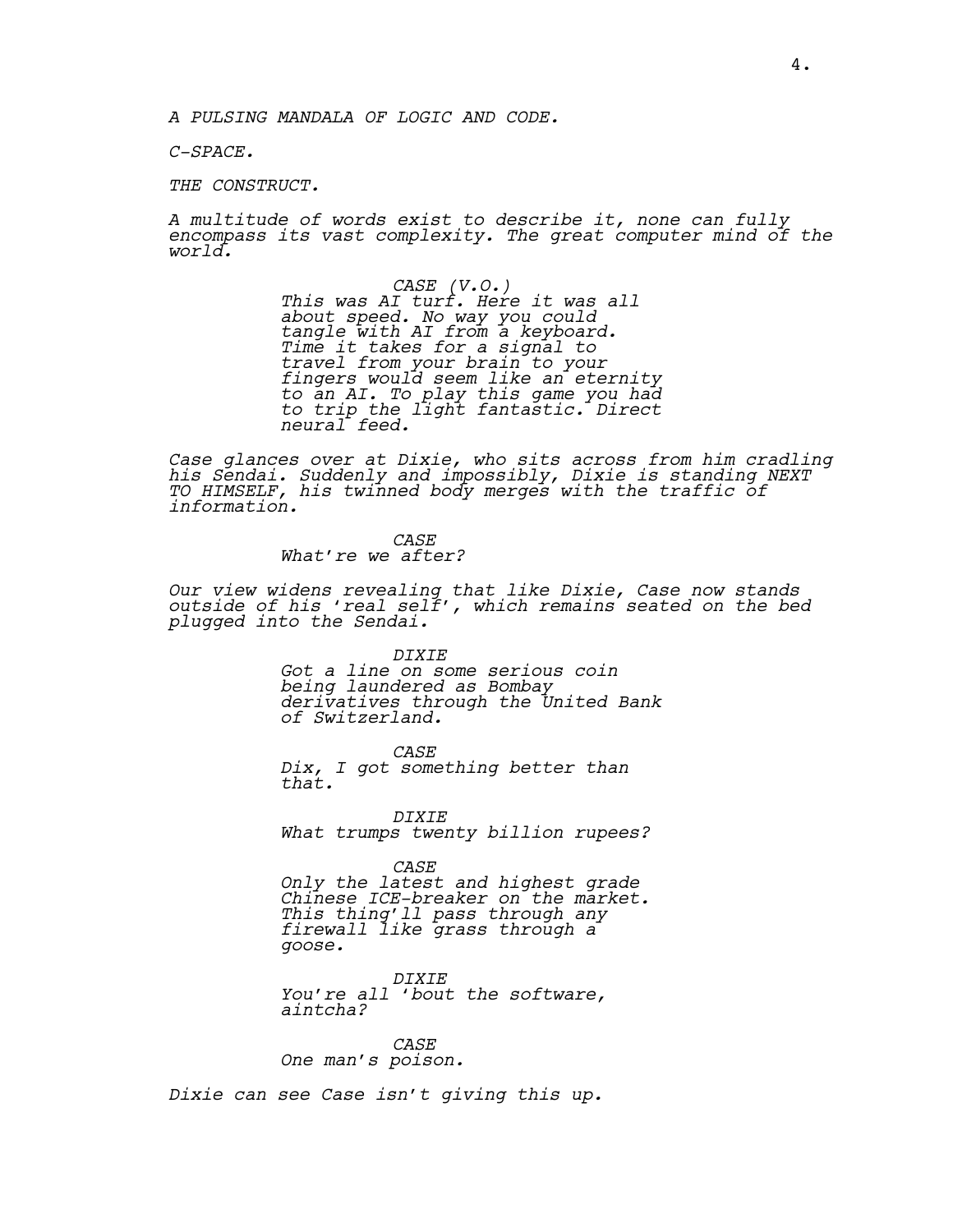*A PULSING MANDALA OF LOGIC AND CODE.*

*C-SPACE.*

*THE CONSTRUCT.*

*A multitude of words exist to describe it, none can fully encompass its vast complexity. The great computer mind of the world.*

> *CASE (V.O.)*
> *This was AI turf. Here it was all about speed. No way you could tangle with AI from a keyboard. Time it takes for a signal to travel from your brain to your fingers would seem like an eternity to an AI. To play this game you had to trip the light fantastic. Direct neural feed.*

*Case glances over at Dixie, who sits across from him cradling his Sendai. Suddenly and impossibly, Dixie is standing NEXT TO HIMSELF, his twinned body merges with the traffic of information.*

> *CASE*
> *What're we after?*

*Our view widens revealing that like Dixie, Case now stands outside of his 'real self', which remains seated on the bed plugged into the Sendai.*

> *DIXIE*
> *Got a line on some serious coin being laundered as Bombay derivatives through the United Bank of Switzerland.*

> *CASE*
> *Dix, I got something better than that.*

> *DIXIE*
> *What trumps twenty billion rupees?*

> *CASE*
> *Only the latest and highest grade Chinese ICE-breaker on the market. This thing'll pass through any firewall like grass through a goose.*

> *DIXIE*
> *You're all 'bout the software, aintcha?*

> *CASE*
> *One man's poison.*

*Dixie can see Case isn't giving this up.*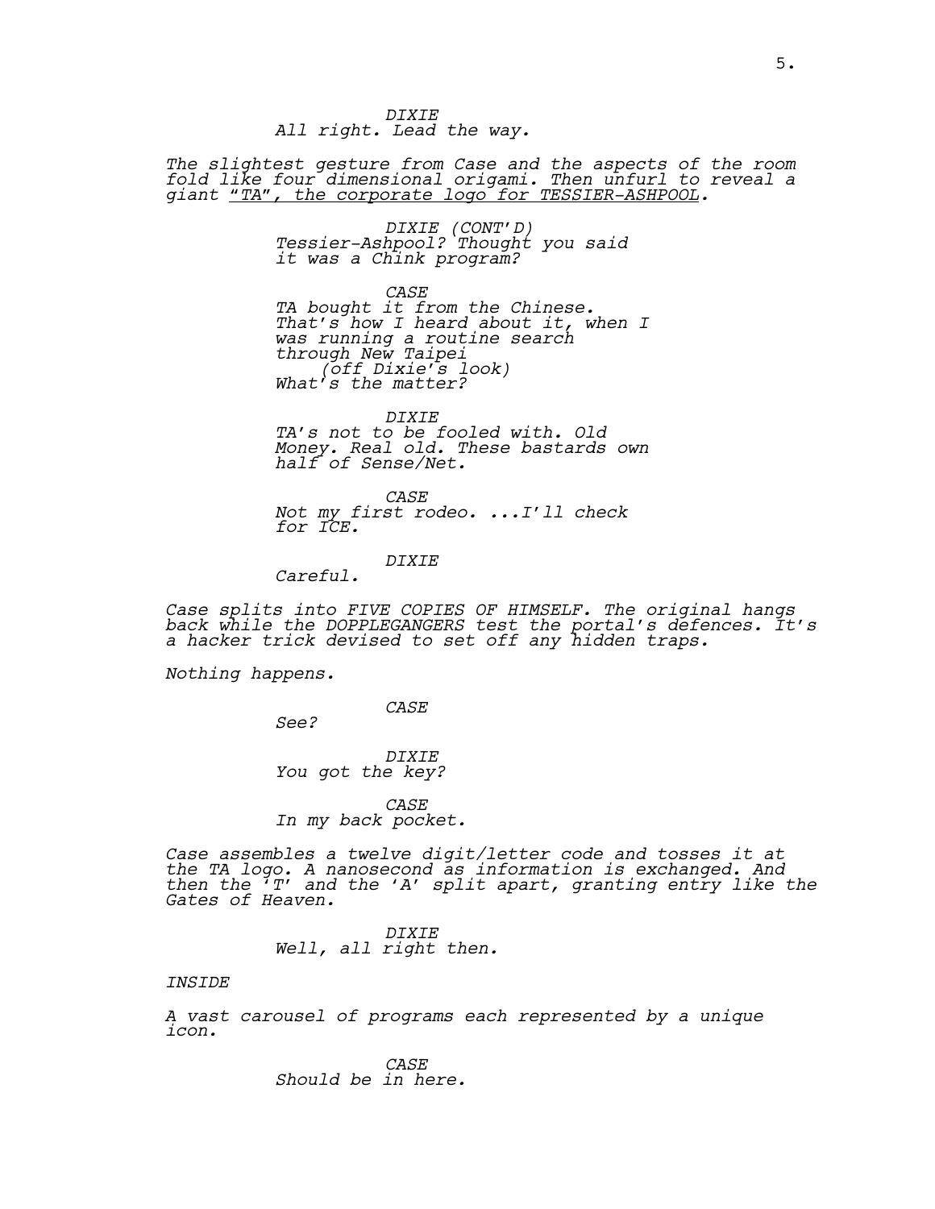*DIXIE*
*All right. Lead the way.*

*The slightest gesture from Case and the aspects of the room fold like four dimensional origami. Then unfurl to reveal a giant "TA", the corporate logo for TESSIER-ASHPOOL.*

*DIXIE (CONT'D)*
*Tessier-Ashpool? Thought you said it was a Chink program?*

*CASE*
*TA bought it from the Chinese. That's how I heard about it, when I was running a routine search through New Taipei*
*(off Dixie's look)*
*What's the matter?*

*DIXIE*
*TA's not to be fooled with. Old Money. Real old. These bastards own half of Sense/Net.*

*CASE*
*Not my first rodeo. ...I'll check for ICE.*

*DIXIE*
*Careful.*

*Case splits into FIVE COPIES OF HIMSELF. The original hangs back while the DOPPLEGANGERS test the portal's defences. It's a hacker trick devised to set off any hidden traps.*

*Nothing happens.*

*CASE*
*See?*

*DIXIE*
*You got the key?*

*CASE*
*In my back pocket.*

*Case assembles a twelve digit/letter code and tosses it at the TA logo. A nanosecond as information is exchanged. And then the 'T' and the 'A' split apart, granting entry like the Gates of Heaven.*

*DIXIE*
*Well, all right then.*

*INSIDE*

*A vast carousel of programs each represented by a unique icon.*

*CASE*
*Should be in here.*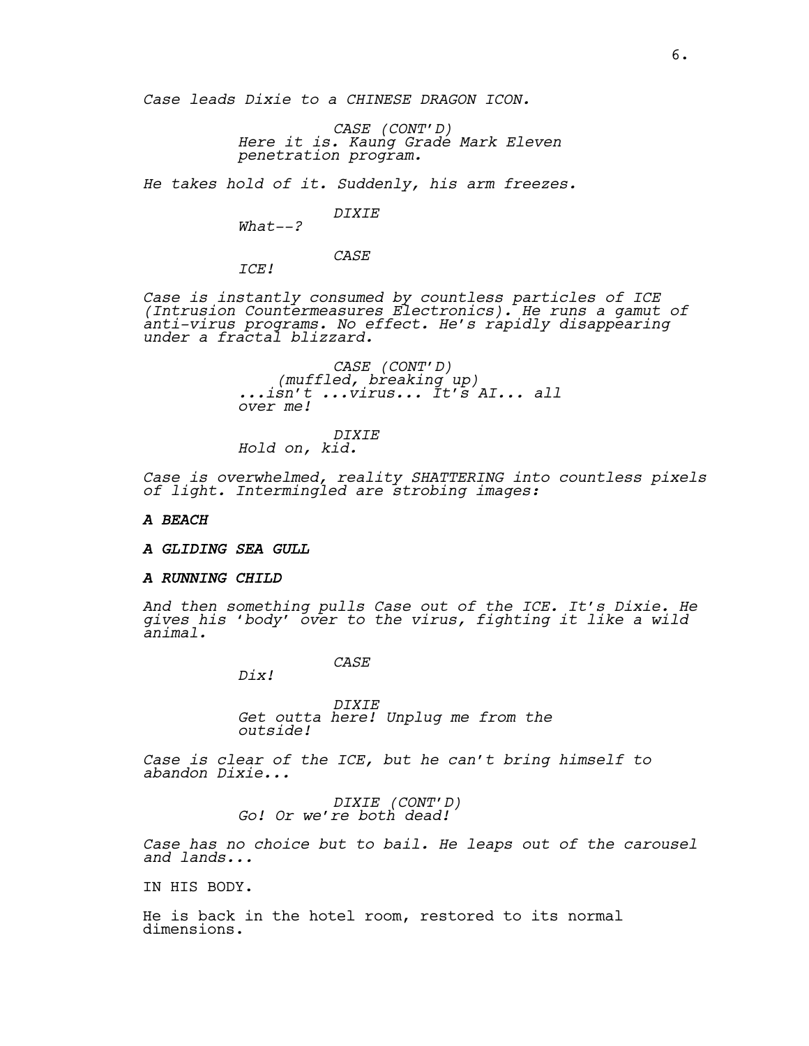*Case leads Dixie to a CHINESE DRAGON ICON.*

*CASE (CONT'D)*
*Here it is. Kaung Grade Mark Eleven penetration program.*

*He takes hold of it. Suddenly, his arm freezes.*

*DIXIE*
*What--?*

*CASE*
*ICE!*

*Case is instantly consumed by countless particles of ICE (Intrusion Countermeasures Electronics). He runs a gamut of anti-virus programs. No effect. He's rapidly disappearing under a fractal blizzard.*

*CASE (CONT'D)*
*(muffled, breaking up)*
*...isn't ...virus... It's AI... all over me!*

*DIXIE*
*Hold on, kid.*

*Case is overwhelmed, reality SHATTERING into countless pixels of light. Intermingled are strobing images:*

***A BEACH***

***A GLIDING SEA GULL***

***A RUNNING CHILD***

*And then something pulls Case out of the ICE. It's Dixie. He gives his 'body' over to the virus, fighting it like a wild animal.*

*CASE*
*Dix!*

*DIXIE*
*Get outta here! Unplug me from the outside!*

*Case is clear of the ICE, but he can't bring himself to abandon Dixie...*

*DIXIE (CONT'D)*
*Go! Or we're both dead!*

*Case has no choice but to bail. He leaps out of the carousel and lands...*

IN HIS BODY.

He is back in the hotel room, restored to its normal dimensions.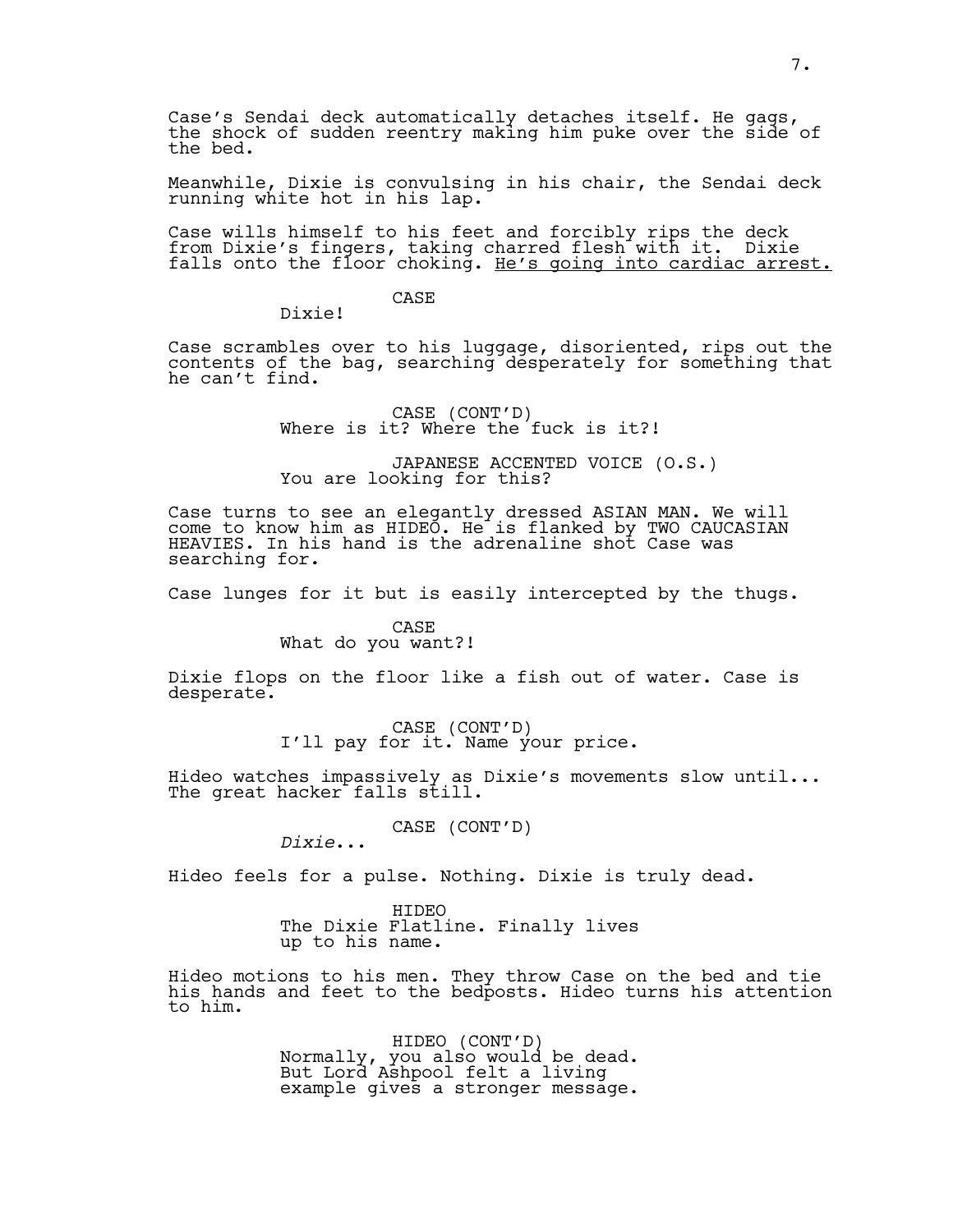Case's Sendai deck automatically detaches itself. He gags, the shock of sudden reentry making him puke over the side of the bed.

Meanwhile, Dixie is convulsing in his chair, the Sendai deck running white hot in his lap.

Case wills himself to his feet and forcibly rips the deck from Dixie's fingers, taking charred flesh with it. Dixie falls onto the floor choking. <u>He's going into cardiac arrest.</u>

CASE
Dixie!

Case scrambles over to his luggage, disoriented, rips out the contents of the bag, searching desperately for something that he can't find.

CASE (CONT'D)
Where is it? Where the fuck is it?!

JAPANESE ACCENTED VOICE (O.S.)
You are looking for this?

Case turns to see an elegantly dressed ASIAN MAN. We will come to know him as HIDEO. He is flanked by TWO CAUCASIAN HEAVIES. In his hand is the adrenaline shot Case was searching for.

Case lunges for it but is easily intercepted by the thugs.

CASE
What do you want?!

Dixie flops on the floor like a fish out of water. Case is desperate.

CASE (CONT'D)
I'll pay for it. Name your price.

Hideo watches impassively as Dixie's movements slow until... The great hacker falls still.

CASE (CONT'D)
*Dixie*...

Hideo feels for a pulse. Nothing. Dixie is truly dead.

HIDEO
The Dixie Flatline. Finally lives up to his name.

Hideo motions to his men. They throw Case on the bed and tie his hands and feet to the bedposts. Hideo turns his attention to him.

HIDEO (CONT'D)
Normally, you also would be dead. But Lord Ashpool felt a living example gives a stronger message.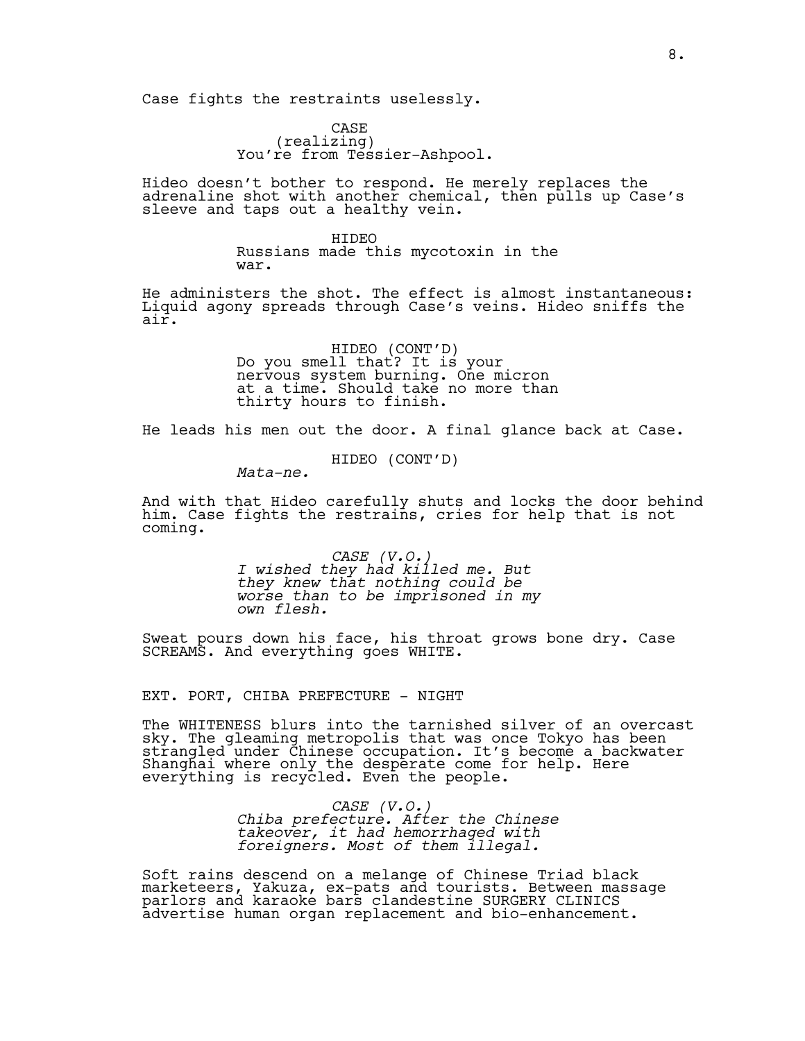Case fights the restraints uselessly.

CASE
(realizing)
You're from Tessier-Ashpool.

Hideo doesn't bother to respond. He merely replaces the adrenaline shot with another chemical, then pulls up Case's sleeve and taps out a healthy vein.

HIDEO
Russians made this mycotoxin in the war.

He administers the shot. The effect is almost instantaneous: Liquid agony spreads through Case's veins. Hideo sniffs the air.

HIDEO (CONT'D)
Do you smell that? It is your nervous system burning. One micron at a time. Should take no more than thirty hours to finish.

He leads his men out the door. A final glance back at Case.

HIDEO (CONT'D)
*Mata-ne.*

And with that Hideo carefully shuts and locks the door behind him. Case fights the restrains, cries for help that is not coming.

*CASE (V.O.)*
*I wished they had killed me. But they knew that nothing could be worse than to be imprisoned in my own flesh.*

Sweat pours down his face, his throat grows bone dry. Case SCREAMS. And everything goes WHITE.

EXT. PORT, CHIBA PREFECTURE - NIGHT

The WHITENESS blurs into the tarnished silver of an overcast sky. The gleaming metropolis that was once Tokyo has been strangled under Chinese occupation. It's become a backwater Shanghai where only the desperate come for help. Here everything is recycled. Even the people.

*CASE (V.O.)*
*Chiba prefecture. After the Chinese takeover, it had hemorrhaged with foreigners. Most of them illegal.*

Soft rains descend on a melange of Chinese Triad black marketeers, Yakuza, ex-pats and tourists. Between massage parlors and karaoke bars clandestine SURGERY CLINICS advertise human organ replacement and bio-enhancement.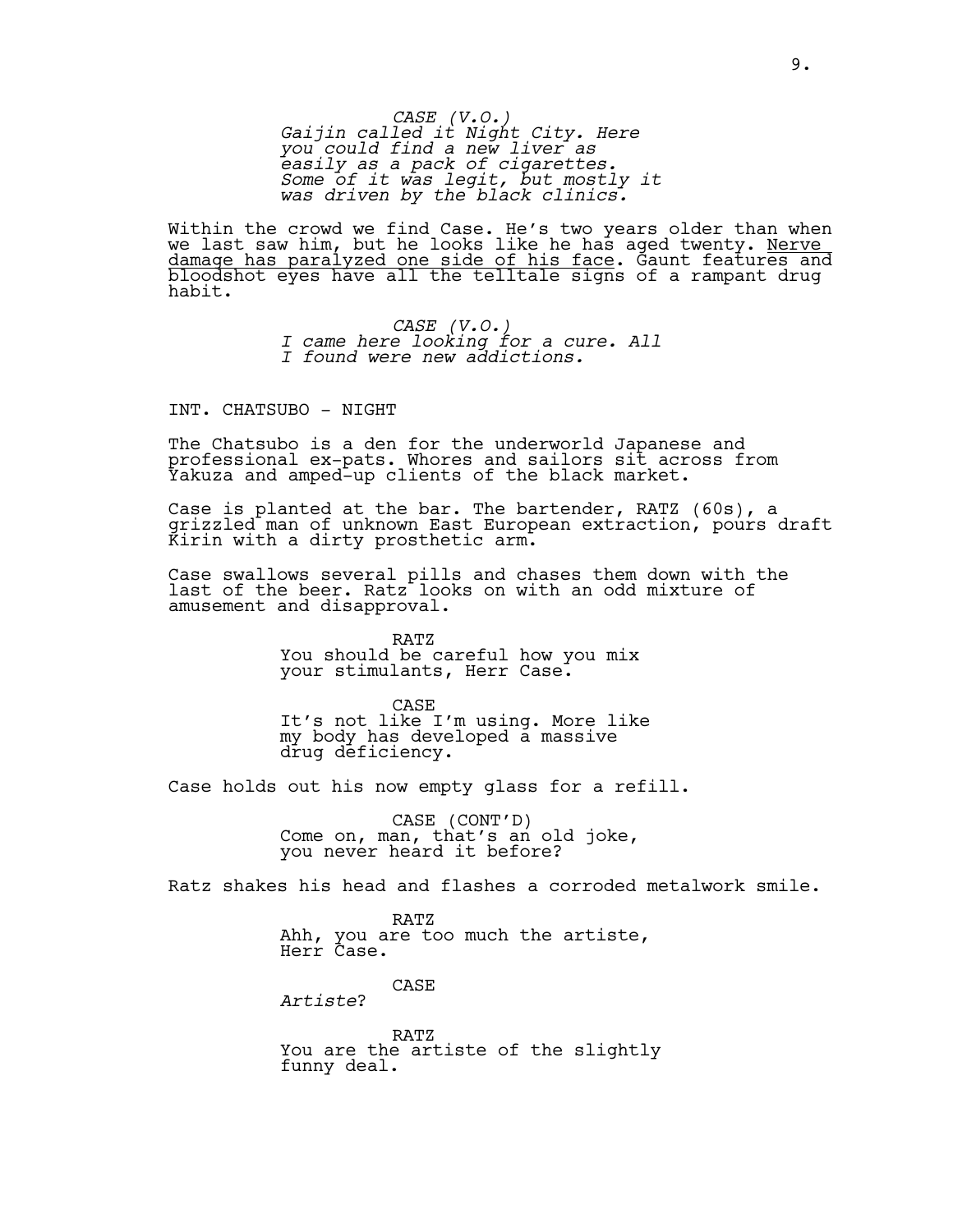*CASE (V.O.)*
*Gaijin called it Night City. Here you could find a new liver as easily as a pack of cigarettes. Some of it was legit, but mostly it was driven by the black clinics.*

Within the crowd we find Case. He's two years older than when we last saw him, but he looks like he has aged twenty. <u>Nerve damage has paralyzed one side of his face</u>. Gaunt features and bloodshot eyes have all the telltale signs of a rampant drug habit.

*CASE (V.O.)*
*I came here looking for a cure. All I found were new addictions.*

INT. CHATSUBO - NIGHT

The Chatsubo is a den for the underworld Japanese and professional ex-pats. Whores and sailors sit across from Yakuza and amped-up clients of the black market.

Case is planted at the bar. The bartender, RATZ (60s), a grizzled man of unknown East European extraction, pours draft Kirin with a dirty prosthetic arm.

Case swallows several pills and chases them down with the last of the beer. Ratz looks on with an odd mixture of amusement and disapproval.

RATZ
You should be careful how you mix your stimulants, Herr Case.

CASE
It's not like I'm using. More like my body has developed a massive drug deficiency.

Case holds out his now empty glass for a refill.

CASE (CONT'D)
Come on, man, that's an old joke, you never heard it before?

Ratz shakes his head and flashes a corroded metalwork smile.

RATZ
Ahh, you are too much the artiste, Herr Case.

CASE
*Artiste*?

RATZ
You are the artiste of the slightly funny deal.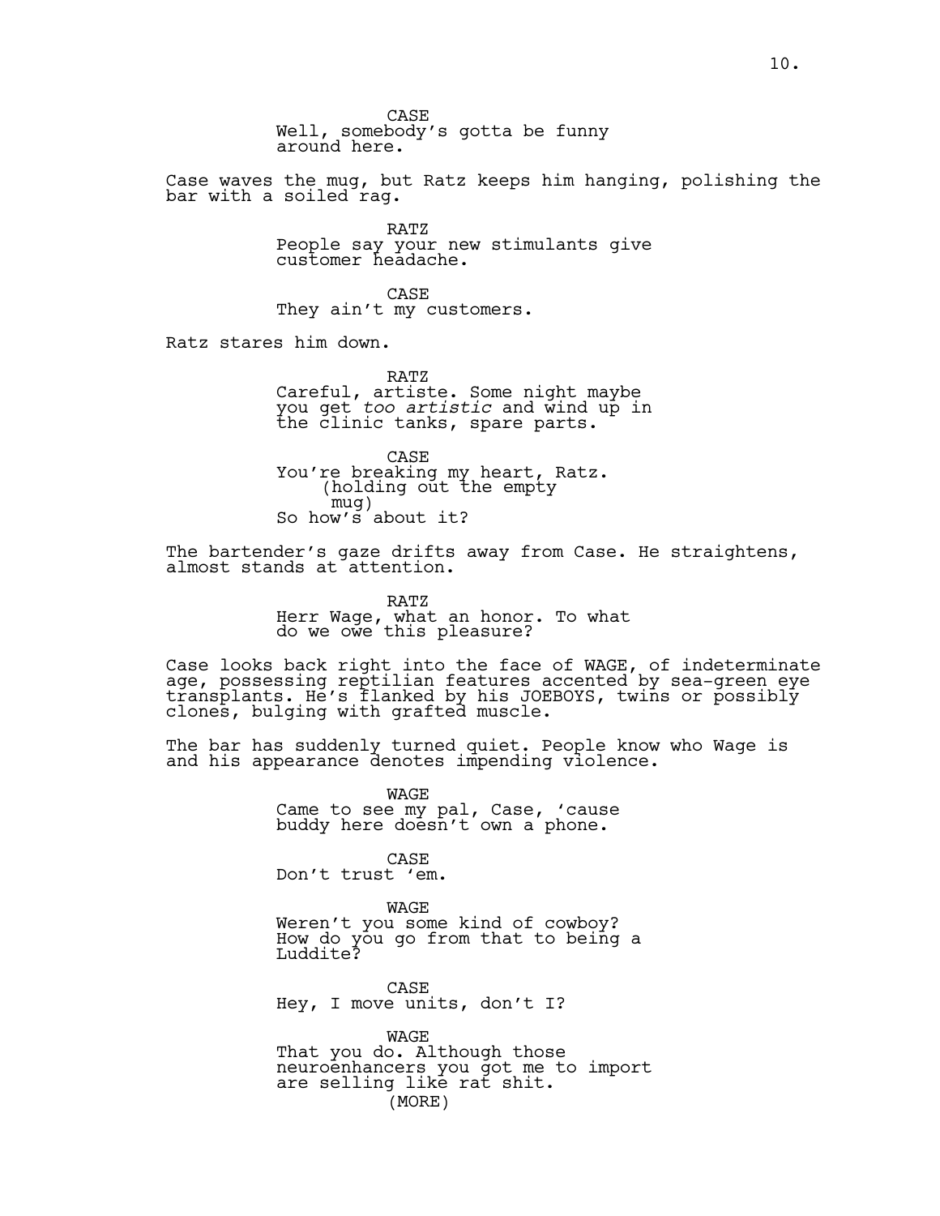CASE
Well, somebody's gotta be funny around here.

Case waves the mug, but Ratz keeps him hanging, polishing the bar with a soiled rag.

RATZ
People say your new stimulants give customer headache.

CASE
They ain't my customers.

Ratz stares him down.

RATZ
Careful, artiste. Some night maybe you get *too artistic* and wind up in the clinic tanks, spare parts.

CASE
You're breaking my heart, Ratz.
(holding out the empty mug)
So how's about it?

The bartender's gaze drifts away from Case. He straightens, almost stands at attention.

RATZ
Herr Wage, what an honor. To what do we owe this pleasure?

Case looks back right into the face of WAGE, of indeterminate age, possessing reptilian features accented by sea-green eye transplants. He's flanked by his JOEBOYS, twins or possibly clones, bulging with grafted muscle.

The bar has suddenly turned quiet. People know who Wage is and his appearance denotes impending violence.

WAGE
Came to see my pal, Case, 'cause buddy here doesn't own a phone.

CASE
Don't trust 'em.

WAGE
Weren't you some kind of cowboy? How do you go from that to being a Luddite?

CASE
Hey, I move units, don't I?

WAGE
That you do. Although those neuroenhancers you got me to import are selling like rat shit.
(MORE)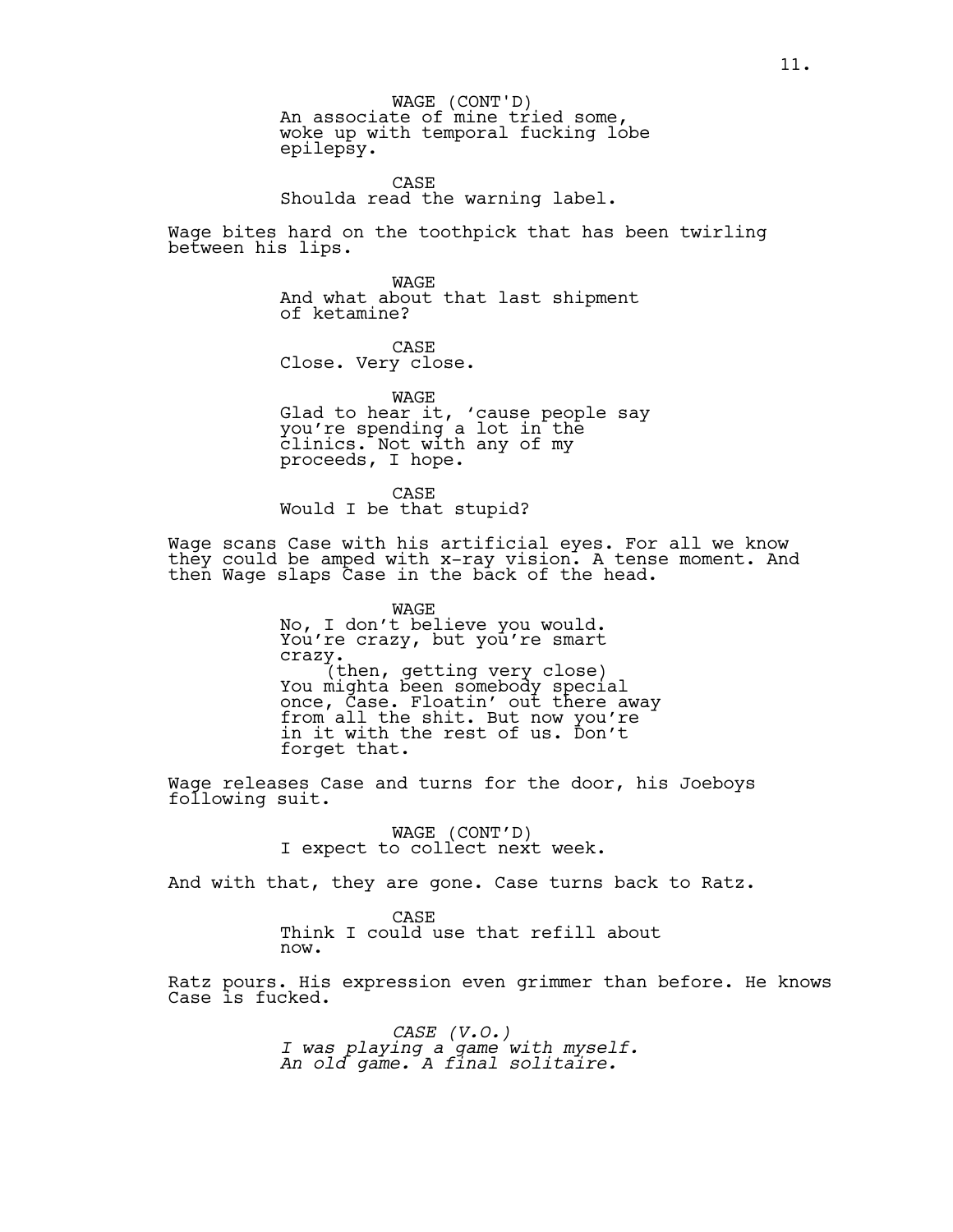WAGE (CONT'D)
An associate of mine tried some, woke up with temporal fucking lobe epilepsy.

CASE
Shoulda read the warning label.

Wage bites hard on the toothpick that has been twirling between his lips.

WAGE
And what about that last shipment of ketamine?

CASE
Close. Very close.

WAGE
Glad to hear it, 'cause people say you're spending a lot in the clinics. Not with any of my proceeds, I hope.

CASE
Would I be that stupid?

Wage scans Case with his artificial eyes. For all we know they could be amped with x-ray vision. A tense moment. And then Wage slaps Case in the back of the head.

WAGE
No, I don't believe you would. You're crazy, but you're smart crazy.
(then, getting very close)
You mighta been somebody special once, Case. Floatin' out there away from all the shit. But now you're in it with the rest of us. Don't forget that.

Wage releases Case and turns for the door, his Joeboys following suit.

WAGE (CONT'D)
I expect to collect next week.

And with that, they are gone. Case turns back to Ratz.

CASE
Think I could use that refill about now.

Ratz pours. His expression even grimmer than before. He knows Case is fucked.

*CASE (V.O.)*
*I was playing a game with myself. An old game. A final solitaire.*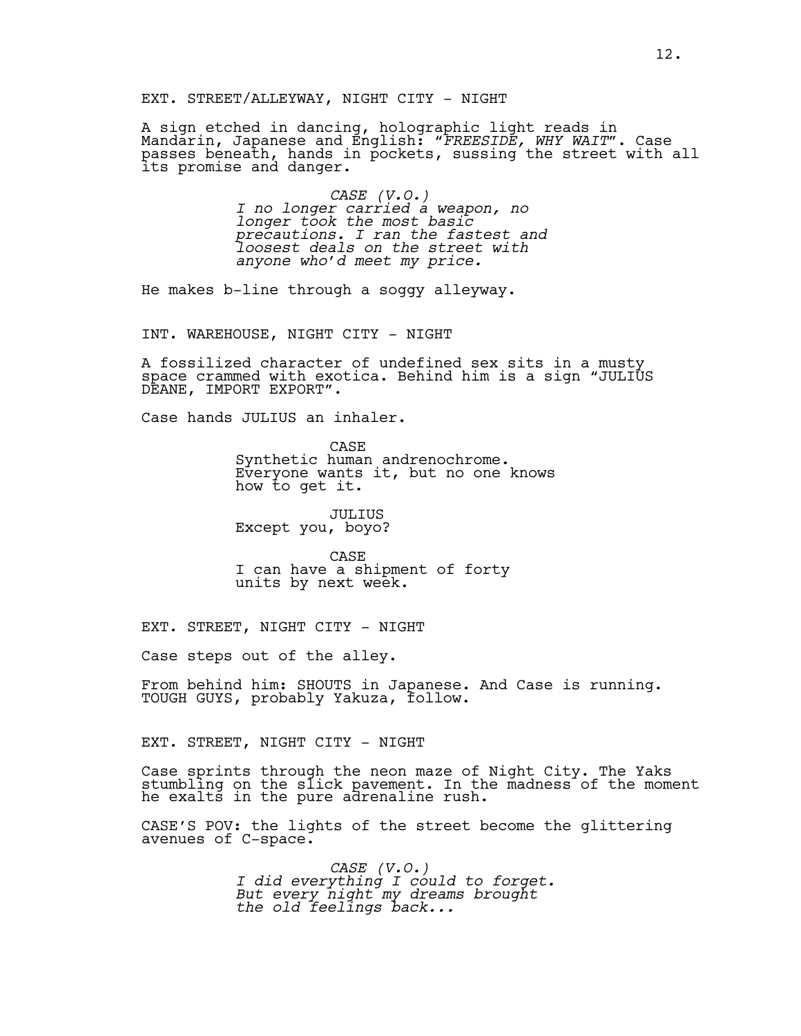EXT. STREET/ALLEYWAY, NIGHT CITY - NIGHT

A sign etched in dancing, holographic light reads in Mandarin, Japanese and English: "*FREESIDE, WHY WAIT*". Case passes beneath, hands in pockets, sussing the street with all its promise and danger.

CASE (V.O.)
*I no longer carried a weapon, no longer took the most basic precautions. I ran the fastest and loosest deals on the street with anyone who'd meet my price.*

He makes b-line through a soggy alleyway.

INT. WAREHOUSE, NIGHT CITY - NIGHT

A fossilized character of undefined sex sits in a musty space crammed with exotica. Behind him is a sign "JULIUS DEANE, IMPORT EXPORT".

Case hands JULIUS an inhaler.

CASE
Synthetic human andrenochrome. Everyone wants it, but no one knows how to get it.

JULIUS
Except you, boyo?

CASE
I can have a shipment of forty units by next week.

EXT. STREET, NIGHT CITY - NIGHT

Case steps out of the alley.

From behind him: SHOUTS in Japanese. And Case is running. TOUGH GUYS, probably Yakuza, follow.

EXT. STREET, NIGHT CITY - NIGHT

Case sprints through the neon maze of Night City. The Yaks stumbling on the slick pavement. In the madness of the moment he exalts in the pure adrenaline rush.

CASE'S POV: the lights of the street become the glittering avenues of C-space.

CASE (V.O.)
*I did everything I could to forget. But every night my dreams brought the old feelings back...*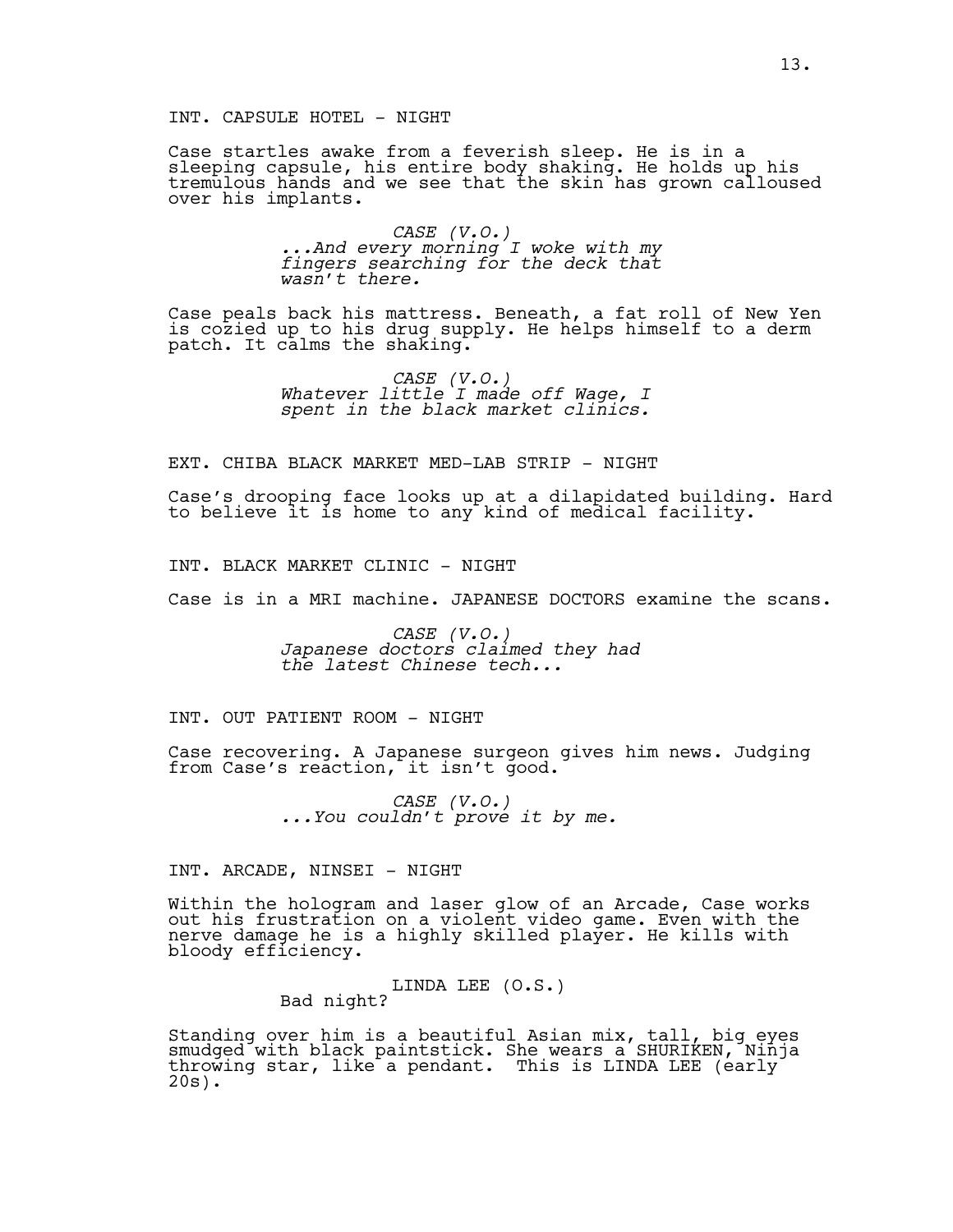INT. CAPSULE HOTEL - NIGHT

Case startles awake from a feverish sleep. He is in a sleeping capsule, his entire body shaking. He holds up his tremulous hands and we see that the skin has grown calloused over his implants.

CASE (V.O.)
*...And every morning I woke with my fingers searching for the deck that wasn't there.*

Case peals back his mattress. Beneath, a fat roll of New Yen is cozied up to his drug supply. He helps himself to a derm patch. It calms the shaking.

CASE (V.O.)
*Whatever little I made off Wage, I spent in the black market clinics.*

EXT. CHIBA BLACK MARKET MED-LAB STRIP - NIGHT

Case's drooping face looks up at a dilapidated building. Hard to believe it is home to any kind of medical facility.

INT. BLACK MARKET CLINIC - NIGHT

Case is in a MRI machine. JAPANESE DOCTORS examine the scans.

CASE (V.O.)
*Japanese doctors claimed they had the latest Chinese tech...*

INT. OUT PATIENT ROOM - NIGHT

Case recovering. A Japanese surgeon gives him news. Judging from Case's reaction, it isn't good.

CASE (V.O.)
*...You couldn't prove it by me.*

INT. ARCADE, NINSEI - NIGHT

Within the hologram and laser glow of an Arcade, Case works out his frustration on a violent video game. Even with the nerve damage he is a highly skilled player. He kills with bloody efficiency.

LINDA LEE (O.S.)
Bad night?

Standing over him is a beautiful Asian mix, tall, big eyes smudged with black paintstick. She wears a SHURIKEN, Ninja throwing star, like a pendant. This is LINDA LEE (early 20s).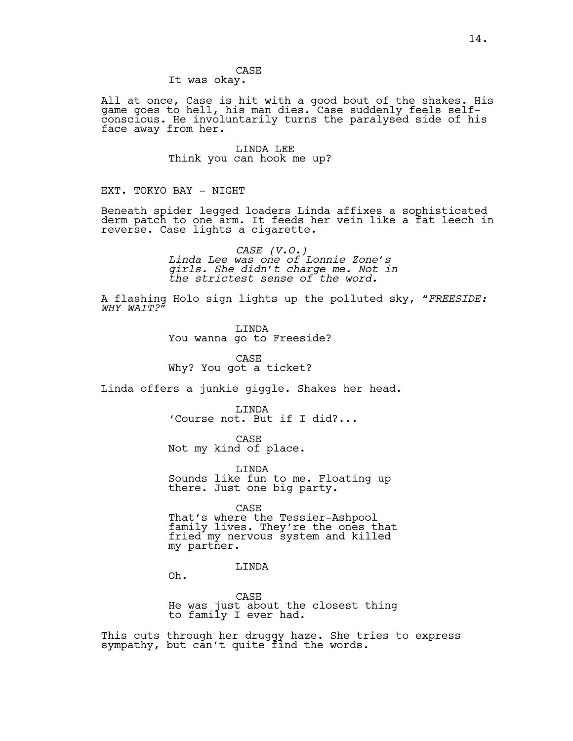CASE
It was okay.

All at once, Case is hit with a good bout of the shakes. His game goes to hell, his man dies. Case suddenly feels self-conscious. He involuntarily turns the paralysed side of his face away from her.

LINDA LEE
Think you can hook me up?

EXT. TOKYO BAY - NIGHT

Beneath spider legged loaders Linda affixes a sophisticated derm patch to one arm. It feeds her vein like a fat leech in reverse. Case lights a cigarette.

*CASE (V.O.)*
*Linda Lee was one of Lonnie Zone's girls. She didn't charge me. Not in the strictest sense of the word.*

A flashing Holo sign lights up the polluted sky, "*FREESIDE: WHY WAIT?*"

LINDA
You wanna go to Freeside?

CASE
Why? You got a ticket?

Linda offers a junkie giggle. Shakes her head.

LINDA
'Course not. But if I did?...

CASE
Not my kind of place.

LINDA
Sounds like fun to me. Floating up there. Just one big party.

CASE
That's where the Tessier-Ashpool family lives. They're the ones that fried my nervous system and killed my partner.

LINDA
Oh.

CASE
He was just about the closest thing to family I ever had.

This cuts through her druggy haze. She tries to express sympathy, but can't quite find the words.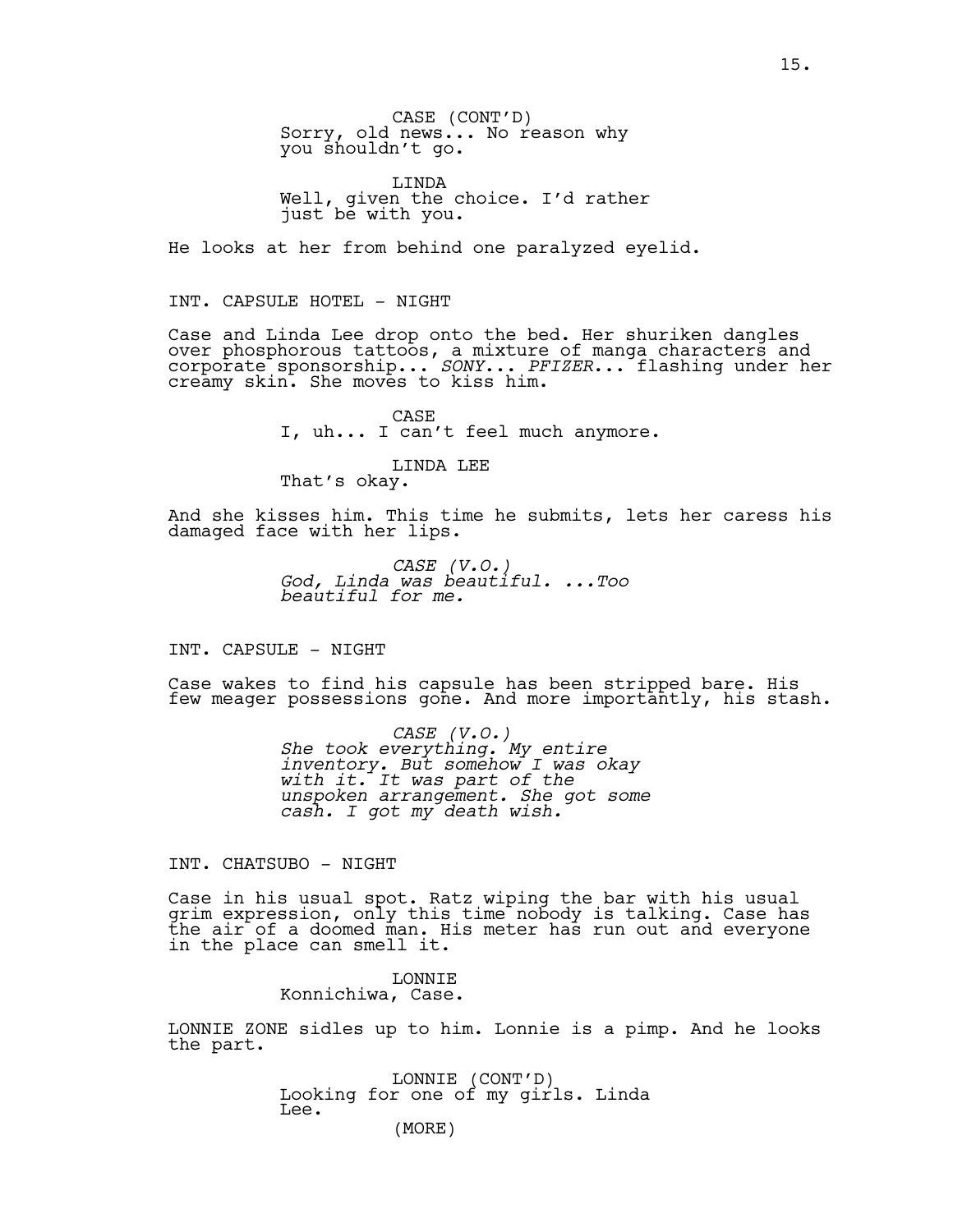CASE (CONT'D)
Sorry, old news... No reason why you shouldn't go.

LINDA
Well, given the choice. I'd rather just be with you.

He looks at her from behind one paralyzed eyelid.

INT. CAPSULE HOTEL - NIGHT

Case and Linda Lee drop onto the bed. Her shuriken dangles over phosphorous tattoos, a mixture of manga characters and corporate sponsorship... *SONY*... *PFIZER*... flashing under her creamy skin. She moves to kiss him.

CASE
I, uh... I can't feel much anymore.

LINDA LEE
That's okay.

And she kisses him. This time he submits, lets her caress his damaged face with her lips.

*CASE (V.O.)*
*God, Linda was beautiful. ...Too beautiful for me.*

INT. CAPSULE - NIGHT

Case wakes to find his capsule has been stripped bare. His few meager possessions gone. And more importantly, his stash.

*CASE (V.O.)*
*She took everything. My entire inventory. But somehow I was okay with it. It was part of the unspoken arrangement. She got some cash. I got my death wish.*

INT. CHATSUBO - NIGHT

Case in his usual spot. Ratz wiping the bar with his usual grim expression, only this time nobody is talking. Case has the air of a doomed man. His meter has run out and everyone in the place can smell it.

LONNIE
Konnichiwa, Case.

LONNIE ZONE sidles up to him. Lonnie is a pimp. And he looks the part.

LONNIE (CONT'D)
Looking for one of my girls. Linda Lee.
(MORE)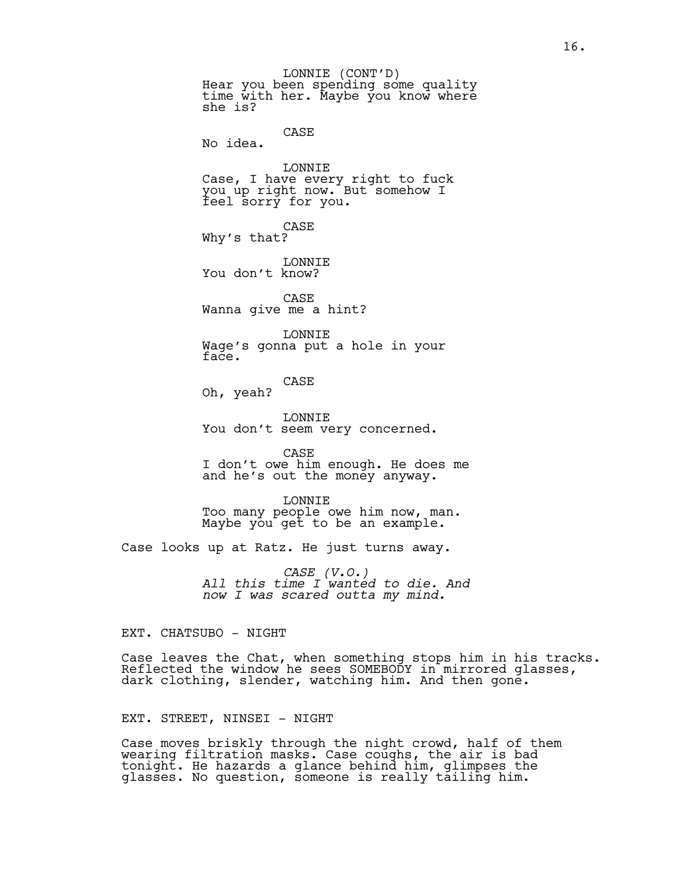LONNIE (CONT'D)
Hear you been spending some quality time with her. Maybe you know where she is?

CASE
No idea.

LONNIE
Case, I have every right to fuck you up right now. But somehow I feel sorry for you.

CASE
Why's that?

LONNIE
You don't know?

CASE
Wanna give me a hint?

LONNIE
Wage's gonna put a hole in your face.

CASE
Oh, yeah?

LONNIE
You don't seem very concerned.

CASE
I don't owe him enough. He does me and he's out the money anyway.

LONNIE
Too many people owe him now, man. Maybe you get to be an example.

Case looks up at Ratz. He just turns away.

*CASE (V.O.)*
*All this time I wanted to die. And now I was scared outta my mind.*

EXT. CHATSUBO - NIGHT

Case leaves the Chat, when something stops him in his tracks. Reflected the window he sees SOMEBODY in mirrored glasses, dark clothing, slender, watching him. And then gone.

EXT. STREET, NINSEI - NIGHT

Case moves briskly through the night crowd, half of them wearing filtration masks. Case coughs, the air is bad tonight. He hazards a glance behind him, glimpses the glasses. No question, someone is really tailing him.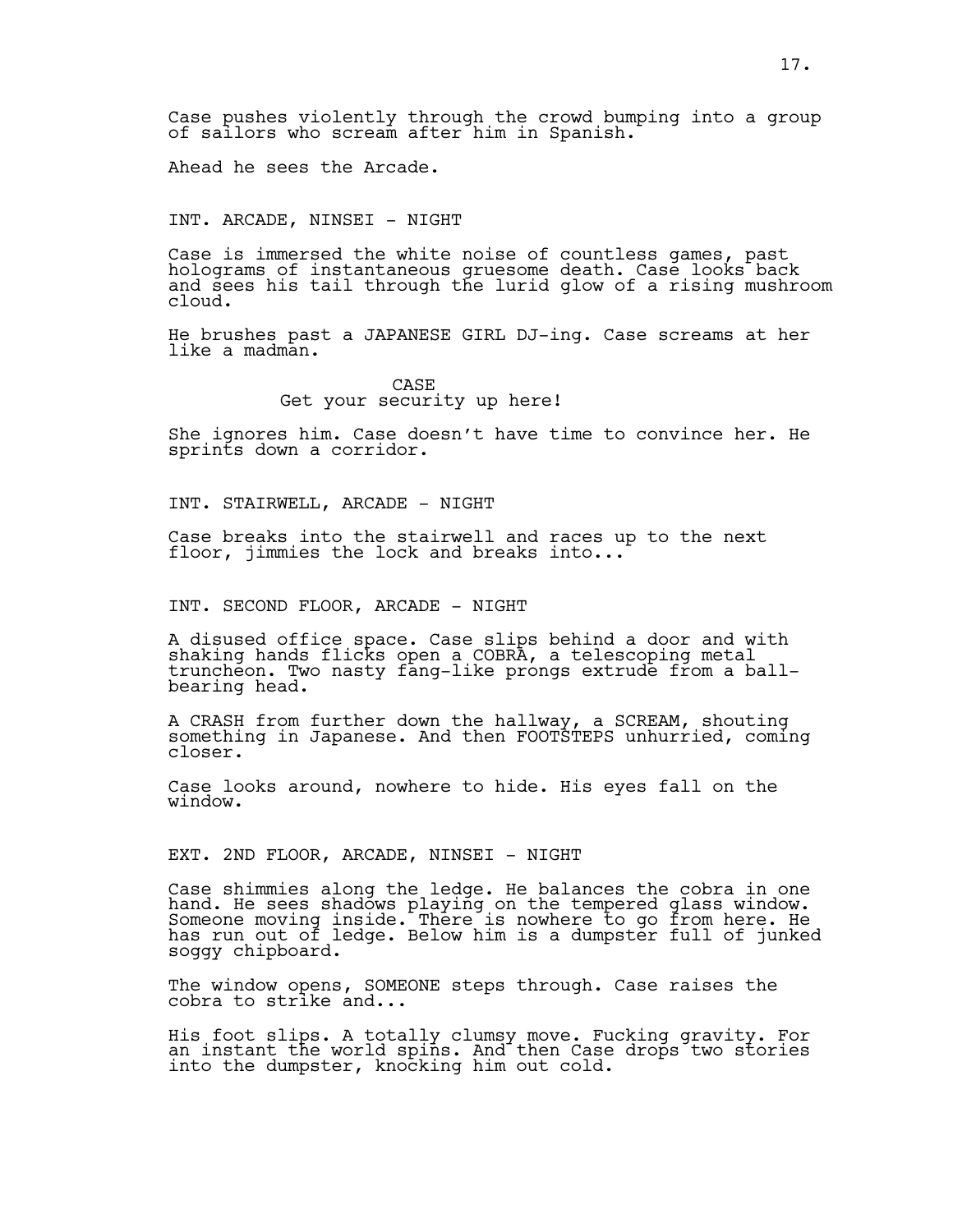Case pushes violently through the crowd bumping into a group of sailors who scream after him in Spanish.

Ahead he sees the Arcade.

INT. ARCADE, NINSEI - NIGHT

Case is immersed the white noise of countless games, past holograms of instantaneous gruesome death. Case looks back and sees his tail through the lurid glow of a rising mushroom cloud.

He brushes past a JAPANESE GIRL DJ-ing. Case screams at her like a madman.

CASE
Get your security up here!

She ignores him. Case doesn't have time to convince her. He sprints down a corridor.

INT. STAIRWELL, ARCADE - NIGHT

Case breaks into the stairwell and races up to the next floor, jimmies the lock and breaks into...

INT. SECOND FLOOR, ARCADE - NIGHT

A disused office space. Case slips behind a door and with shaking hands flicks open a COBRA, a telescoping metal truncheon. Two nasty fang-like prongs extrude from a ball-bearing head.

A CRASH from further down the hallway, a SCREAM, shouting something in Japanese. And then FOOTSTEPS unhurried, coming closer.

Case looks around, nowhere to hide. His eyes fall on the window.

EXT. 2ND FLOOR, ARCADE, NINSEI - NIGHT

Case shimmies along the ledge. He balances the cobra in one hand. He sees shadows playing on the tempered glass window. Someone moving inside. There is nowhere to go from here. He has run out of ledge. Below him is a dumpster full of junked soggy chipboard.

The window opens, SOMEONE steps through. Case raises the cobra to strike and...

His foot slips. A totally clumsy move. Fucking gravity. For an instant the world spins. And then Case drops two stories into the dumpster, knocking him out cold.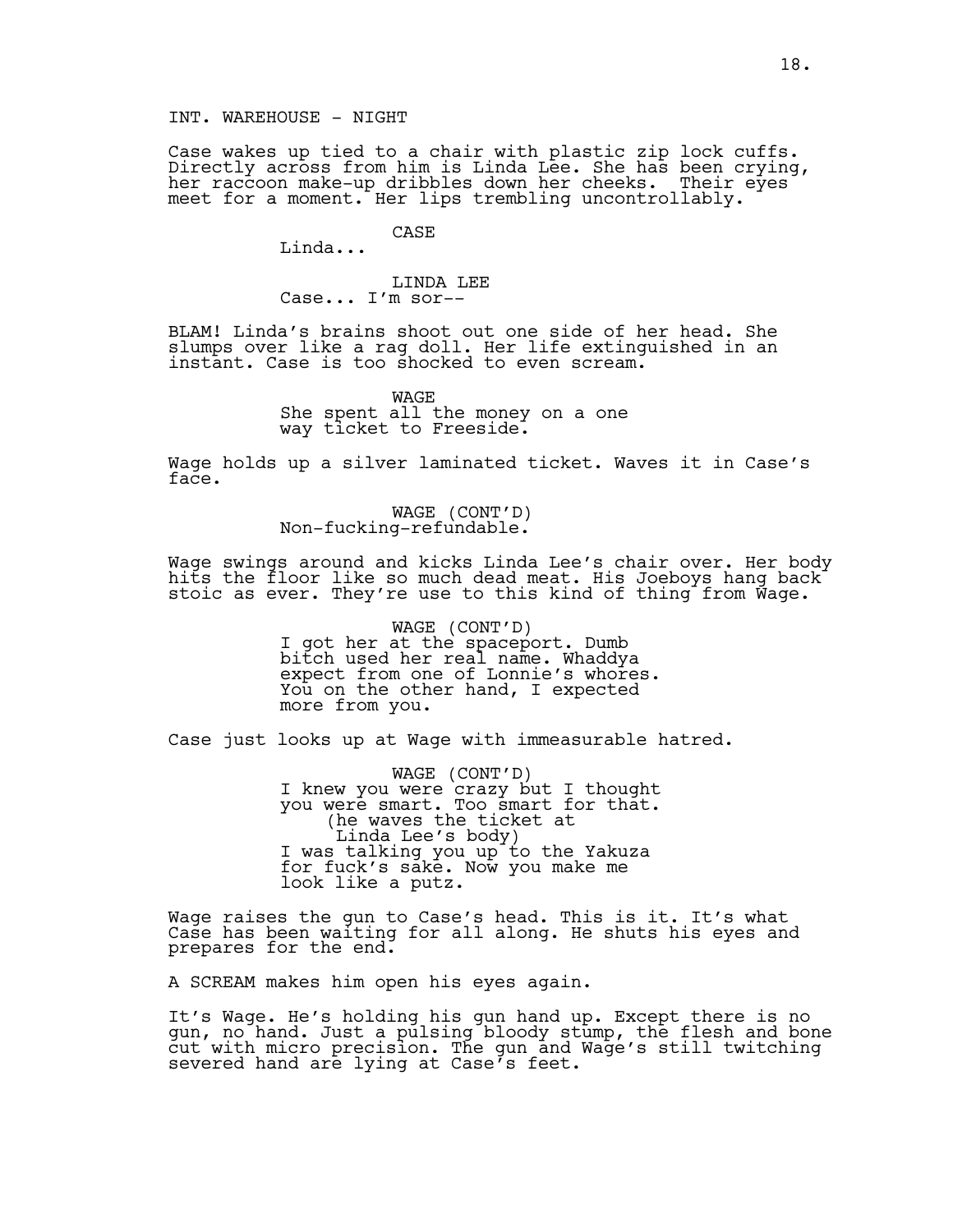INT. WAREHOUSE - NIGHT

Case wakes up tied to a chair with plastic zip lock cuffs. Directly across from him is Linda Lee. She has been crying, her raccoon make-up dribbles down her cheeks. Their eyes meet for a moment. Her lips trembling uncontrollably.

CASE
Linda...

LINDA LEE
Case... I'm sor--

BLAM! Linda's brains shoot out one side of her head. She slumps over like a rag doll. Her life extinguished in an instant. Case is too shocked to even scream.

WAGE
She spent all the money on a one way ticket to Freeside.

Wage holds up a silver laminated ticket. Waves it in Case's face.

WAGE (CONT'D)
Non-fucking-refundable.

Wage swings around and kicks Linda Lee's chair over. Her body hits the floor like so much dead meat. His Joeboys hang back stoic as ever. They're use to this kind of thing from Wage.

WAGE (CONT'D)
I got her at the spaceport. Dumb bitch used her real name. Whaddya expect from one of Lonnie's whores. You on the other hand, I expected more from you.

Case just looks up at Wage with immeasurable hatred.

WAGE (CONT'D)
I knew you were crazy but I thought you were smart. Too smart for that.
(he waves the ticket at Linda Lee's body)
I was talking you up to the Yakuza for fuck's sake. Now you make me look like a putz.

Wage raises the gun to Case's head. This is it. It's what Case has been waiting for all along. He shuts his eyes and prepares for the end.

A SCREAM makes him open his eyes again.

It's Wage. He's holding his gun hand up. Except there is no gun, no hand. Just a pulsing bloody stump, the flesh and bone cut with micro precision. The gun and Wage's still twitching severed hand are lying at Case's feet.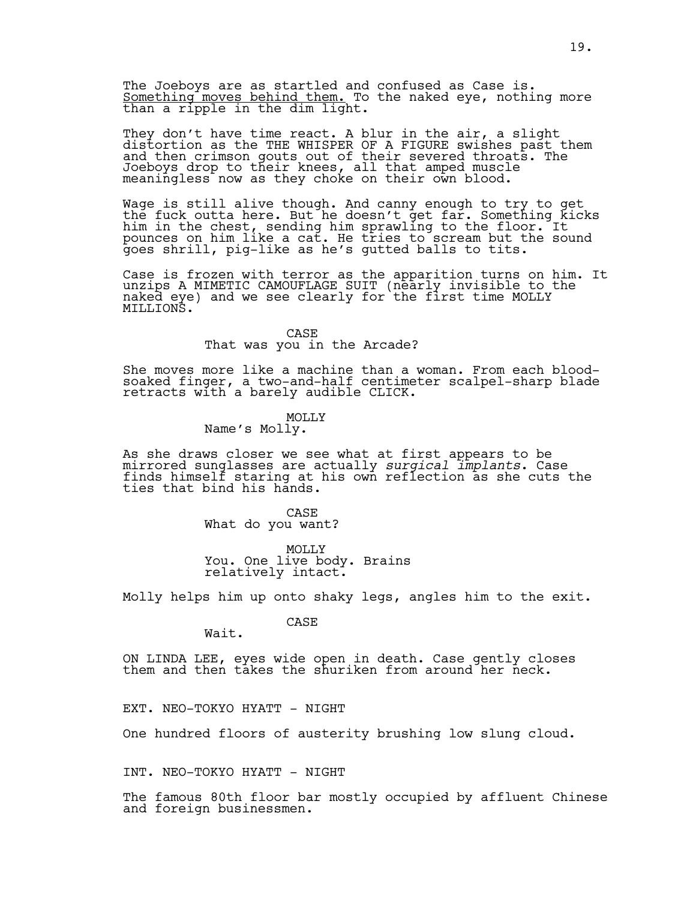The Joeboys are as startled and confused as Case is. <u>Something moves behind them.</u> To the naked eye, nothing more than a ripple in the dim light.

They don't have time react. A blur in the air, a slight distortion as the THE WHISPER OF A FIGURE swishes past them and then crimson gouts out of their severed throats. The Joeboys drop to their knees, all that amped muscle meaningless now as they choke on their own blood.

Wage is still alive though. And canny enough to try to get the fuck outta here. But he doesn't get far. Something kicks him in the chest, sending him sprawling to the floor. It pounces on him like a cat. He tries to scream but the sound goes shrill, pig-like as he's gutted balls to tits.

Case is frozen with terror as the apparition turns on him. It unzips A MIMETIC CAMOUFLAGE SUIT (nearly invisible to the naked eye) and we see clearly for the first time MOLLY MILLIONS.

CASE
That was you in the Arcade?

She moves more like a machine than a woman. From each blood-soaked finger, a two-and-half centimeter scalpel-sharp blade retracts with a barely audible CLICK.

MOLLY
Name's Molly.

As she draws closer we see what at first appears to be mirrored sunglasses are actually *surgical implants*. Case finds himself staring at his own reflection as she cuts the ties that bind his hands.

CASE
What do you want?

MOLLY
You. One live body. Brains relatively intact.

Molly helps him up onto shaky legs, angles him to the exit.

CASE
Wait.

ON LINDA LEE, eyes wide open in death. Case gently closes them and then takes the shuriken from around her neck.

EXT. NEO-TOKYO HYATT - NIGHT

One hundred floors of austerity brushing low slung cloud.

INT. NEO-TOKYO HYATT - NIGHT

The famous 80th floor bar mostly occupied by affluent Chinese and foreign businessmen.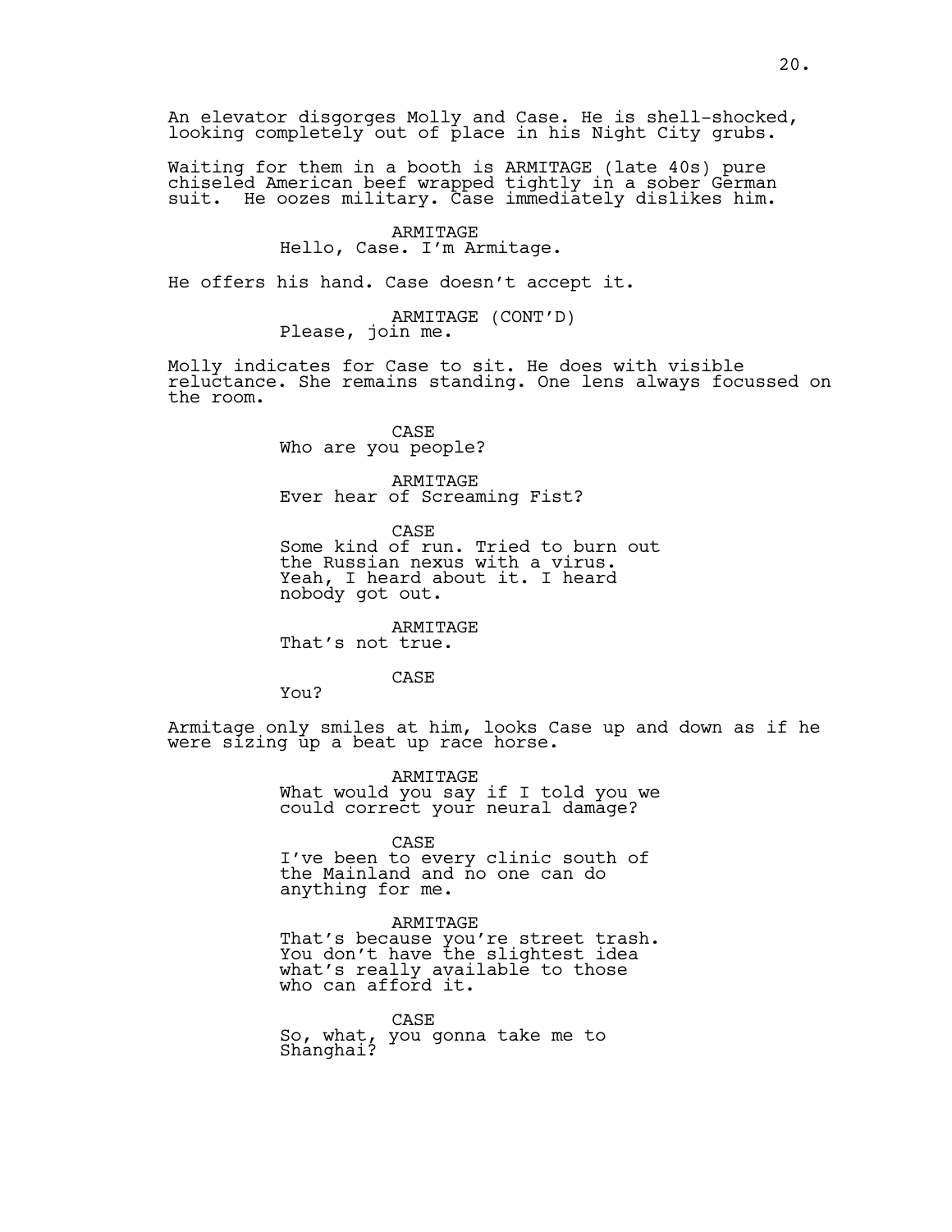An elevator disgorges Molly and Case. He is shell-shocked, looking completely out of place in his Night City grubs.

Waiting for them in a booth is ARMITAGE (late 40s) pure chiseled American beef wrapped tightly in a sober German suit. He oozes military. Case immediately dislikes him.

ARMITAGE
Hello, Case. I'm Armitage.

He offers his hand. Case doesn't accept it.

ARMITAGE (CONT'D)
Please, join me.

Molly indicates for Case to sit. He does with visible reluctance. She remains standing. One lens always focussed on the room.

CASE
Who are you people?

ARMITAGE
Ever hear of Screaming Fist?

CASE
Some kind of run. Tried to burn out the Russian nexus with a virus. Yeah, I heard about it. I heard nobody got out.

ARMITAGE
That's not true.

CASE
You?

Armitage only smiles at him, looks Case up and down as if he were sizing up a beat up race horse.

ARMITAGE
What would you say if I told you we could correct your neural damage?

CASE
I've been to every clinic south of the Mainland and no one can do anything for me.

ARMITAGE
That's because you're street trash. You don't have the slightest idea what's really available to those who can afford it.

CASE
So, what, you gonna take me to Shanghai?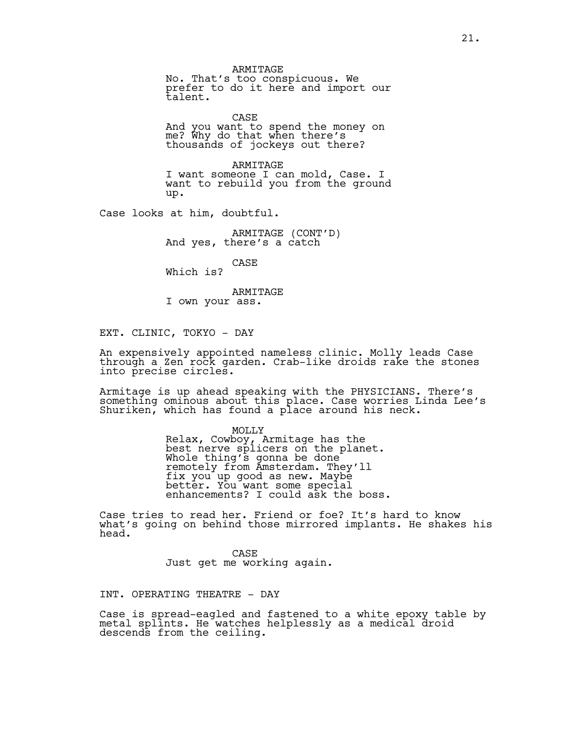ARMITAGE
No. That's too conspicuous. We prefer to do it here and import our talent.

CASE
And you want to spend the money on me? Why do that when there's thousands of jockeys out there?

ARMITAGE
I want someone I can mold, Case. I want to rebuild you from the ground up.

Case looks at him, doubtful.

ARMITAGE (CONT'D)
And yes, there's a catch

CASE
Which is?

ARMITAGE
I own your ass.

EXT. CLINIC, TOKYO - DAY

An expensively appointed nameless clinic. Molly leads Case through a Zen rock garden. Crab-like droids rake the stones into precise circles.

Armitage is up ahead speaking with the PHYSICIANS. There's something ominous about this place. Case worries Linda Lee's Shuriken, which has found a place around his neck.

MOLLY
Relax, Cowboy, Armitage has the best nerve splicers on the planet. Whole thing's gonna be done remotely from Amsterdam. They'll fix you up good as new. Maybe better. You want some special enhancements? I could ask the boss.

Case tries to read her. Friend or foe? It's hard to know what's going on behind those mirrored implants. He shakes his head.

CASE
Just get me working again.

INT. OPERATING THEATRE - DAY

Case is spread-eagled and fastened to a white epoxy table by metal splints. He watches helplessly as a medical droid descends from the ceiling.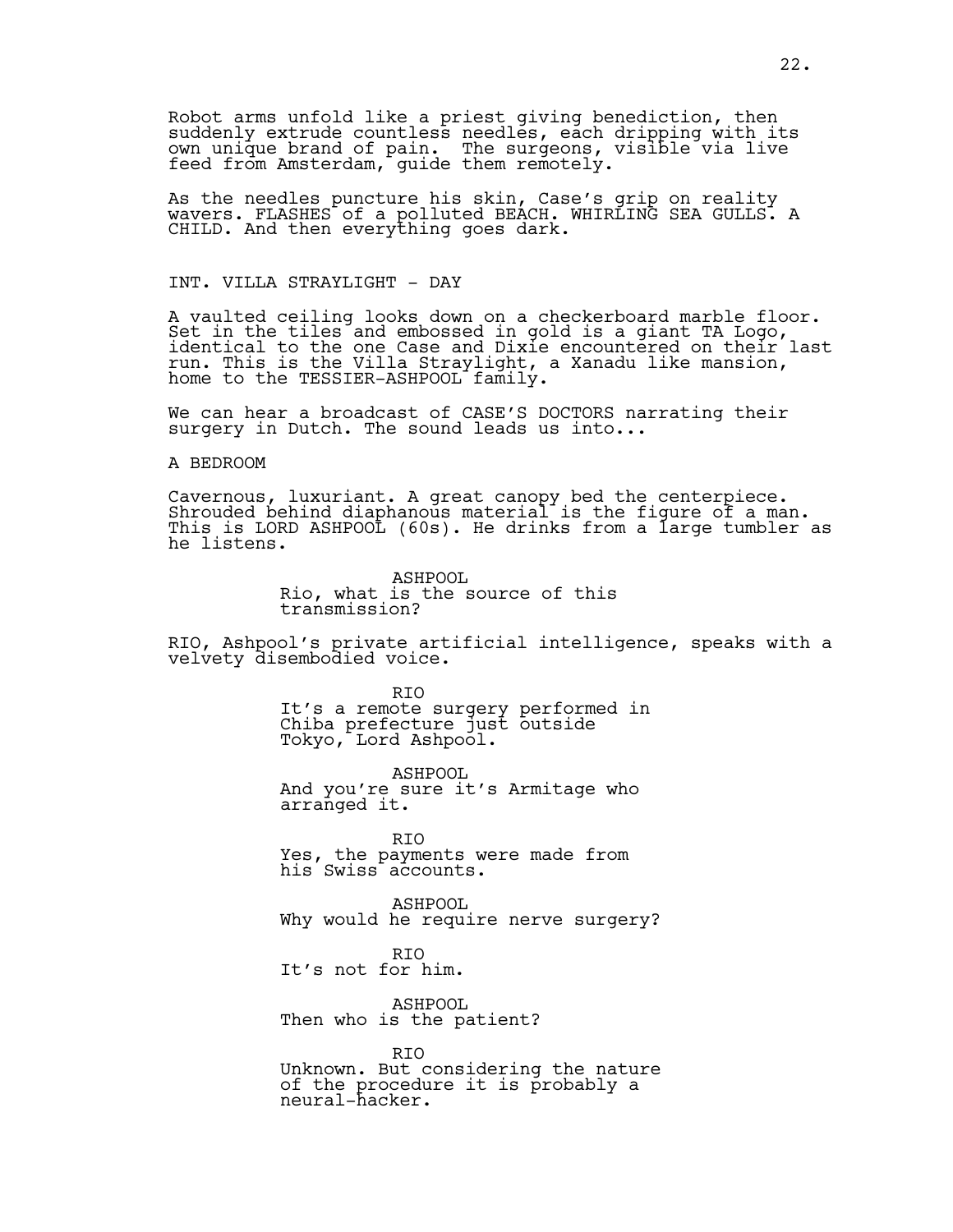Robot arms unfold like a priest giving benediction, then suddenly extrude countless needles, each dripping with its own unique brand of pain. The surgeons, visible via live feed from Amsterdam, guide them remotely.

As the needles puncture his skin, Case's grip on reality wavers. FLASHES of a polluted BEACH. WHIRLING SEA GULLS. A CHILD. And then everything goes dark.

INT. VILLA STRAYLIGHT - DAY

A vaulted ceiling looks down on a checkerboard marble floor. Set in the tiles and embossed in gold is a giant TA Logo, identical to the one Case and Dixie encountered on their last run. This is the Villa Straylight, a Xanadu like mansion, home to the TESSIER-ASHPOOL family.

We can hear a broadcast of CASE'S DOCTORS narrating their surgery in Dutch. The sound leads us into...

A BEDROOM

Cavernous, luxuriant. A great canopy bed the centerpiece. Shrouded behind diaphanous material is the figure of a man. This is LORD ASHPOOL (60s). He drinks from a large tumbler as he listens.

ASHPOOL
Rio, what is the source of this transmission?

RIO, Ashpool's private artificial intelligence, speaks with a velvety disembodied voice.

RIO
It's a remote surgery performed in Chiba prefecture just outside Tokyo, Lord Ashpool.

ASHPOOL
And you're sure it's Armitage who arranged it.

RIO
Yes, the payments were made from his Swiss accounts.

ASHPOOL
Why would he require nerve surgery?

RIO
It's not for him.

ASHPOOL
Then who is the patient?

RIO
Unknown. But considering the nature of the procedure it is probably a neural-hacker.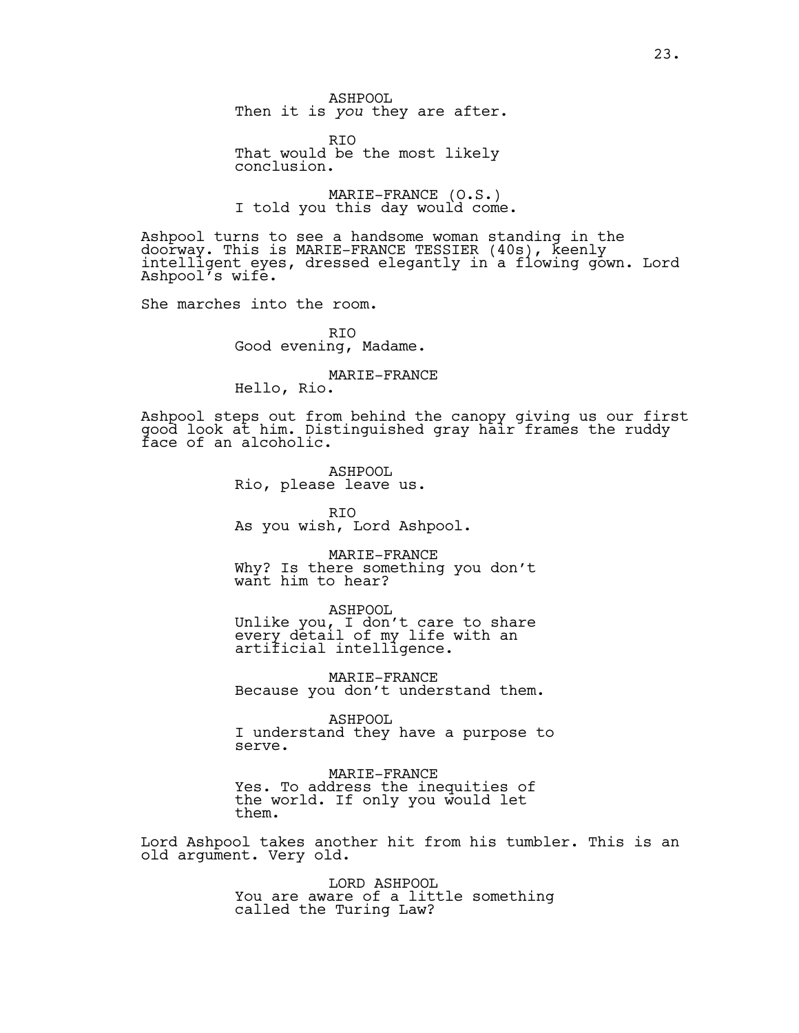ASHPOOL
Then it is *you* they are after.

RIO
That would be the most likely conclusion.

MARIE-FRANCE (O.S.)
I told you this day would come.

Ashpool turns to see a handsome woman standing in the doorway. This is MARIE-FRANCE TESSIER (40s), keenly intelligent eyes, dressed elegantly in a flowing gown. Lord Ashpool's wife.

She marches into the room.

RIO
Good evening, Madame.

MARIE-FRANCE
Hello, Rio.

Ashpool steps out from behind the canopy giving us our first good look at him. Distinguished gray hair frames the ruddy face of an alcoholic.

ASHPOOL
Rio, please leave us.

RIO
As you wish, Lord Ashpool.

MARIE-FRANCE
Why? Is there something you don't want him to hear?

ASHPOOL
Unlike you, I don't care to share every detail of my life with an artificial intelligence.

MARIE-FRANCE
Because you don't understand them.

ASHPOOL
I understand they have a purpose to serve.

MARIE-FRANCE
Yes. To address the inequities of the world. If only you would let them.

Lord Ashpool takes another hit from his tumbler. This is an old argument. Very old.

LORD ASHPOOL
You are aware of a little something called the Turing Law?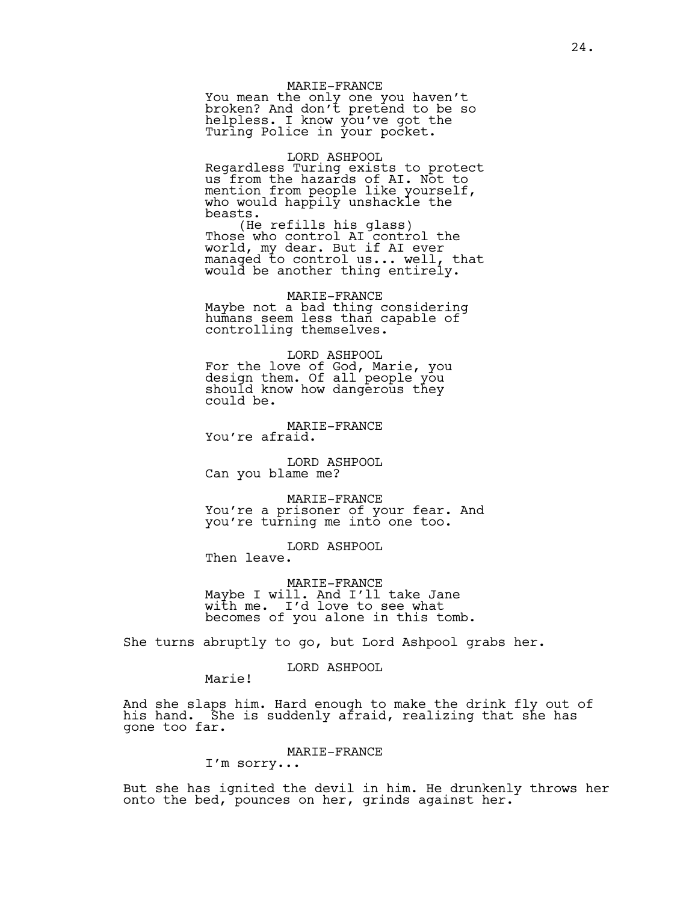MARIE-FRANCE
You mean the only one you haven't broken? And don't pretend to be so helpless. I know you've got the Turing Police in your pocket.

LORD ASHPOOL
Regardless Turing exists to protect us from the hazards of AI. Not to mention from people like yourself, who would happily unshackle the beasts.
(He refills his glass)
Those who control AI control the world, my dear. But if AI ever managed to control us... well, that would be another thing entirely.

MARIE-FRANCE
Maybe not a bad thing considering humans seem less than capable of controlling themselves.

LORD ASHPOOL
For the love of God, Marie, you design them. Of all people you should know how dangerous they could be.

MARIE-FRANCE
You're afraid.

LORD ASHPOOL
Can you blame me?

MARIE-FRANCE
You're a prisoner of your fear. And you're turning me into one too.

LORD ASHPOOL
Then leave.

MARIE-FRANCE
Maybe I will. And I'll take Jane with me. I'd love to see what becomes of you alone in this tomb.

She turns abruptly to go, but Lord Ashpool grabs her.

LORD ASHPOOL
Marie!

And she slaps him. Hard enough to make the drink fly out of his hand. She is suddenly afraid, realizing that she has gone too far.

MARIE-FRANCE
I'm sorry...

But she has ignited the devil in him. He drunkenly throws her onto the bed, pounces on her, grinds against her.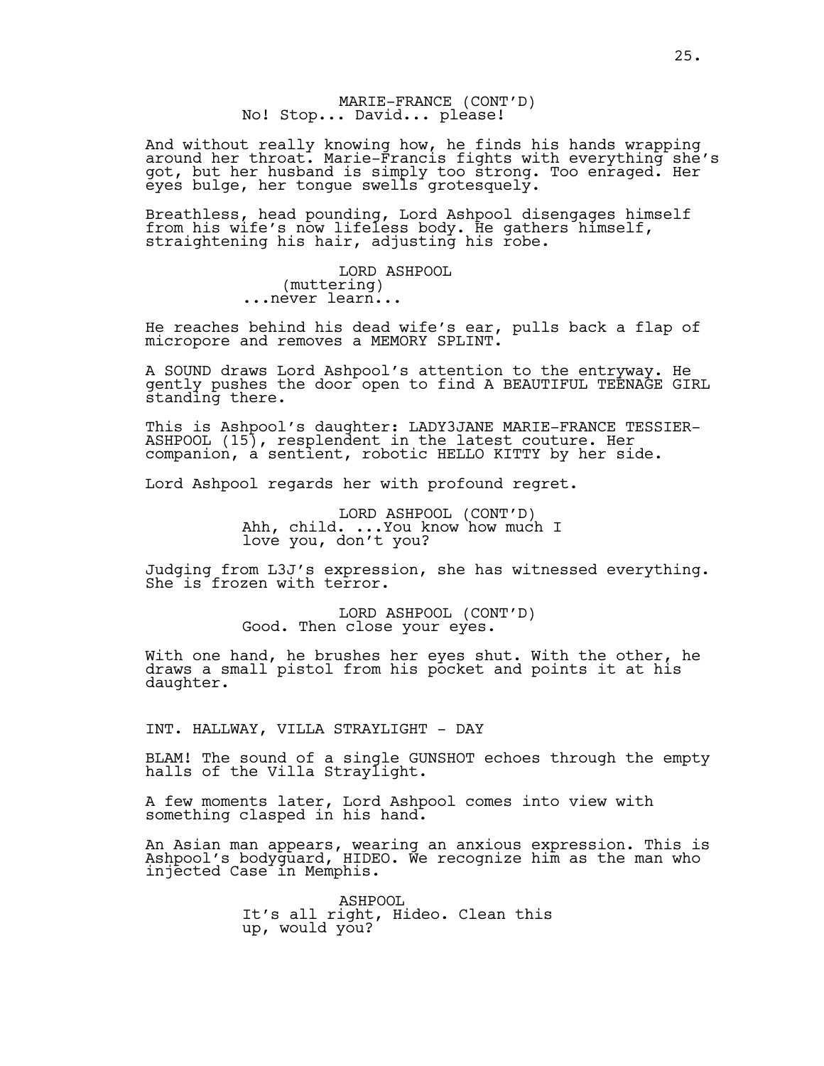MARIE-FRANCE (CONT'D)
No! Stop... David... please!

And without really knowing how, he finds his hands wrapping around her throat. Marie-Francis fights with everything she's got, but her husband is simply too strong. Too enraged. Her eyes bulge, her tongue swells grotesquely.

Breathless, head pounding, Lord Ashpool disengages himself from his wife's now lifeless body. He gathers himself, straightening his hair, adjusting his robe.

LORD ASHPOOL
(muttering)
...never learn...

He reaches behind his dead wife's ear, pulls back a flap of micropore and removes a MEMORY SPLINT.

A SOUND draws Lord Ashpool's attention to the entryway. He gently pushes the door open to find A BEAUTIFUL TEENAGE GIRL standing there.

This is Ashpool's daughter: LADY3JANE MARIE-FRANCE TESSIER-ASHPOOL (15), resplendent in the latest couture. Her companion, a sentient, robotic HELLO KITTY by her side.

Lord Ashpool regards her with profound regret.

LORD ASHPOOL (CONT'D)
Ahh, child. ...You know how much I love you, don't you?

Judging from L3J's expression, she has witnessed everything. She is frozen with terror.

LORD ASHPOOL (CONT'D)
Good. Then close your eyes.

With one hand, he brushes her eyes shut. With the other, he draws a small pistol from his pocket and points it at his daughter.

INT. HALLWAY, VILLA STRAYLIGHT - DAY

BLAM! The sound of a single GUNSHOT echoes through the empty halls of the Villa Straylight.

A few moments later, Lord Ashpool comes into view with something clasped in his hand.

An Asian man appears, wearing an anxious expression. This is Ashpool's bodyguard, HIDEO. We recognize him as the man who injected Case in Memphis.

ASHPOOL
It's all right, Hideo. Clean this up, would you?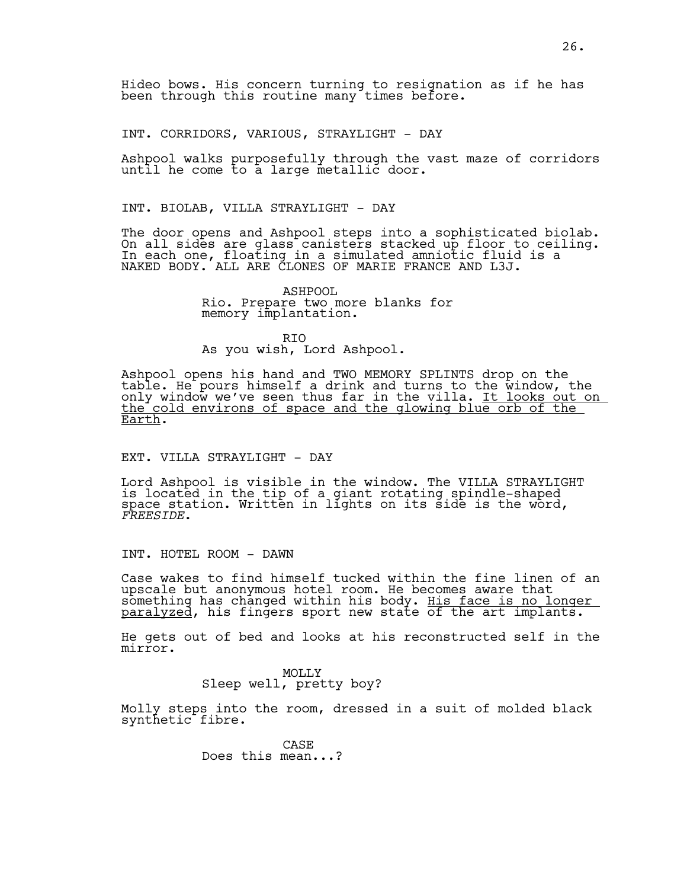Hideo bows. His concern turning to resignation as if he has been through this routine many times before.

INT. CORRIDORS, VARIOUS, STRAYLIGHT - DAY

Ashpool walks purposefully through the vast maze of corridors until he come to a large metallic door.

INT. BIOLAB, VILLA STRAYLIGHT - DAY

The door opens and Ashpool steps into a sophisticated biolab. On all sides are glass canisters stacked up floor to ceiling. In each one, floating in a simulated amniotic fluid is a NAKED BODY. ALL ARE CLONES OF MARIE FRANCE AND L3J.

ASHPOOL
Rio. Prepare two more blanks for memory implantation.

RIO
As you wish, Lord Ashpool.

Ashpool opens his hand and TWO MEMORY SPLINTS drop on the table. He pours himself a drink and turns to the window, the only window we've seen thus far in the villa. <u>It looks out on the cold environs of space and the glowing blue orb of the Earth</u>.

EXT. VILLA STRAYLIGHT - DAY

Lord Ashpool is visible in the window. The VILLA STRAYLIGHT is located in the tip of a giant rotating spindle-shaped space station. Written in lights on its side is the word, *FREESIDE*.

INT. HOTEL ROOM - DAWN

Case wakes to find himself tucked within the fine linen of an upscale but anonymous hotel room. He becomes aware that something has changed within his body. <u>His face is no longer paralyzed</u>, his fingers sport new state of the art implants.

He gets out of bed and looks at his reconstructed self in the mirror.

MOLLY
Sleep well, pretty boy?

Molly steps into the room, dressed in a suit of molded black synthetic fibre.

CASE
Does this mean...?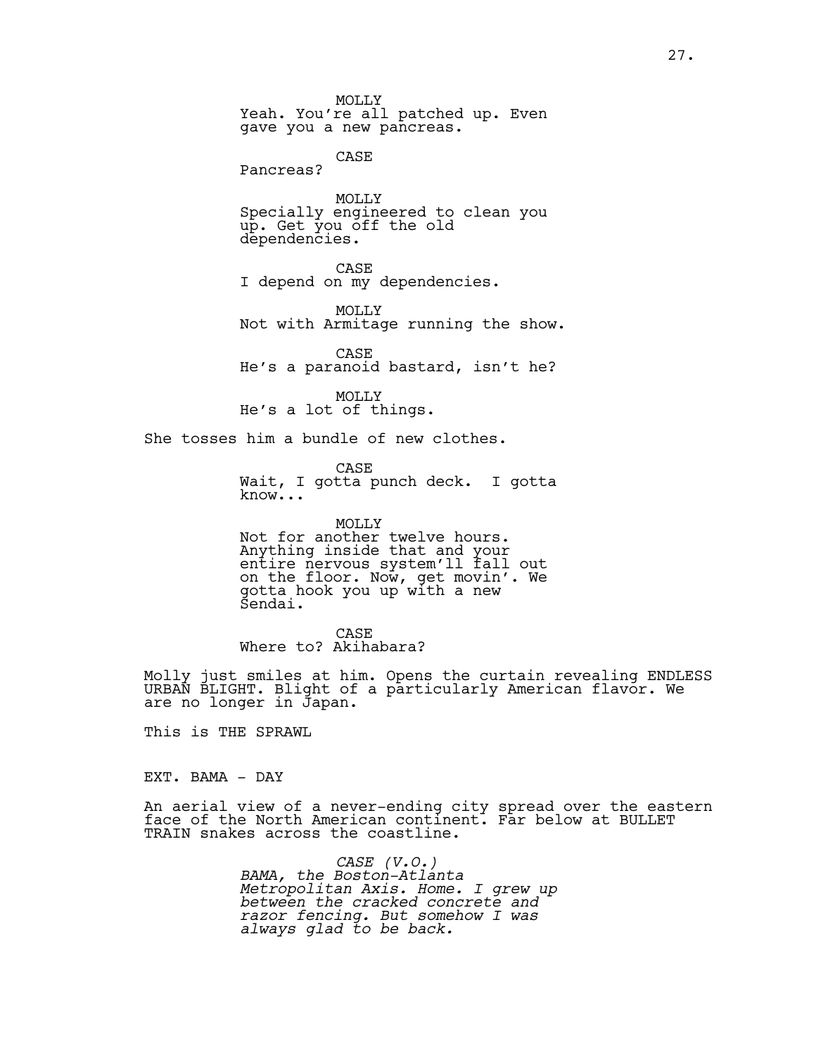MOLLY
Yeah. You're all patched up. Even gave you a new pancreas.

CASE
Pancreas?

MOLLY
Specially engineered to clean you up. Get you off the old dependencies.

CASE
I depend on my dependencies.

MOLLY
Not with Armitage running the show.

CASE
He's a paranoid bastard, isn't he?

MOLLY
He's a lot of things.

She tosses him a bundle of new clothes.

CASE
Wait, I gotta punch deck. I gotta know...

MOLLY
Not for another twelve hours. Anything inside that and your entire nervous system'll fall out on the floor. Now, get movin'. We gotta hook you up with a new Sendai.

CASE
Where to? Akihabara?

Molly just smiles at him. Opens the curtain revealing ENDLESS URBAN BLIGHT. Blight of a particularly American flavor. We are no longer in Japan.

This is THE SPRAWL

EXT. BAMA - DAY

An aerial view of a never-ending city spread over the eastern face of the North American continent. Far below at BULLET TRAIN snakes across the coastline.

*CASE (V.O.)*
*BAMA, the Boston-Atlanta Metropolitan Axis. Home. I grew up between the cracked concrete and razor fencing. But somehow I was always glad to be back.*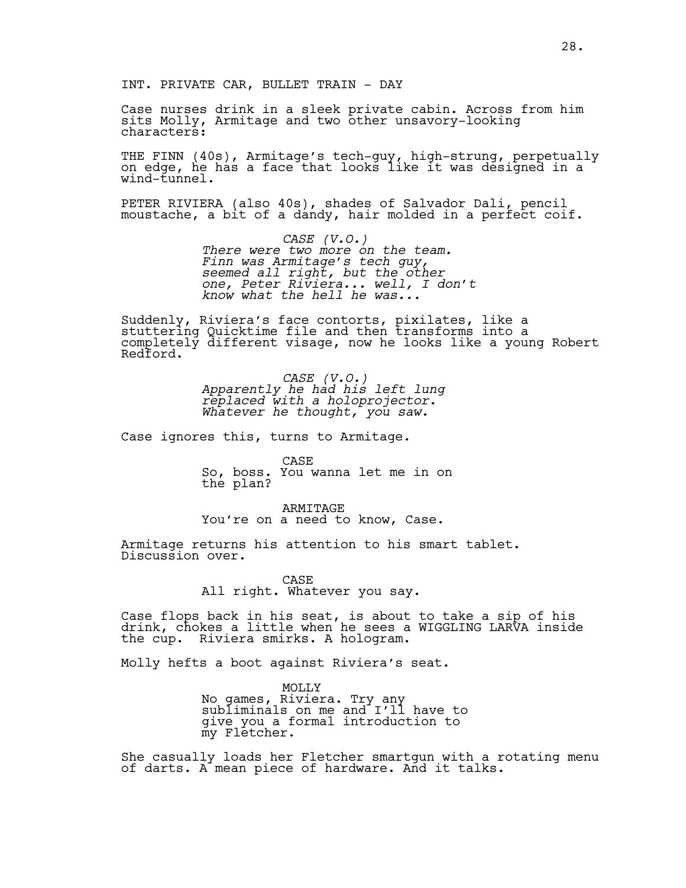INT. PRIVATE CAR, BULLET TRAIN - DAY

Case nurses drink in a sleek private cabin. Across from him sits Molly, Armitage and two other unsavory-looking characters:

THE FINN (40s), Armitage's tech-guy, high-strung, perpetually on edge, he has a face that looks like it was designed in a wind-tunnel.

PETER RIVIERA (also 40s), shades of Salvador Dali, pencil moustache, a bit of a dandy, hair molded in a perfect coif.

CASE (V.O.)
*There were two more on the team. Finn was Armitage's tech guy, seemed all right, but the other one, Peter Riviera... well, I don't know what the hell he was...*

Suddenly, Riviera's face contorts, pixilates, like a stuttering Quicktime file and then transforms into a completely different visage, now he looks like a young Robert Redford.

CASE (V.O.)
*Apparently he had his left lung replaced with a holoprojector. Whatever he thought, you saw.*

Case ignores this, turns to Armitage.

CASE
So, boss. You wanna let me in on the plan?

ARMITAGE
You're on a need to know, Case.

Armitage returns his attention to his smart tablet. Discussion over.

CASE
All right. Whatever you say.

Case flops back in his seat, is about to take a sip of his drink, chokes a little when he sees a WIGGLING LARVA inside the cup. Riviera smirks. A hologram.

Molly hefts a boot against Riviera's seat.

MOLLY
No games, Riviera. Try any subliminals on me and I'll have to give you a formal introduction to my Fletcher.

She casually loads her Fletcher smartgun with a rotating menu of darts. A mean piece of hardware. And it talks.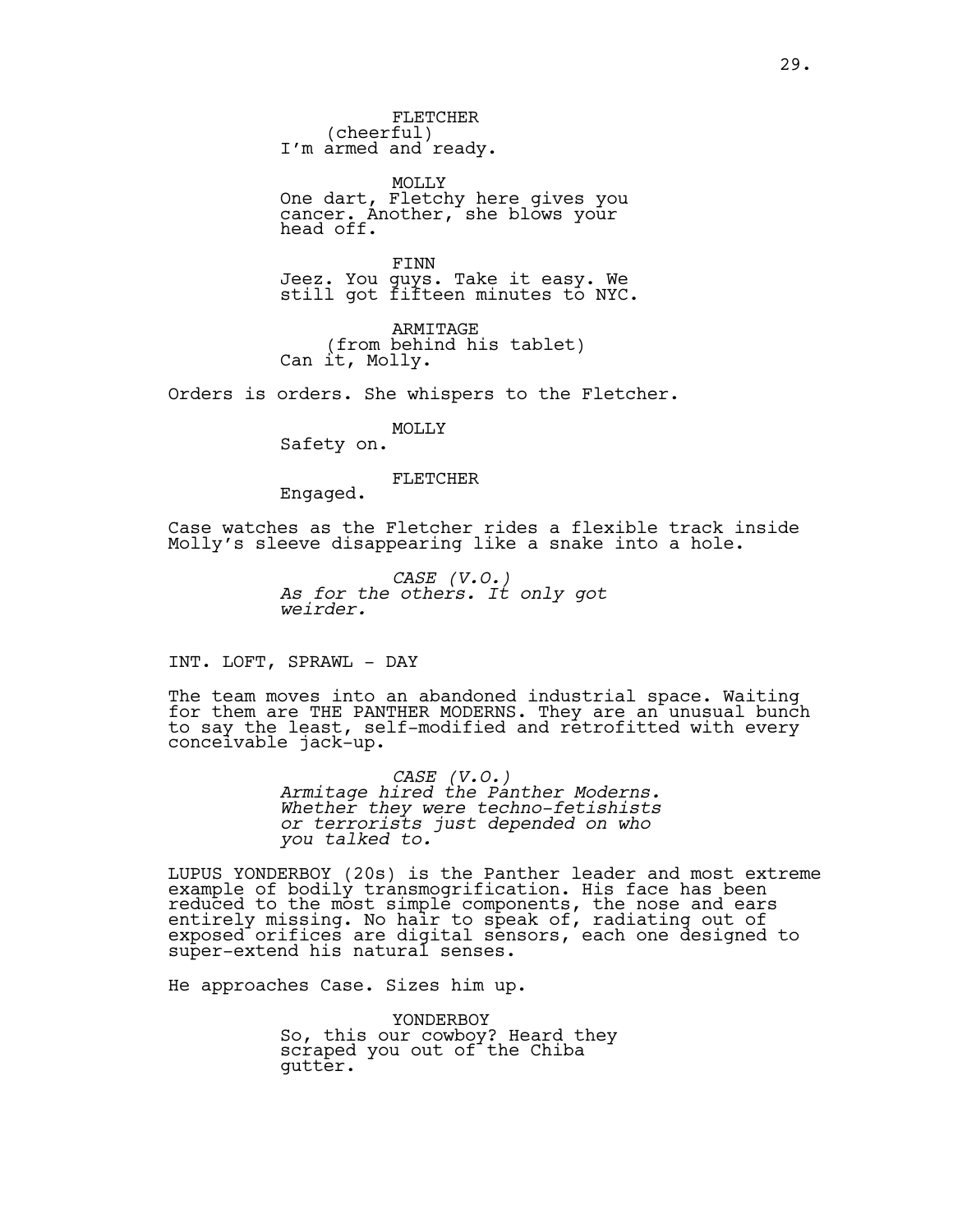FLETCHER
(cheerful)
I'm armed and ready.

MOLLY
One dart, Fletchy here gives you cancer. Another, she blows your head off.

FINN
Jeez. You guys. Take it easy. We still got fifteen minutes to NYC.

ARMITAGE
(from behind his tablet)
Can it, Molly.

Orders is orders. She whispers to the Fletcher.

MOLLY
Safety on.

FLETCHER
Engaged.

Case watches as the Fletcher rides a flexible track inside Molly's sleeve disappearing like a snake into a hole.

*CASE (V.O.)*
*As for the others. It only got weirder.*

INT. LOFT, SPRAWL - DAY

The team moves into an abandoned industrial space. Waiting for them are THE PANTHER MODERNS. They are an unusual bunch to say the least, self-modified and retrofitted with every conceivable jack-up.

*CASE (V.O.)*
*Armitage hired the Panther Moderns. Whether they were techno-fetishists or terrorists just depended on who you talked to.*

LUPUS YONDERBOY (20s) is the Panther leader and most extreme example of bodily transmogrification. His face has been reduced to the most simple components, the nose and ears entirely missing. No hair to speak of, radiating out of exposed orifices are digital sensors, each one designed to super-extend his natural senses.

He approaches Case. Sizes him up.

YONDERBOY
So, this our cowboy? Heard they scraped you out of the Chiba gutter.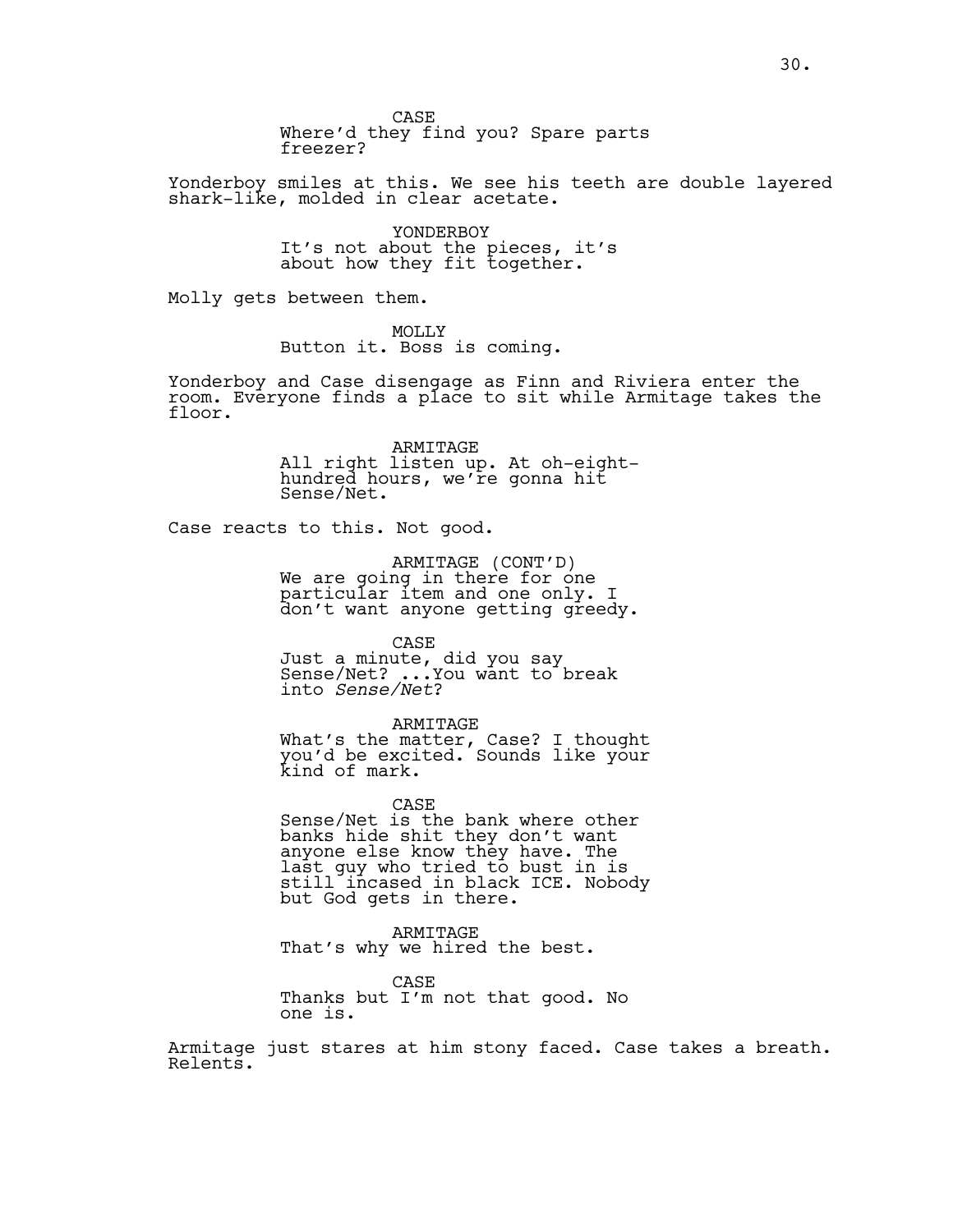CASE
Where'd they find you? Spare parts freezer?

Yonderboy smiles at this. We see his teeth are double layered shark-like, molded in clear acetate.

YONDERBOY
It's not about the pieces, it's about how they fit together.

Molly gets between them.

MOLLY
Button it. Boss is coming.

Yonderboy and Case disengage as Finn and Riviera enter the room. Everyone finds a place to sit while Armitage takes the floor.

ARMITAGE
All right listen up. At oh-eight-hundred hours, we're gonna hit Sense/Net.

Case reacts to this. Not good.

ARMITAGE (CONT'D)
We are going in there for one particular item and one only. I don't want anyone getting greedy.

CASE
Just a minute, did you say Sense/Net? ...You want to break into *Sense/Net*?

ARMITAGE
What's the matter, Case? I thought you'd be excited. Sounds like your kind of mark.

CASE
Sense/Net is the bank where other banks hide shit they don't want anyone else know they have. The last guy who tried to bust in is still incased in black ICE. Nobody but God gets in there.

ARMITAGE
That's why we hired the best.

CASE
Thanks but I'm not that good. No one is.

Armitage just stares at him stony faced. Case takes a breath. Relents.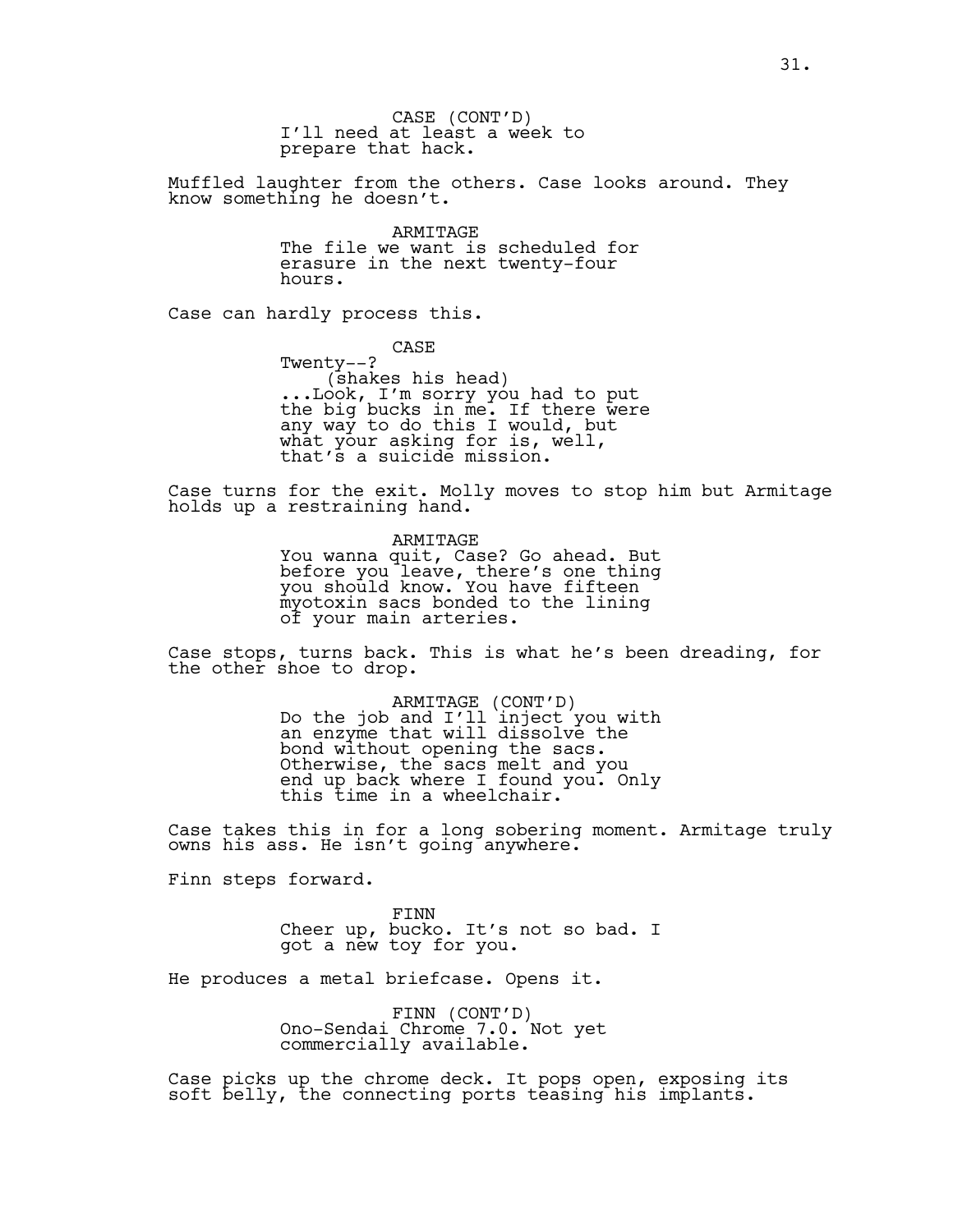CASE (CONT'D)
I'll need at least a week to prepare that hack.

Muffled laughter from the others. Case looks around. They know something he doesn't.

ARMITAGE
The file we want is scheduled for erasure in the next twenty-four hours.

Case can hardly process this.

CASE
Twenty--?
(shakes his head)
...Look, I'm sorry you had to put the big bucks in me. If there were any way to do this I would, but what your asking for is, well, that's a suicide mission.

Case turns for the exit. Molly moves to stop him but Armitage holds up a restraining hand.

ARMITAGE
You wanna quit, Case? Go ahead. But before you leave, there's one thing you should know. You have fifteen myotoxin sacs bonded to the lining of your main arteries.

Case stops, turns back. This is what he's been dreading, for the other shoe to drop.

ARMITAGE (CONT'D)
Do the job and I'll inject you with an enzyme that will dissolve the bond without opening the sacs. Otherwise, the sacs melt and you end up back where I found you. Only this time in a wheelchair.

Case takes this in for a long sobering moment. Armitage truly owns his ass. He isn't going anywhere.

Finn steps forward.

FINN
Cheer up, bucko. It's not so bad. I got a new toy for you.

He produces a metal briefcase. Opens it.

FINN (CONT'D)
Ono-Sendai Chrome 7.0. Not yet commercially available.

Case picks up the chrome deck. It pops open, exposing its soft belly, the connecting ports teasing his implants.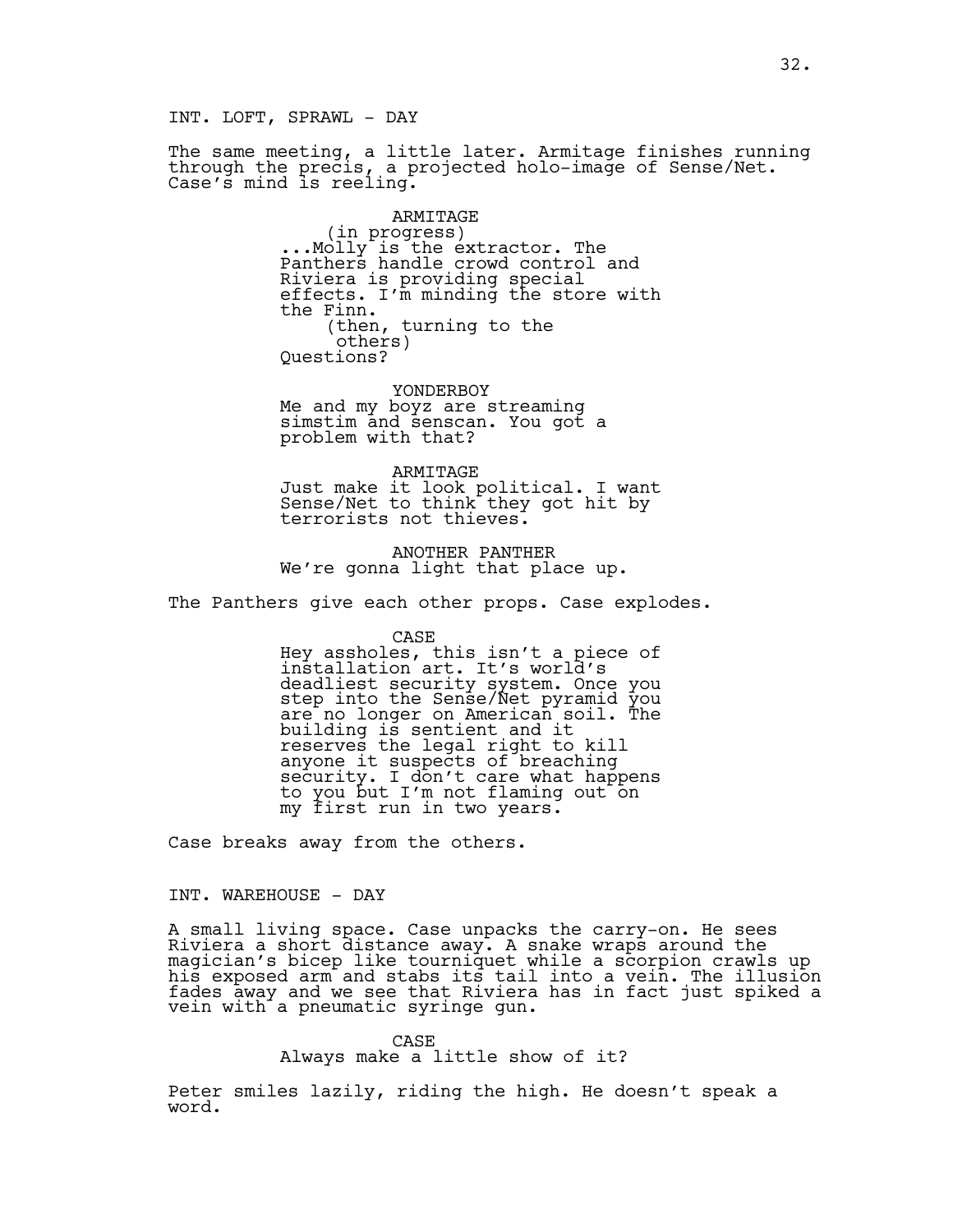INT. LOFT, SPRAWL - DAY

The same meeting, a little later. Armitage finishes running through the precis, a projected holo-image of Sense/Net. Case's mind is reeling.

ARMITAGE
(in progress)
...Molly is the extractor. The Panthers handle crowd control and Riviera is providing special effects. I'm minding the store with the Finn.
(then, turning to the others)
Questions?

YONDERBOY
Me and my boyz are streaming simstim and senscan. You got a problem with that?

ARMITAGE
Just make it look political. I want Sense/Net to think they got hit by terrorists not thieves.

ANOTHER PANTHER
We're gonna light that place up.

The Panthers give each other props. Case explodes.

CASE
Hey assholes, this isn't a piece of installation art. It's world's deadliest security system. Once you step into the Sense/Net pyramid you are no longer on American soil. The building is sentient and it reserves the legal right to kill anyone it suspects of breaching security. I don't care what happens to you but I'm not flaming out on my first run in two years.

Case breaks away from the others.

INT. WAREHOUSE - DAY

A small living space. Case unpacks the carry-on. He sees Riviera a short distance away. A snake wraps around the magician's bicep like tourniquet while a scorpion crawls up his exposed arm and stabs its tail into a vein. The illusion fades away and we see that Riviera has in fact just spiked a vein with a pneumatic syringe gun.

CASE
Always make a little show of it?

Peter smiles lazily, riding the high. He doesn't speak a word.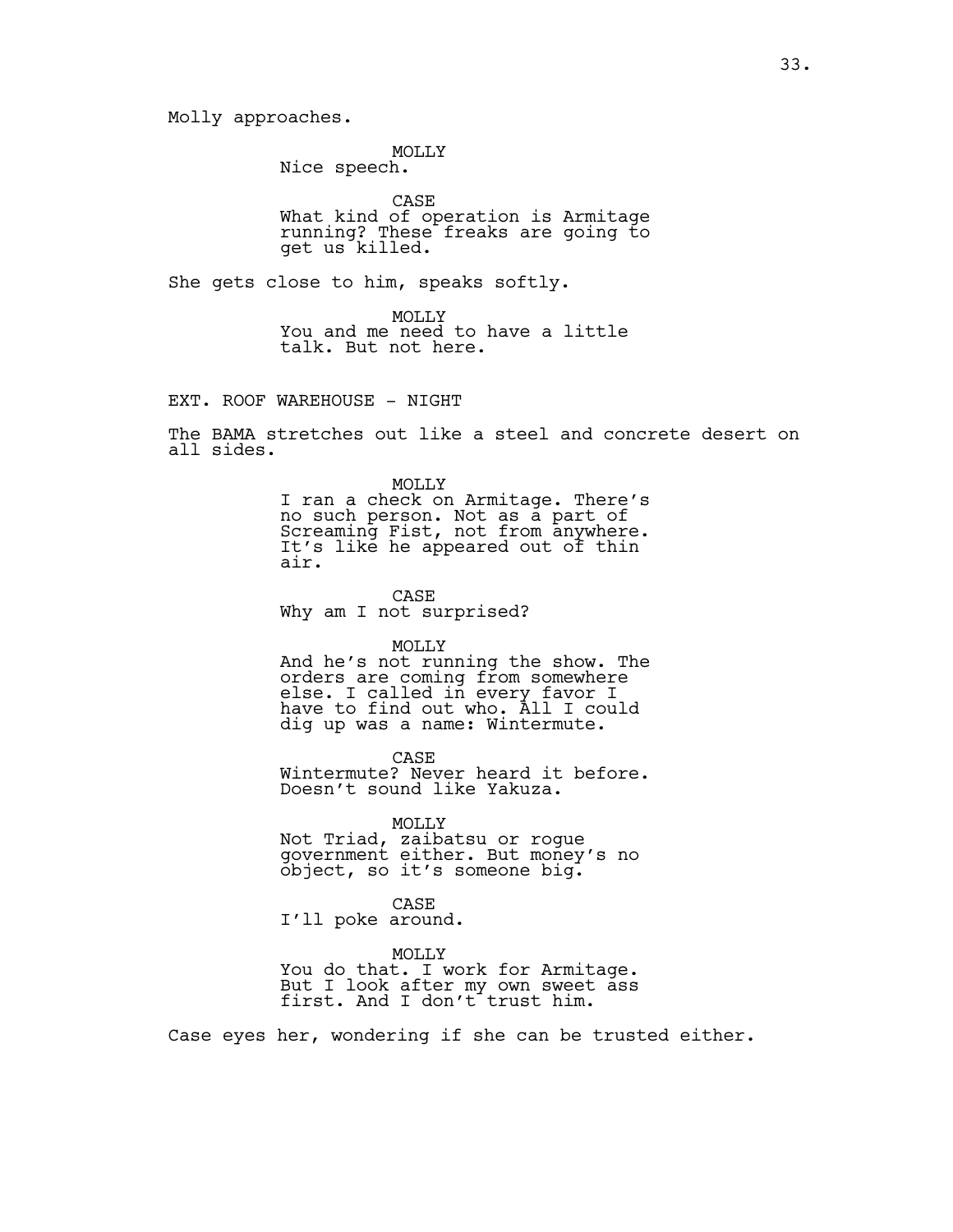Molly approaches.

MOLLY
Nice speech.

CASE
What kind of operation is Armitage running? These freaks are going to get us killed.

She gets close to him, speaks softly.

MOLLY
You and me need to have a little talk. But not here.

EXT. ROOF WAREHOUSE - NIGHT

The BAMA stretches out like a steel and concrete desert on all sides.

MOLLY
I ran a check on Armitage. There's no such person. Not as a part of Screaming Fist, not from anywhere. It's like he appeared out of thin air.

CASE
Why am I not surprised?

MOLLY
And he's not running the show. The orders are coming from somewhere else. I called in every favor I have to find out who. All I could dig up was a name: Wintermute.

CASE
Wintermute? Never heard it before. Doesn't sound like Yakuza.

MOLLY
Not Triad, zaibatsu or rogue government either. But money's no object, so it's someone big.

CASE
I'll poke around.

MOLLY
You do that. I work for Armitage. But I look after my own sweet ass first. And I don't trust him.

Case eyes her, wondering if she can be trusted either.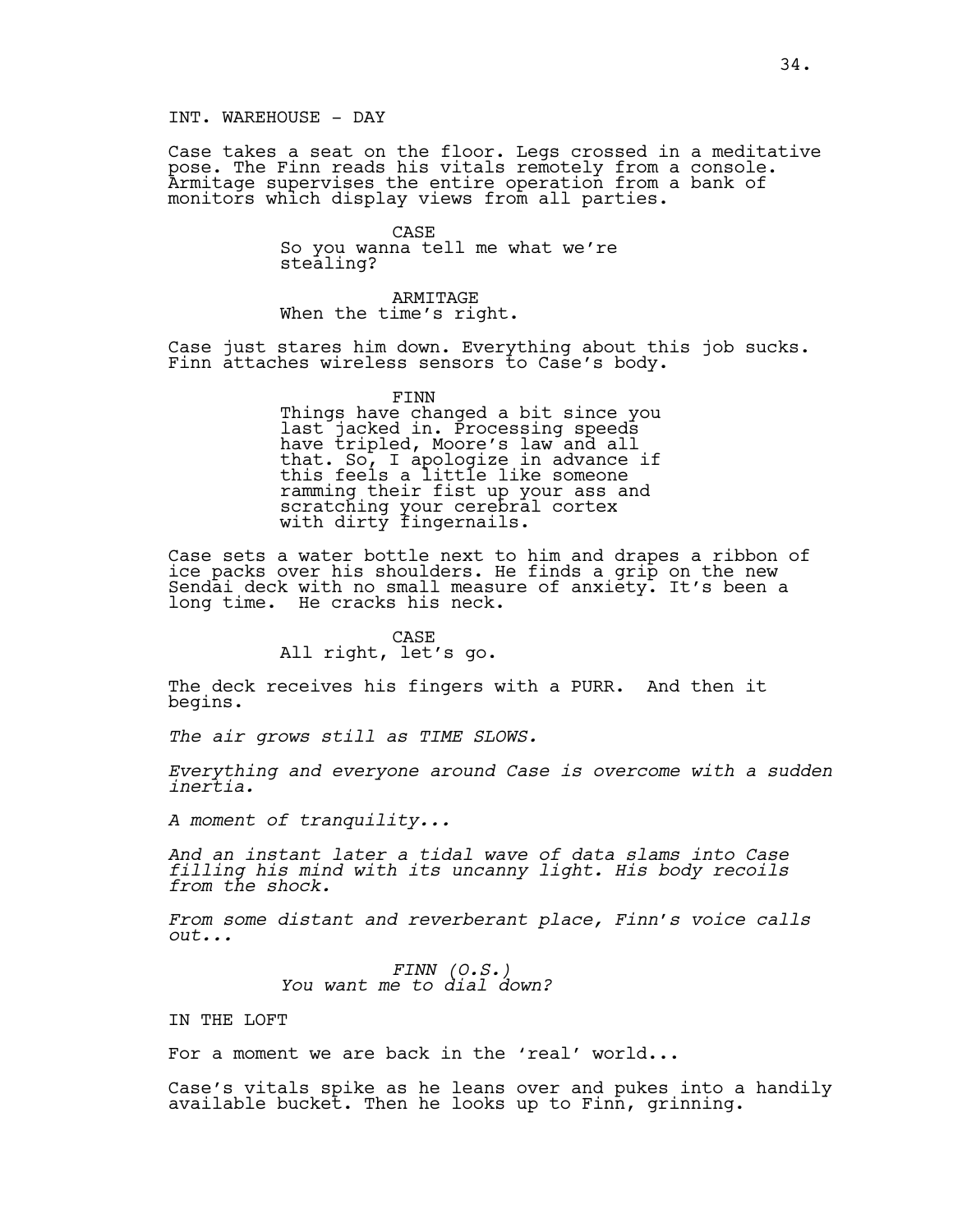INT. WAREHOUSE - DAY

Case takes a seat on the floor. Legs crossed in a meditative pose. The Finn reads his vitals remotely from a console. Armitage supervises the entire operation from a bank of monitors which display views from all parties.

CASE
So you wanna tell me what we're stealing?

ARMITAGE
When the time's right.

Case just stares him down. Everything about this job sucks. Finn attaches wireless sensors to Case's body.

FINN
Things have changed a bit since you last jacked in. Processing speeds have tripled, Moore's law and all that. So, I apologize in advance if this feels a little like someone ramming their fist up your ass and scratching your cerebral cortex with dirty fingernails.

Case sets a water bottle next to him and drapes a ribbon of ice packs over his shoulders. He finds a grip on the new Sendai deck with no small measure of anxiety. It's been a long time. He cracks his neck.

CASE
All right, let's go.

The deck receives his fingers with a PURR. And then it begins.

*The air grows still as TIME SLOWS.*

*Everything and everyone around Case is overcome with a sudden inertia.*

*A moment of tranquility...*

*And an instant later a tidal wave of data slams into Case filling his mind with its uncanny light. His body recoils from the shock.*

*From some distant and reverberant place, Finn's voice calls out...*

*FINN (O.S.)*
*You want me to dial down?*

IN THE LOFT

For a moment we are back in the 'real' world...

Case's vitals spike as he leans over and pukes into a handily available bucket. Then he looks up to Finn, grinning.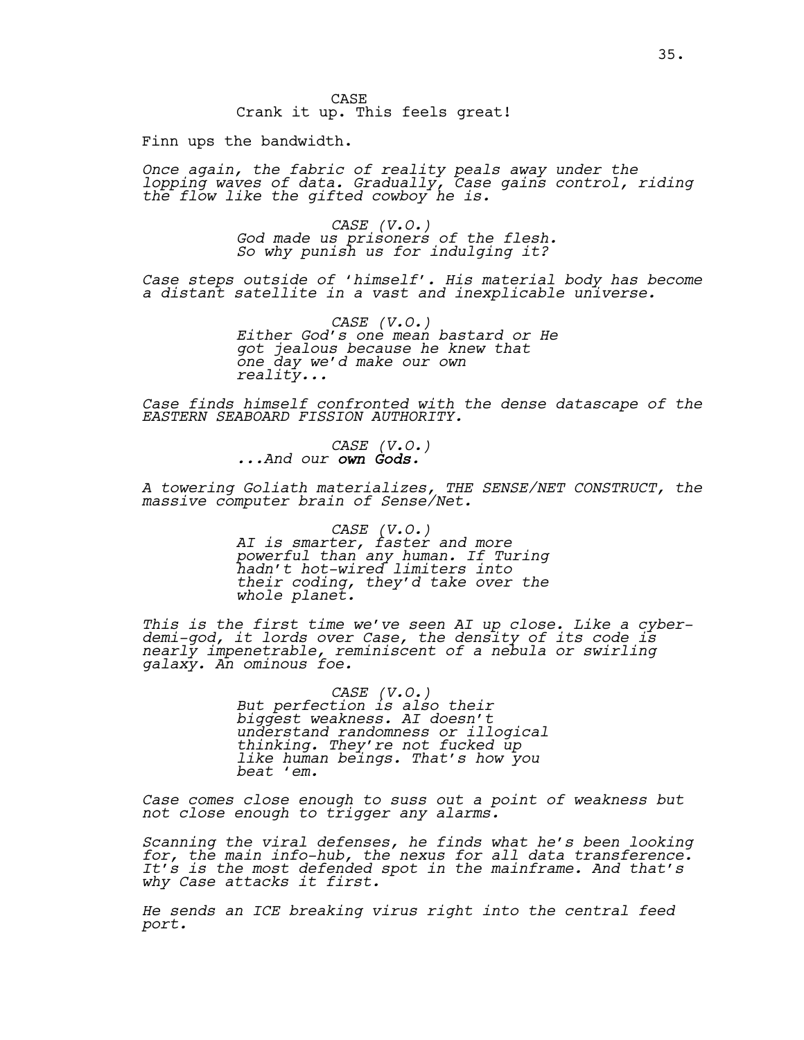CASE
Crank it up. This feels great!

Finn ups the bandwidth.

*Once again, the fabric of reality peals away under the lopping waves of data. Gradually, Case gains control, riding the flow like the gifted cowboy he is.*

*CASE (V.O.)*
*God made us prisoners of the flesh. So why punish us for indulging it?*

*Case steps outside of 'himself'. His material body has become a distant satellite in a vast and inexplicable universe.*

*CASE (V.O.)*
*Either God's one mean bastard or He got jealous because he knew that one day we'd make our own reality...*

*Case finds himself confronted with the dense datascape of the EASTERN SEABOARD FISSION AUTHORITY.*

*CASE (V.O.)*
*...And our own Gods.*

*A towering Goliath materializes, THE SENSE/NET CONSTRUCT, the massive computer brain of Sense/Net.*

*CASE (V.O.)*
*AI is smarter, faster and more powerful than any human. If Turing hadn't hot-wired limiters into their coding, they'd take over the whole planet.*

*This is the first time we've seen AI up close. Like a cyber-demi-god, it lords over Case, the density of its code is nearly impenetrable, reminiscent of a nebula or swirling galaxy. An ominous foe.*

*CASE (V.O.)*
*But perfection is also their biggest weakness. AI doesn't understand randomness or illogical thinking. They're not fucked up like human beings. That's how you beat 'em.*

*Case comes close enough to suss out a point of weakness but not close enough to trigger any alarms.*

*Scanning the viral defenses, he finds what he's been looking for, the main info-hub, the nexus for all data transference. It's is the most defended spot in the mainframe. And that's why Case attacks it first.*

*He sends an ICE breaking virus right into the central feed port.*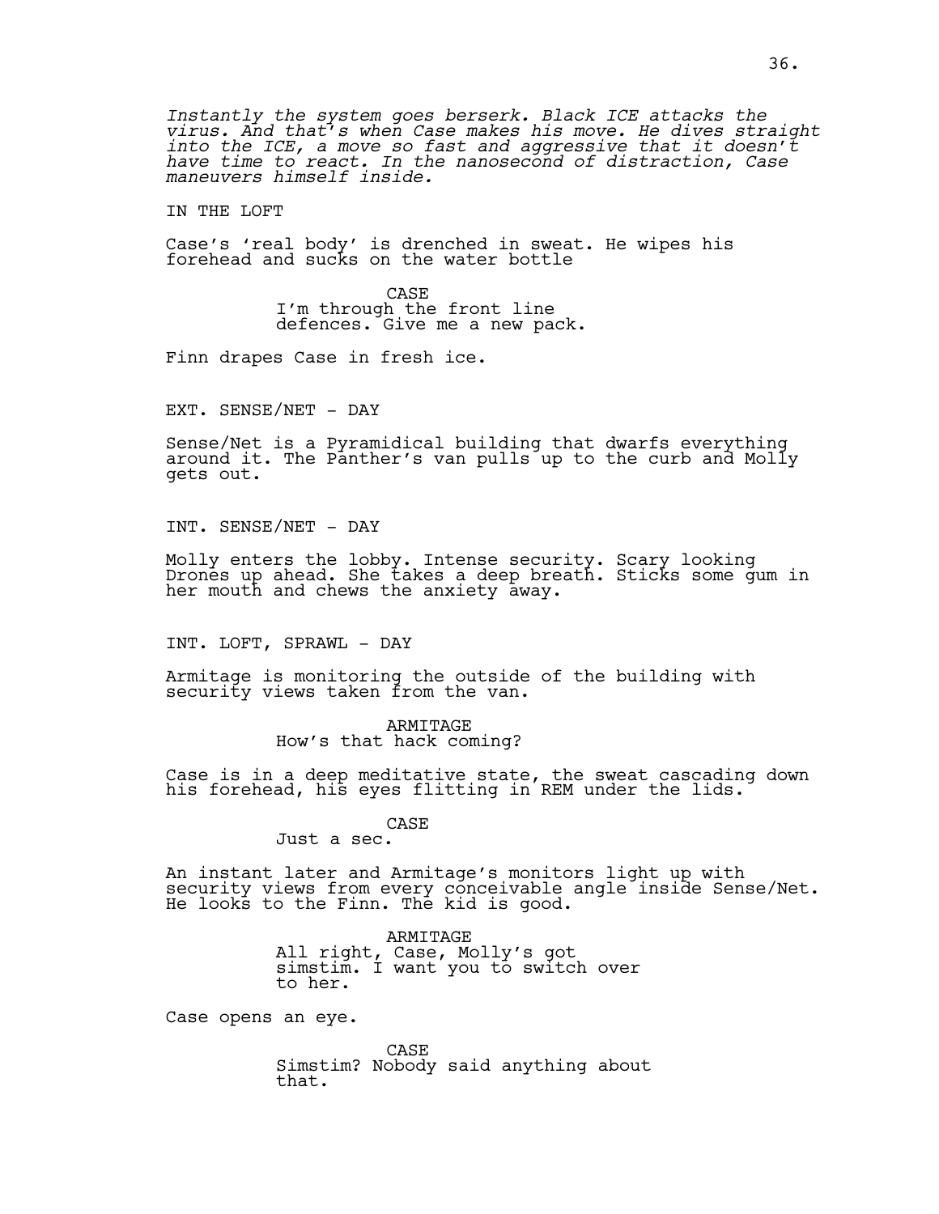*Instantly the system goes berserk. Black ICE attacks the virus. And that's when Case makes his move. He dives straight into the ICE, a move so fast and aggressive that it doesn't have time to react. In the nanosecond of distraction, Case maneuvers himself inside.*

IN THE LOFT

Case's 'real body' is drenched in sweat. He wipes his forehead and sucks on the water bottle

CASE
I'm through the front line defences. Give me a new pack.

Finn drapes Case in fresh ice.

EXT. SENSE/NET - DAY

Sense/Net is a Pyramidical building that dwarfs everything around it. The Panther's van pulls up to the curb and Molly gets out.

INT. SENSE/NET - DAY

Molly enters the lobby. Intense security. Scary looking Drones up ahead. She takes a deep breath. Sticks some gum in her mouth and chews the anxiety away.

INT. LOFT, SPRAWL - DAY

Armitage is monitoring the outside of the building with security views taken from the van.

ARMITAGE
How's that hack coming?

Case is in a deep meditative state, the sweat cascading down his forehead, his eyes flitting in REM under the lids.

CASE
Just a sec.

An instant later and Armitage's monitors light up with security views from every conceivable angle inside Sense/Net. He looks to the Finn. The kid is good.

ARMITAGE
All right, Case, Molly's got simstim. I want you to switch over to her.

Case opens an eye.

CASE
Simstim? Nobody said anything about that.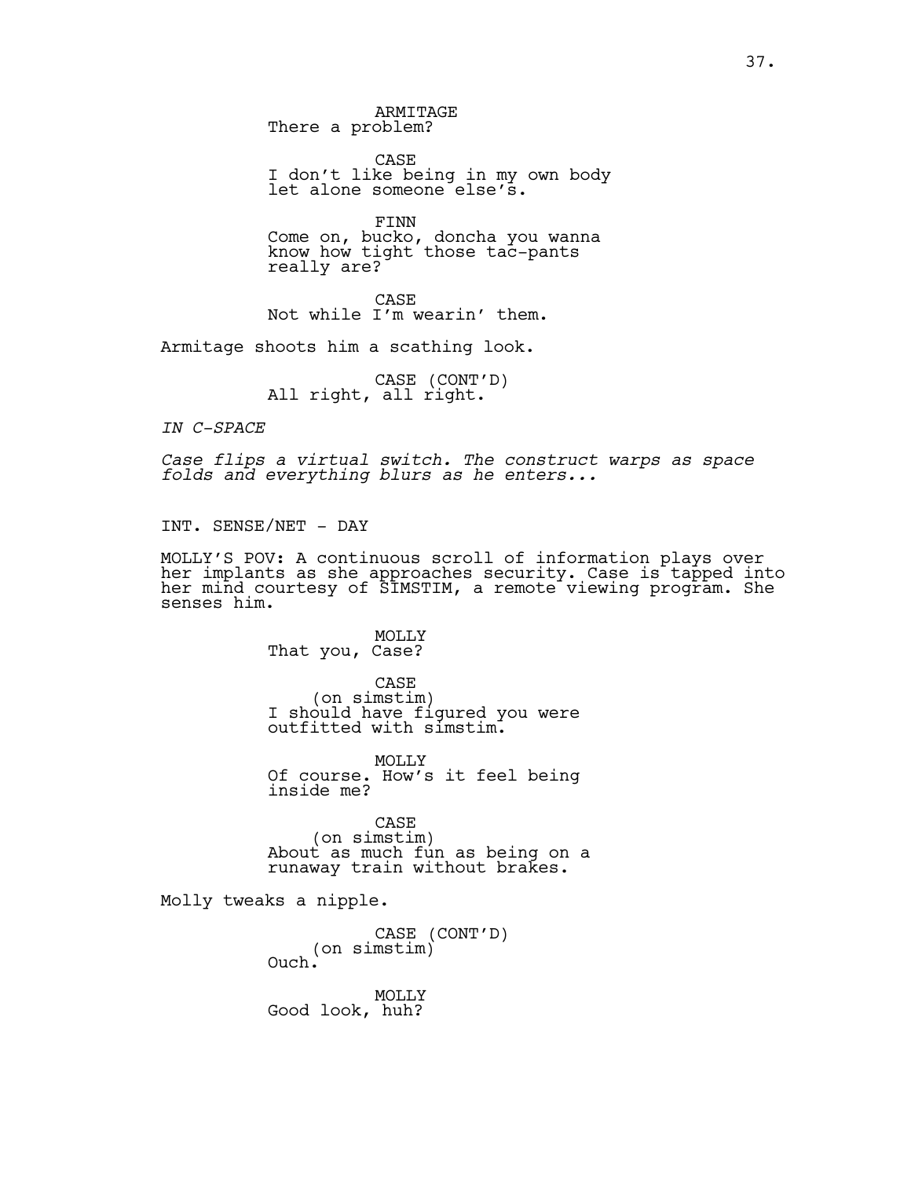ARMITAGE
There a problem?

CASE
I don't like being in my own body let alone someone else's.

FINN
Come on, bucko, doncha you wanna know how tight those tac-pants really are?

CASE
Not while I'm wearin' them.

Armitage shoots him a scathing look.

CASE (CONT'D)
All right, all right.

*IN C-SPACE*

*Case flips a virtual switch. The construct warps as space folds and everything blurs as he enters...*

INT. SENSE/NET - DAY

MOLLY'S POV: A continuous scroll of information plays over her implants as she approaches security. Case is tapped into her mind courtesy of SIMSTIM, a remote viewing program. She senses him.

MOLLY
That you, Case?

CASE
(on simstim)
I should have figured you were outfitted with simstim.

MOLLY
Of course. How's it feel being inside me?

CASE
(on simstim)
About as much fun as being on a runaway train without brakes.

Molly tweaks a nipple.

CASE (CONT'D)
(on simstim)
Ouch.

MOLLY
Good look, huh?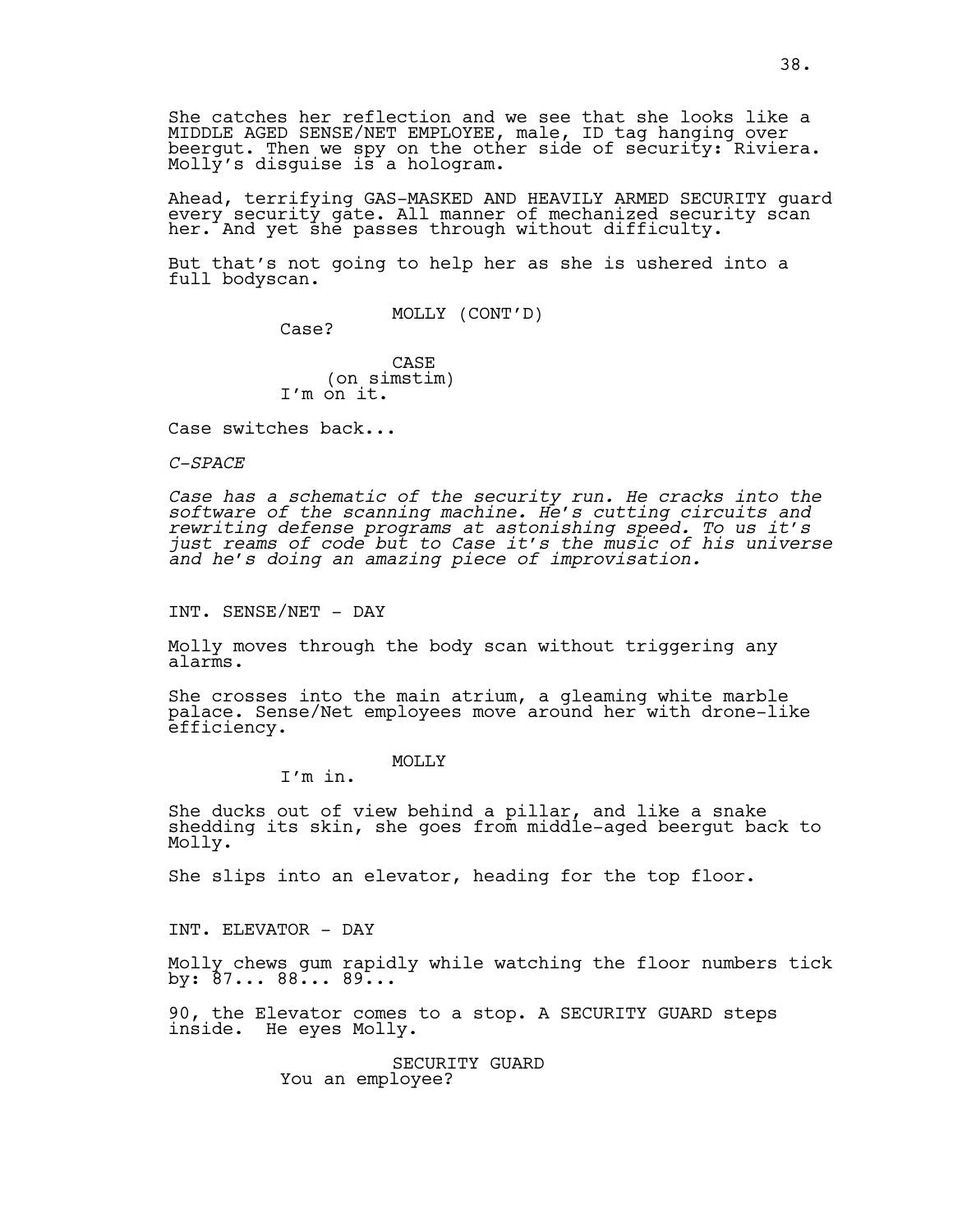She catches her reflection and we see that she looks like a MIDDLE AGED SENSE/NET EMPLOYEE, male, ID tag hanging over beergut. Then we spy on the other side of security: Riviera. Molly's disguise is a hologram.

Ahead, terrifying GAS-MASKED AND HEAVILY ARMED SECURITY guard every security gate. All manner of mechanized security scan her. And yet she passes through without difficulty.

But that's not going to help her as she is ushered into a full bodyscan.

MOLLY (CONT'D)
Case?

CASE
(on simstim)
I'm on it.

Case switches back...

*C-SPACE*

*Case has a schematic of the security run. He cracks into the software of the scanning machine. He's cutting circuits and rewriting defense programs at astonishing speed. To us it's just reams of code but to Case it's the music of his universe and he's doing an amazing piece of improvisation.*

INT. SENSE/NET - DAY

Molly moves through the body scan without triggering any alarms.

She crosses into the main atrium, a gleaming white marble palace. Sense/Net employees move around her with drone-like efficiency.

MOLLY
I'm in.

She ducks out of view behind a pillar, and like a snake shedding its skin, she goes from middle-aged beergut back to Molly.

She slips into an elevator, heading for the top floor.

INT. ELEVATOR - DAY

Molly chews gum rapidly while watching the floor numbers tick by: 87... 88... 89...

90, the Elevator comes to a stop. A SECURITY GUARD steps inside. He eyes Molly.

SECURITY GUARD
You an employee?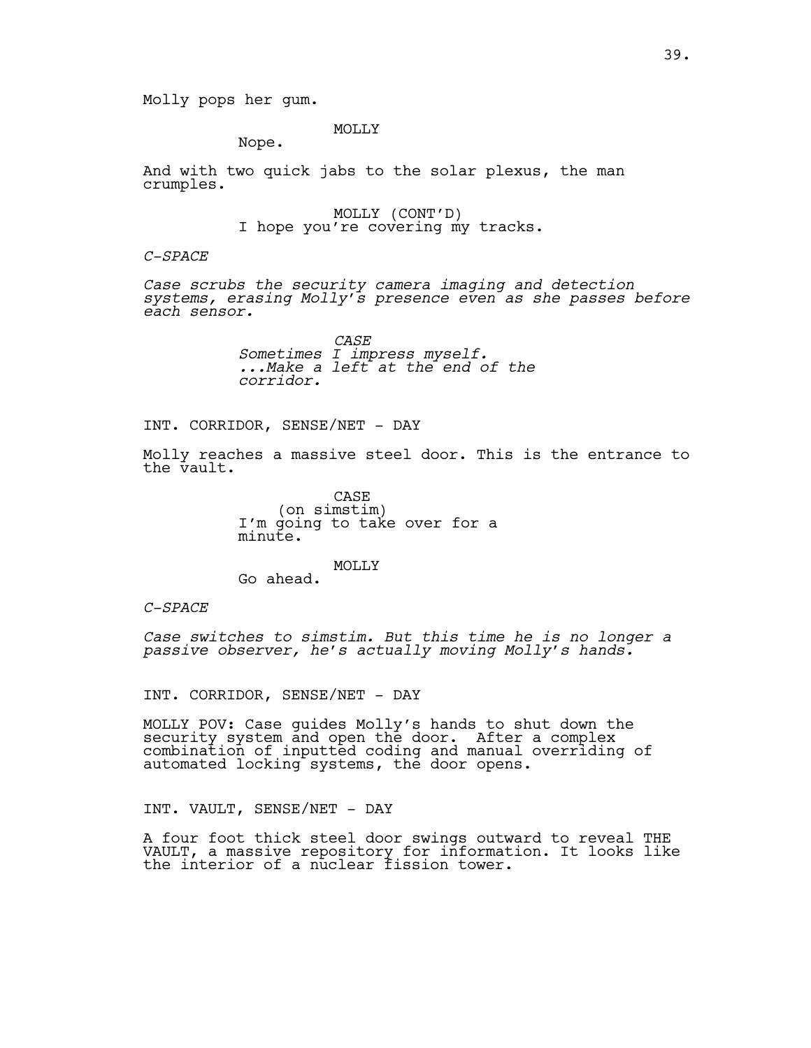Molly pops her gum.

MOLLY

Nope.

And with two quick jabs to the solar plexus, the man crumples.

MOLLY (CONT'D)

I hope you're covering my tracks.

*C-SPACE*

*Case scrubs the security camera imaging and detection systems, erasing Molly's presence even as she passes before each sensor.*

*CASE*

*Sometimes I impress myself. ...Make a left at the end of the corridor.*

INT. CORRIDOR, SENSE/NET - DAY

Molly reaches a massive steel door. This is the entrance to the vault.

CASE
(on simstim)

I'm going to take over for a minute.

MOLLY

Go ahead.

*C-SPACE*

*Case switches to simstim. But this time he is no longer a passive observer, he's actually moving Molly's hands.*

INT. CORRIDOR, SENSE/NET - DAY

MOLLY POV: Case guides Molly's hands to shut down the security system and open the door. After a complex combination of inputted coding and manual overriding of automated locking systems, the door opens.

INT. VAULT, SENSE/NET - DAY

A four foot thick steel door swings outward to reveal THE VAULT, a massive repository for information. It looks like the interior of a nuclear fission tower.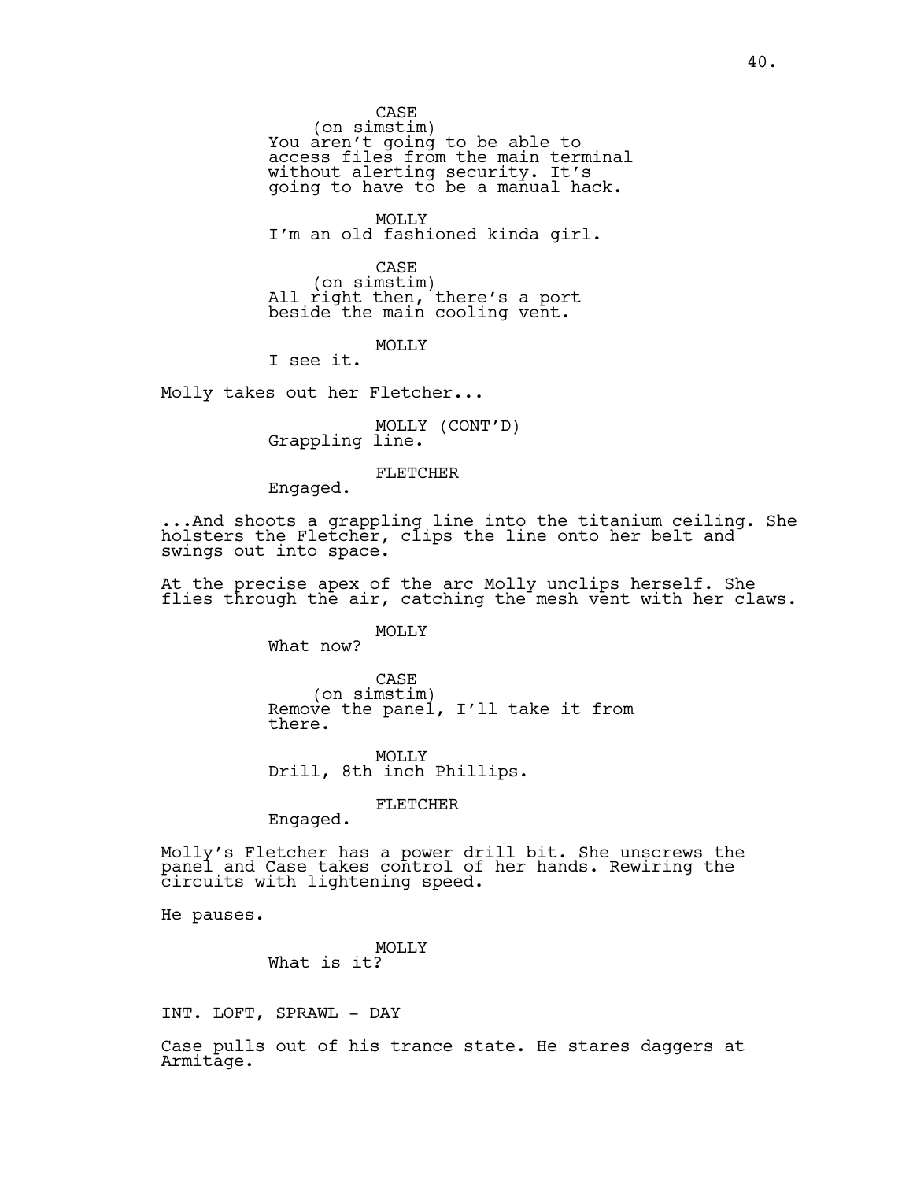CASE
(on simstim)
You aren't going to be able to access files from the main terminal without alerting security. It's going to have to be a manual hack.

MOLLY
I'm an old fashioned kinda girl.

CASE
(on simstim)
All right then, there's a port beside the main cooling vent.

MOLLY
I see it.

Molly takes out her Fletcher...

MOLLY (CONT'D)
Grappling line.

FLETCHER
Engaged.

...And shoots a grappling line into the titanium ceiling. She holsters the Fletcher, clips the line onto her belt and swings out into space.

At the precise apex of the arc Molly unclips herself. She flies through the air, catching the mesh vent with her claws.

MOLLY
What now?

CASE
(on simstim)
Remove the panel, I'll take it from there.

MOLLY
Drill, 8th inch Phillips.

FLETCHER
Engaged.

Molly's Fletcher has a power drill bit. She unscrews the panel and Case takes control of her hands. Rewiring the circuits with lightening speed.

He pauses.

MOLLY
What is it?

INT. LOFT, SPRAWL - DAY

Case pulls out of his trance state. He stares daggers at Armitage.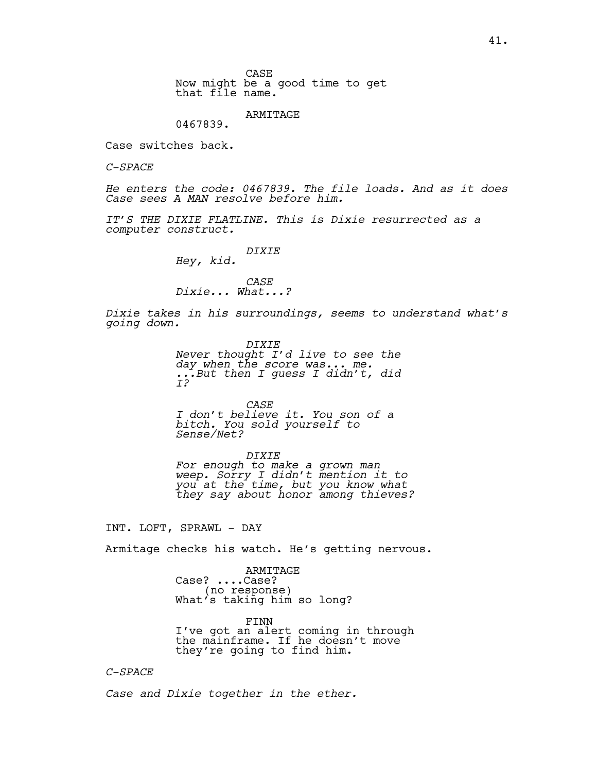CASE
Now might be a good time to get that file name.

ARMITAGE
0467839.

Case switches back.

*C-SPACE*

*He enters the code: 0467839. The file loads. And as it does Case sees A MAN resolve before him.*

*IT'S THE DIXIE FLATLINE. This is Dixie resurrected as a computer construct.*

*DIXIE*
*Hey, kid.*

*CASE*
*Dixie... What...?*

*Dixie takes in his surroundings, seems to understand what's going down.*

*DIXIE*
*Never thought I'd live to see the day when the score was... me. ...But then I guess I didn't, did I?*

*CASE*
*I don't believe it. You son of a bitch. You sold yourself to Sense/Net?*

*DIXIE*
*For enough to make a grown man weep. Sorry I didn't mention it to you at the time, but you know what they say about honor among thieves?*

INT. LOFT, SPRAWL - DAY

Armitage checks his watch. He's getting nervous.

ARMITAGE
Case? ....Case?
(no response)
What's taking him so long?

FINN
I've got an alert coming in through the mainframe. If he doesn't move they're going to find him.

*C-SPACE*

*Case and Dixie together in the ether.*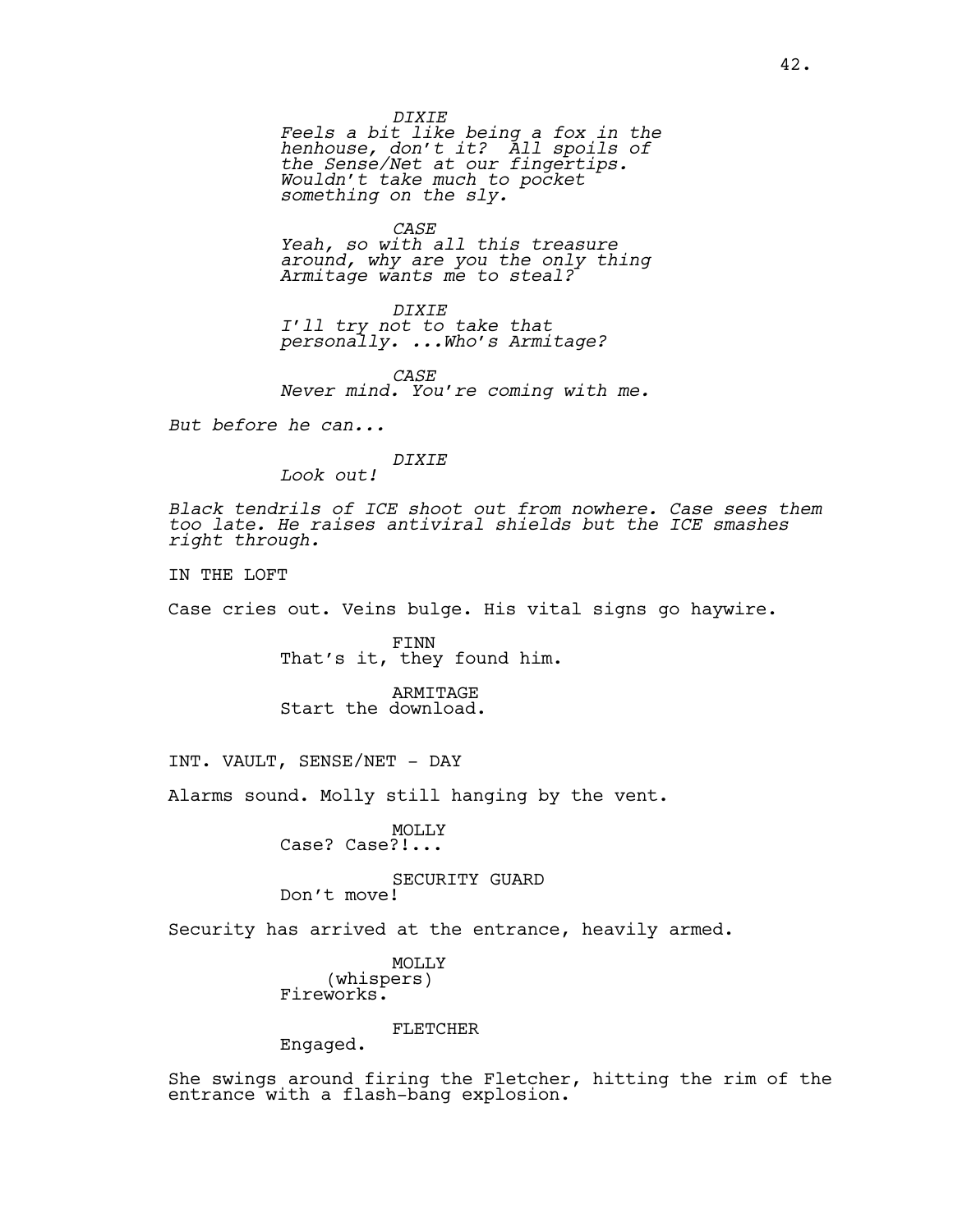*DIXIE*
*Feels a bit like being a fox in the henhouse, don't it? All spoils of the Sense/Net at our fingertips. Wouldn't take much to pocket something on the sly.*

*CASE*
*Yeah, so with all this treasure around, why are you the only thing Armitage wants me to steal?*

*DIXIE*
*I'll try not to take that personally. ...Who's Armitage?*

*CASE*
*Never mind. You're coming with me.*

*But before he can...*

*DIXIE*
*Look out!*

*Black tendrils of ICE shoot out from nowhere. Case sees them too late. He raises antiviral shields but the ICE smashes right through.*

IN THE LOFT

Case cries out. Veins bulge. His vital signs go haywire.

FINN
That's it, they found him.

ARMITAGE
Start the download.

INT. VAULT, SENSE/NET - DAY

Alarms sound. Molly still hanging by the vent.

MOLLY
Case? Case?!...

SECURITY GUARD
Don't move!

Security has arrived at the entrance, heavily armed.

MOLLY
(whispers)
Fireworks.

FLETCHER
Engaged.

She swings around firing the Fletcher, hitting the rim of the entrance with a flash-bang explosion.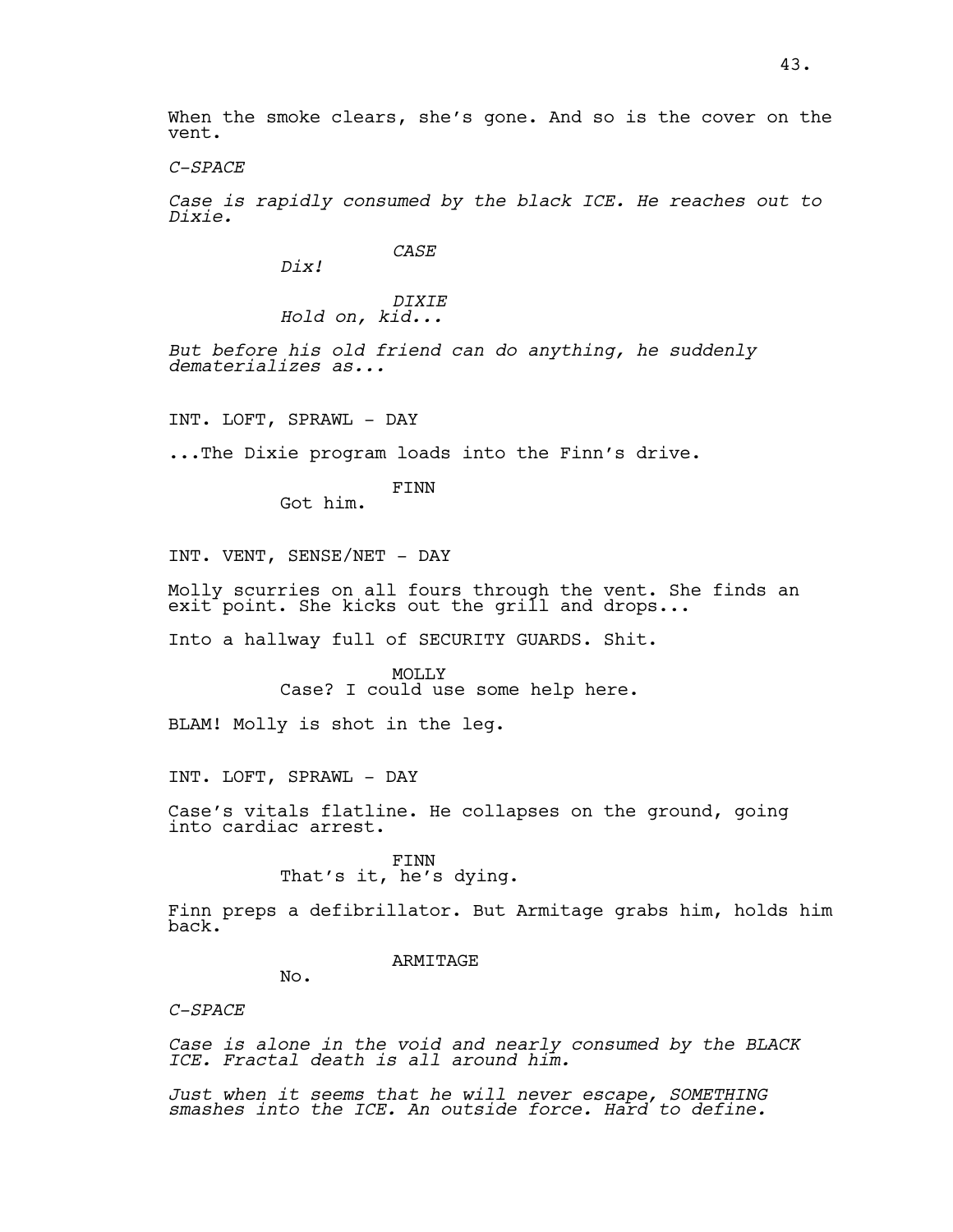When the smoke clears, she's gone. And so is the cover on the vent.

*C-SPACE*

*Case is rapidly consumed by the black ICE. He reaches out to Dixie.*

*CASE*
*Dix!*

*DIXIE*
*Hold on, kid...*

*But before his old friend can do anything, he suddenly dematerializes as...*

INT. LOFT, SPRAWL - DAY

...The Dixie program loads into the Finn's drive.

FINN
Got him.

INT. VENT, SENSE/NET - DAY

Molly scurries on all fours through the vent. She finds an exit point. She kicks out the grill and drops...

Into a hallway full of SECURITY GUARDS. Shit.

MOLLY
Case? I could use some help here.

BLAM! Molly is shot in the leg.

INT. LOFT, SPRAWL - DAY

Case's vitals flatline. He collapses on the ground, going into cardiac arrest.

FINN
That's it, he's dying.

Finn preps a defibrillator. But Armitage grabs him, holds him back.

ARMITAGE
No.

*C-SPACE*

*Case is alone in the void and nearly consumed by the BLACK ICE. Fractal death is all around him.*

*Just when it seems that he will never escape, SOMETHING smashes into the ICE. An outside force. Hard to define.*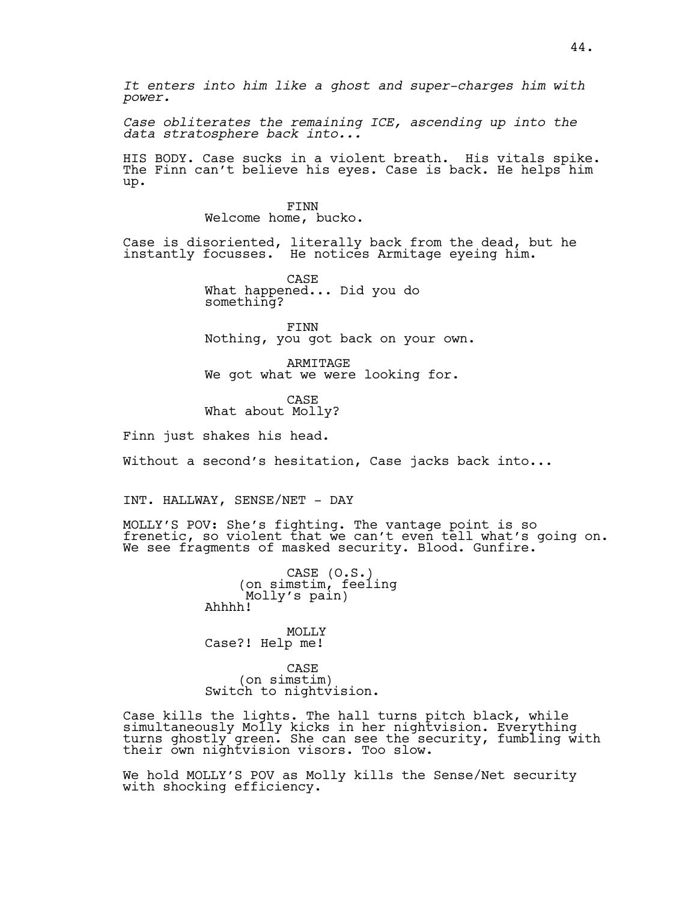*It enters into him like a ghost and super-charges him with power.*

*Case obliterates the remaining ICE, ascending up into the data stratosphere back into...*

HIS BODY. Case sucks in a violent breath. His vitals spike. The Finn can't believe his eyes. Case is back. He helps him up.

FINN
Welcome home, bucko.

Case is disoriented, literally back from the dead, but he instantly focusses. He notices Armitage eyeing him.

CASE
What happened... Did you do something?

FINN
Nothing, you got back on your own.

ARMITAGE
We got what we were looking for.

CASE
What about Molly?

Finn just shakes his head.

Without a second's hesitation, Case jacks back into...

INT. HALLWAY, SENSE/NET - DAY

MOLLY'S POV: She's fighting. The vantage point is so frenetic, so violent that we can't even tell what's going on. We see fragments of masked security. Blood. Gunfire.

CASE (O.S.)
(on simstim, feeling Molly's pain)
Ahhhh!

MOLLY
Case?! Help me!

CASE
(on simstim)
Switch to nightvision.

Case kills the lights. The hall turns pitch black, while simultaneously Molly kicks in her nightvision. Everything turns ghostly green. She can see the security, fumbling with their own nightvision visors. Too slow.

We hold MOLLY'S POV as Molly kills the Sense/Net security with shocking efficiency.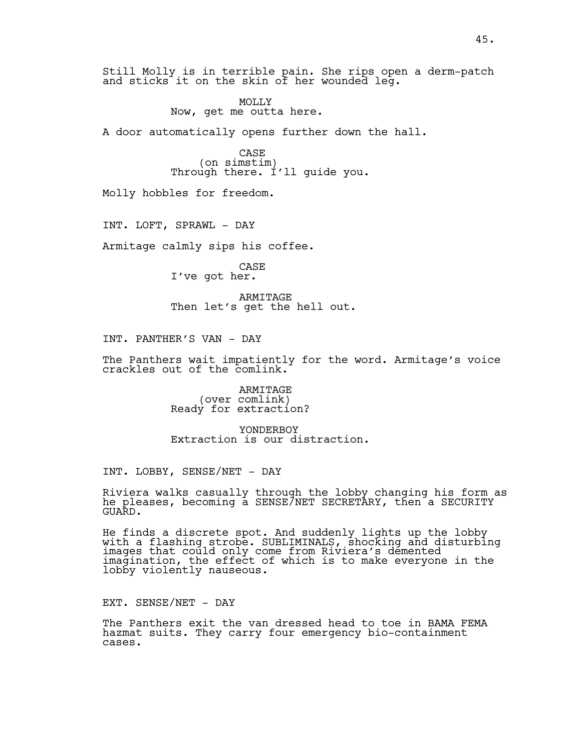Still Molly is in terrible pain. She rips open a derm-patch and sticks it on the skin of her wounded leg.

MOLLY
Now, get me outta here.

A door automatically opens further down the hall.

CASE
(on simstim)
Through there. I'll guide you.

Molly hobbles for freedom.

INT. LOFT, SPRAWL - DAY

Armitage calmly sips his coffee.

CASE
I've got her.

ARMITAGE
Then let's get the hell out.

INT. PANTHER'S VAN - DAY

The Panthers wait impatiently for the word. Armitage's voice crackles out of the comlink.

ARMITAGE
(over comlink)
Ready for extraction?

YONDERBOY
Extraction is our distraction.

INT. LOBBY, SENSE/NET - DAY

Riviera walks casually through the lobby changing his form as he pleases, becoming a SENSE/NET SECRETARY, then a SECURITY GUARD.

He finds a discrete spot. And suddenly lights up the lobby with a flashing strobe. SUBLIMINALS, shocking and disturbing images that could only come from Riviera's demented imagination, the effect of which is to make everyone in the lobby violently nauseous.

EXT. SENSE/NET - DAY

The Panthers exit the van dressed head to toe in BAMA FEMA hazmat suits. They carry four emergency bio-containment cases.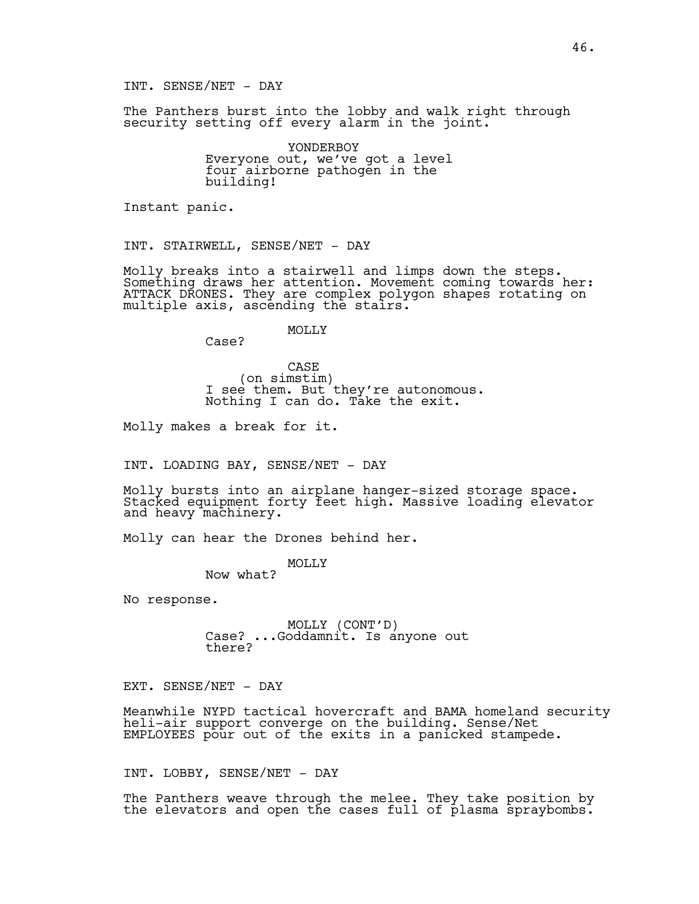INT. SENSE/NET - DAY

The Panthers burst into the lobby and walk right through security setting off every alarm in the joint.

YONDERBOY
Everyone out, we've got a level four airborne pathogen in the building!

Instant panic.

INT. STAIRWELL, SENSE/NET - DAY

Molly breaks into a stairwell and limps down the steps. Something draws her attention. Movement coming towards her: ATTACK DRONES. They are complex polygon shapes rotating on multiple axis, ascending the stairs.

MOLLY
Case?

CASE
(on simstim)
I see them. But they're autonomous. Nothing I can do. Take the exit.

Molly makes a break for it.

INT. LOADING BAY, SENSE/NET - DAY

Molly bursts into an airplane hanger-sized storage space. Stacked equipment forty feet high. Massive loading elevator and heavy machinery.

Molly can hear the Drones behind her.

MOLLY
Now what?

No response.

MOLLY (CONT'D)
Case? ...Goddamnit. Is anyone out there?

EXT. SENSE/NET - DAY

Meanwhile NYPD tactical hovercraft and BAMA homeland security heli-air support converge on the building. Sense/Net EMPLOYEES pour out of the exits in a panicked stampede.

INT. LOBBY, SENSE/NET - DAY

The Panthers weave through the melee. They take position by the elevators and open the cases full of plasma spraybombs.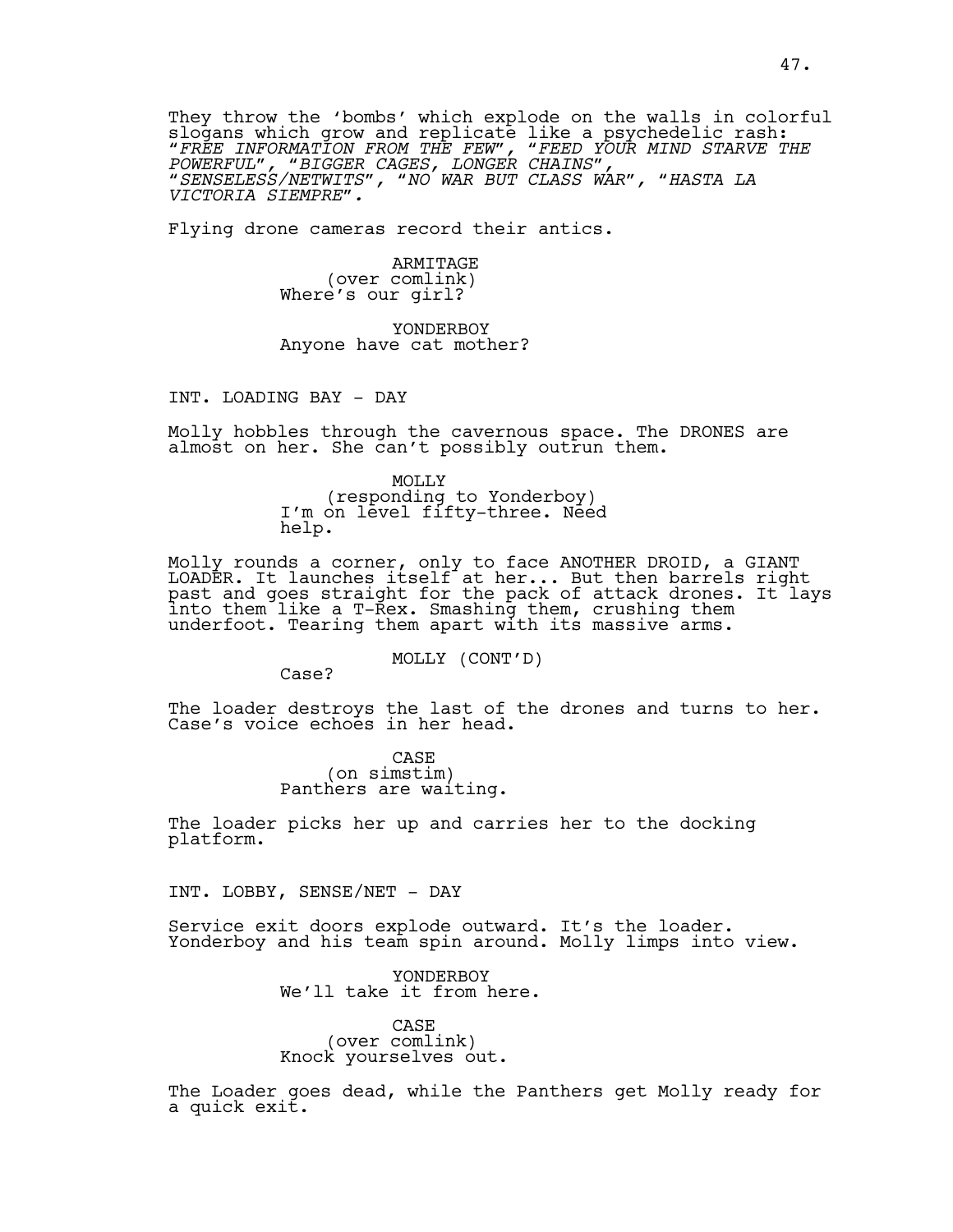They throw the 'bombs' which explode on the walls in colorful slogans which grow and replicate like a psychedelic rash: *"FREE INFORMATION FROM THE FEW", "FEED YOUR MIND STARVE THE POWERFUL", "BIGGER CAGES, LONGER CHAINS", "SENSELESS/NETWITS", "NO WAR BUT CLASS WAR", "HASTA LA VICTORIA SIEMPRE".*

Flying drone cameras record their antics.

ARMITAGE
(over comlink)
Where's our girl?

YONDERBOY
Anyone have cat mother?

INT. LOADING BAY - DAY

Molly hobbles through the cavernous space. The DRONES are almost on her. She can't possibly outrun them.

MOLLY
(responding to Yonderboy)
I'm on level fifty-three. Need help.

Molly rounds a corner, only to face ANOTHER DROID, a GIANT LOADER. It launches itself at her... But then barrels right past and goes straight for the pack of attack drones. It lays into them like a T-Rex. Smashing them, crushing them underfoot. Tearing them apart with its massive arms.

MOLLY (CONT'D)
Case?

The loader destroys the last of the drones and turns to her. Case's voice echoes in her head.

CASE
(on simstim)
Panthers are waiting.

The loader picks her up and carries her to the docking platform.

INT. LOBBY, SENSE/NET - DAY

Service exit doors explode outward. It's the loader. Yonderboy and his team spin around. Molly limps into view.

YONDERBOY
We'll take it from here.

CASE
(over comlink)
Knock yourselves out.

The Loader goes dead, while the Panthers get Molly ready for a quick exit.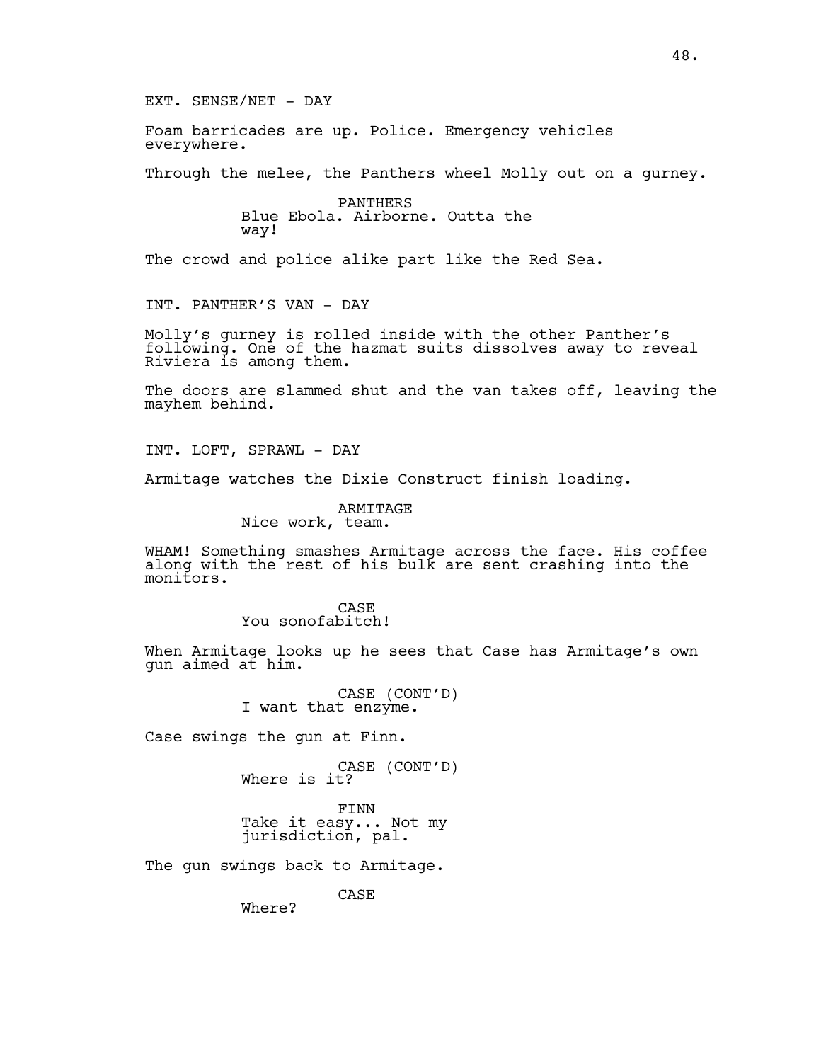EXT. SENSE/NET - DAY

Foam barricades are up. Police. Emergency vehicles everywhere.

Through the melee, the Panthers wheel Molly out on a gurney.

PANTHERS
Blue Ebola. Airborne. Outta the way!

The crowd and police alike part like the Red Sea.

INT. PANTHER'S VAN - DAY

Molly's gurney is rolled inside with the other Panther's following. One of the hazmat suits dissolves away to reveal Riviera is among them.

The doors are slammed shut and the van takes off, leaving the mayhem behind.

INT. LOFT, SPRAWL - DAY

Armitage watches the Dixie Construct finish loading.

ARMITAGE
Nice work, team.

WHAM! Something smashes Armitage across the face. His coffee along with the rest of his bulk are sent crashing into the monitors.

CASE
You sonofabitch!

When Armitage looks up he sees that Case has Armitage's own gun aimed at him.

CASE (CONT'D)
I want that enzyme.

Case swings the gun at Finn.

CASE (CONT'D)
Where is it?

FINN
Take it easy... Not my jurisdiction, pal.

The gun swings back to Armitage.

CASE
Where?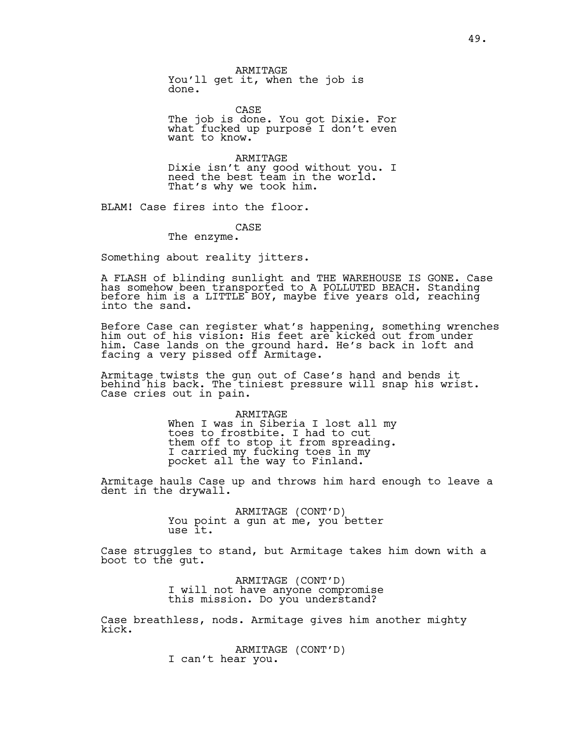ARMITAGE
You'll get it, when the job is done.

CASE
The job is done. You got Dixie. For what fucked up purpose I don't even want to know.

ARMITAGE
Dixie isn't any good without you. I need the best team in the world. That's why we took him.

BLAM! Case fires into the floor.

CASE
The enzyme.

Something about reality jitters.

A FLASH of blinding sunlight and THE WAREHOUSE IS GONE. Case has somehow been transported to A POLLUTED BEACH. Standing before him is a LITTLE BOY, maybe five years old, reaching into the sand.

Before Case can register what's happening, something wrenches him out of his vision: His feet are kicked out from under him. Case lands on the ground hard. He's back in loft and facing a very pissed off Armitage.

Armitage twists the gun out of Case's hand and bends it behind his back. The tiniest pressure will snap his wrist. Case cries out in pain.

ARMITAGE
When I was in Siberia I lost all my toes to frostbite. I had to cut them off to stop it from spreading. I carried my fucking toes in my pocket all the way to Finland.

Armitage hauls Case up and throws him hard enough to leave a dent in the drywall.

ARMITAGE (CONT'D)
You point a gun at me, you better use it.

Case struggles to stand, but Armitage takes him down with a boot to the gut.

ARMITAGE (CONT'D)
I will not have anyone compromise this mission. Do you understand?

Case breathless, nods. Armitage gives him another mighty kick.

ARMITAGE (CONT'D)
I can't hear you.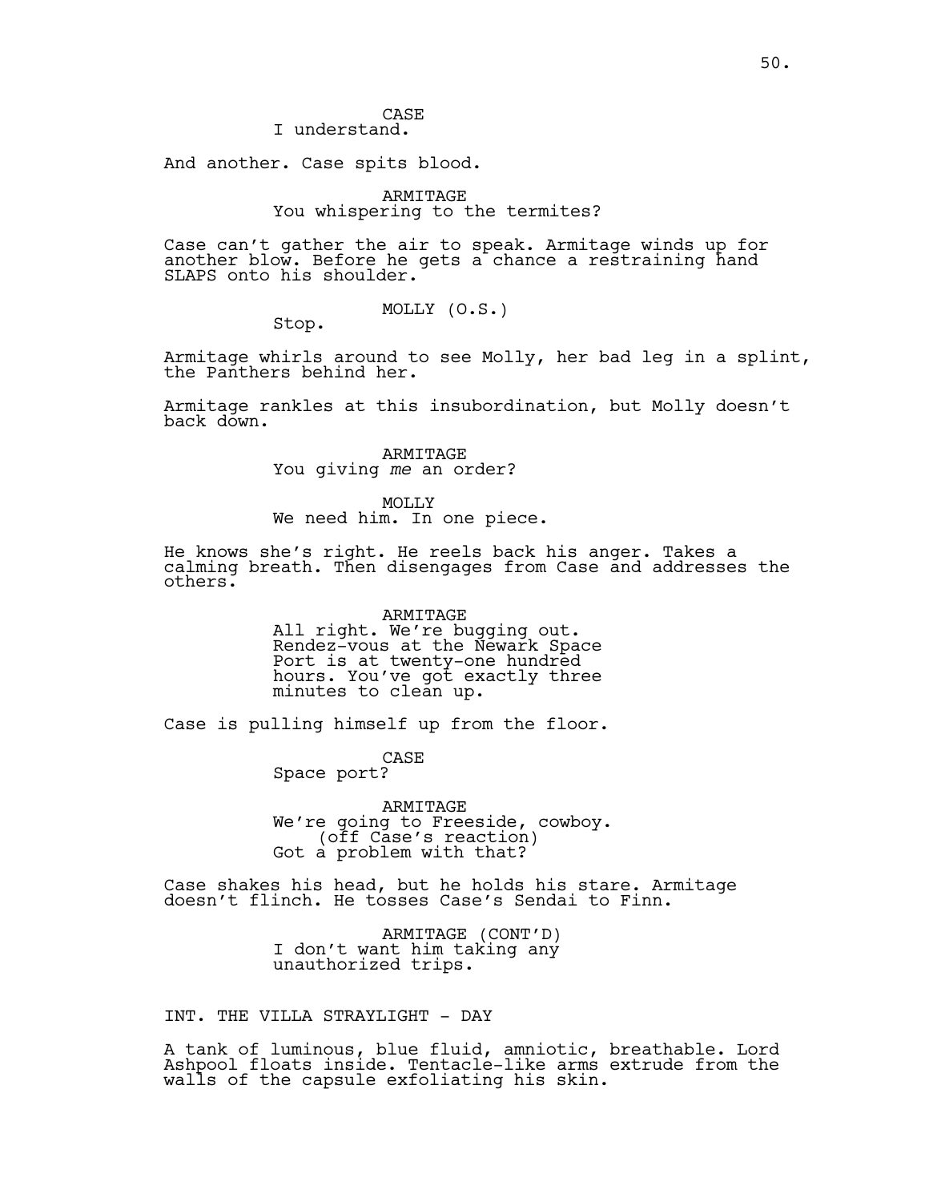CASE
I understand.

And another. Case spits blood.

ARMITAGE
You whispering to the termites?

Case can't gather the air to speak. Armitage winds up for another blow. Before he gets a chance a restraining hand SLAPS onto his shoulder.

MOLLY (O.S.)
Stop.

Armitage whirls around to see Molly, her bad leg in a splint, the Panthers behind her.

Armitage rankles at this insubordination, but Molly doesn't back down.

ARMITAGE
You giving *me* an order?

MOLLY
We need him. In one piece.

He knows she's right. He reels back his anger. Takes a calming breath. Then disengages from Case and addresses the others.

ARMITAGE
All right. We're bugging out. Rendez-vous at the Newark Space Port is at twenty-one hundred hours. You've got exactly three minutes to clean up.

Case is pulling himself up from the floor.

CASE
Space port?

ARMITAGE
We're going to Freeside, cowboy.
(off Case's reaction)
Got a problem with that?

Case shakes his head, but he holds his stare. Armitage doesn't flinch. He tosses Case's Sendai to Finn.

ARMITAGE (CONT'D)
I don't want him taking any unauthorized trips.

INT. THE VILLA STRAYLIGHT - DAY

A tank of luminous, blue fluid, amniotic, breathable. Lord Ashpool floats inside. Tentacle-like arms extrude from the walls of the capsule exfoliating his skin.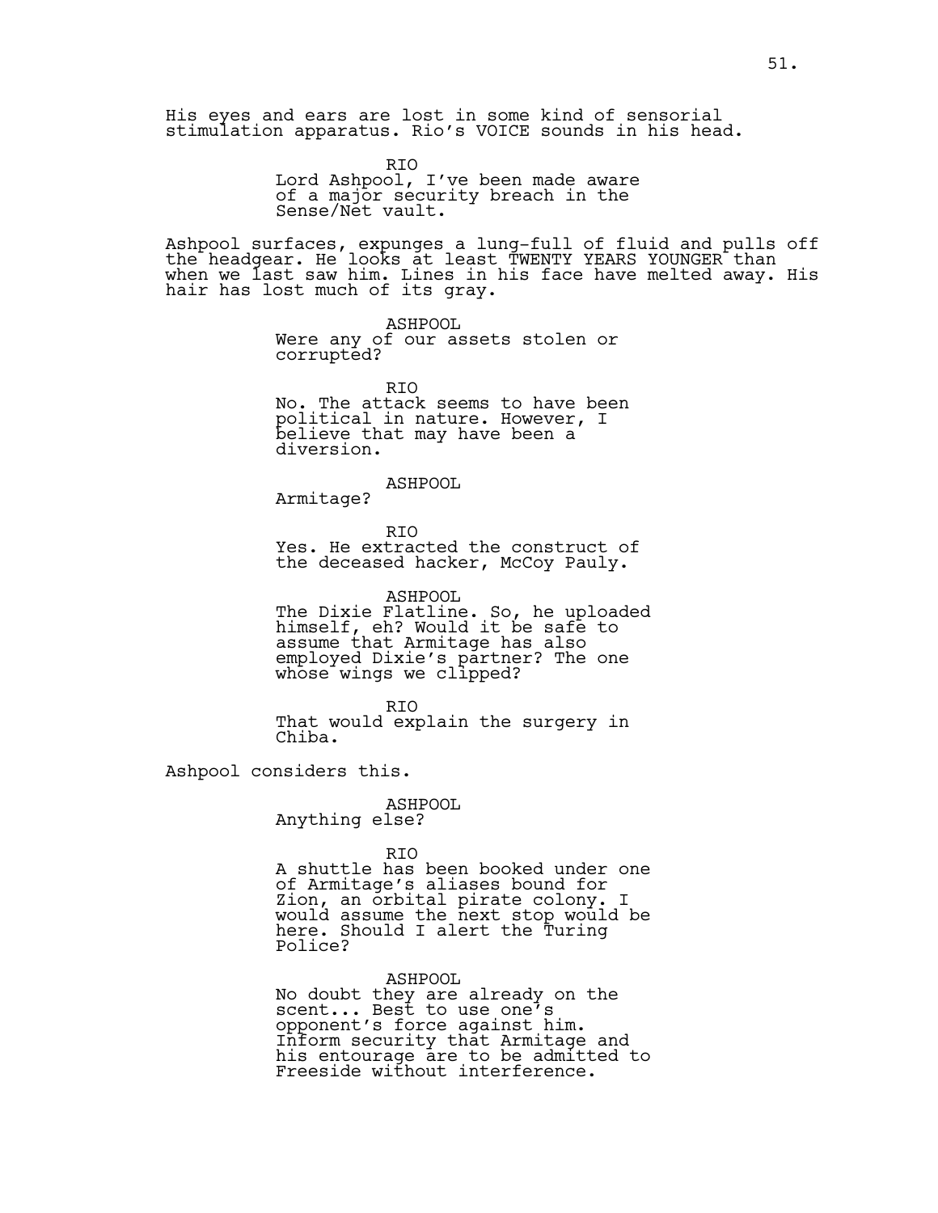His eyes and ears are lost in some kind of sensorial stimulation apparatus. Rio's VOICE sounds in his head.

RIO
Lord Ashpool, I've been made aware of a major security breach in the Sense/Net vault.

Ashpool surfaces, expunges a lung-full of fluid and pulls off the headgear. He looks at least TWENTY YEARS YOUNGER than when we last saw him. Lines in his face have melted away. His hair has lost much of its gray.

ASHPOOL
Were any of our assets stolen or corrupted?

RIO
No. The attack seems to have been political in nature. However, I believe that may have been a diversion.

ASHPOOL
Armitage?

RIO
Yes. He extracted the construct of the deceased hacker, McCoy Pauly.

ASHPOOL
The Dixie Flatline. So, he uploaded himself, eh? Would it be safe to assume that Armitage has also employed Dixie's partner? The one whose wings we clipped?

RIO
That would explain the surgery in Chiba.

Ashpool considers this.

ASHPOOL
Anything else?

RIO
A shuttle has been booked under one of Armitage's aliases bound for Zion, an orbital pirate colony. I would assume the next stop would be here. Should I alert the Turing Police?

ASHPOOL
No doubt they are already on the scent... Best to use one's opponent's force against him. Inform security that Armitage and his entourage are to be admitted to Freeside without interference.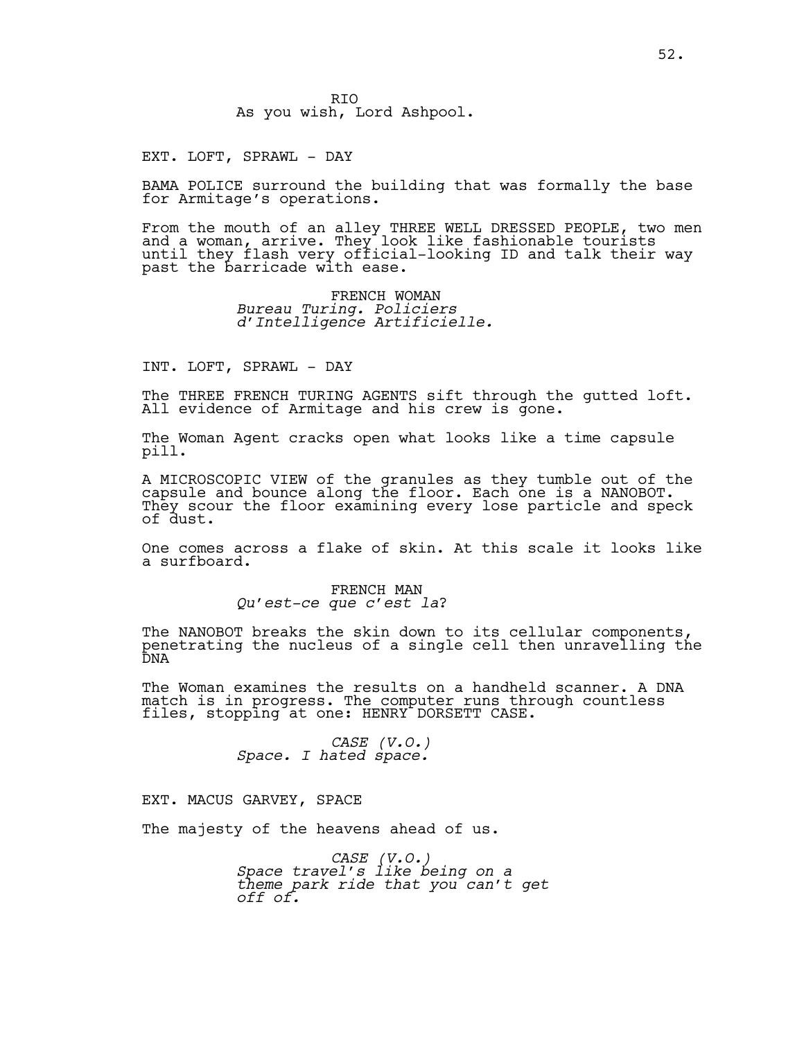RIO
As you wish, Lord Ashpool.

EXT. LOFT, SPRAWL - DAY

BAMA POLICE surround the building that was formally the base for Armitage's operations.

From the mouth of an alley THREE WELL DRESSED PEOPLE, two men and a woman, arrive. They look like fashionable tourists until they flash very official-looking ID and talk their way past the barricade with ease.

FRENCH WOMAN
*Bureau Turing. Policiers d'Intelligence Artificielle.*

INT. LOFT, SPRAWL - DAY

The THREE FRENCH TURING AGENTS sift through the gutted loft. All evidence of Armitage and his crew is gone.

The Woman Agent cracks open what looks like a time capsule pill.

A MICROSCOPIC VIEW of the granules as they tumble out of the capsule and bounce along the floor. Each one is a NANOBOT. They scour the floor examining every lose particle and speck of dust.

One comes across a flake of skin. At this scale it looks like a surfboard.

FRENCH MAN
*Qu'est-ce que c'est la*?

The NANOBOT breaks the skin down to its cellular components, penetrating the nucleus of a single cell then unravelling the DNA

The Woman examines the results on a handheld scanner. A DNA match is in progress. The computer runs through countless files, stopping at one: HENRY DORSETT CASE.

*CASE (V.O.)*
*Space. I hated space.*

EXT. MACUS GARVEY, SPACE

The majesty of the heavens ahead of us.

*CASE (V.O.)*
*Space travel's like being on a theme park ride that you can't get off of.*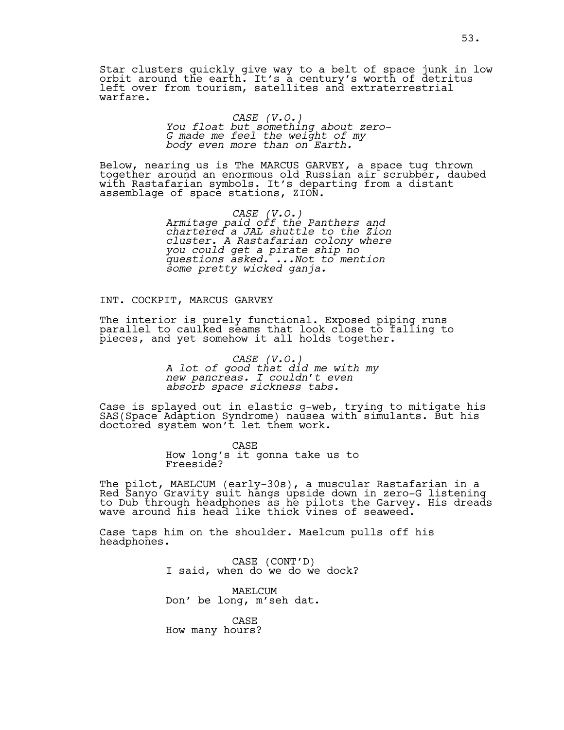Star clusters quickly give way to a belt of space junk in low orbit around the earth. It's a century's worth of detritus left over from tourism, satellites and extraterrestrial warfare.

CASE (V.O.)
*You float but something about zero-G made me feel the weight of my body even more than on Earth.*

Below, nearing us is The MARCUS GARVEY, a space tug thrown together around an enormous old Russian air scrubber, daubed with Rastafarian symbols. It's departing from a distant assemblage of space stations, ZION.

CASE (V.O.)
*Armitage paid off the Panthers and chartered a JAL shuttle to the Zion cluster. A Rastafarian colony where you could get a pirate ship no questions asked. ...Not to mention some pretty wicked ganja.*

INT. COCKPIT, MARCUS GARVEY

The interior is purely functional. Exposed piping runs parallel to caulked seams that look close to falling to pieces, and yet somehow it all holds together.

CASE (V.O.)
*A lot of good that did me with my new pancreas. I couldn't even absorb space sickness tabs.*

Case is splayed out in elastic g-web, trying to mitigate his SAS(Space Adaption Syndrome) nausea with simulants. But his doctored system won't let them work.

CASE
How long's it gonna take us to Freeside?

The pilot, MAELCUM (early-30s), a muscular Rastafarian in a Red Sanyo Gravity suit hangs upside down in zero-G listening to Dub through headphones as he pilots the Garvey. His dreads wave around his head like thick vines of seaweed.

Case taps him on the shoulder. Maelcum pulls off his headphones.

CASE (CONT'D)
I said, when do we do we dock?

MAELCUM
Don' be long, m'seh dat.

CASE
How many hours?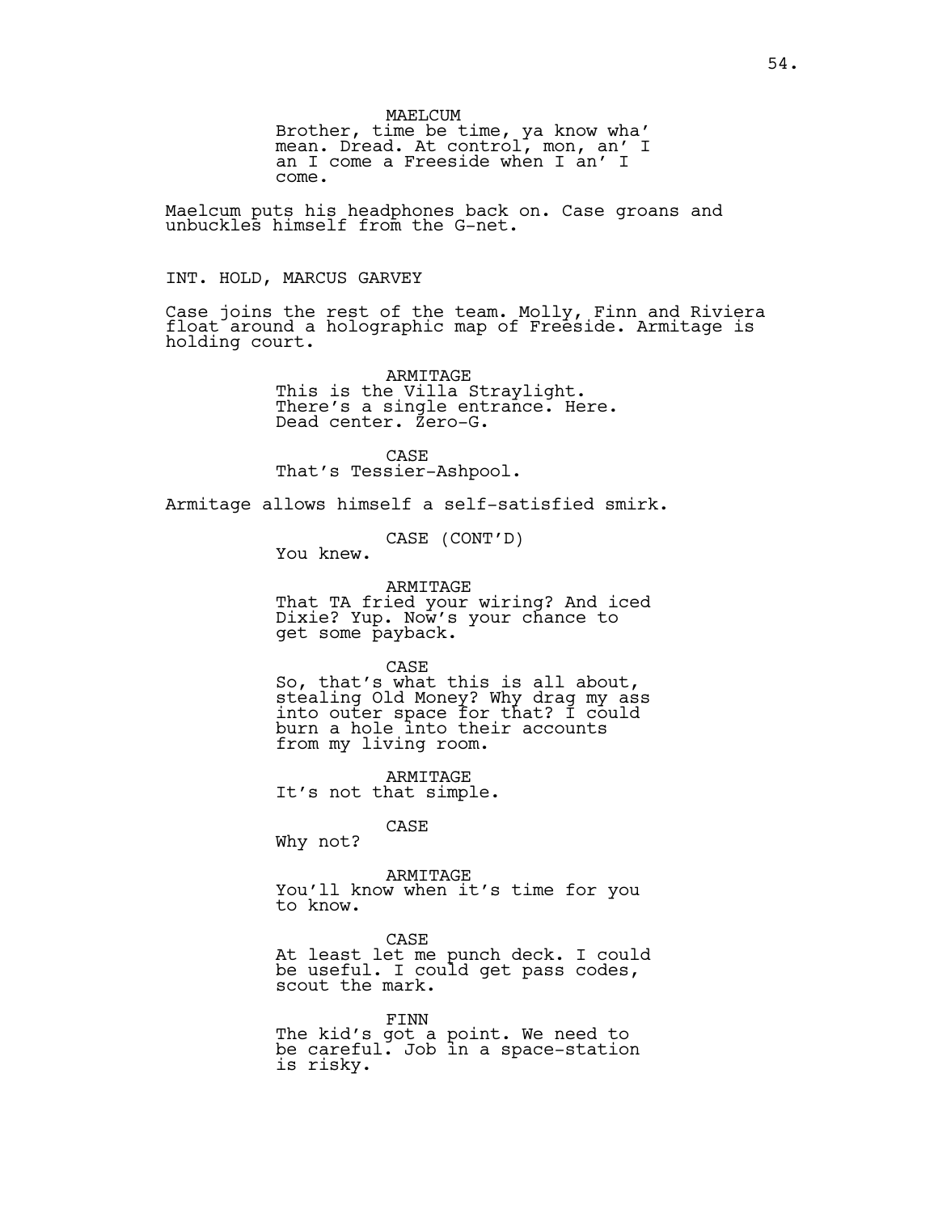MAELCUM
Brother, time be time, ya know wha' mean. Dread. At control, mon, an' I an I come a Freeside when I an' I come.

Maelcum puts his headphones back on. Case groans and unbuckles himself from the G-net.

INT. HOLD, MARCUS GARVEY

Case joins the rest of the team. Molly, Finn and Riviera float around a holographic map of Freeside. Armitage is holding court.

ARMITAGE
This is the Villa Straylight. There's a single entrance. Here. Dead center. Zero-G.

CASE
That's Tessier-Ashpool.

Armitage allows himself a self-satisfied smirk.

CASE (CONT'D)
You knew.

ARMITAGE
That TA fried your wiring? And iced Dixie? Yup. Now's your chance to get some payback.

CASE
So, that's what this is all about, stealing Old Money? Why drag my ass into outer space for that? I could burn a hole into their accounts from my living room.

ARMITAGE
It's not that simple.

CASE
Why not?

ARMITAGE
You'll know when it's time for you to know.

CASE
At least let me punch deck. I could be useful. I could get pass codes, scout the mark.

FINN
The kid's got a point. We need to be careful. Job in a space-station is risky.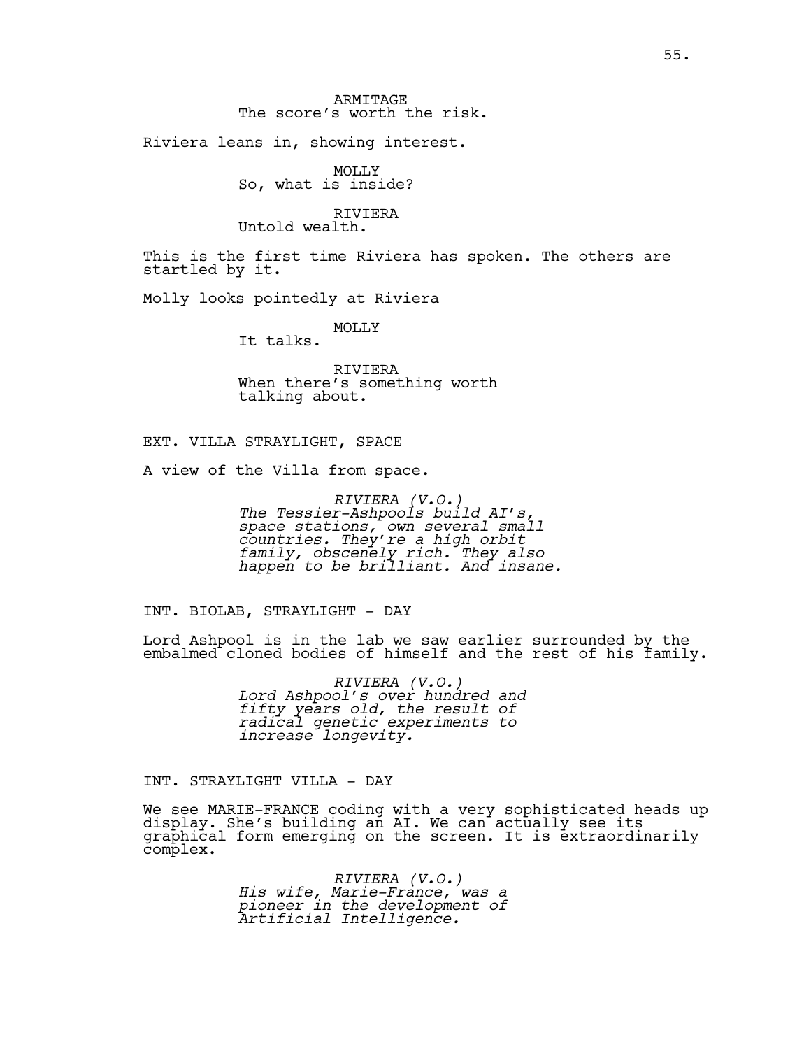ARMITAGE
The score's worth the risk.

Riviera leans in, showing interest.

MOLLY
So, what is inside?

RIVIERA
Untold wealth.

This is the first time Riviera has spoken. The others are startled by it.

Molly looks pointedly at Riviera

MOLLY
It talks.

RIVIERA
When there's something worth talking about.

EXT. VILLA STRAYLIGHT, SPACE

A view of the Villa from space.

*RIVIERA (V.O.)*
*The Tessier-Ashpools build AI's, space stations, own several small countries. They're a high orbit family, obscenely rich. They also happen to be brilliant. And insane.*

INT. BIOLAB, STRAYLIGHT - DAY

Lord Ashpool is in the lab we saw earlier surrounded by the embalmed cloned bodies of himself and the rest of his family.

*RIVIERA (V.O.)*
*Lord Ashpool's over hundred and fifty years old, the result of radical genetic experiments to increase longevity.*

INT. STRAYLIGHT VILLA - DAY

We see MARIE-FRANCE coding with a very sophisticated heads up display. She's building an AI. We can actually see its graphical form emerging on the screen. It is extraordinarily complex.

*RIVIERA (V.O.)*
*His wife, Marie-France, was a pioneer in the development of Artificial Intelligence.*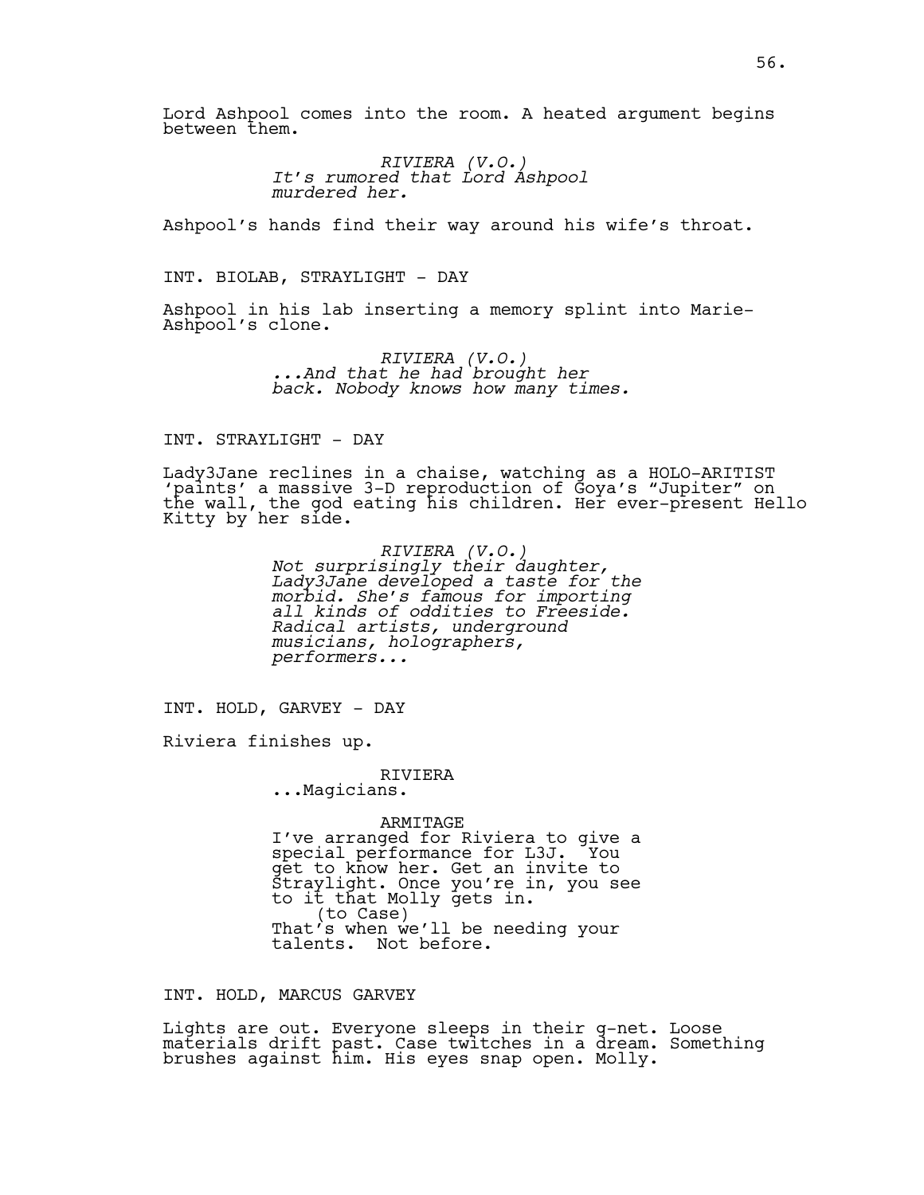Lord Ashpool comes into the room. A heated argument begins between them.

RIVIERA (V.O.)
*It's rumored that Lord Ashpool murdered her.*

Ashpool's hands find their way around his wife's throat.

INT. BIOLAB, STRAYLIGHT - DAY

Ashpool in his lab inserting a memory splint into Marie-Ashpool's clone.

RIVIERA (V.O.)
*...And that he had brought her back. Nobody knows how many times.*

INT. STRAYLIGHT - DAY

Lady3Jane reclines in a chaise, watching as a HOLO-ARITIST 'paints' a massive 3-D reproduction of Goya's "Jupiter" on the wall, the god eating his children. Her ever-present Hello Kitty by her side.

RIVIERA (V.O.)
*Not surprisingly their daughter, Lady3Jane developed a taste for the morbid. She's famous for importing all kinds of oddities to Freeside. Radical artists, underground musicians, holographers, performers...*

INT. HOLD, GARVEY - DAY

Riviera finishes up.

RIVIERA
...Magicians.

ARMITAGE
I've arranged for Riviera to give a special performance for L3J. You get to know her. Get an invite to Straylight. Once you're in, you see to it that Molly gets in.
(to Case)
That's when we'll be needing your talents. Not before.

INT. HOLD, MARCUS GARVEY

Lights are out. Everyone sleeps in their g-net. Loose materials drift past. Case twitches in a dream. Something brushes against him. His eyes snap open. Molly.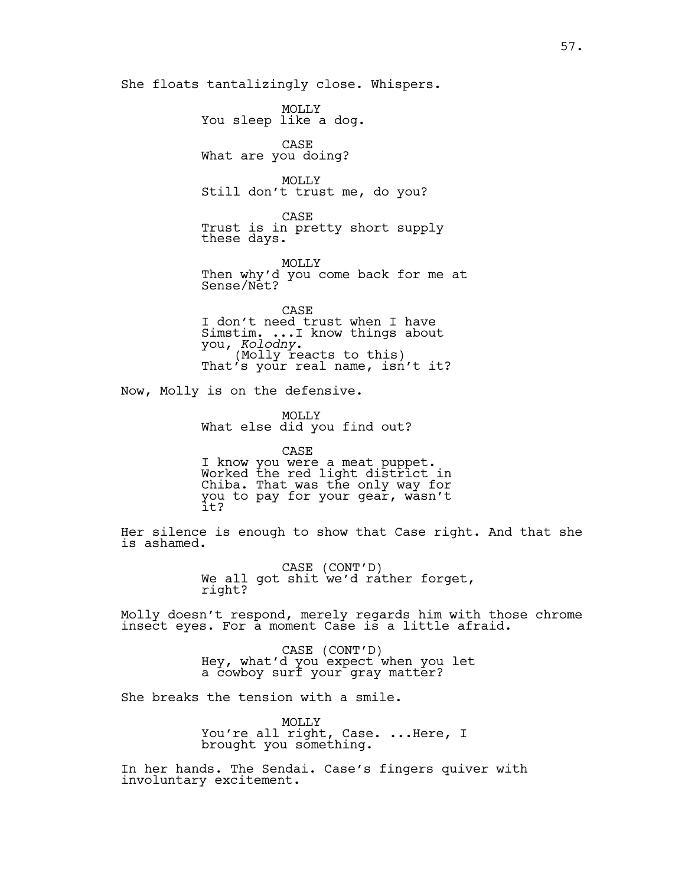She floats tantalizingly close. Whispers.

MOLLY
You sleep like a dog.

CASE
What are you doing?

MOLLY
Still don't trust me, do you?

CASE
Trust is in pretty short supply these days.

MOLLY
Then why'd you come back for me at Sense/Net?

CASE
I don't need trust when I have Simstim. ...I know things about you, *Kolodny*.
(Molly reacts to this)
That's your real name, isn't it?

Now, Molly is on the defensive.

MOLLY
What else did you find out?

CASE
I know you were a meat puppet. Worked the red light district in Chiba. That was the only way for you to pay for your gear, wasn't it?

Her silence is enough to show that Case right. And that she is ashamed.

CASE (CONT'D)
We all got shit we'd rather forget, right?

Molly doesn't respond, merely regards him with those chrome insect eyes. For a moment Case is a little afraid.

CASE (CONT'D)
Hey, what'd you expect when you let a cowboy surf your gray matter?

She breaks the tension with a smile.

MOLLY
You're all right, Case. ...Here, I brought you something.

In her hands. The Sendai. Case's fingers quiver with involuntary excitement.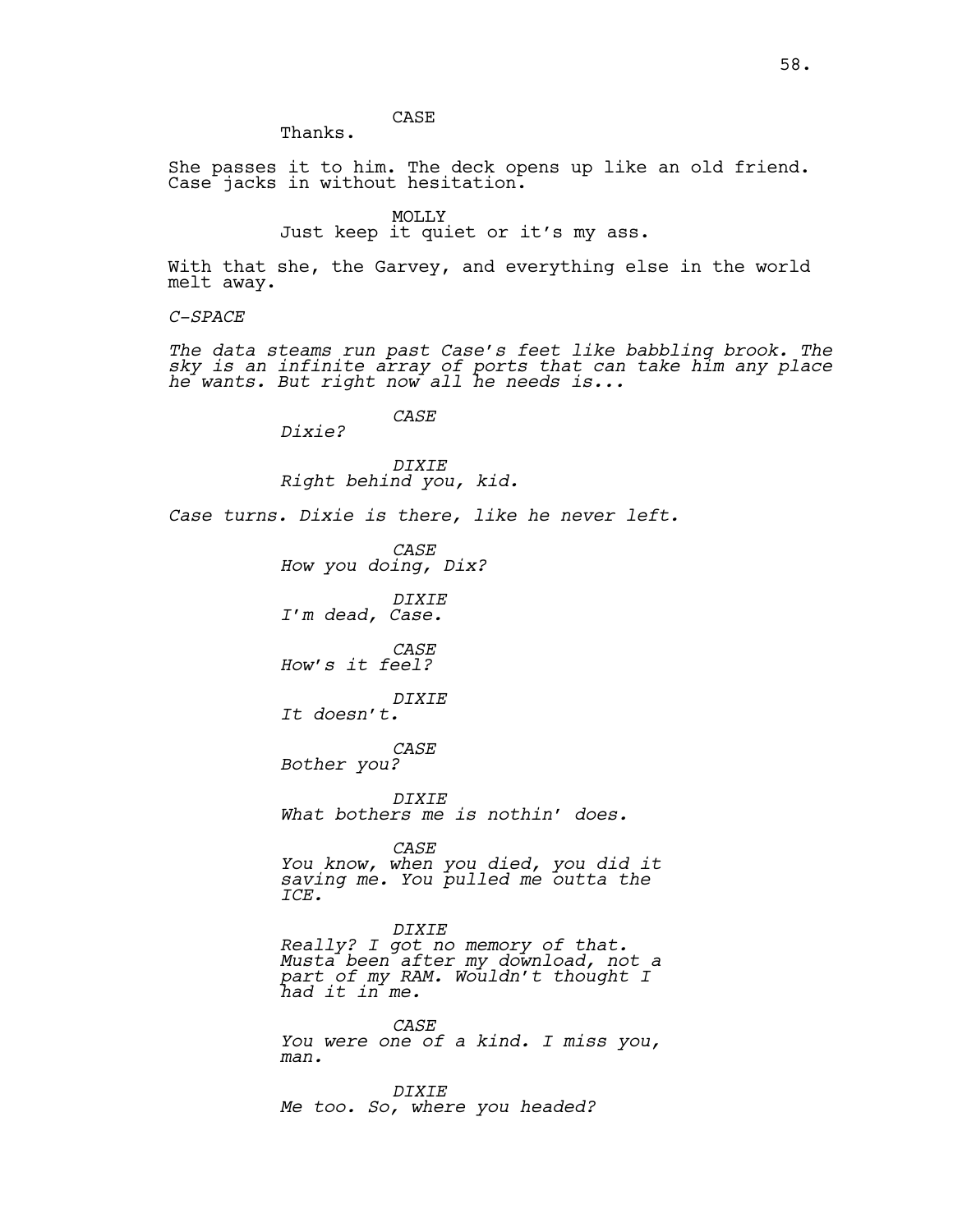CASE
Thanks.

She passes it to him. The deck opens up like an old friend. Case jacks in without hesitation.

MOLLY
Just keep it quiet or it's my ass.

With that she, the Garvey, and everything else in the world melt away.

*C-SPACE*

*The data steams run past Case's feet like babbling brook. The sky is an infinite array of ports that can take him any place he wants. But right now all he needs is...*

*CASE*
*Dixie?*

*DIXIE*
*Right behind you, kid.*

*Case turns. Dixie is there, like he never left.*

*CASE*
*How you doing, Dix?*

*DIXIE*
*I'm dead, Case.*

*CASE*
*How's it feel?*

*DIXIE*
*It doesn't.*

*CASE*
*Bother you?*

*DIXIE*
*What bothers me is nothin' does.*

*CASE*
*You know, when you died, you did it saving me. You pulled me outta the ICE.*

*DIXIE*
*Really? I got no memory of that. Musta been after my download, not a part of my RAM. Wouldn't thought I had it in me.*

*CASE*
*You were one of a kind. I miss you, man.*

*DIXIE*
*Me too. So, where you headed?*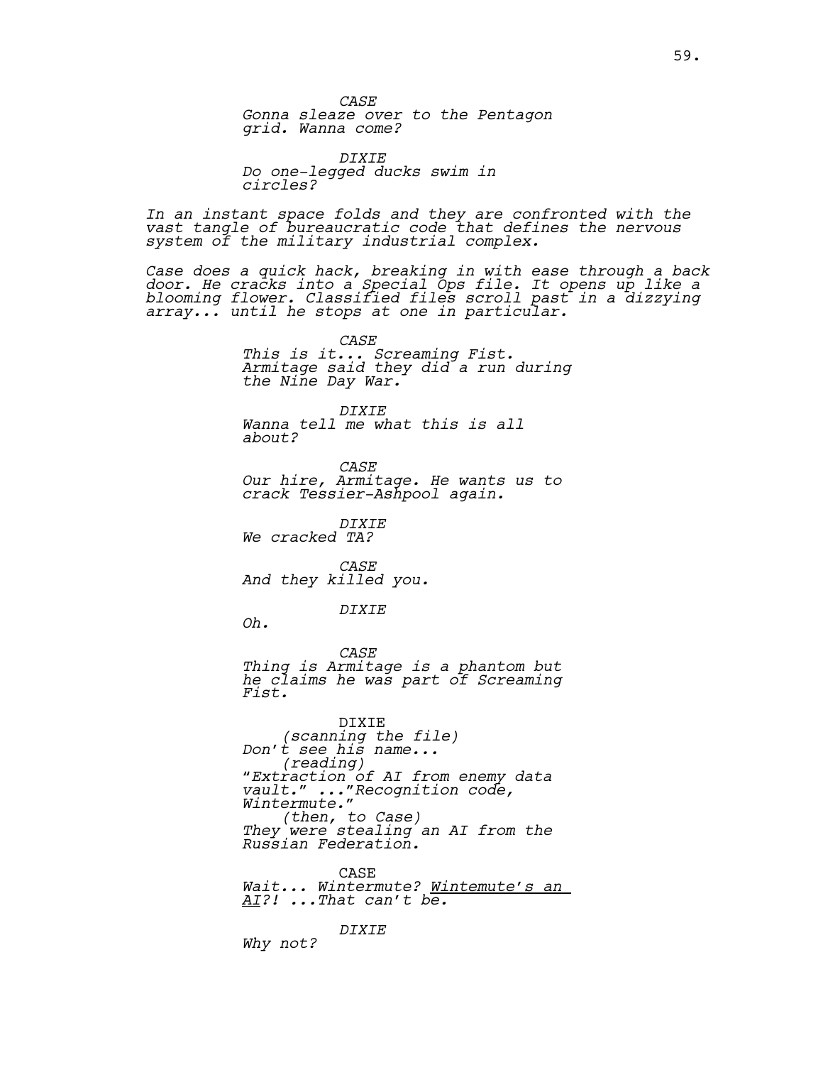*CASE*
*Gonna sleaze over to the Pentagon grid. Wanna come?*

*DIXIE*
*Do one-legged ducks swim in circles?*

*In an instant space folds and they are confronted with the vast tangle of bureaucratic code that defines the nervous system of the military industrial complex.*

*Case does a quick hack, breaking in with ease through a back door. He cracks into a Special Ops file. It opens up like a blooming flower. Classified files scroll past in a dizzying array... until he stops at one in particular.*

*CASE*
*This is it... Screaming Fist. Armitage said they did a run during the Nine Day War.*

*DIXIE*
*Wanna tell me what this is all about?*

*CASE*
*Our hire, Armitage. He wants us to crack Tessier-Ashpool again.*

*DIXIE*
*We cracked TA?*

*CASE*
*And they killed you.*

*DIXIE*
*Oh.*

*CASE*
*Thing is Armitage is a phantom but he claims he was part of Screaming Fist.*

DIXIE
*(scanning the file)*
*Don't see his name...*
*(reading)*
*"Extraction of AI from enemy data vault." ..."Recognition code, Wintermute."*
*(then, to Case)*
*They were stealing an AI from the Russian Federation.*

CASE
*Wait... Wintermute? <u>Wintemute's an AI</u>?! ...That can't be.*

*DIXIE*
*Why not?*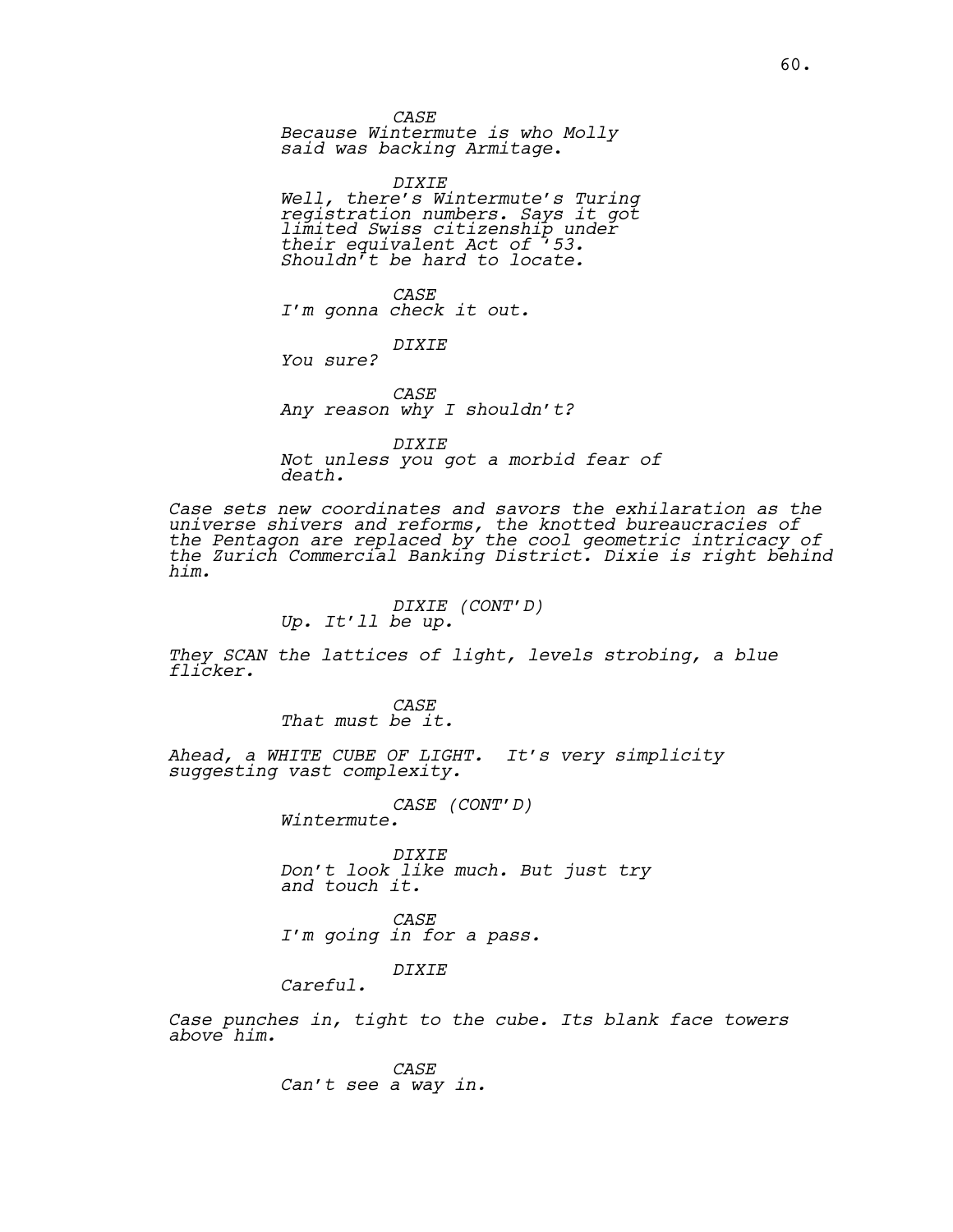*CASE*
*Because Wintermute is who Molly said was backing Armitage.*

*DIXIE*
*Well, there's Wintermute's Turing registration numbers. Says it got limited Swiss citizenship under their equivalent Act of '53. Shouldn't be hard to locate.*

*CASE*
*I'm gonna check it out.*

*DIXIE*
*You sure?*

*CASE*
*Any reason why I shouldn't?*

*DIXIE*
*Not unless you got a morbid fear of death.*

*Case sets new coordinates and savors the exhilaration as the universe shivers and reforms, the knotted bureaucracies of the Pentagon are replaced by the cool geometric intricacy of the Zurich Commercial Banking District. Dixie is right behind him.*

*DIXIE (CONT'D)*
*Up. It'll be up.*

*They SCAN the lattices of light, levels strobing, a blue flicker.*

*CASE*
*That must be it.*

*Ahead, a WHITE CUBE OF LIGHT. It's very simplicity suggesting vast complexity.*

*CASE (CONT'D)*
*Wintermute.*

*DIXIE*
*Don't look like much. But just try and touch it.*

*CASE*
*I'm going in for a pass.*

*DIXIE*
*Careful.*

*Case punches in, tight to the cube. Its blank face towers above him.*

*CASE*
*Can't see a way in.*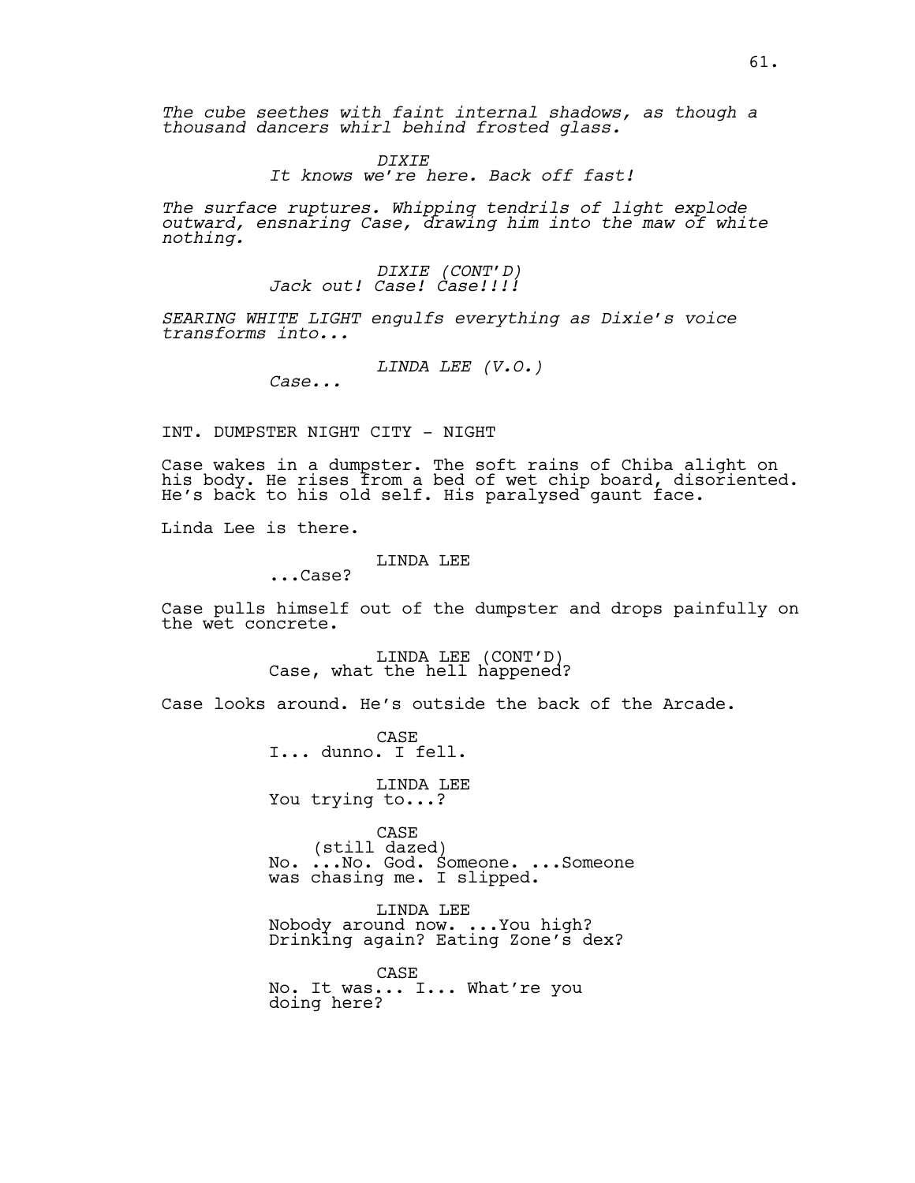*The cube seethes with faint internal shadows, as though a thousand dancers whirl behind frosted glass.*

*DIXIE*
*It knows we're here. Back off fast!*

*The surface ruptures. Whipping tendrils of light explode outward, ensnaring Case, drawing him into the maw of white nothing.*

*DIXIE (CONT'D)*
*Jack out! Case! Case!!!!*

*SEARING WHITE LIGHT engulfs everything as Dixie's voice transforms into...*

*LINDA LEE (V.O.)*
*Case...*

INT. DUMPSTER NIGHT CITY - NIGHT

Case wakes in a dumpster. The soft rains of Chiba alight on his body. He rises from a bed of wet chip board, disoriented. He's back to his old self. His paralysed gaunt face.

Linda Lee is there.

LINDA LEE
...Case?

Case pulls himself out of the dumpster and drops painfully on the wet concrete.

LINDA LEE (CONT'D)
Case, what the hell happened?

Case looks around. He's outside the back of the Arcade.

CASE
I... dunno. I fell.

LINDA LEE
You trying to...?

CASE
(still dazed)
No. ...No. God. Someone. ...Someone was chasing me. I slipped.

LINDA LEE
Nobody around now. ...You high? Drinking again? Eating Zone's dex?

CASE
No. It was... I... What're you doing here?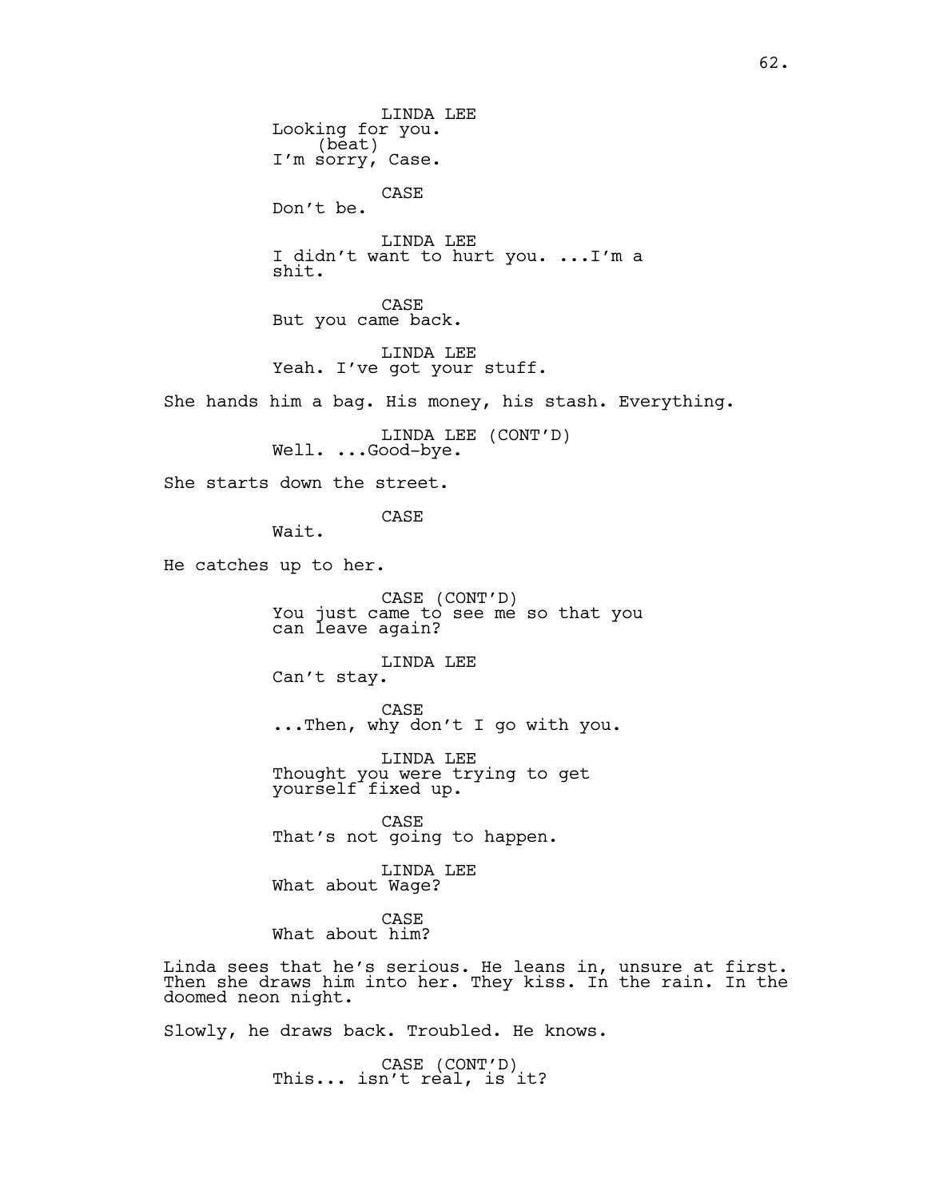LINDA LEE
Looking for you.
(beat)
I'm sorry, Case.

CASE
Don't be.

LINDA LEE
I didn't want to hurt you. ...I'm a shit.

CASE
But you came back.

LINDA LEE
Yeah. I've got your stuff.

She hands him a bag. His money, his stash. Everything.

LINDA LEE (CONT'D)
Well. ...Good-bye.

She starts down the street.

CASE
Wait.

He catches up to her.

CASE (CONT'D)
You just came to see me so that you can leave again?

LINDA LEE
Can't stay.

CASE
...Then, why don't I go with you.

LINDA LEE
Thought you were trying to get yourself fixed up.

CASE
That's not going to happen.

LINDA LEE
What about Wage?

CASE
What about him?

Linda sees that he's serious. He leans in, unsure at first. Then she draws him into her. They kiss. In the rain. In the doomed neon night.

Slowly, he draws back. Troubled. He knows.

CASE (CONT'D)
This... isn't real, is it?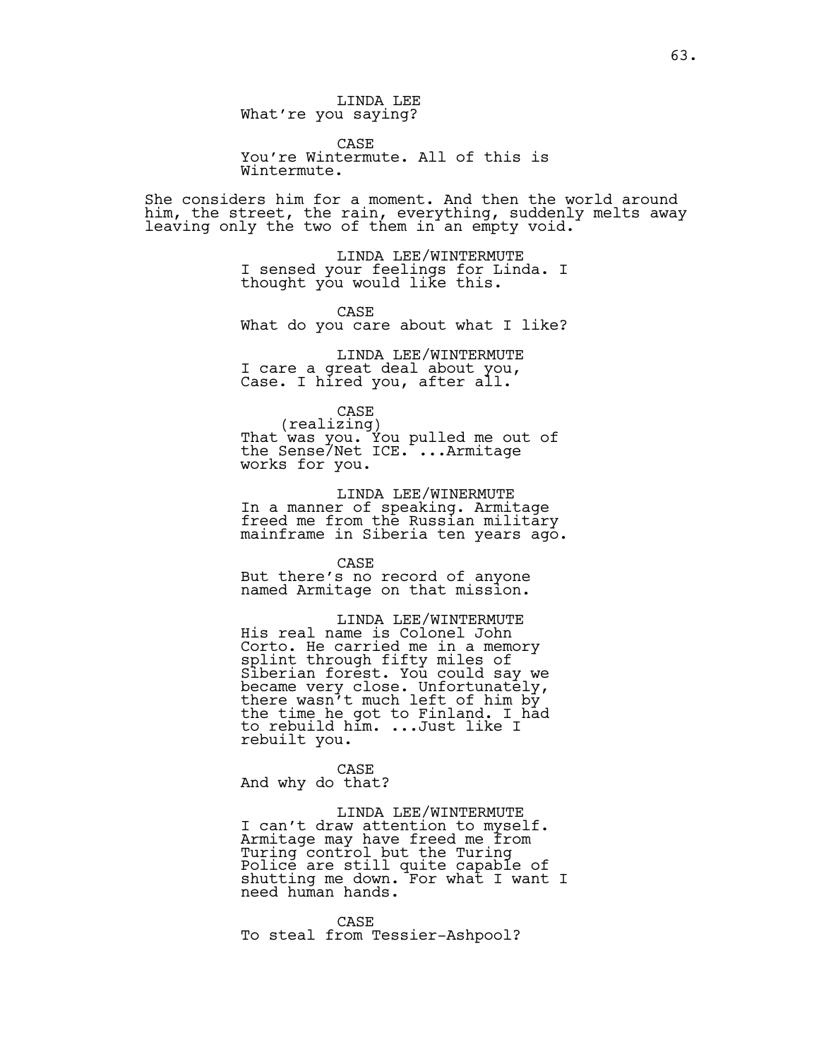LINDA LEE
What're you saying?

CASE
You're Wintermute. All of this is Wintermute.

She considers him for a moment. And then the world around him, the street, the rain, everything, suddenly melts away leaving only the two of them in an empty void.

LINDA LEE/WINTERMUTE
I sensed your feelings for Linda. I thought you would like this.

CASE
What do you care about what I like?

LINDA LEE/WINTERMUTE
I care a great deal about you, Case. I hired you, after all.

CASE
(realizing)
That was you. You pulled me out of the Sense/Net ICE. ...Armitage works for you.

LINDA LEE/WINERMUTE
In a manner of speaking. Armitage freed me from the Russian military mainframe in Siberia ten years ago.

CASE
But there's no record of anyone named Armitage on that mission.

LINDA LEE/WINTERMUTE
His real name is Colonel John Corto. He carried me in a memory splint through fifty miles of Siberian forest. You could say we became very close. Unfortunately, there wasn't much left of him by the time he got to Finland. I had to rebuild him. ...Just like I rebuilt you.

CASE
And why do that?

LINDA LEE/WINTERMUTE
I can't draw attention to myself. Armitage may have freed me from Turing control but the Turing Police are still quite capable of shutting me down. For what I want I need human hands.

CASE
To steal from Tessier-Ashpool?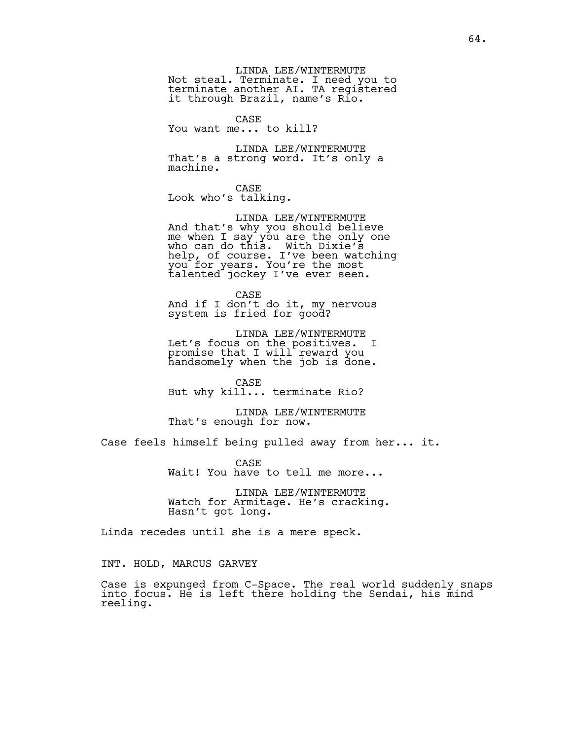LINDA LEE/WINTERMUTE
Not steal. Terminate. I need you to terminate another AI. TA registered it through Brazil, name's Rio.

CASE
You want me... to kill?

LINDA LEE/WINTERMUTE
That's a strong word. It's only a machine.

CASE
Look who's talking.

LINDA LEE/WINTERMUTE
And that's why you should believe me when I say you are the only one who can do this. With Dixie's help, of course. I've been watching you for years. You're the most talented jockey I've ever seen.

CASE
And if I don't do it, my nervous system is fried for good?

LINDA LEE/WINTERMUTE
Let's focus on the positives. I promise that I will reward you handsomely when the job is done.

CASE
But why kill... terminate Rio?

LINDA LEE/WINTERMUTE
That's enough for now.

Case feels himself being pulled away from her... it.

CASE
Wait! You have to tell me more...

LINDA LEE/WINTERMUTE
Watch for Armitage. He's cracking. Hasn't got long.

Linda recedes until she is a mere speck.

INT. HOLD, MARCUS GARVEY

Case is expunged from C-Space. The real world suddenly snaps into focus. He is left there holding the Sendai, his mind reeling.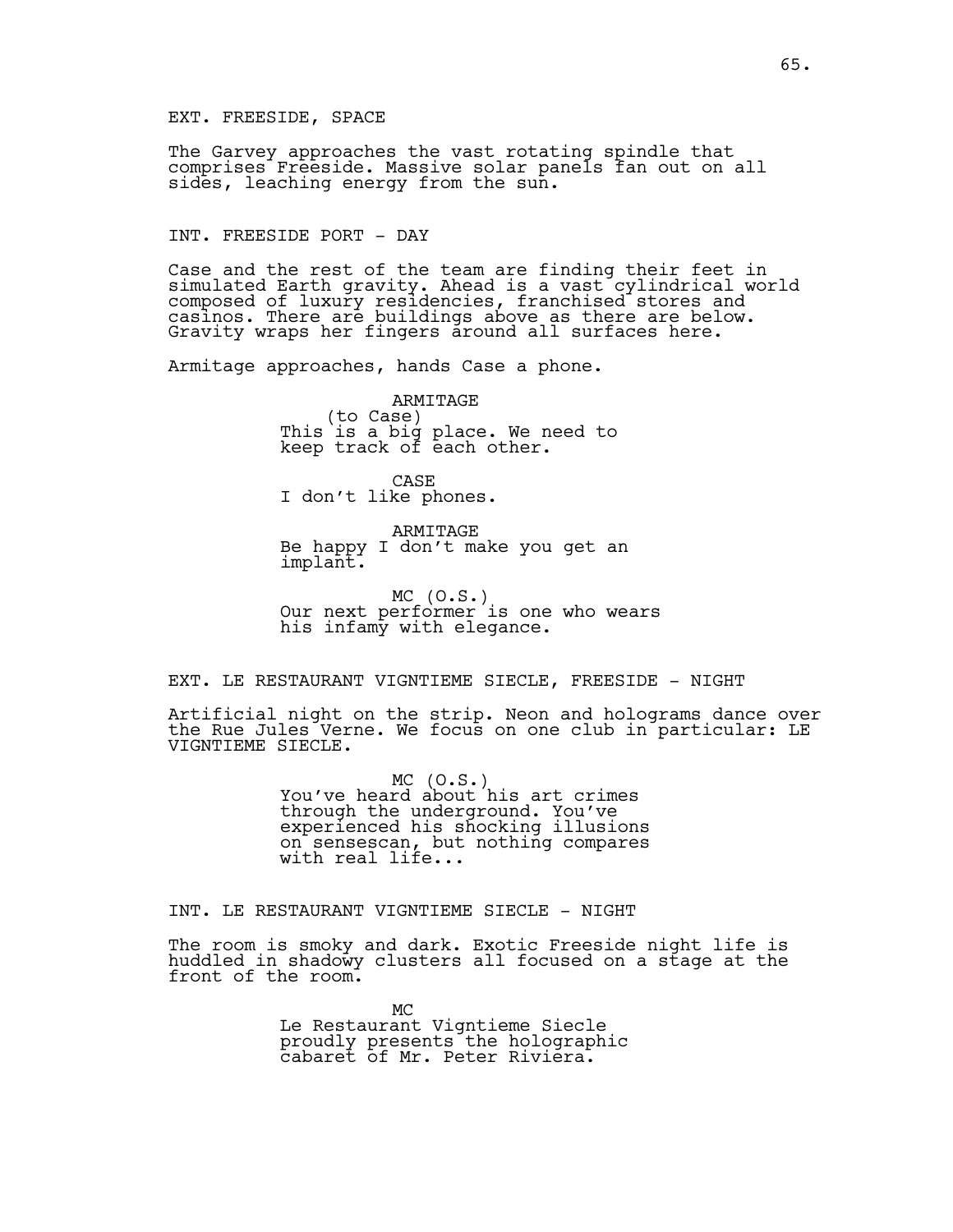EXT. FREESIDE, SPACE

The Garvey approaches the vast rotating spindle that comprises Freeside. Massive solar panels fan out on all sides, leaching energy from the sun.

INT. FREESIDE PORT - DAY

Case and the rest of the team are finding their feet in simulated Earth gravity. Ahead is a vast cylindrical world composed of luxury residencies, franchised stores and casinos. There are buildings above as there are below. Gravity wraps her fingers around all surfaces here.

Armitage approaches, hands Case a phone.

ARMITAGE
(to Case)
This is a big place. We need to keep track of each other.

CASE
I don't like phones.

ARMITAGE
Be happy I don't make you get an implant.

MC (O.S.)
Our next performer is one who wears his infamy with elegance.

EXT. LE RESTAURANT VIGNTIEME SIECLE, FREESIDE - NIGHT

Artificial night on the strip. Neon and holograms dance over the Rue Jules Verne. We focus on one club in particular: LE VIGNTIEME SIECLE.

MC (O.S.)
You've heard about his art crimes through the underground. You've experienced his shocking illusions on sensescan, but nothing compares with real life...

INT. LE RESTAURANT VIGNTIEME SIECLE - NIGHT

The room is smoky and dark. Exotic Freeside night life is huddled in shadowy clusters all focused on a stage at the front of the room.

MC
Le Restaurant Vigntieme Siecle proudly presents the holographic cabaret of Mr. Peter Riviera.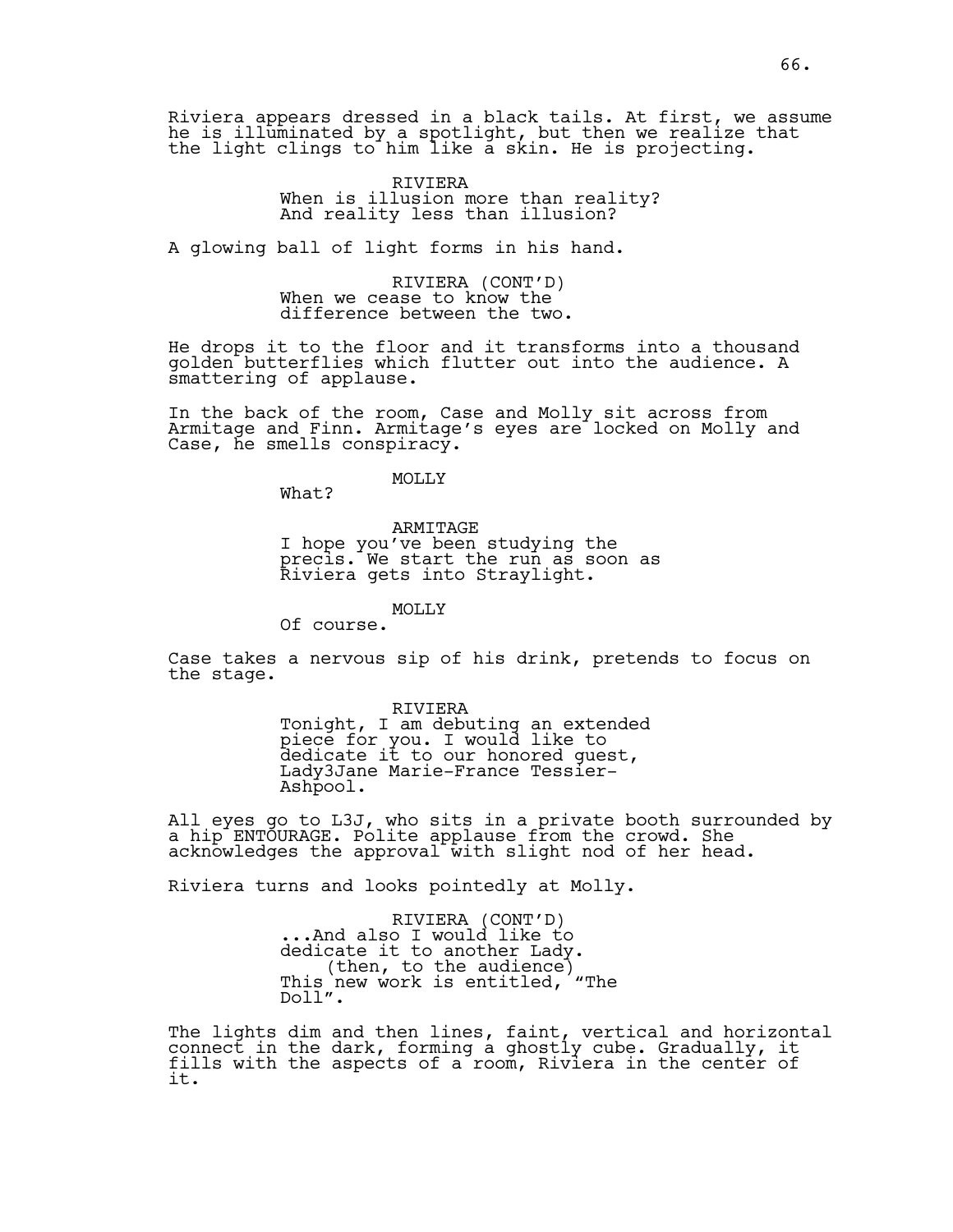Riviera appears dressed in a black tails. At first, we assume he is illuminated by a spotlight, but then we realize that the light clings to him like a skin. He is projecting.

RIVIERA
When is illusion more than reality?
And reality less than illusion?

A glowing ball of light forms in his hand.

RIVIERA (CONT'D)
When we cease to know the
difference between the two.

He drops it to the floor and it transforms into a thousand golden butterflies which flutter out into the audience. A smattering of applause.

In the back of the room, Case and Molly sit across from Armitage and Finn. Armitage's eyes are locked on Molly and Case, he smells conspiracy.

MOLLY
What?

ARMITAGE
I hope you've been studying the
precis. We start the run as soon as
Riviera gets into Straylight.

MOLLY
Of course.

Case takes a nervous sip of his drink, pretends to focus on the stage.

RIVIERA
Tonight, I am debuting an extended
piece for you. I would like to
dedicate it to our honored guest,
Lady3Jane Marie-France Tessier-
Ashpool.

All eyes go to L3J, who sits in a private booth surrounded by a hip ENTOURAGE. Polite applause from the crowd. She acknowledges the approval with slight nod of her head.

Riviera turns and looks pointedly at Molly.

RIVIERA (CONT'D)
...And also I would like to
dedicate it to another Lady.
(then, to the audience)
This new work is entitled, "The
Doll".

The lights dim and then lines, faint, vertical and horizontal connect in the dark, forming a ghostly cube. Gradually, it fills with the aspects of a room, Riviera in the center of it.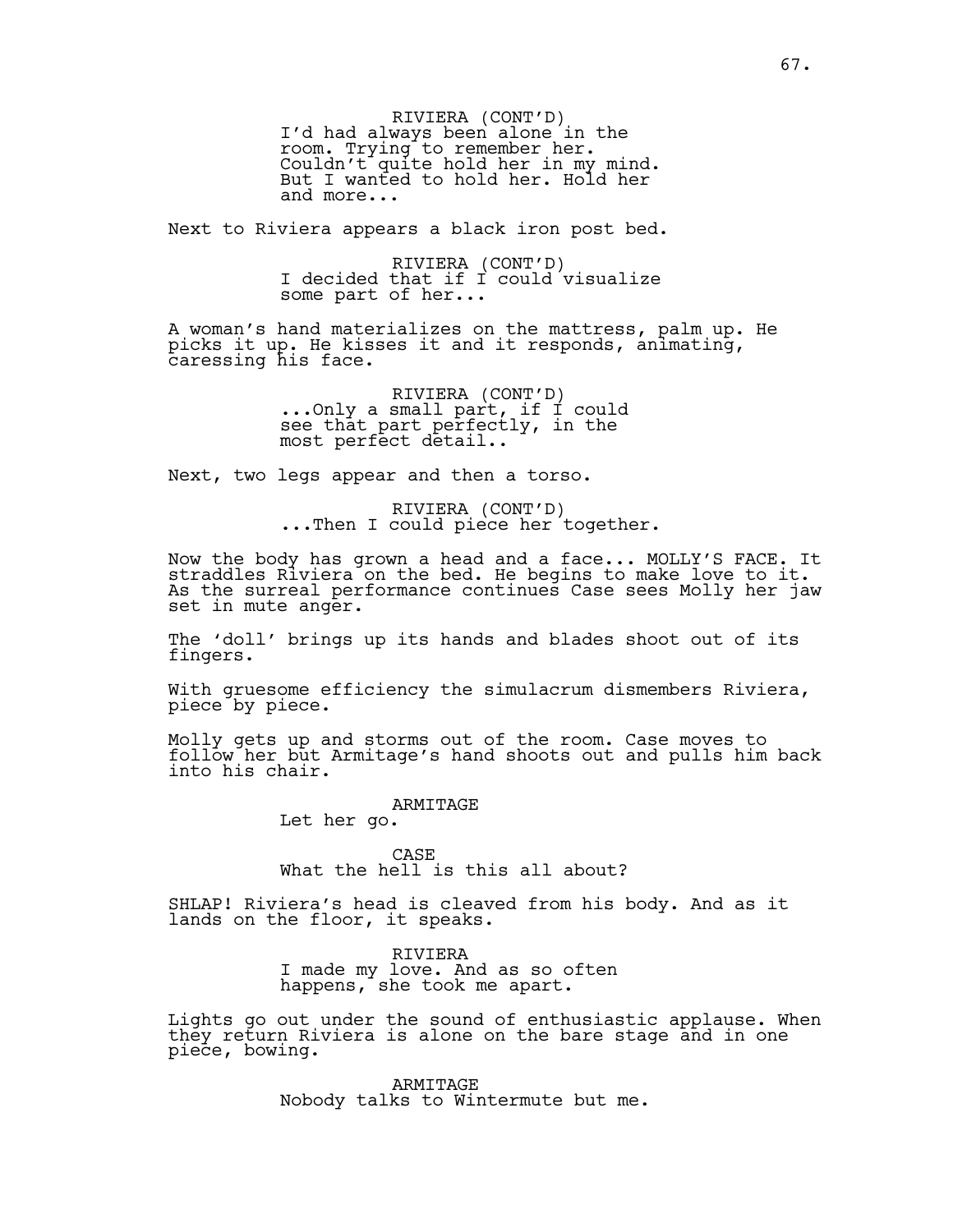RIVIERA (CONT'D)
I'd had always been alone in the room. Trying to remember her. Couldn't quite hold her in my mind. But I wanted to hold her. Hold her and more...

Next to Riviera appears a black iron post bed.

RIVIERA (CONT'D)
I decided that if I could visualize some part of her...

A woman's hand materializes on the mattress, palm up. He picks it up. He kisses it and it responds, animating, caressing his face.

RIVIERA (CONT'D)
...Only a small part, if I could see that part perfectly, in the most perfect detail..

Next, two legs appear and then a torso.

RIVIERA (CONT'D)
...Then I could piece her together.

Now the body has grown a head and a face... MOLLY'S FACE. It straddles Riviera on the bed. He begins to make love to it. As the surreal performance continues Case sees Molly her jaw set in mute anger.

The 'doll' brings up its hands and blades shoot out of its fingers.

With gruesome efficiency the simulacrum dismembers Riviera, piece by piece.

Molly gets up and storms out of the room. Case moves to follow her but Armitage's hand shoots out and pulls him back into his chair.

ARMITAGE
Let her go.

CASE
What the hell is this all about?

SHLAP! Riviera's head is cleaved from his body. And as it lands on the floor, it speaks.

RIVIERA
I made my love. And as so often happens, she took me apart.

Lights go out under the sound of enthusiastic applause. When they return Riviera is alone on the bare stage and in one piece, bowing.

ARMITAGE
Nobody talks to Wintermute but me.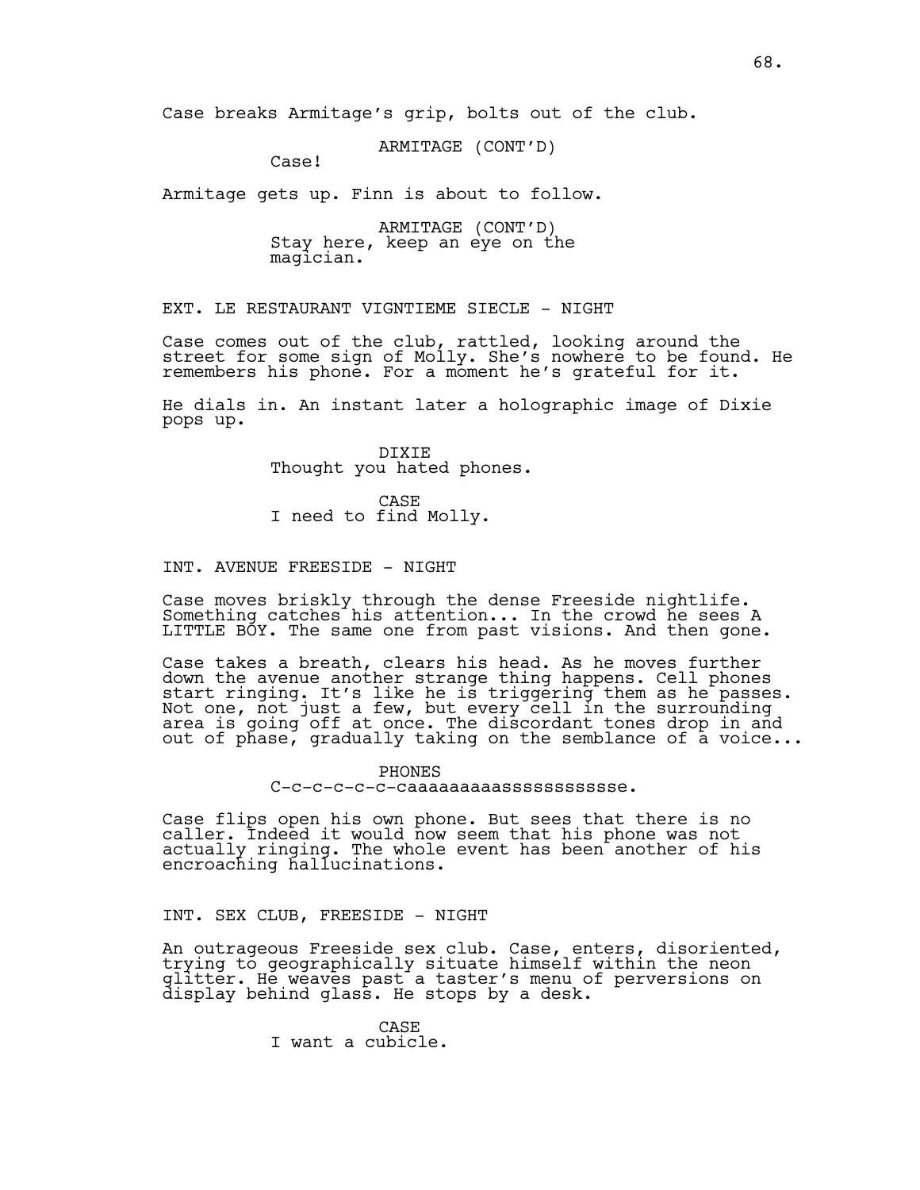Case breaks Armitage's grip, bolts out of the club.

ARMITAGE (CONT'D)
Case!

Armitage gets up. Finn is about to follow.

ARMITAGE (CONT'D)
Stay here, keep an eye on the magician.

EXT. LE RESTAURANT VIGNTIEME SIECLE - NIGHT

Case comes out of the club, rattled, looking around the street for some sign of Molly. She's nowhere to be found. He remembers his phone. For a moment he's grateful for it.

He dials in. An instant later a holographic image of Dixie pops up.

DIXIE
Thought you hated phones.

CASE
I need to find Molly.

INT. AVENUE FREESIDE - NIGHT

Case moves briskly through the dense Freeside nightlife. Something catches his attention... In the crowd he sees A LITTLE BOY. The same one from past visions. And then gone.

Case takes a breath, clears his head. As he moves further down the avenue another strange thing happens. Cell phones start ringing. It's like he is triggering them as he passes. Not one, not just a few, but every cell in the surrounding area is going off at once. The discordant tones drop in and out of phase, gradually taking on the semblance of a voice...

PHONES
C-c-c-c-c-c-caaaaaaaaaasssssssssse.

Case flips open his own phone. But sees that there is no caller. Indeed it would now seem that his phone was not actually ringing. The whole event has been another of his encroaching hallucinations.

INT. SEX CLUB, FREESIDE - NIGHT

An outrageous Freeside sex club. Case, enters, disoriented, trying to geographically situate himself within the neon glitter. He weaves past a taster's menu of perversions on display behind glass. He stops by a desk.

CASE
I want a cubicle.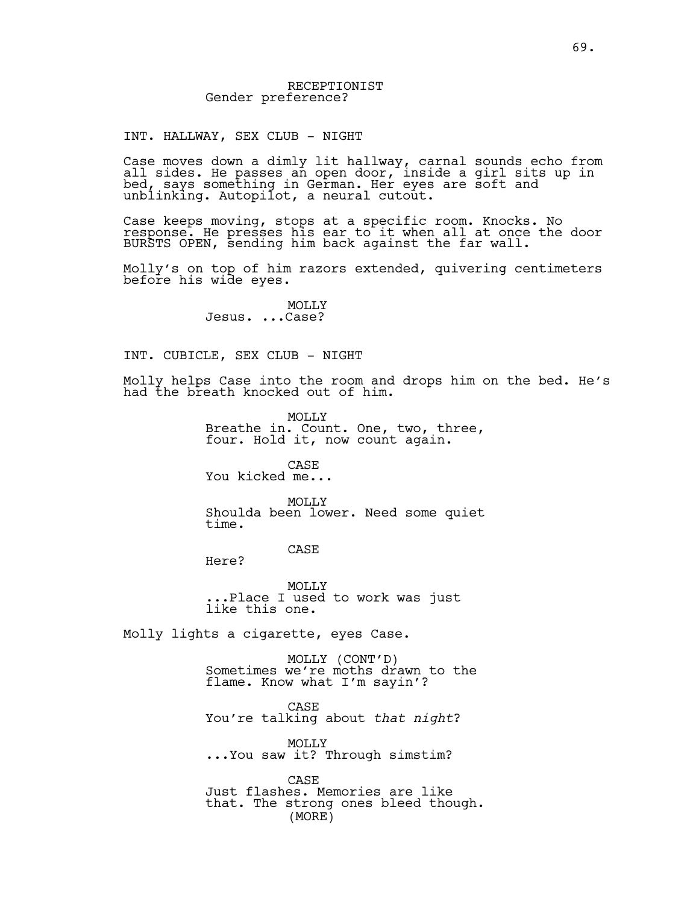RECEPTIONIST
Gender preference?

INT. HALLWAY, SEX CLUB - NIGHT

Case moves down a dimly lit hallway, carnal sounds echo from all sides. He passes an open door, inside a girl sits up in bed, says something in German. Her eyes are soft and unblinking. Autopilot, a neural cutout.

Case keeps moving, stops at a specific room. Knocks. No response. He presses his ear to it when all at once the door BURSTS OPEN, sending him back against the far wall.

Molly's on top of him razors extended, quivering centimeters before his wide eyes.

MOLLY
Jesus. ...Case?

INT. CUBICLE, SEX CLUB - NIGHT

Molly helps Case into the room and drops him on the bed. He's had the breath knocked out of him.

MOLLY
Breathe in. Count. One, two, three, four. Hold it, now count again.

CASE
You kicked me...

MOLLY
Shoulda been lower. Need some quiet time.

CASE
Here?

MOLLY
...Place I used to work was just like this one.

Molly lights a cigarette, eyes Case.

MOLLY (CONT'D)
Sometimes we're moths drawn to the flame. Know what I'm sayin'?

CASE
You're talking about *that night*?

MOLLY
...You saw it? Through simstim?

CASE
Just flashes. Memories are like that. The strong ones bleed though.
(MORE)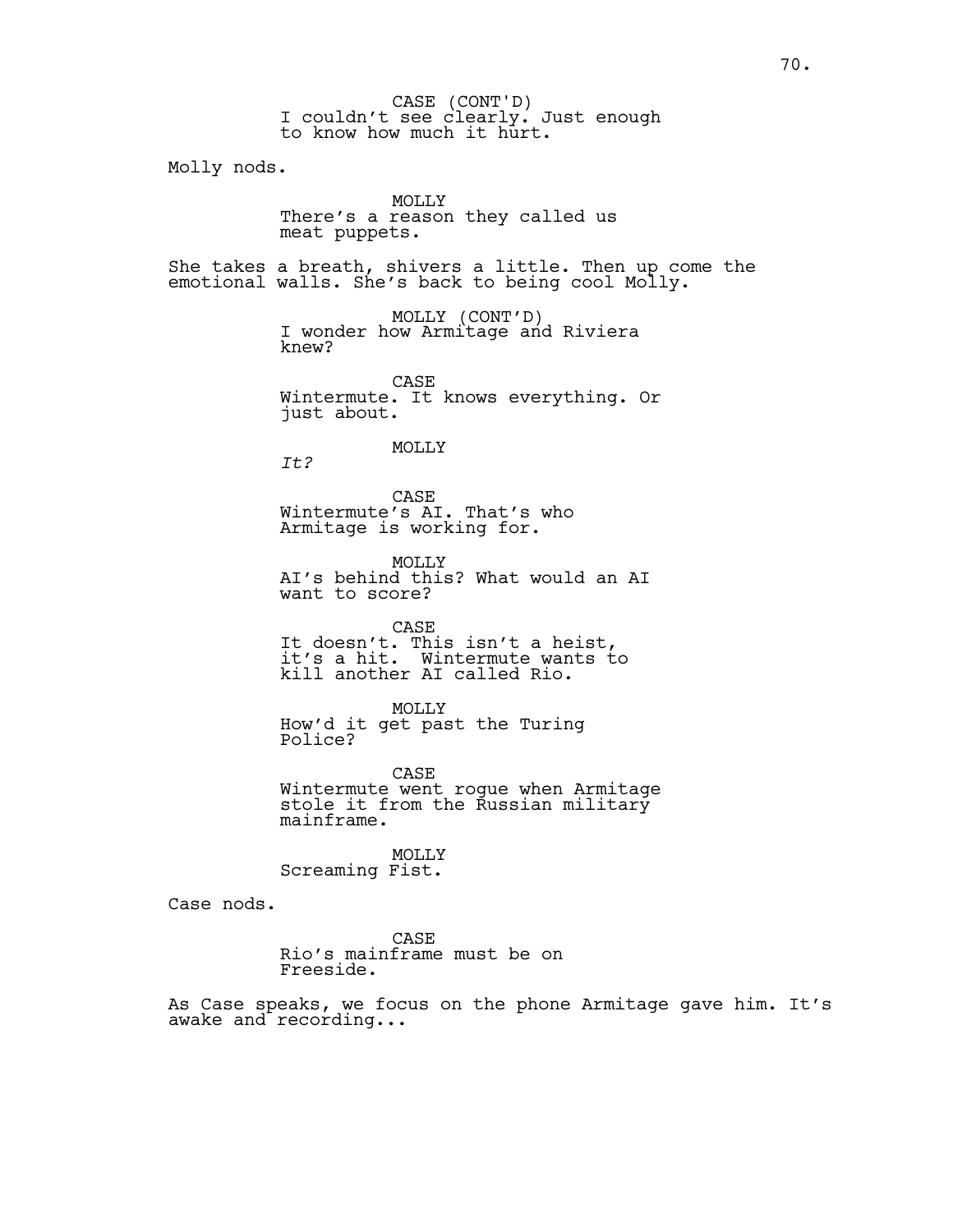CASE (CONT'D)
I couldn't see clearly. Just enough to know how much it hurt.

Molly nods.

MOLLY
There's a reason they called us meat puppets.

She takes a breath, shivers a little. Then up come the emotional walls. She's back to being cool Molly.

MOLLY (CONT'D)
I wonder how Armitage and Riviera knew?

CASE
Wintermute. It knows everything. Or just about.

MOLLY
*It?*

CASE
Wintermute's AI. That's who Armitage is working for.

MOLLY
AI's behind this? What would an AI want to score?

CASE
It doesn't. This isn't a heist, it's a hit. Wintermute wants to kill another AI called Rio.

MOLLY
How'd it get past the Turing Police?

CASE
Wintermute went rogue when Armitage stole it from the Russian military mainframe.

MOLLY
Screaming Fist.

Case nods.

CASE
Rio's mainframe must be on Freeside.

As Case speaks, we focus on the phone Armitage gave him. It's awake and recording...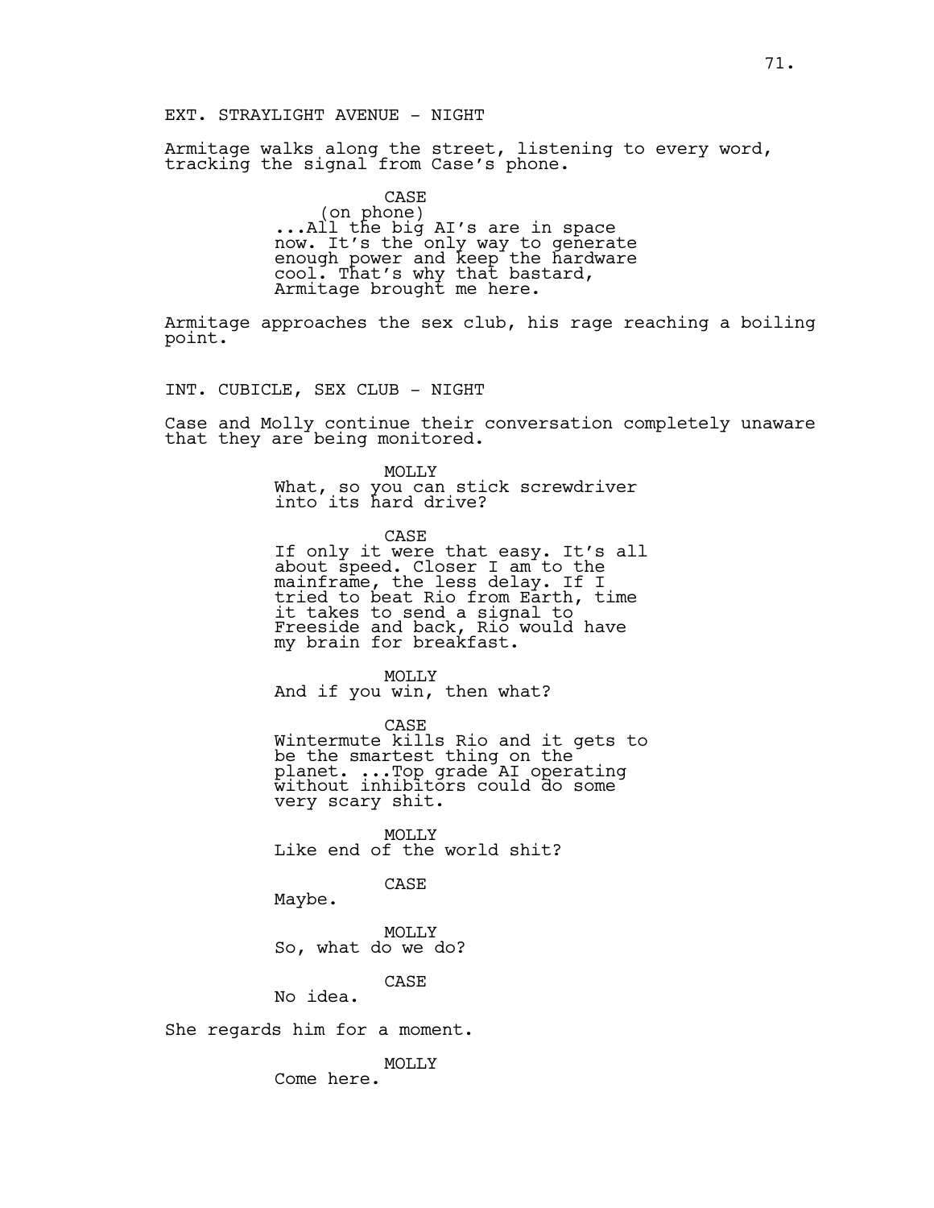EXT. STRAYLIGHT AVENUE - NIGHT

Armitage walks along the street, listening to every word, tracking the signal from Case's phone.

CASE
(on phone)
...All the big AI's are in space now. It's the only way to generate enough power and keep the hardware cool. That's why that bastard, Armitage brought me here.

Armitage approaches the sex club, his rage reaching a boiling point.

INT. CUBICLE, SEX CLUB - NIGHT

Case and Molly continue their conversation completely unaware that they are being monitored.

MOLLY
What, so you can stick screwdriver into its hard drive?

CASE
If only it were that easy. It's all about speed. Closer I am to the mainframe, the less delay. If I tried to beat Rio from Earth, time it takes to send a signal to Freeside and back, Rio would have my brain for breakfast.

MOLLY
And if you win, then what?

CASE
Wintermute kills Rio and it gets to be the smartest thing on the planet. ...Top grade AI operating without inhibitors could do some very scary shit.

MOLLY
Like end of the world shit?

CASE
Maybe.

MOLLY
So, what do we do?

CASE
No idea.

She regards him for a moment.

MOLLY
Come here.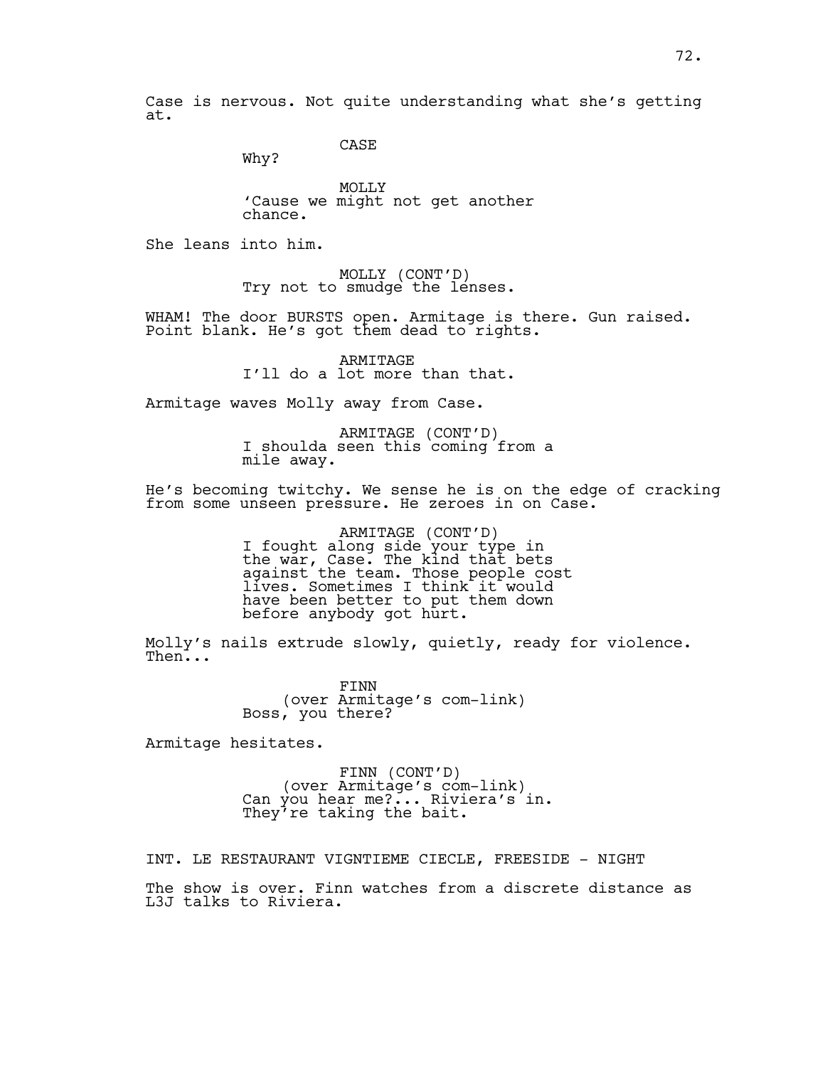Case is nervous. Not quite understanding what she's getting at.

CASE
Why?

MOLLY
'Cause we might not get another chance.

She leans into him.

MOLLY (CONT'D)
Try not to smudge the lenses.

WHAM! The door BURSTS open. Armitage is there. Gun raised. Point blank. He's got them dead to rights.

ARMITAGE
I'll do a lot more than that.

Armitage waves Molly away from Case.

ARMITAGE (CONT'D)
I shoulda seen this coming from a mile away.

He's becoming twitchy. We sense he is on the edge of cracking from some unseen pressure. He zeroes in on Case.

ARMITAGE (CONT'D)
I fought along side your type in the war, Case. The kind that bets against the team. Those people cost lives. Sometimes I think it would have been better to put them down before anybody got hurt.

Molly's nails extrude slowly, quietly, ready for violence. Then...

FINN
(over Armitage's com-link)
Boss, you there?

Armitage hesitates.

FINN (CONT'D)
(over Armitage's com-link)
Can you hear me?... Riviera's in. They're taking the bait.

INT. LE RESTAURANT VIGNTIEME CIECLE, FREESIDE - NIGHT

The show is over. Finn watches from a discrete distance as L3J talks to Riviera.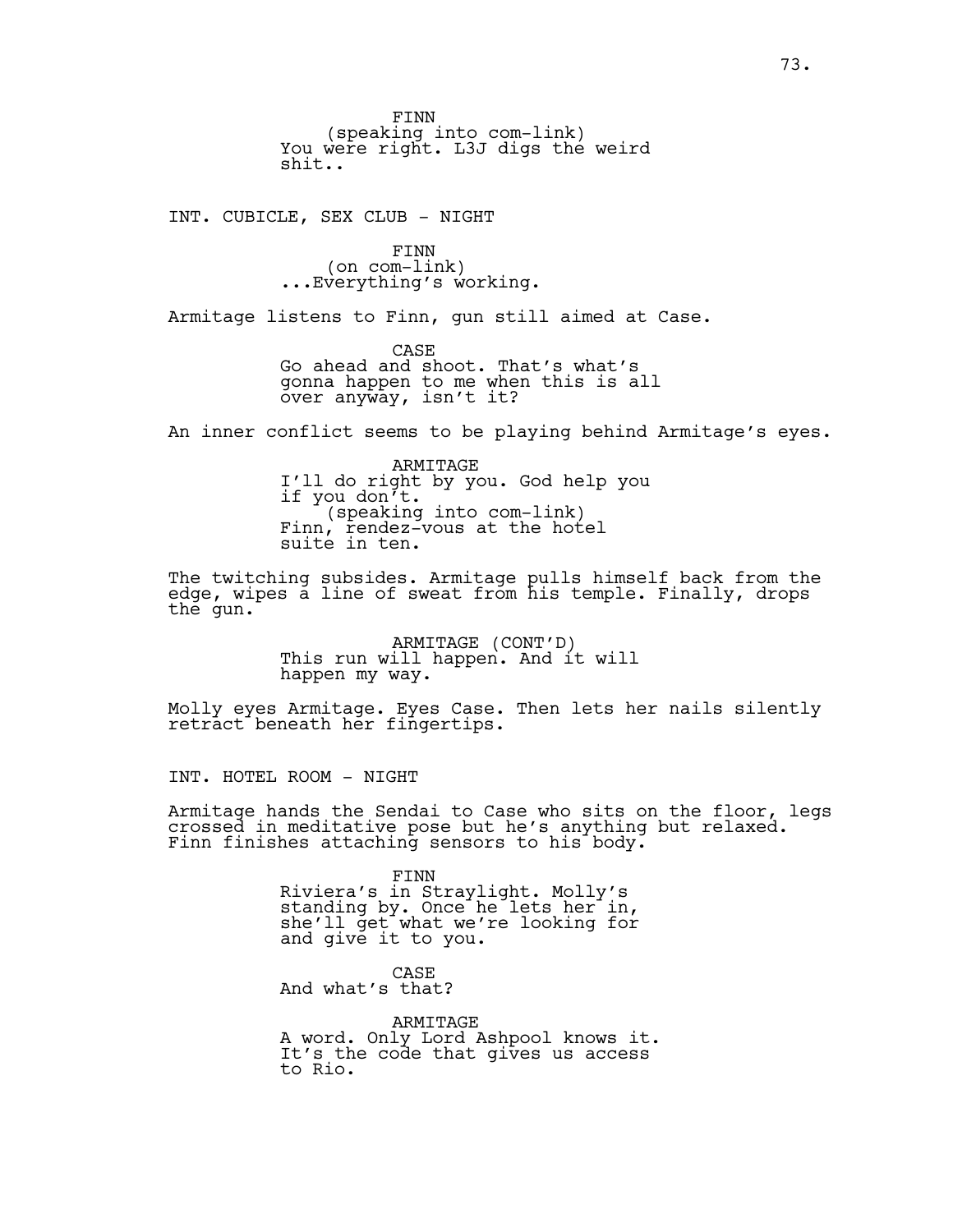FINN
(speaking into com-link)
You were right. L3J digs the weird shit..

INT. CUBICLE, SEX CLUB - NIGHT

FINN
(on com-link)
...Everything's working.

Armitage listens to Finn, gun still aimed at Case.

CASE
Go ahead and shoot. That's what's gonna happen to me when this is all over anyway, isn't it?

An inner conflict seems to be playing behind Armitage's eyes.

ARMITAGE
I'll do right by you. God help you if you don't.
(speaking into com-link)
Finn, rendez-vous at the hotel suite in ten.

The twitching subsides. Armitage pulls himself back from the edge, wipes a line of sweat from his temple. Finally, drops the gun.

ARMITAGE (CONT'D)
This run will happen. And it will happen my way.

Molly eyes Armitage. Eyes Case. Then lets her nails silently retract beneath her fingertips.

INT. HOTEL ROOM - NIGHT

Armitage hands the Sendai to Case who sits on the floor, legs crossed in meditative pose but he's anything but relaxed. Finn finishes attaching sensors to his body.

FINN
Riviera's in Straylight. Molly's standing by. Once he lets her in, she'll get what we're looking for and give it to you.

CASE
And what's that?

ARMITAGE
A word. Only Lord Ashpool knows it. It's the code that gives us access to Rio.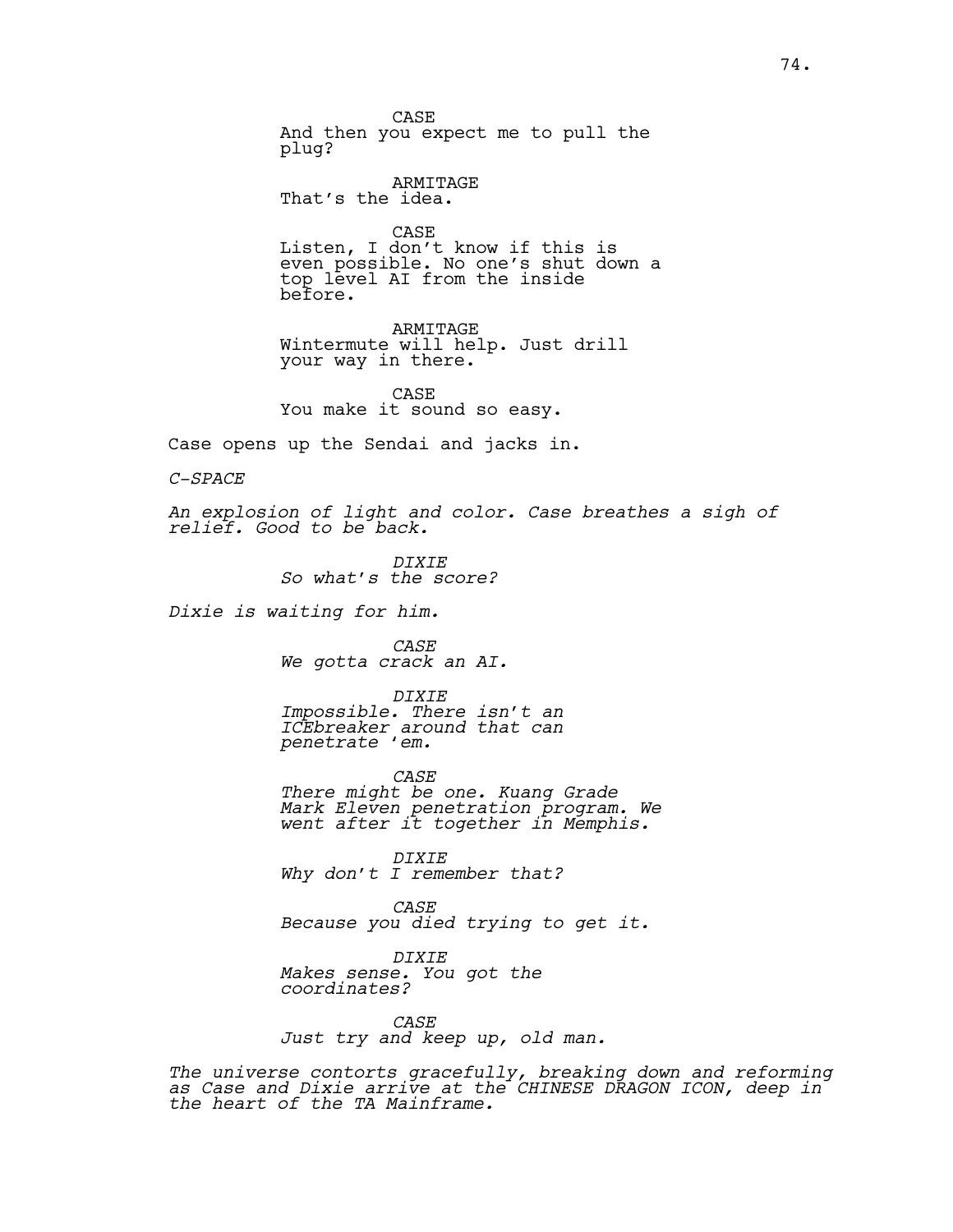CASE
And then you expect me to pull the plug?

ARMITAGE
That's the idea.

CASE
Listen, I don't know if this is even possible. No one's shut down a top level AI from the inside before.

ARMITAGE
Wintermute will help. Just drill your way in there.

CASE
You make it sound so easy.

Case opens up the Sendai and jacks in.

*C-SPACE*

*An explosion of light and color. Case breathes a sigh of relief. Good to be back.*

*DIXIE*
*So what's the score?*

*Dixie is waiting for him.*

*CASE*
*We gotta crack an AI.*

*DIXIE*
*Impossible. There isn't an ICEbreaker around that can penetrate 'em.*

*CASE*
*There might be one. Kuang Grade Mark Eleven penetration program. We went after it together in Memphis.*

*DIXIE*
*Why don't I remember that?*

*CASE*
*Because you died trying to get it.*

*DIXIE*
*Makes sense. You got the coordinates?*

*CASE*
*Just try and keep up, old man.*

*The universe contorts gracefully, breaking down and reforming as Case and Dixie arrive at the CHINESE DRAGON ICON, deep in the heart of the TA Mainframe.*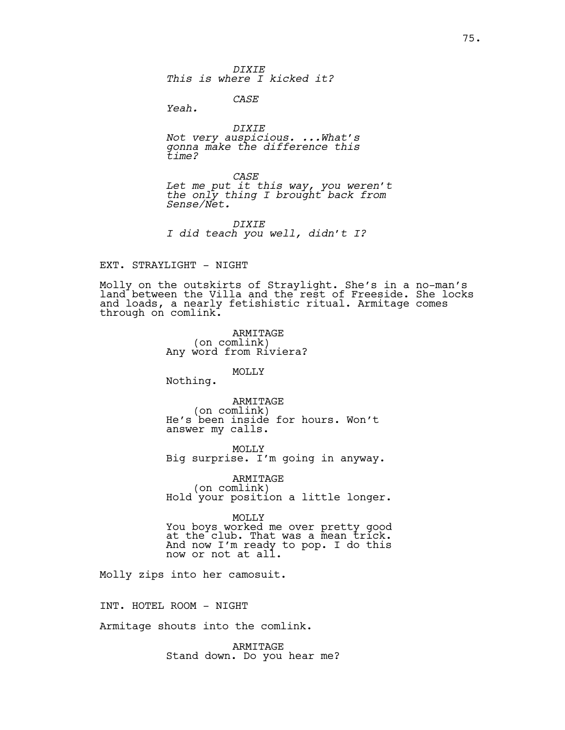*DIXIE*
*This is where I kicked it?*

*CASE*
*Yeah.*

*DIXIE*
*Not very auspicious. ...What's gonna make the difference this time?*

*CASE*
*Let me put it this way, you weren't the only thing I brought back from Sense/Net.*

*DIXIE*
*I did teach you well, didn't I?*

EXT. STRAYLIGHT - NIGHT

Molly on the outskirts of Straylight. She's in a no-man's land between the Villa and the rest of Freeside. She locks and loads, a nearly fetishistic ritual. Armitage comes through on comlink.

ARMITAGE
(on comlink)
Any word from Riviera?

MOLLY
Nothing.

ARMITAGE
(on comlink)
He's been inside for hours. Won't answer my calls.

MOLLY
Big surprise. I'm going in anyway.

ARMITAGE
(on comlink)
Hold your position a little longer.

MOLLY
You boys worked me over pretty good at the club. That was a mean trick. And now I'm ready to pop. I do this now or not at all.

Molly zips into her camosuit.

INT. HOTEL ROOM - NIGHT

Armitage shouts into the comlink.

ARMITAGE
Stand down. Do you hear me?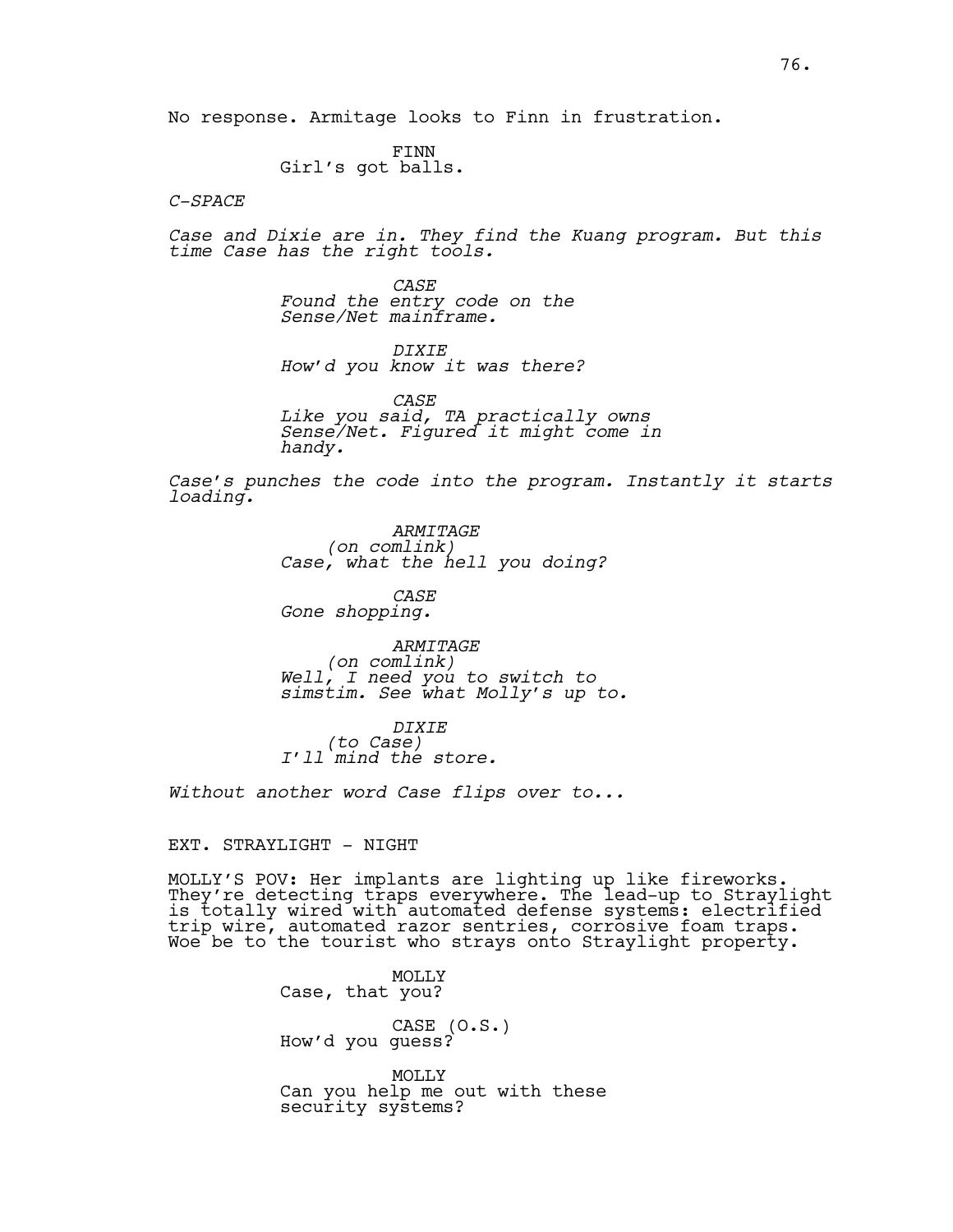No response. Armitage looks to Finn in frustration.

FINN
Girl's got balls.

*C-SPACE*

*Case and Dixie are in. They find the Kuang program. But this time Case has the right tools.*

*CASE*
*Found the entry code on the Sense/Net mainframe.*

*DIXIE*
*How'd you know it was there?*

*CASE*
*Like you said, TA practically owns Sense/Net. Figured it might come in handy.*

*Case's punches the code into the program. Instantly it starts loading.*

*ARMITAGE*
*(on comlink)*
*Case, what the hell you doing?*

*CASE*
*Gone shopping.*

*ARMITAGE*
*(on comlink)*
*Well, I need you to switch to simstim. See what Molly's up to.*

*DIXIE*
*(to Case)*
*I'll mind the store.*

*Without another word Case flips over to...*

EXT. STRAYLIGHT - NIGHT

MOLLY'S POV: Her implants are lighting up like fireworks. They're detecting traps everywhere. The lead-up to Straylight is totally wired with automated defense systems: electrified trip wire, automated razor sentries, corrosive foam traps. Woe be to the tourist who strays onto Straylight property.

MOLLY
Case, that you?

CASE (O.S.)
How'd you guess?

MOLLY
Can you help me out with these security systems?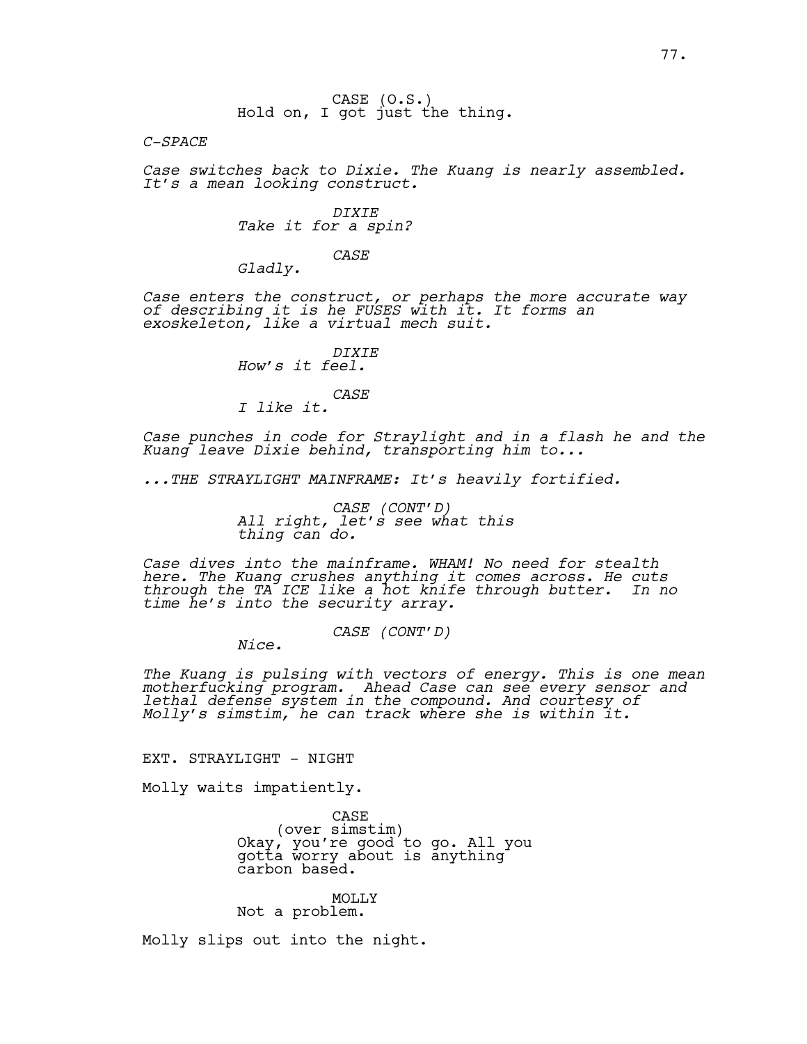CASE (O.S.)
Hold on, I got just the thing.

*C-SPACE*

*Case switches back to Dixie. The Kuang is nearly assembled. It's a mean looking construct.*

*DIXIE*
*Take it for a spin?*

*CASE*
*Gladly.*

*Case enters the construct, or perhaps the more accurate way of describing it is he FUSES with it. It forms an exoskeleton, like a virtual mech suit.*

*DIXIE*
*How's it feel.*

*CASE*
*I like it.*

*Case punches in code for Straylight and in a flash he and the Kuang leave Dixie behind, transporting him to...*

*...THE STRAYLIGHT MAINFRAME: It's heavily fortified.*

*CASE (CONT'D)*
*All right, let's see what this thing can do.*

*Case dives into the mainframe. WHAM! No need for stealth here. The Kuang crushes anything it comes across. He cuts through the TA ICE like a hot knife through butter. In no time he's into the security array.*

*CASE (CONT'D)*
*Nice.*

*The Kuang is pulsing with vectors of energy. This is one mean motherfucking program. Ahead Case can see every sensor and lethal defense system in the compound. And courtesy of Molly's simstim, he can track where she is within it.*

EXT. STRAYLIGHT - NIGHT

Molly waits impatiently.

CASE
(over simstim)
Okay, you're good to go. All you gotta worry about is anything carbon based.

MOLLY
Not a problem.

Molly slips out into the night.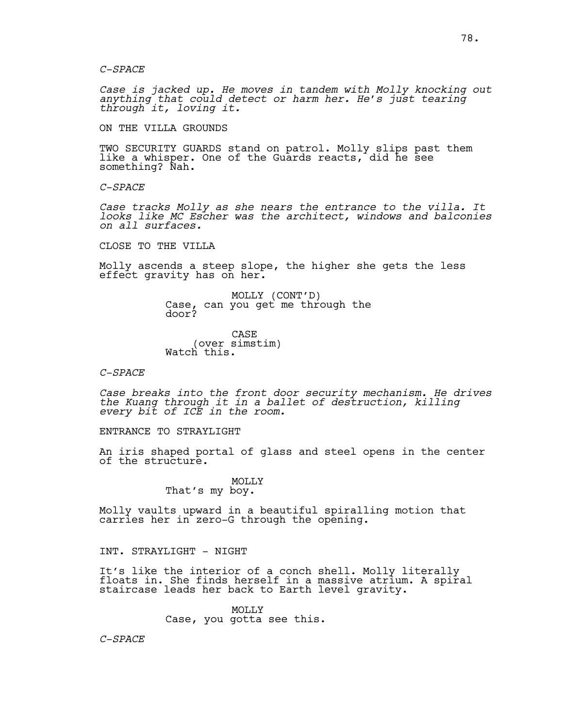*C-SPACE*

*Case is jacked up. He moves in tandem with Molly knocking out anything that could detect or harm her. He's just tearing through it, loving it.*

ON THE VILLA GROUNDS

TWO SECURITY GUARDS stand on patrol. Molly slips past them like a whisper. One of the Guards reacts, did he see something? Nah.

*C-SPACE*

*Case tracks Molly as she nears the entrance to the villa. It looks like MC Escher was the architect, windows and balconies on all surfaces.*

CLOSE TO THE VILLA

Molly ascends a steep slope, the higher she gets the less effect gravity has on her.

MOLLY (CONT'D)
Case, can you get me through the door?

CASE
(over simstim)
Watch this.

*C-SPACE*

*Case breaks into the front door security mechanism. He drives the Kuang through it in a ballet of destruction, killing every bit of ICE in the room.*

ENTRANCE TO STRAYLIGHT

An iris shaped portal of glass and steel opens in the center of the structure.

MOLLY
That's my boy.

Molly vaults upward in a beautiful spiralling motion that carries her in zero-G through the opening.

INT. STRAYLIGHT - NIGHT

It's like the interior of a conch shell. Molly literally floats in. She finds herself in a massive atrium. A spiral staircase leads her back to Earth level gravity.

MOLLY
Case, you gotta see this.

*C-SPACE*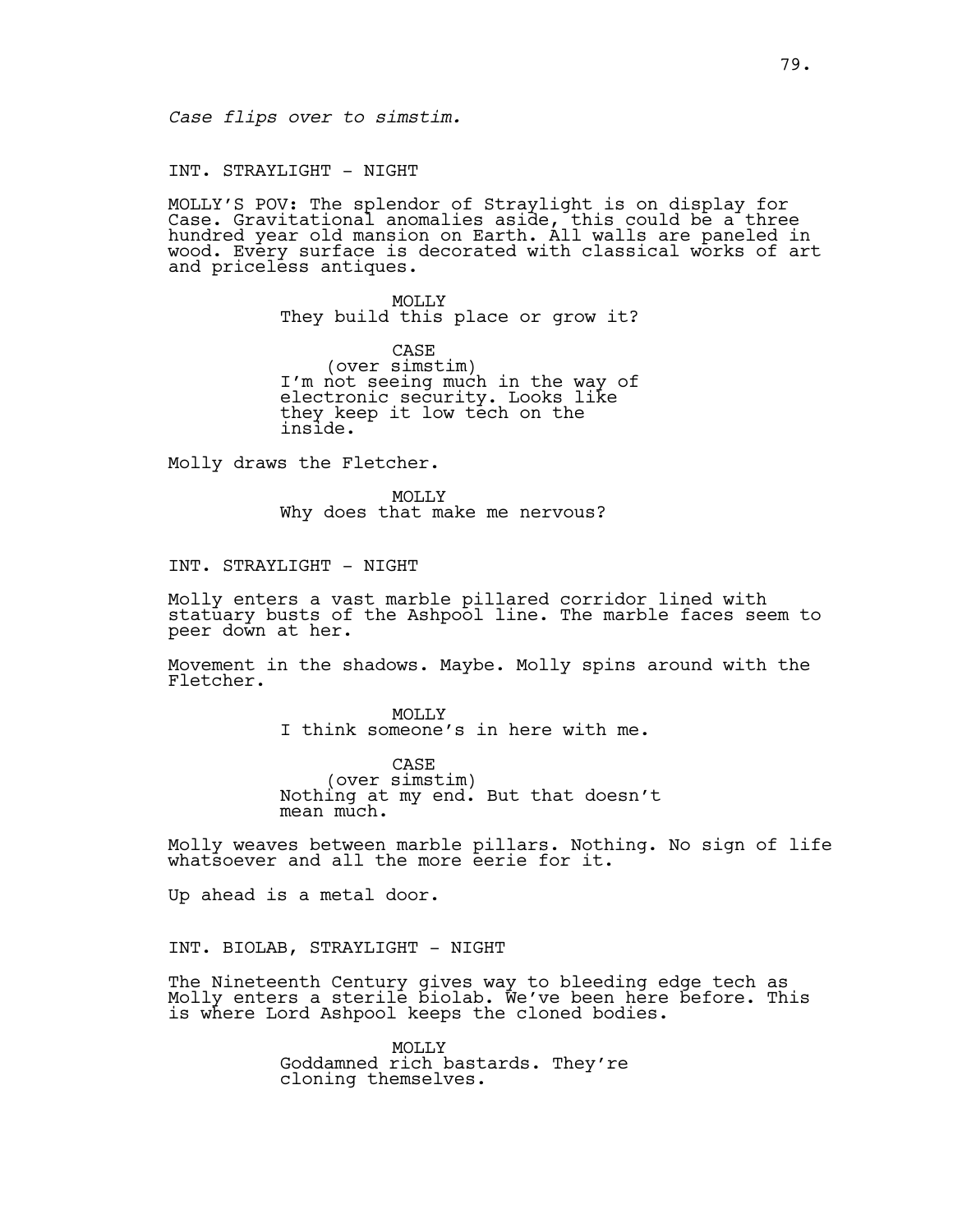*Case flips over to simstim.*

INT. STRAYLIGHT - NIGHT

MOLLY'S POV: The splendor of Straylight is on display for Case. Gravitational anomalies aside, this could be a three hundred year old mansion on Earth. All walls are paneled in wood. Every surface is decorated with classical works of art and priceless antiques.

MOLLY
They build this place or grow it?

CASE
(over simstim)
I'm not seeing much in the way of electronic security. Looks like they keep it low tech on the inside.

Molly draws the Fletcher.

MOLLY
Why does that make me nervous?

INT. STRAYLIGHT - NIGHT

Molly enters a vast marble pillared corridor lined with statuary busts of the Ashpool line. The marble faces seem to peer down at her.

Movement in the shadows. Maybe. Molly spins around with the Fletcher.

MOLLY
I think someone's in here with me.

CASE
(over simstim)
Nothing at my end. But that doesn't mean much.

Molly weaves between marble pillars. Nothing. No sign of life whatsoever and all the more eerie for it.

Up ahead is a metal door.

INT. BIOLAB, STRAYLIGHT - NIGHT

The Nineteenth Century gives way to bleeding edge tech as Molly enters a sterile biolab. We've been here before. This is where Lord Ashpool keeps the cloned bodies.

MOLLY
Goddamned rich bastards. They're cloning themselves.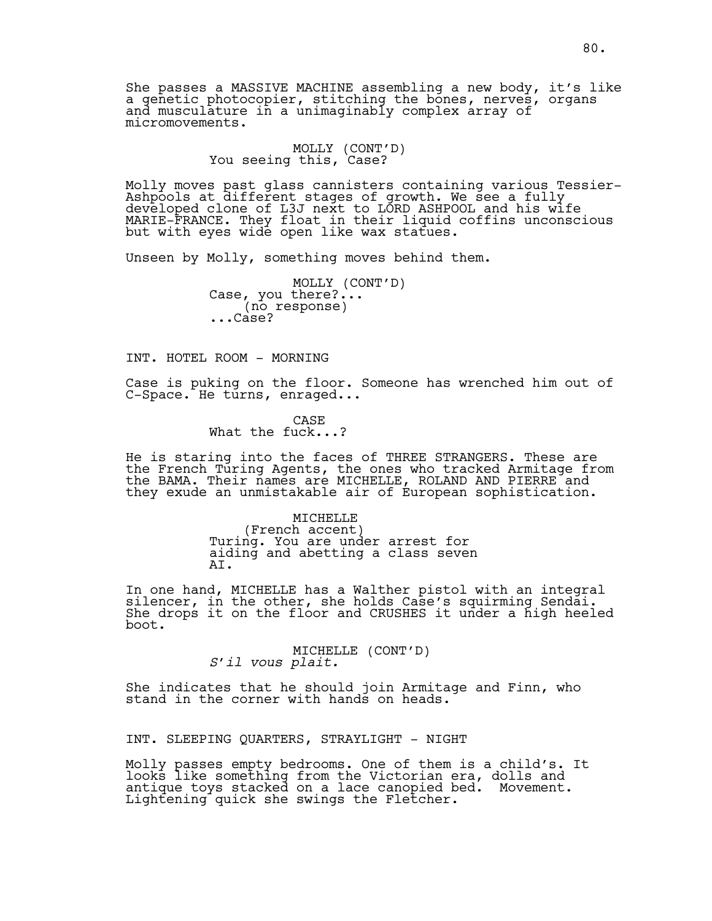She passes a MASSIVE MACHINE assembling a new body, it's like a genetic photocopier, stitching the bones, nerves, organs and musculature in a unimaginably complex array of micromovements.

MOLLY (CONT'D)
You seeing this, Case?

Molly moves past glass cannisters containing various Tessier-Ashpools at different stages of growth. We see a fully developed clone of L3J next to LORD ASHPOOL and his wife MARIE-FRANCE. They float in their liquid coffins unconscious but with eyes wide open like wax statues.

Unseen by Molly, something moves behind them.

MOLLY (CONT'D)
Case, you there?...
(no response)
...Case?

INT. HOTEL ROOM - MORNING

Case is puking on the floor. Someone has wrenched him out of C-Space. He turns, enraged...

CASE
What the fuck...?

He is staring into the faces of THREE STRANGERS. These are the French Turing Agents, the ones who tracked Armitage from the BAMA. Their names are MICHELLE, ROLAND AND PIERRE and they exude an unmistakable air of European sophistication.

MICHELLE
(French accent)
Turing. You are under arrest for aiding and abetting a class seven AI.

In one hand, MICHELLE has a Walther pistol with an integral silencer, in the other, she holds Case's squirming Sendai. She drops it on the floor and CRUSHES it under a high heeled boot.

MICHELLE (CONT'D)
*S'il vous plait.*

She indicates that he should join Armitage and Finn, who stand in the corner with hands on heads.

INT. SLEEPING QUARTERS, STRAYLIGHT - NIGHT

Molly passes empty bedrooms. One of them is a child's. It looks like something from the Victorian era, dolls and antique toys stacked on a lace canopied bed. Movement. Lightening quick she swings the Fletcher.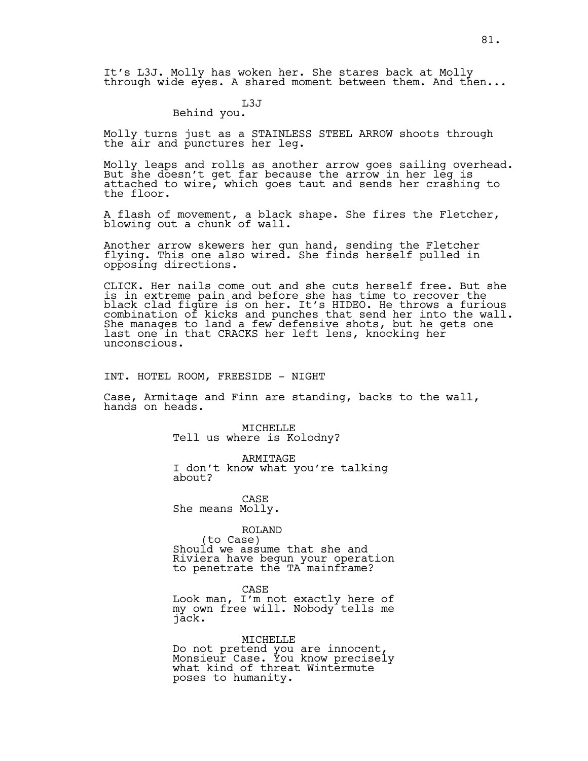It's L3J. Molly has woken her. She stares back at Molly through wide eyes. A shared moment between them. And then...

L3J
Behind you.

Molly turns just as a STAINLESS STEEL ARROW shoots through the air and punctures her leg.

Molly leaps and rolls as another arrow goes sailing overhead. But she doesn't get far because the arrow in her leg is attached to wire, which goes taut and sends her crashing to the floor.

A flash of movement, a black shape. She fires the Fletcher, blowing out a chunk of wall.

Another arrow skewers her gun hand, sending the Fletcher flying. This one also wired. She finds herself pulled in opposing directions.

CLICK. Her nails come out and she cuts herself free. But she is in extreme pain and before she has time to recover the black clad figure is on her. It's HIDEO. He throws a furious combination of kicks and punches that send her into the wall. She manages to land a few defensive shots, but he gets one last one in that CRACKS her left lens, knocking her unconscious.

INT. HOTEL ROOM, FREESIDE - NIGHT

Case, Armitage and Finn are standing, backs to the wall, hands on heads.

MICHELLE
Tell us where is Kolodny?

ARMITAGE
I don't know what you're talking about?

CASE
She means Molly.

ROLAND
(to Case)
Should we assume that she and Riviera have begun your operation to penetrate the TA mainframe?

CASE
Look man, I'm not exactly here of my own free will. Nobody tells me jack.

MICHELLE
Do not pretend you are innocent, Monsieur Case. You know precisely what kind of threat Wintermute poses to humanity.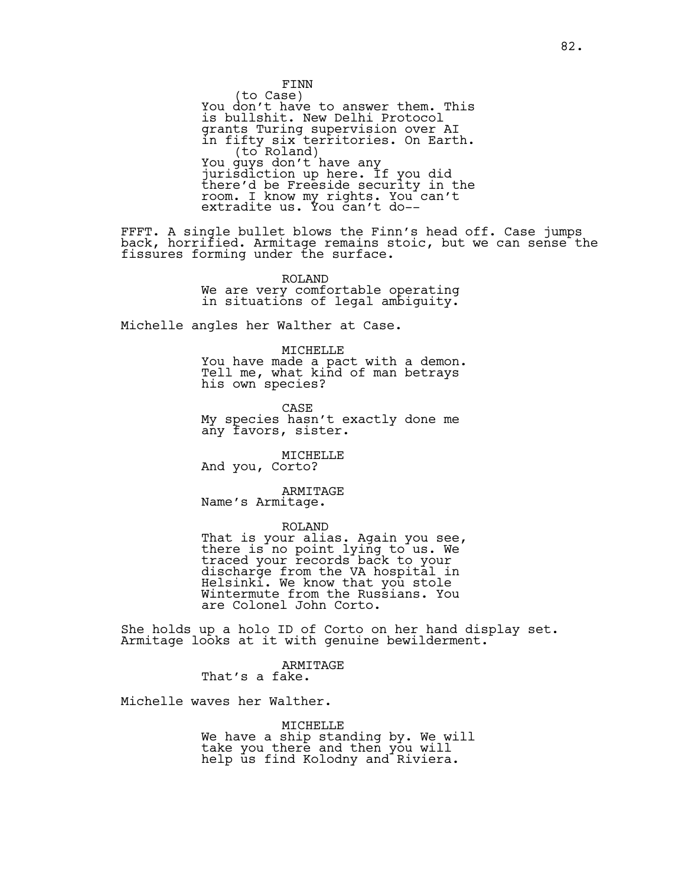FINN
(to Case)
You don't have to answer them. This is bullshit. New Delhi Protocol grants Turing supervision over AI in fifty six territories. On Earth.
(to Roland)
You guys don't have any jurisdiction up here. If you did there'd be Freeside security in the room. I know my rights. You can't extradite us. You can't do--

FFFT. A single bullet blows the Finn's head off. Case jumps back, horrified. Armitage remains stoic, but we can sense the fissures forming under the surface.

ROLAND
We are very comfortable operating in situations of legal ambiguity.

Michelle angles her Walther at Case.

MICHELLE
You have made a pact with a demon. Tell me, what kind of man betrays his own species?

CASE
My species hasn't exactly done me any favors, sister.

MICHELLE
And you, Corto?

ARMITAGE
Name's Armitage.

ROLAND
That is your alias. Again you see, there is no point lying to us. We traced your records back to your discharge from the VA hospital in Helsinki. We know that you stole Wintermute from the Russians. You are Colonel John Corto.

She holds up a holo ID of Corto on her hand display set. Armitage looks at it with genuine bewilderment.

ARMITAGE
That's a fake.

Michelle waves her Walther.

MICHELLE
We have a ship standing by. We will take you there and then you will help us find Kolodny and Riviera.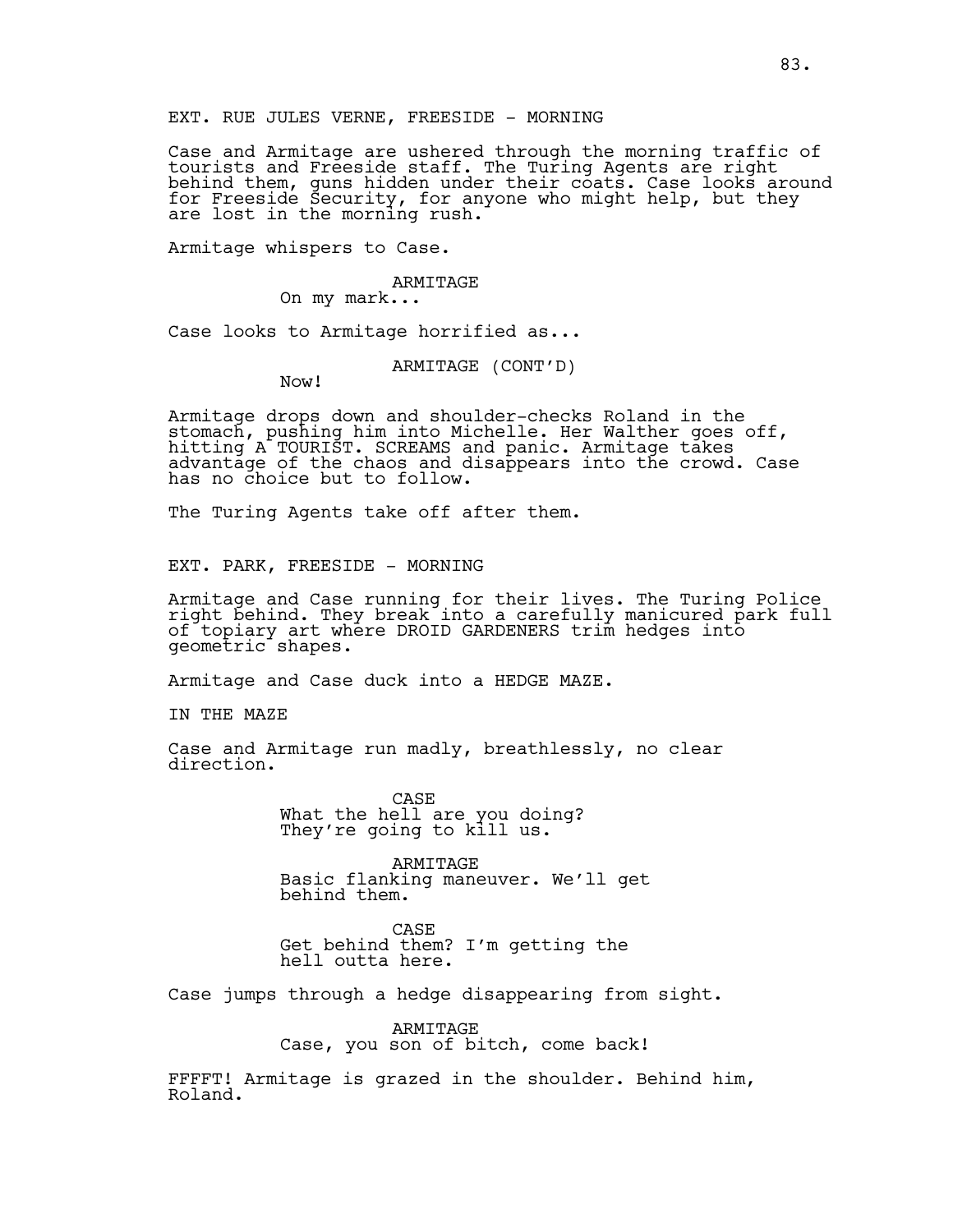EXT. RUE JULES VERNE, FREESIDE - MORNING

Case and Armitage are ushered through the morning traffic of tourists and Freeside staff. The Turing Agents are right behind them, guns hidden under their coats. Case looks around for Freeside Security, for anyone who might help, but they are lost in the morning rush.

Armitage whispers to Case.

ARMITAGE
On my mark...

Case looks to Armitage horrified as...

ARMITAGE (CONT'D)
Now!

Armitage drops down and shoulder-checks Roland in the stomach, pushing him into Michelle. Her Walther goes off, hitting A TOURIST. SCREAMS and panic. Armitage takes advantage of the chaos and disappears into the crowd. Case has no choice but to follow.

The Turing Agents take off after them.

EXT. PARK, FREESIDE - MORNING

Armitage and Case running for their lives. The Turing Police right behind. They break into a carefully manicured park full of topiary art where DROID GARDENERS trim hedges into geometric shapes.

Armitage and Case duck into a HEDGE MAZE.

IN THE MAZE

Case and Armitage run madly, breathlessly, no clear direction.

CASE
What the hell are you doing? They're going to kill us.

ARMITAGE
Basic flanking maneuver. We'll get behind them.

CASE
Get behind them? I'm getting the hell outta here.

Case jumps through a hedge disappearing from sight.

ARMITAGE
Case, you son of bitch, come back!

FFFFT! Armitage is grazed in the shoulder. Behind him, Roland.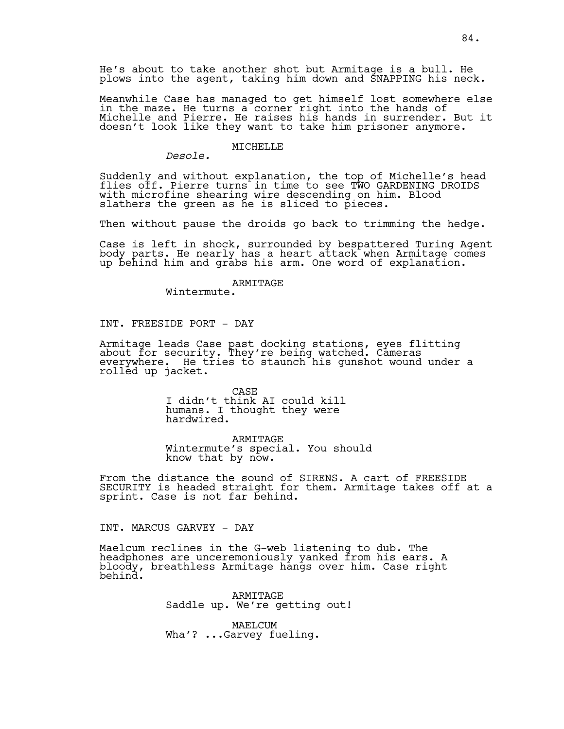He's about to take another shot but Armitage is a bull. He plows into the agent, taking him down and SNAPPING his neck.

Meanwhile Case has managed to get himself lost somewhere else in the maze. He turns a corner right into the hands of Michelle and Pierre. He raises his hands in surrender. But it doesn't look like they want to take him prisoner anymore.

MICHELLE
*Desole.*

Suddenly and without explanation, the top of Michelle's head flies off. Pierre turns in time to see TWO GARDENING DROIDS with microfine shearing wire descending on him. Blood slathers the green as he is sliced to pieces.

Then without pause the droids go back to trimming the hedge.

Case is left in shock, surrounded by bespattered Turing Agent body parts. He nearly has a heart attack when Armitage comes up behind him and grabs his arm. One word of explanation.

ARMITAGE
Wintermute.

INT. FREESIDE PORT - DAY

Armitage leads Case past docking stations, eyes flitting about for security. They're being watched. Cameras everywhere. He tries to staunch his gunshot wound under a rolled up jacket.

CASE
I didn't think AI could kill humans. I thought they were hardwired.

ARMITAGE
Wintermute's special. You should know that by now.

From the distance the sound of SIRENS. A cart of FREESIDE SECURITY is headed straight for them. Armitage takes off at a sprint. Case is not far behind.

INT. MARCUS GARVEY - DAY

Maelcum reclines in the G-web listening to dub. The headphones are unceremoniously yanked from his ears. A bloody, breathless Armitage hangs over him. Case right behind.

ARMITAGE
Saddle up. We're getting out!

MAELCUM
Wha'? ...Garvey fueling.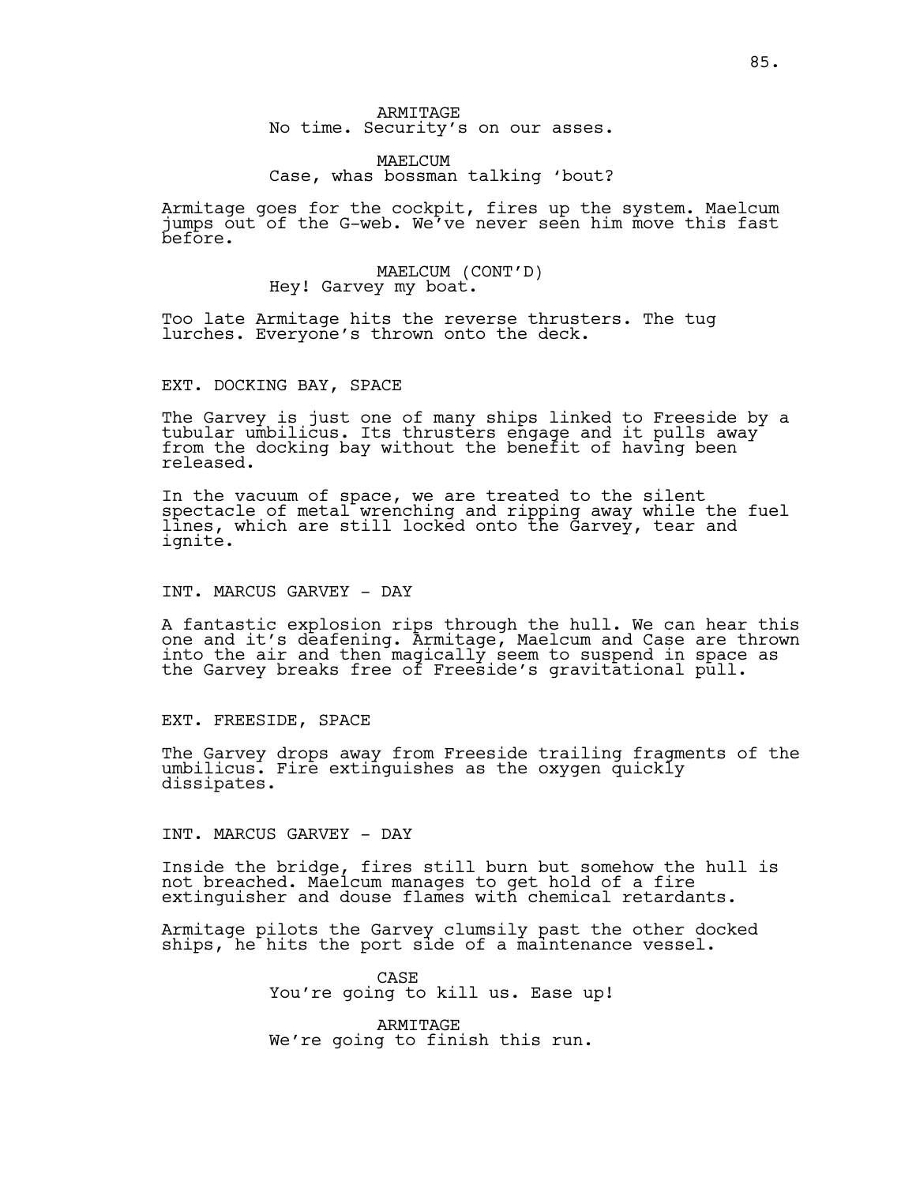ARMITAGE
No time. Security's on our asses.

MAELCUM
Case, whas bossman talking 'bout?

Armitage goes for the cockpit, fires up the system. Maelcum jumps out of the G-web. We've never seen him move this fast before.

MAELCUM (CONT'D)
Hey! Garvey my boat.

Too late Armitage hits the reverse thrusters. The tug lurches. Everyone's thrown onto the deck.

EXT. DOCKING BAY, SPACE

The Garvey is just one of many ships linked to Freeside by a tubular umbilicus. Its thrusters engage and it pulls away from the docking bay without the benefit of having been released.

In the vacuum of space, we are treated to the silent spectacle of metal wrenching and ripping away while the fuel lines, which are still locked onto the Garvey, tear and ignite.

INT. MARCUS GARVEY - DAY

A fantastic explosion rips through the hull. We can hear this one and it's deafening. Armitage, Maelcum and Case are thrown into the air and then magically seem to suspend in space as the Garvey breaks free of Freeside's gravitational pull.

EXT. FREESIDE, SPACE

The Garvey drops away from Freeside trailing fragments of the umbilicus. Fire extinguishes as the oxygen quickly dissipates.

INT. MARCUS GARVEY - DAY

Inside the bridge, fires still burn but somehow the hull is not breached. Maelcum manages to get hold of a fire extinguisher and douse flames with chemical retardants.

Armitage pilots the Garvey clumsily past the other docked ships, he hits the port side of a maintenance vessel.

CASE
You're going to kill us. Ease up!

ARMITAGE
We're going to finish this run.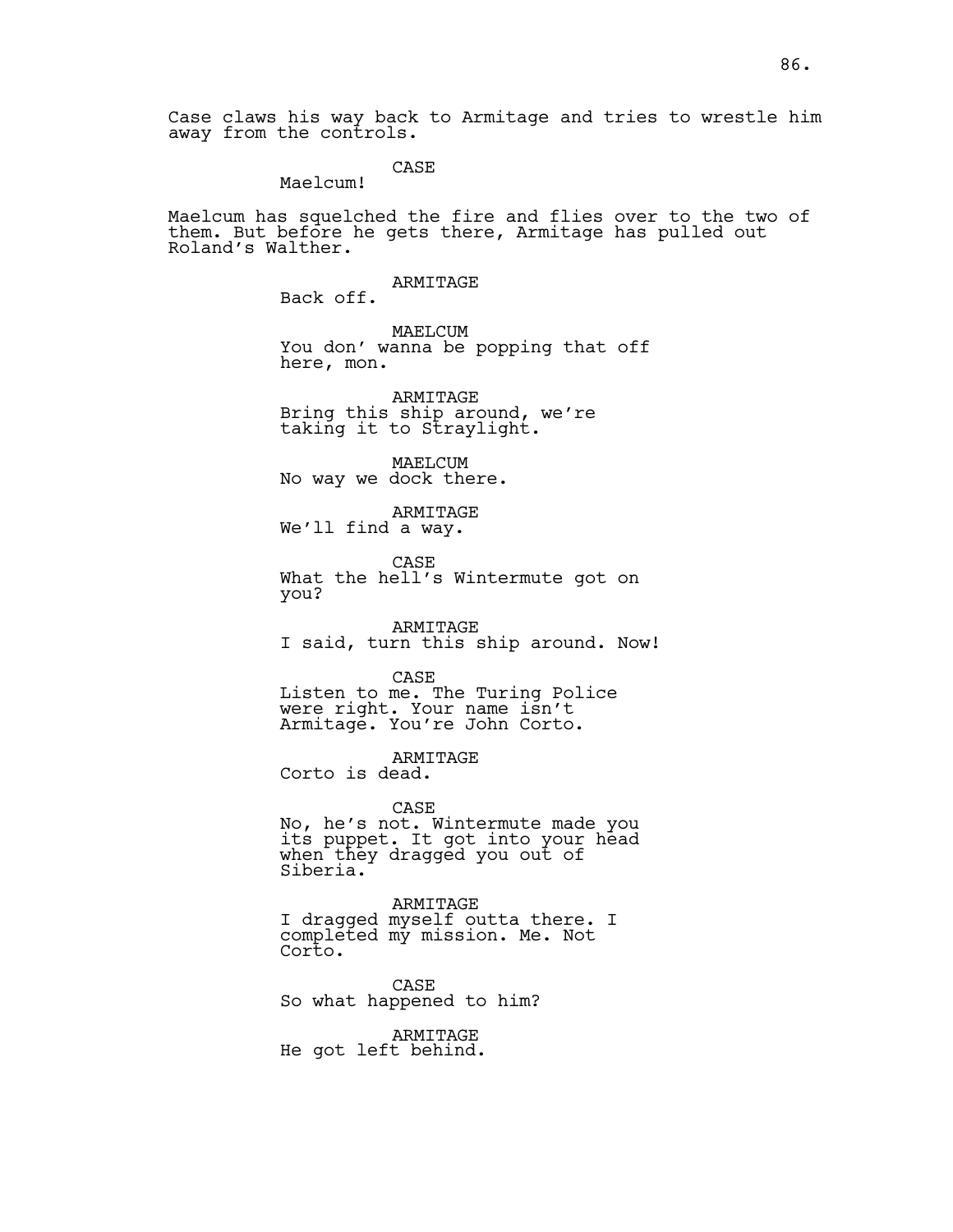Case claws his way back to Armitage and tries to wrestle him away from the controls.

CASE
Maelcum!

Maelcum has squelched the fire and flies over to the two of them. But before he gets there, Armitage has pulled out Roland's Walther.

ARMITAGE
Back off.

MAELCUM
You don' wanna be popping that off here, mon.

ARMITAGE
Bring this ship around, we're taking it to Straylight.

MAELCUM
No way we dock there.

ARMITAGE
We'll find a way.

CASE
What the hell's Wintermute got on you?

ARMITAGE
I said, turn this ship around. Now!

CASE
Listen to me. The Turing Police were right. Your name isn't Armitage. You're John Corto.

ARMITAGE
Corto is dead.

CASE
No, he's not. Wintermute made you its puppet. It got into your head when they dragged you out of Siberia.

ARMITAGE
I dragged myself outta there. I completed my mission. Me. Not Corto.

CASE
So what happened to him?

ARMITAGE
He got left behind.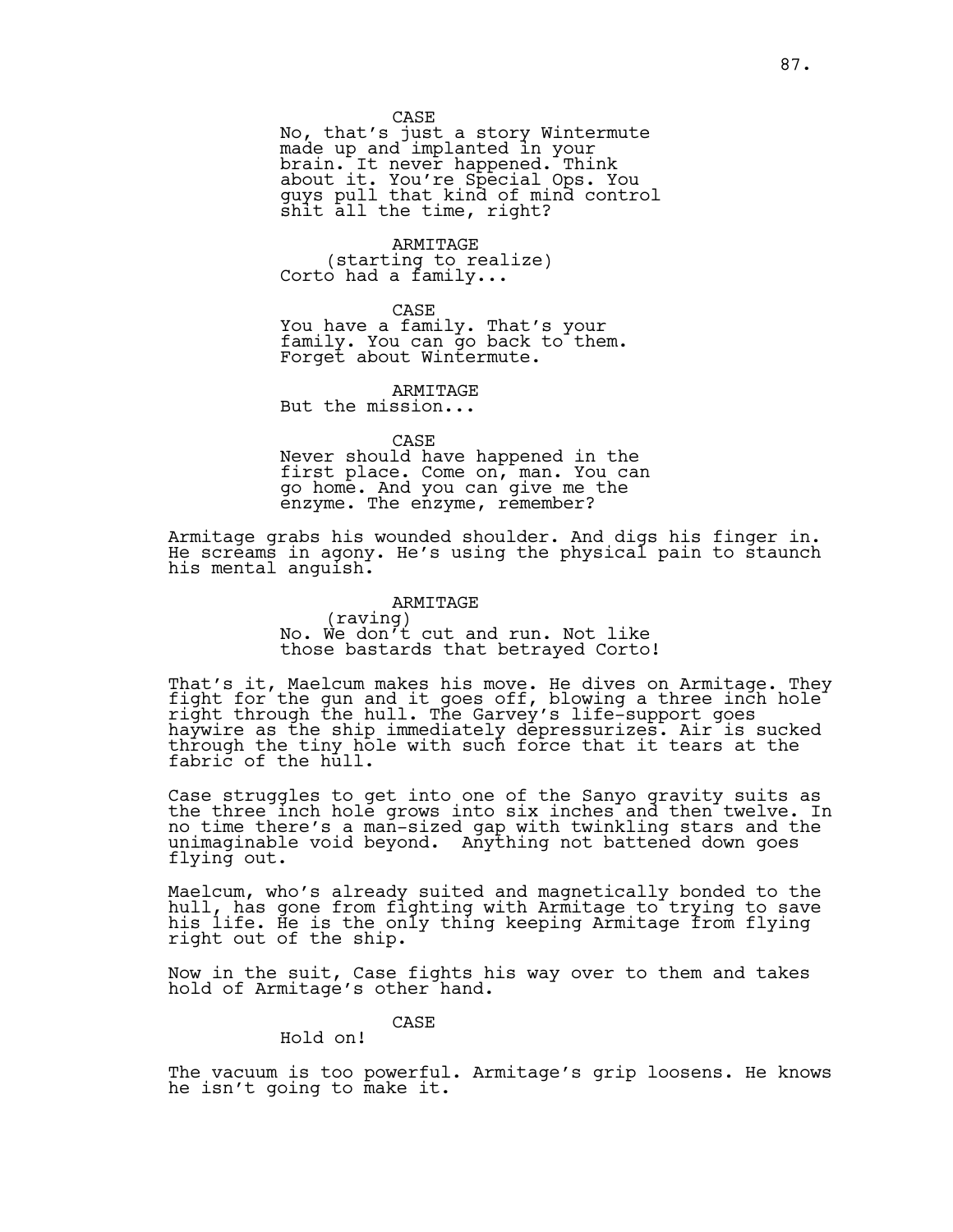CASE

No, that's just a story Wintermute made up and implanted in your brain. It never happened. Think about it. You're Special Ops. You guys pull that kind of mind control shit all the time, right?

ARMITAGE

(starting to realize)

Corto had a family...

CASE

You have a family. That's your family. You can go back to them. Forget about Wintermute.

ARMITAGE

But the mission...

CASE

Never should have happened in the first place. Come on, man. You can go home. And you can give me the enzyme. The enzyme, remember?

Armitage grabs his wounded shoulder. And digs his finger in. He screams in agony. He's using the physical pain to staunch his mental anguish.

ARMITAGE

(raving)

No. We don't cut and run. Not like those bastards that betrayed Corto!

That's it, Maelcum makes his move. He dives on Armitage. They fight for the gun and it goes off, blowing a three inch hole right through the hull. The Garvey's life-support goes haywire as the ship immediately depressurizes. Air is sucked through the tiny hole with such force that it tears at the fabric of the hull.

Case struggles to get into one of the Sanyo gravity suits as the three inch hole grows into six inches and then twelve. In no time there's a man-sized gap with twinkling stars and the unimaginable void beyond.  Anything not battened down goes flying out.

Maelcum, who's already suited and magnetically bonded to the hull, has gone from fighting with Armitage to trying to save his life. He is the only thing keeping Armitage from flying right out of the ship.

Now in the suit, Case fights his way over to them and takes hold of Armitage's other hand.

CASE

Hold on!

The vacuum is too powerful. Armitage's grip loosens. He knows he isn't going to make it.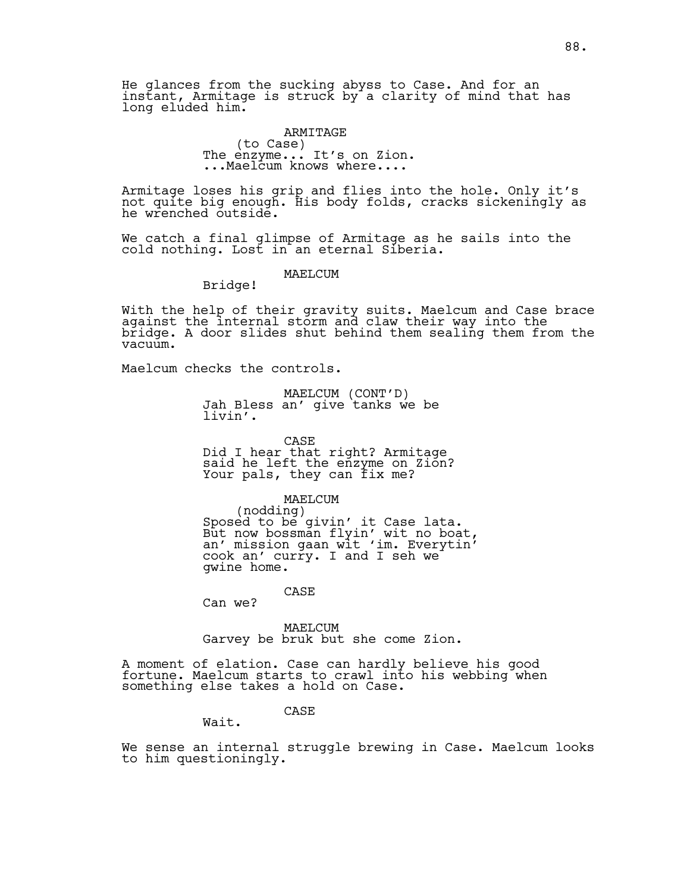He glances from the sucking abyss to Case. And for an instant, Armitage is struck by a clarity of mind that has long eluded him.

ARMITAGE
(to Case)
The enzyme... It's on Zion.
...Maelcum knows where....

Armitage loses his grip and flies into the hole. Only it's not quite big enough. His body folds, cracks sickeningly as he wrenched outside.

We catch a final glimpse of Armitage as he sails into the cold nothing. Lost in an eternal Siberia.

MAELCUM
Bridge!

With the help of their gravity suits. Maelcum and Case brace against the internal storm and claw their way into the bridge. A door slides shut behind them sealing them from the vacuum.

Maelcum checks the controls.

MAELCUM (CONT'D)
Jah Bless an' give tanks we be livin'.

CASE
Did I hear that right? Armitage said he left the enzyme on Zion? Your pals, they can fix me?

MAELCUM
(nodding)
Sposed to be givin' it Case lata. But now bossman flyin' wit no boat, an' mission gaan wit 'im. Everytin' cook an' curry. I and I seh we gwine home.

CASE
Can we?

MAELCUM
Garvey be bruk but she come Zion.

A moment of elation. Case can hardly believe his good fortune. Maelcum starts to crawl into his webbing when something else takes a hold on Case.

CASE
Wait.

We sense an internal struggle brewing in Case. Maelcum looks to him questioningly.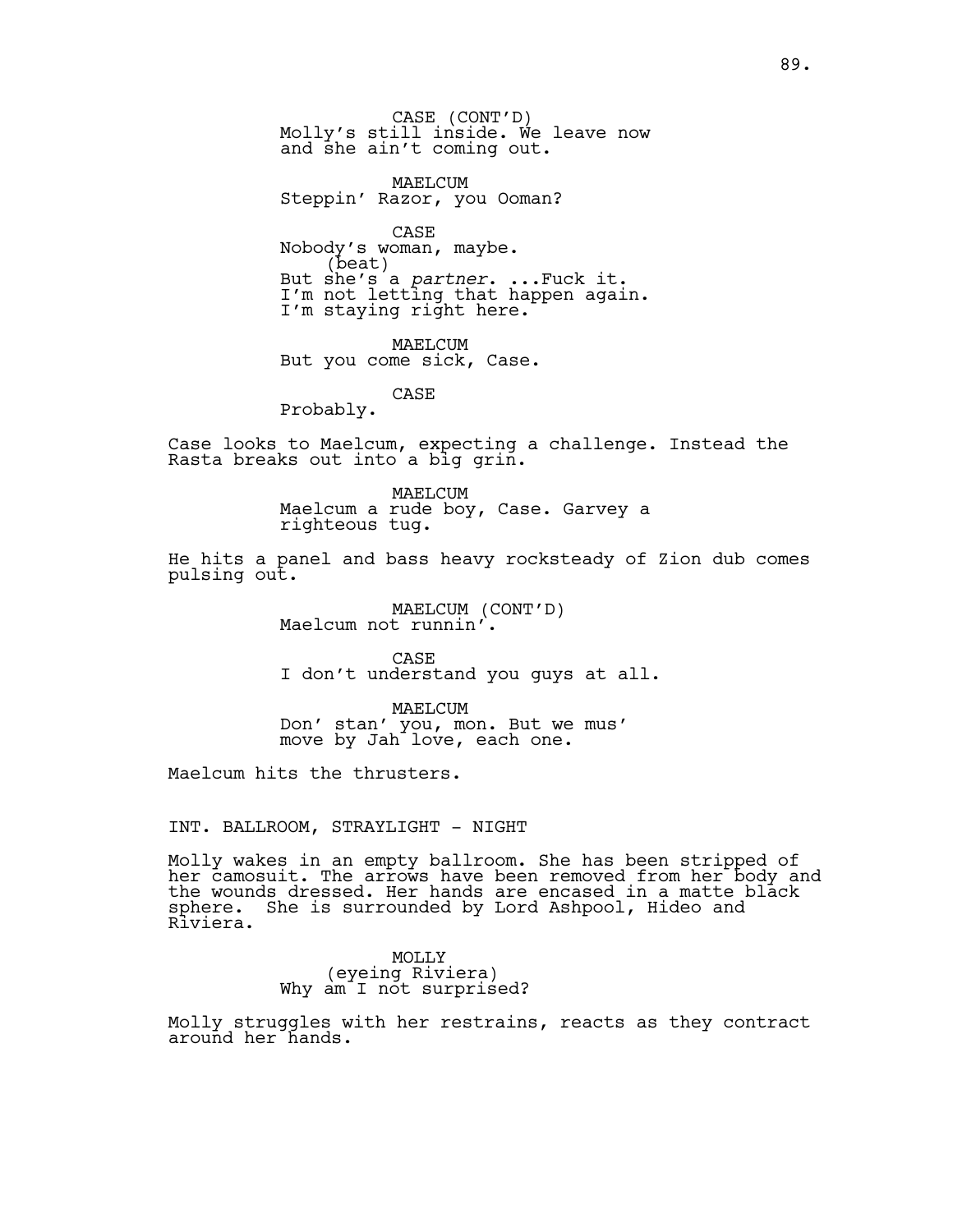CASE (CONT'D)
Molly's still inside. We leave now and she ain't coming out.

MAELCUM
Steppin' Razor, you Ooman?

CASE
Nobody's woman, maybe.
(beat)
But she's a *partner*. ...Fuck it. I'm not letting that happen again. I'm staying right here.

MAELCUM
But you come sick, Case.

CASE
Probably.

Case looks to Maelcum, expecting a challenge. Instead the Rasta breaks out into a big grin.

MAELCUM
Maelcum a rude boy, Case. Garvey a righteous tug.

He hits a panel and bass heavy rocksteady of Zion dub comes pulsing out.

MAELCUM (CONT'D)
Maelcum not runnin'.

CASE
I don't understand you guys at all.

MAELCUM
Don' stan' you, mon. But we mus' move by Jah love, each one.

Maelcum hits the thrusters.

INT. BALLROOM, STRAYLIGHT - NIGHT

Molly wakes in an empty ballroom. She has been stripped of her camosuit. The arrows have been removed from her body and the wounds dressed. Her hands are encased in a matte black sphere. She is surrounded by Lord Ashpool, Hideo and Riviera.

MOLLY
(eyeing Riviera)
Why am I not surprised?

Molly struggles with her restrains, reacts as they contract around her hands.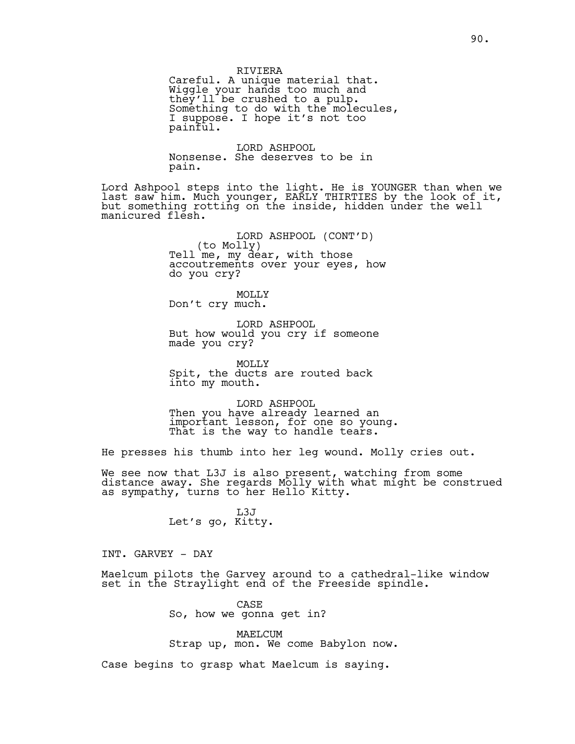RIVIERA
Careful. A unique material that. Wiggle your hands too much and they'll be crushed to a pulp. Something to do with the molecules, I suppose. I hope it's not too painful.

LORD ASHPOOL
Nonsense. She deserves to be in pain.

Lord Ashpool steps into the light. He is YOUNGER than when we last saw him. Much younger, EARLY THIRTIES by the look of it, but something rotting on the inside, hidden under the well manicured flesh.

LORD ASHPOOL (CONT'D)
(to Molly)
Tell me, my dear, with those accoutrements over your eyes, how do you cry?

MOLLY
Don't cry much.

LORD ASHPOOL
But how would you cry if someone made you cry?

MOLLY
Spit, the ducts are routed back into my mouth.

LORD ASHPOOL
Then you have already learned an important lesson, for one so young. That is the way to handle tears.

He presses his thumb into her leg wound. Molly cries out.

We see now that L3J is also present, watching from some distance away. She regards Molly with what might be construed as sympathy, turns to her Hello Kitty.

L3J
Let's go, Kitty.

INT. GARVEY - DAY

Maelcum pilots the Garvey around to a cathedral-like window set in the Straylight end of the Freeside spindle.

CASE
So, how we gonna get in?

MAELCUM
Strap up, mon. We come Babylon now.

Case begins to grasp what Maelcum is saying.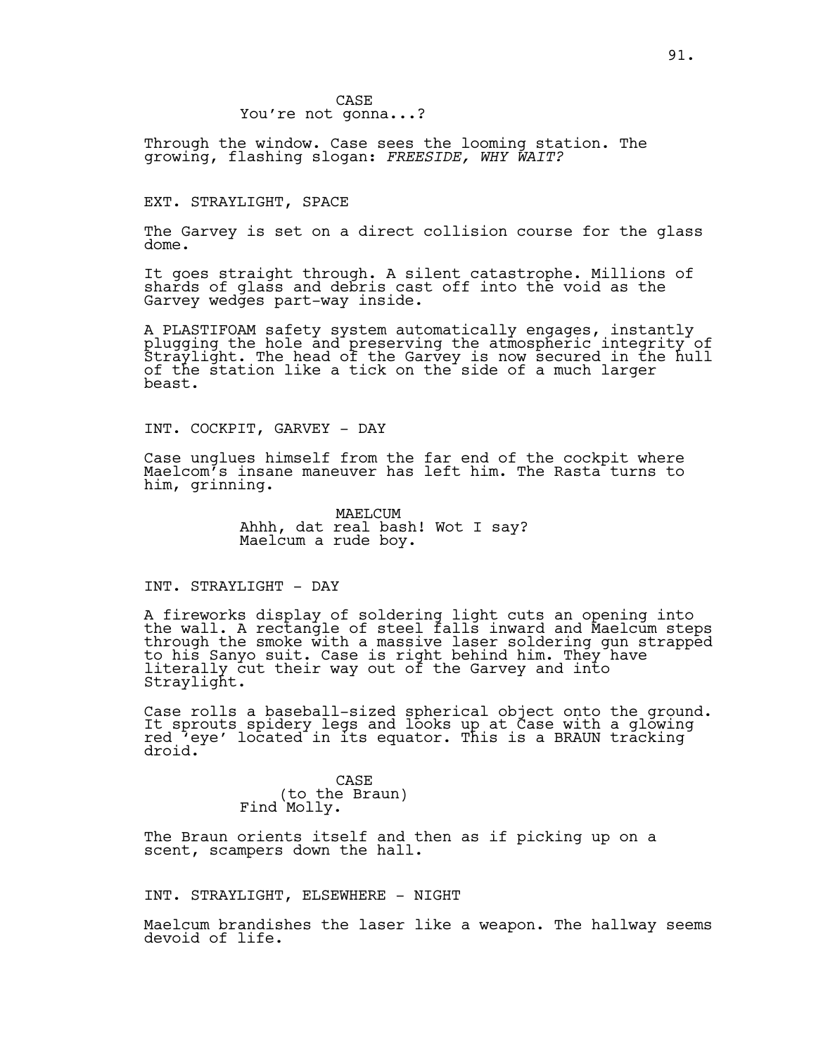CASE
You're not gonna...?

Through the window. Case sees the looming station. The growing, flashing slogan: *FREESIDE, WHY WAIT?*

EXT. STRAYLIGHT, SPACE

The Garvey is set on a direct collision course for the glass dome.

It goes straight through. A silent catastrophe. Millions of shards of glass and debris cast off into the void as the Garvey wedges part-way inside.

A PLASTIFOAM safety system automatically engages, instantly plugging the hole and preserving the atmospheric integrity of Straylight. The head of the Garvey is now secured in the hull of the station like a tick on the side of a much larger beast.

INT. COCKPIT, GARVEY - DAY

Case unglues himself from the far end of the cockpit where Maelcom's insane maneuver has left him. The Rasta turns to him, grinning.

MAELCUM
Ahhh, dat real bash! Wot I say? Maelcum a rude boy.

INT. STRAYLIGHT - DAY

A fireworks display of soldering light cuts an opening into the wall. A rectangle of steel falls inward and Maelcum steps through the smoke with a massive laser soldering gun strapped to his Sanyo suit. Case is right behind him. They have literally cut their way out of the Garvey and into Straylight.

Case rolls a baseball-sized spherical object onto the ground. It sprouts spidery legs and looks up at Case with a glowing red 'eye' located in its equator. This is a BRAUN tracking droid.

CASE
(to the Braun)
Find Molly.

The Braun orients itself and then as if picking up on a scent, scampers down the hall.

INT. STRAYLIGHT, ELSEWHERE - NIGHT

Maelcum brandishes the laser like a weapon. The hallway seems devoid of life.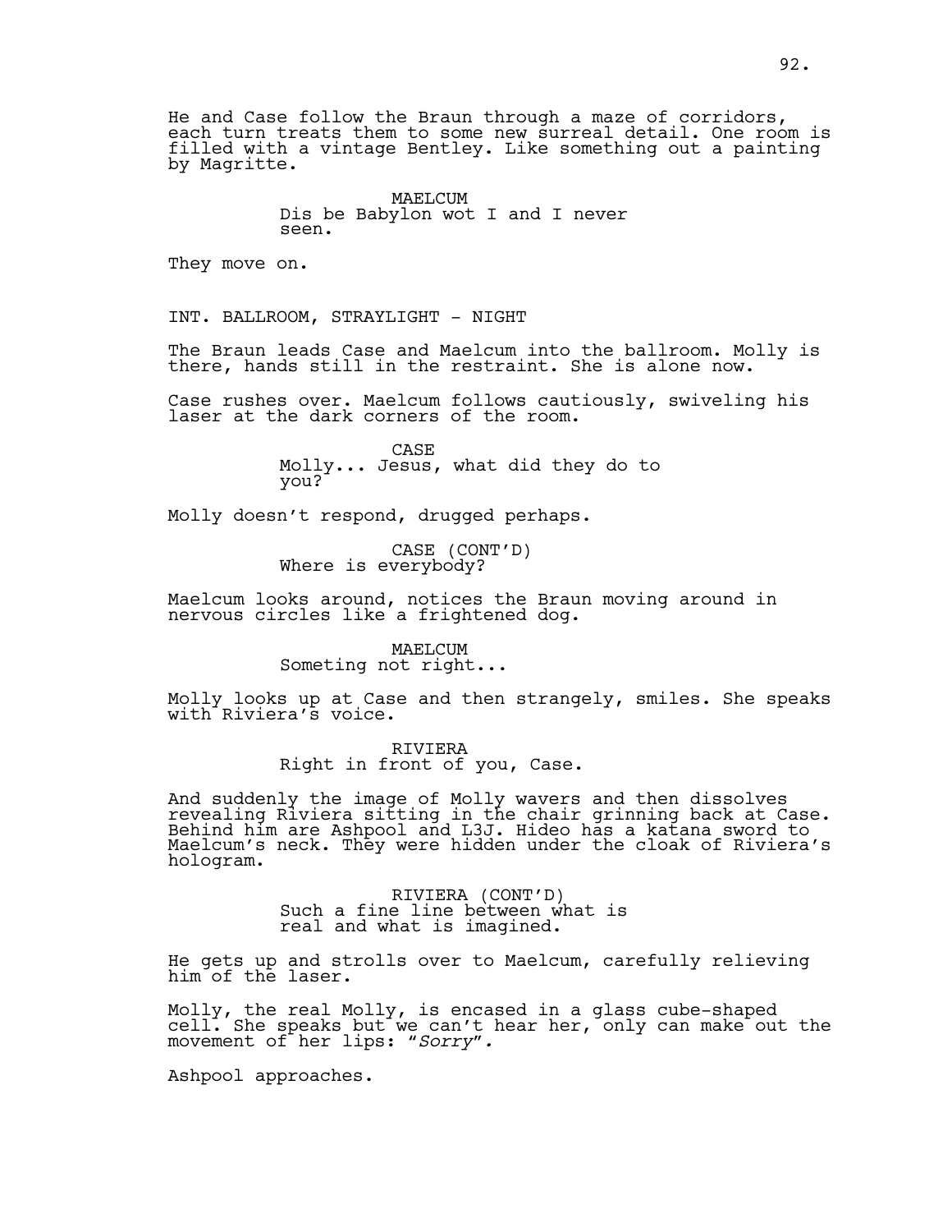He and Case follow the Braun through a maze of corridors, each turn treats them to some new surreal detail. One room is filled with a vintage Bentley. Like something out a painting by Magritte.

MAELCUM
Dis be Babylon wot I and I never seen.

They move on.

INT. BALLROOM, STRAYLIGHT - NIGHT

The Braun leads Case and Maelcum into the ballroom. Molly is there, hands still in the restraint. She is alone now.

Case rushes over. Maelcum follows cautiously, swiveling his laser at the dark corners of the room.

CASE
Molly... Jesus, what did they do to you?

Molly doesn't respond, drugged perhaps.

CASE (CONT'D)
Where is everybody?

Maelcum looks around, notices the Braun moving around in nervous circles like a frightened dog.

MAELCUM
Someting not right...

Molly looks up at Case and then strangely, smiles. She speaks with Riviera's voice.

RIVIERA
Right in front of you, Case.

And suddenly the image of Molly wavers and then dissolves revealing Riviera sitting in the chair grinning back at Case. Behind him are Ashpool and L3J. Hideo has a katana sword to Maelcum's neck. They were hidden under the cloak of Riviera's hologram.

RIVIERA (CONT'D)
Such a fine line between what is real and what is imagined.

He gets up and strolls over to Maelcum, carefully relieving him of the laser.

Molly, the real Molly, is encased in a glass cube-shaped cell. She speaks but we can't hear her, only can make out the movement of her lips: "*Sorry*".

Ashpool approaches.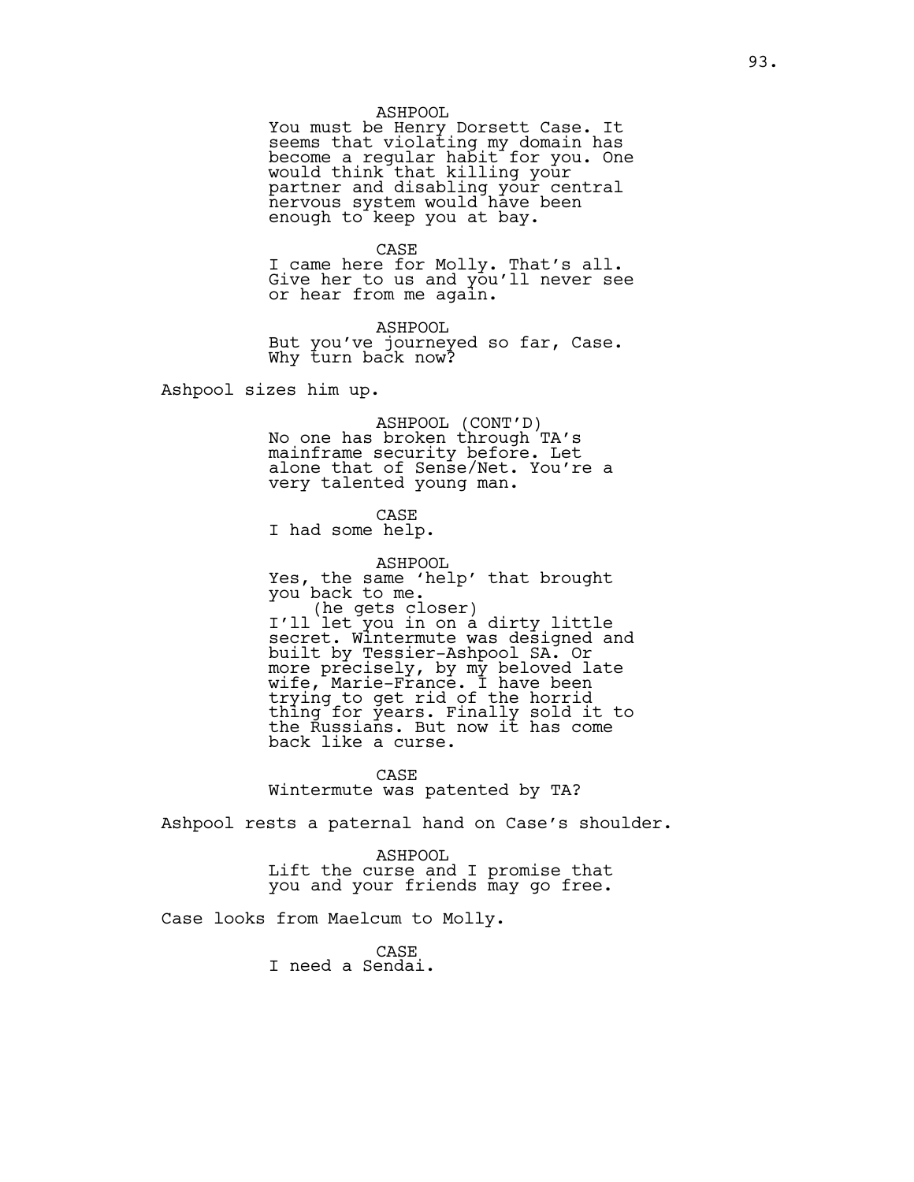ASHPOOL
You must be Henry Dorsett Case. It seems that violating my domain has become a regular habit for you. One would think that killing your partner and disabling your central nervous system would have been enough to keep you at bay.

CASE
I came here for Molly. That's all. Give her to us and you'll never see or hear from me again.

ASHPOOL
But you've journeyed so far, Case. Why turn back now?

Ashpool sizes him up.

ASHPOOL (CONT'D)
No one has broken through TA's mainframe security before. Let alone that of Sense/Net. You're a very talented young man.

CASE
I had some help.

ASHPOOL
Yes, the same 'help' that brought you back to me.
(he gets closer)
I'll let you in on a dirty little secret. Wintermute was designed and built by Tessier-Ashpool SA. Or more precisely, by my beloved late wife, Marie-France. I have been trying to get rid of the horrid thing for years. Finally sold it to the Russians. But now it has come back like a curse.

CASE
Wintermute was patented by TA?

Ashpool rests a paternal hand on Case's shoulder.

ASHPOOL
Lift the curse and I promise that you and your friends may go free.

Case looks from Maelcum to Molly.

CASE
I need a Sendai.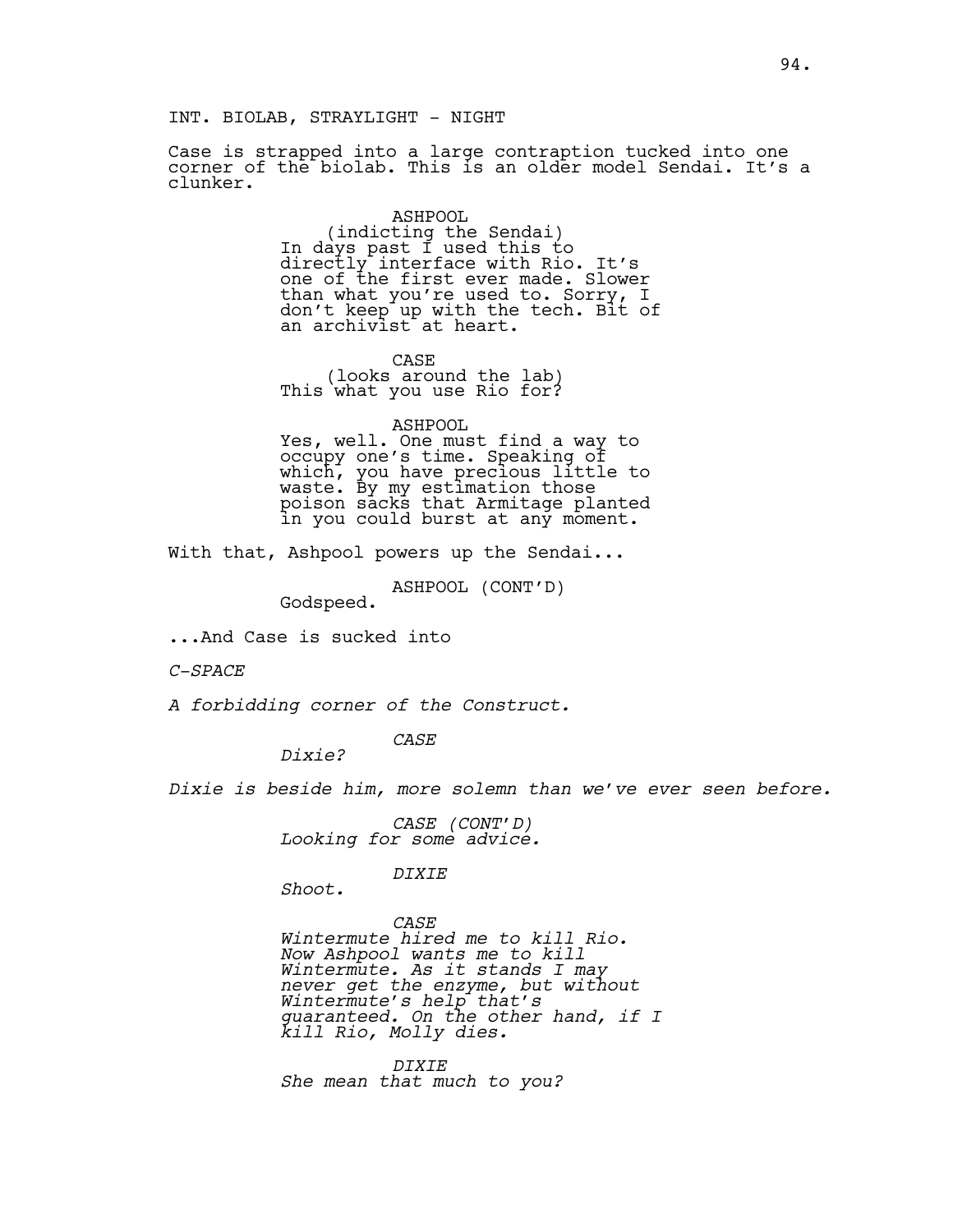INT. BIOLAB, STRAYLIGHT - NIGHT

Case is strapped into a large contraption tucked into one corner of the biolab. This is an older model Sendai. It's a clunker.

ASHPOOL
(indicting the Sendai)
In days past I used this to directly interface with Rio. It's one of the first ever made. Slower than what you're used to. Sorry, I don't keep up with the tech. Bit of an archivist at heart.

CASE
(looks around the lab)
This what you use Rio for?

ASHPOOL
Yes, well. One must find a way to occupy one's time. Speaking of which, you have precious little to waste. By my estimation those poison sacks that Armitage planted in you could burst at any moment.

With that, Ashpool powers up the Sendai...

ASHPOOL (CONT'D)
Godspeed.

...And Case is sucked into

*C-SPACE*

*A forbidding corner of the Construct.*

*CASE*
*Dixie?*

*Dixie is beside him, more solemn than we've ever seen before.*

*CASE (CONT'D)*
*Looking for some advice.*

*DIXIE*
*Shoot.*

*CASE*
*Wintermute hired me to kill Rio. Now Ashpool wants me to kill Wintermute. As it stands I may never get the enzyme, but without Wintermute's help that's guaranteed. On the other hand, if I kill Rio, Molly dies.*

*DIXIE*
*She mean that much to you?*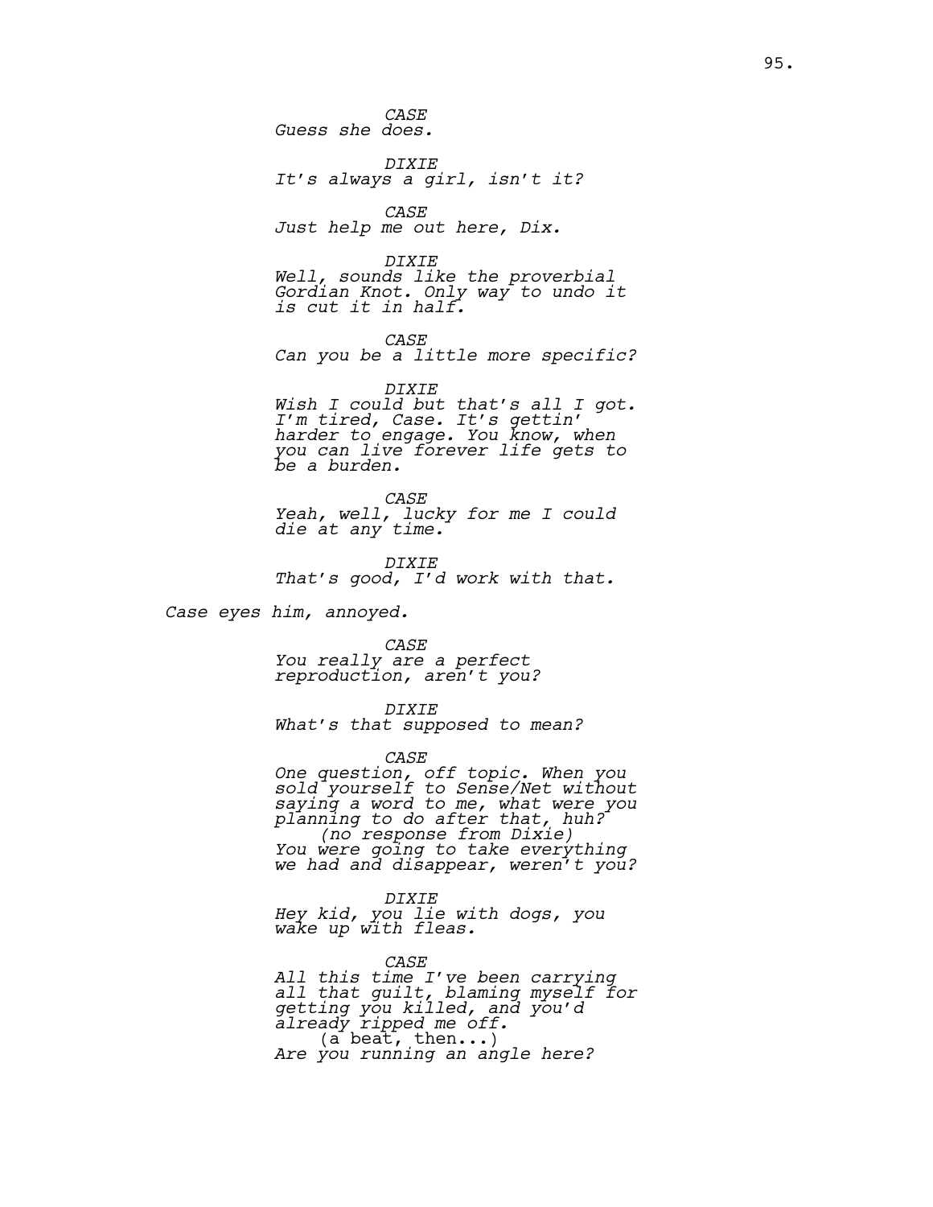CASE
*Guess she does.*

DIXIE
*It's always a girl, isn't it?*

CASE
*Just help me out here, Dix.*

DIXIE
*Well, sounds like the proverbial Gordian Knot. Only way to undo it is cut it in half.*

CASE
*Can you be a little more specific?*

DIXIE
*Wish I could but that's all I got. I'm tired, Case. It's gettin' harder to engage. You know, when you can live forever life gets to be a burden.*

CASE
*Yeah, well, lucky for me I could die at any time.*

DIXIE
*That's good, I'd work with that.*

*Case eyes him, annoyed.*

CASE
*You really are a perfect reproduction, aren't you?*

DIXIE
*What's that supposed to mean?*

CASE
*One question, off topic. When you sold yourself to Sense/Net without saying a word to me, what were you planning to do after that, huh?*
(no response from Dixie)
*You were going to take everything we had and disappear, weren't you?*

DIXIE
*Hey kid, you lie with dogs, you wake up with fleas.*

CASE
*All this time I've been carrying all that guilt, blaming myself for getting you killed, and you'd already ripped me off.*
(a beat, then...)
*Are you running an angle here?*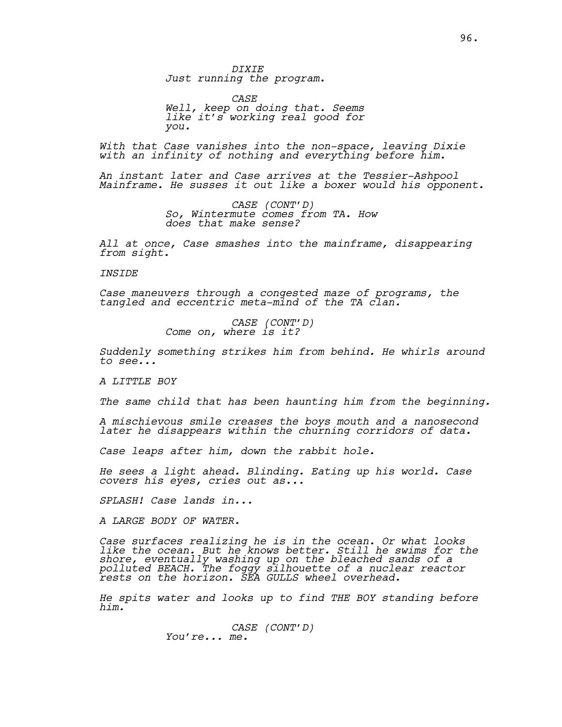*DIXIE*
*Just running the program.*

*CASE*
*Well, keep on doing that. Seems like it's working real good for you.*

*With that Case vanishes into the non-space, leaving Dixie with an infinity of nothing and everything before him.*

*An instant later and Case arrives at the Tessier-Ashpool Mainframe. He susses it out like a boxer would his opponent.*

*CASE (CONT'D)*
*So, Wintermute comes from TA. How does that make sense?*

*All at once, Case smashes into the mainframe, disappearing from sight.*

*INSIDE*

*Case maneuvers through a congested maze of programs, the tangled and eccentric meta-mind of the TA clan.*

*CASE (CONT'D)*
*Come on, where is it?*

*Suddenly something strikes him from behind. He whirls around to see...*

*A LITTLE BOY*

*The same child that has been haunting him from the beginning.*

*A mischievous smile creases the boys mouth and a nanosecond later he disappears within the churning corridors of data.*

*Case leaps after him, down the rabbit hole.*

*He sees a light ahead. Blinding. Eating up his world. Case covers his eyes, cries out as...*

*SPLASH! Case lands in...*

*A LARGE BODY OF WATER.*

*Case surfaces realizing he is in the ocean. Or what looks like the ocean. But he knows better. Still he swims for the shore, eventually washing up on the bleached sands of a polluted BEACH. The foggy silhouette of a nuclear reactor rests on the horizon. SEA GULLS wheel overhead.*

*He spits water and looks up to find THE BOY standing before him.*

*CASE (CONT'D)*
*You're... me.*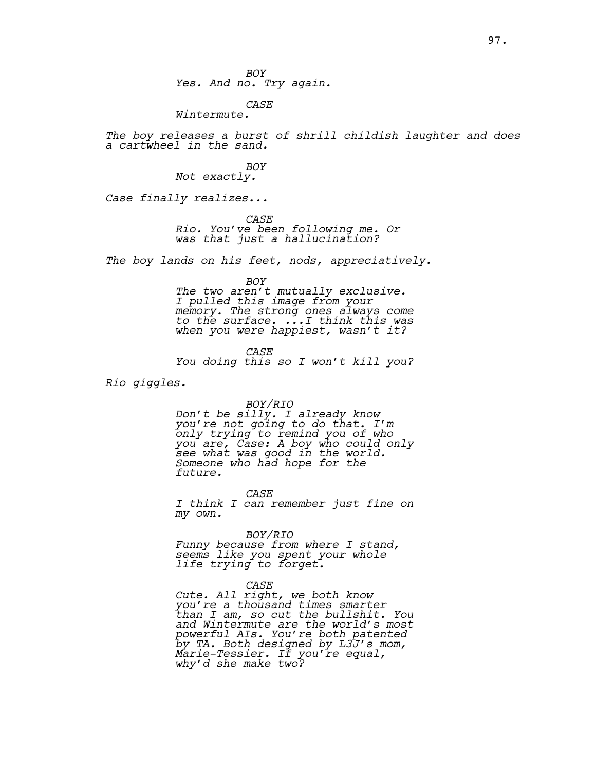BOY
Yes. And no. Try again.

CASE
Wintermute.

The boy releases a burst of shrill childish laughter and does a cartwheel in the sand.

BOY
Not exactly.

Case finally realizes...

CASE
Rio. You've been following me. Or was that just a hallucination?

The boy lands on his feet, nods, appreciatively.

BOY
The two aren't mutually exclusive. I pulled this image from your memory. The strong ones always come to the surface. ...I think this was when you were happiest, wasn't it?

CASE
You doing this so I won't kill you?

Rio giggles.

BOY/RIO
Don't be silly. I already know you're not going to do that. I'm only trying to remind you of who you are, Case: A boy who could only see what was good in the world. Someone who had hope for the future.

CASE
I think I can remember just fine on my own.

BOY/RIO
Funny because from where I stand, seems like you spent your whole life trying to forget.

CASE
Cute. All right, we both know you're a thousand times smarter than I am, so cut the bullshit. You and Wintermute are the world's most powerful AIs. You're both patented by TA. Both designed by L3J's mom, Marie-Tessier. If you're equal, why'd she make two?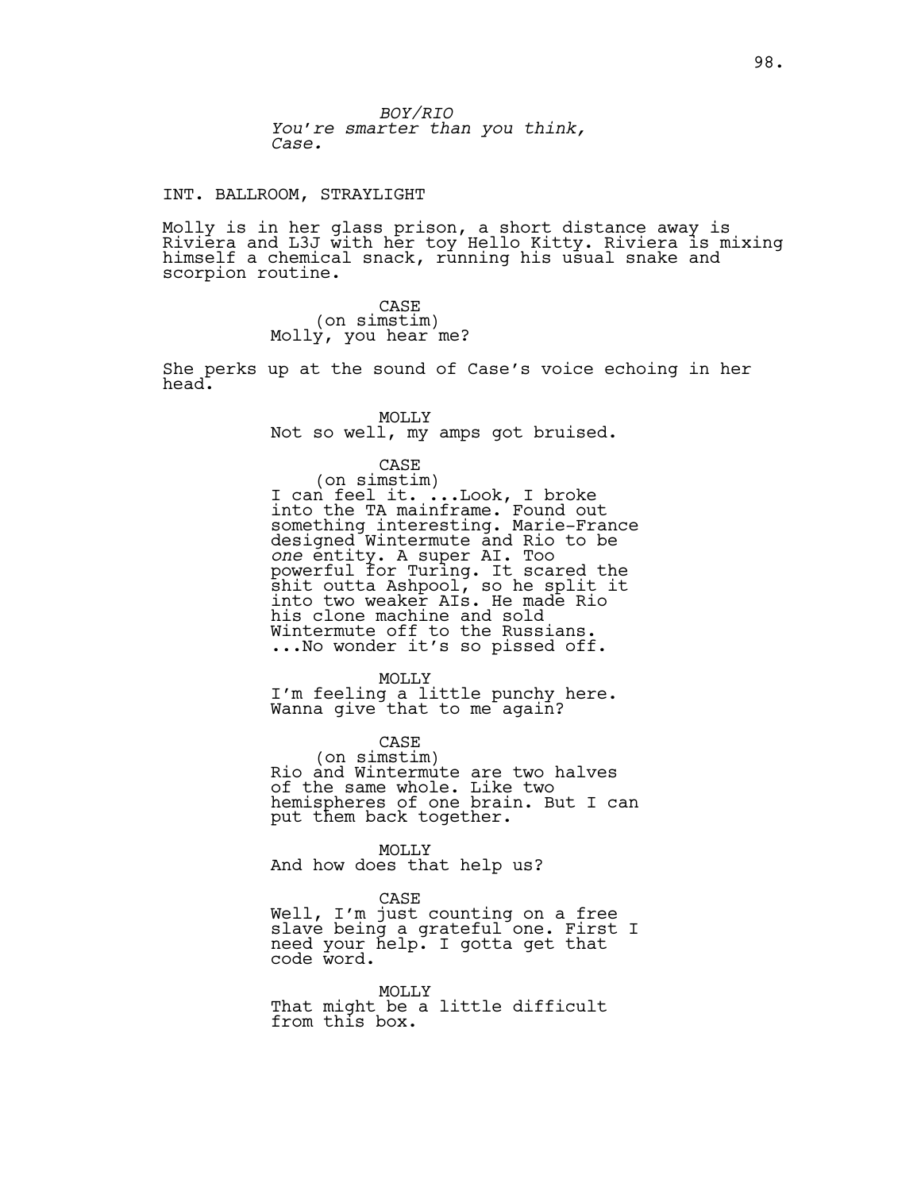*BOY/RIO*
*You're smarter than you think, Case.*

INT. BALLROOM, STRAYLIGHT

Molly is in her glass prison, a short distance away is Riviera and L3J with her toy Hello Kitty. Riviera is mixing himself a chemical snack, running his usual snake and scorpion routine.

CASE
(on simstim)
Molly, you hear me?

She perks up at the sound of Case's voice echoing in her head.

MOLLY
Not so well, my amps got bruised.

CASE
(on simstim)
I can feel it. ...Look, I broke into the TA mainframe. Found out something interesting. Marie-France designed Wintermute and Rio to be *one* entity. A super AI. Too powerful for Turing. It scared the shit outta Ashpool, so he split it into two weaker AIs. He made Rio his clone machine and sold Wintermute off to the Russians. ...No wonder it's so pissed off.

MOLLY
I'm feeling a little punchy here. Wanna give that to me again?

CASE
(on simstim)
Rio and Wintermute are two halves of the same whole. Like two hemispheres of one brain. But I can put them back together.

MOLLY
And how does that help us?

CASE
Well, I'm just counting on a free slave being a grateful one. First I need your help. I gotta get that code word.

MOLLY
That might be a little difficult from this box.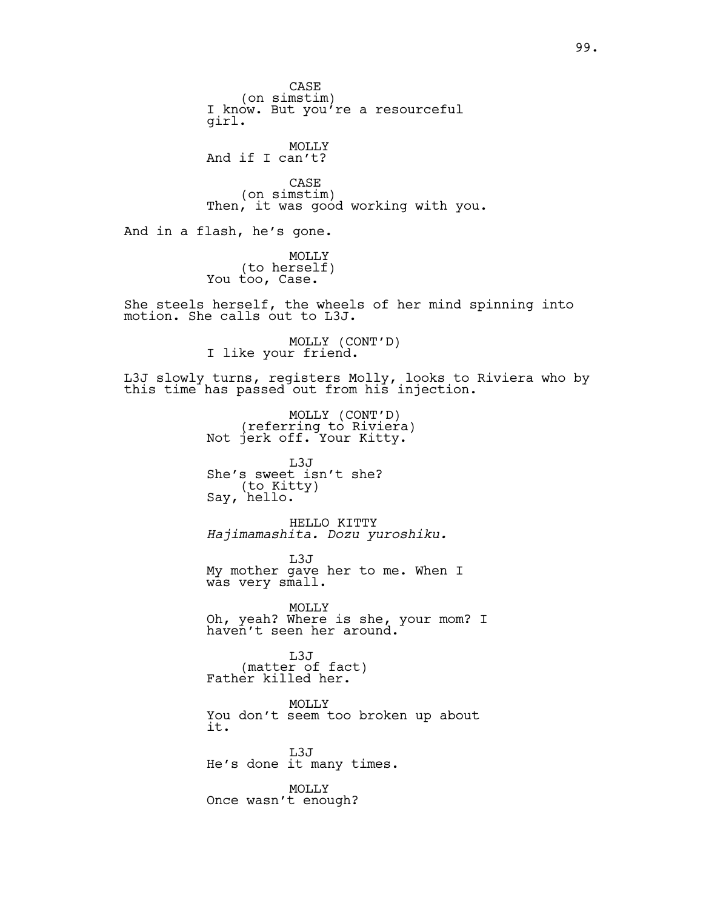CASE
(on simstim)
I know. But you're a resourceful girl.

MOLLY
And if I can't?

CASE
(on simstim)
Then, it was good working with you.

And in a flash, he's gone.

MOLLY
(to herself)
You too, Case.

She steels herself, the wheels of her mind spinning into motion. She calls out to L3J.

MOLLY (CONT'D)
I like your friend.

L3J slowly turns, registers Molly, looks to Riviera who by this time has passed out from his injection.

MOLLY (CONT'D)
(referring to Riviera)
Not jerk off. Your Kitty.

L3J
She's sweet isn't she?
(to Kitty)
Say, hello.

HELLO KITTY
*Hajimamashita. Dozu yuroshiku.*

L3J
My mother gave her to me. When I was very small.

MOLLY
Oh, yeah? Where is she, your mom? I haven't seen her around.

L3J
(matter of fact)
Father killed her.

MOLLY
You don't seem too broken up about it.

L3J
He's done it many times.

MOLLY
Once wasn't enough?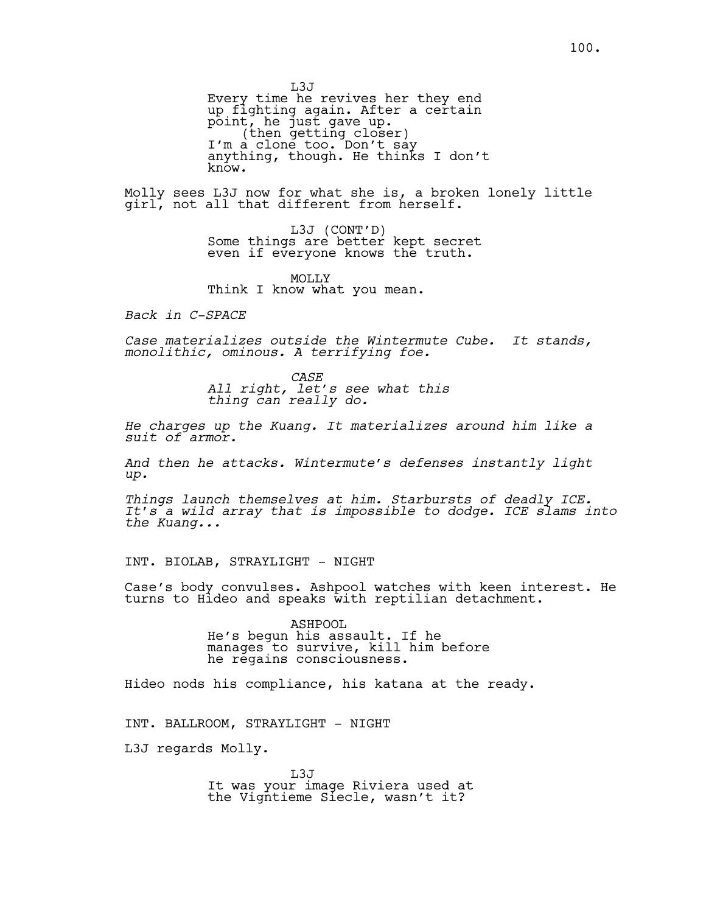L3J
Every time he revives her they end up fighting again. After a certain point, he just gave up.
(then getting closer)
I'm a clone too. Don't say anything, though. He thinks I don't know.

Molly sees L3J now for what she is, a broken lonely little girl, not all that different from herself.

L3J (CONT'D)
Some things are better kept secret even if everyone knows the truth.

MOLLY
Think I know what you mean.

*Back in C-SPACE*

*Case materializes outside the Wintermute Cube. It stands, monolithic, ominous. A terrifying foe.*

*CASE*
*All right, let's see what this thing can really do.*

*He charges up the Kuang. It materializes around him like a suit of armor.*

*And then he attacks. Wintermute's defenses instantly light up.*

*Things launch themselves at him. Starbursts of deadly ICE. It's a wild array that is impossible to dodge. ICE slams into the Kuang...*

INT. BIOLAB, STRAYLIGHT - NIGHT

Case's body convulses. Ashpool watches with keen interest. He turns to Hideo and speaks with reptilian detachment.

ASHPOOL
He's begun his assault. If he manages to survive, kill him before he regains consciousness.

Hideo nods his compliance, his katana at the ready.

INT. BALLROOM, STRAYLIGHT - NIGHT

L3J regards Molly.

L3J
It was your image Riviera used at the Vigntieme Siecle, wasn't it?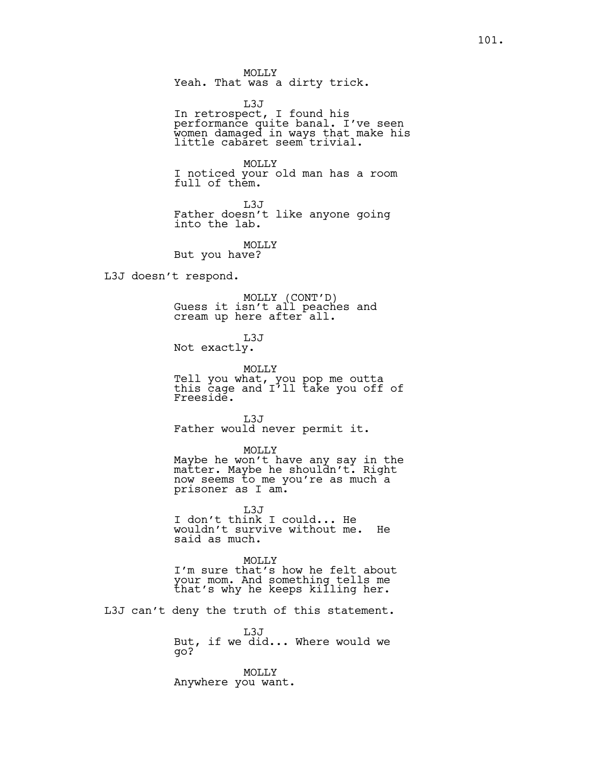MOLLY
Yeah. That was a dirty trick.

L3J
In retrospect, I found his performance quite banal. I've seen women damaged in ways that make his little cabaret seem trivial.

MOLLY
I noticed your old man has a room full of them.

L3J
Father doesn't like anyone going into the lab.

MOLLY
But you have?

L3J doesn't respond.

MOLLY (CONT'D)
Guess it isn't all peaches and cream up here after all.

L3J
Not exactly.

MOLLY
Tell you what, you pop me outta this cage and I'll take you off of Freeside.

L3J
Father would never permit it.

MOLLY
Maybe he won't have any say in the matter. Maybe he shouldn't. Right now seems to me you're as much a prisoner as I am.

L3J
I don't think I could... He wouldn't survive without me. He said as much.

MOLLY
I'm sure that's how he felt about your mom. And something tells me that's why he keeps killing her.

L3J can't deny the truth of this statement.

L3J
But, if we did... Where would we go?

MOLLY
Anywhere you want.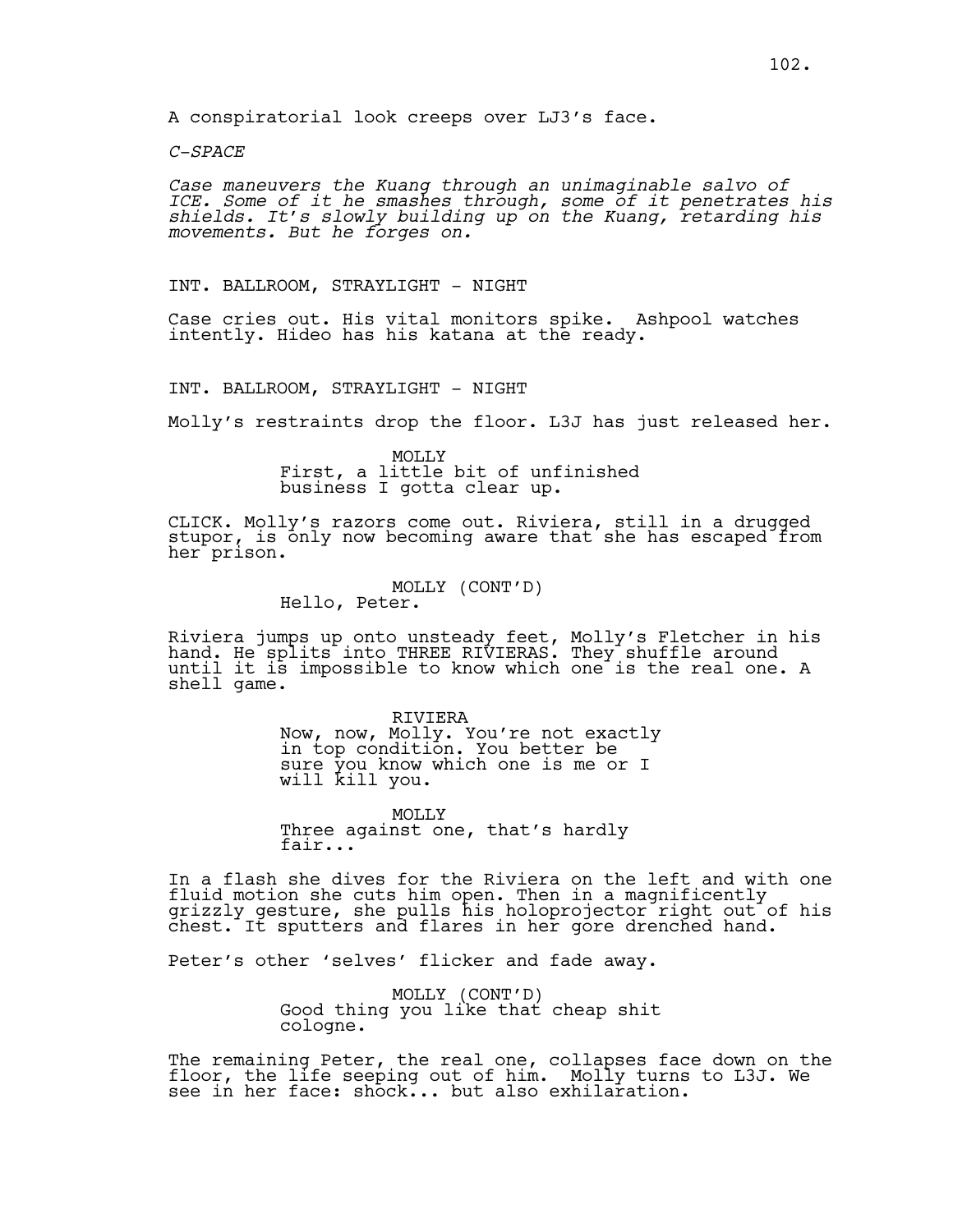A conspiratorial look creeps over LJ3's face.

*C-SPACE*

*Case maneuvers the Kuang through an unimaginable salvo of ICE. Some of it he smashes through, some of it penetrates his shields. It's slowly building up on the Kuang, retarding his movements. But he forges on.*

INT. BALLROOM, STRAYLIGHT - NIGHT

Case cries out. His vital monitors spike. Ashpool watches intently. Hideo has his katana at the ready.

INT. BALLROOM, STRAYLIGHT - NIGHT

Molly's restraints drop the floor. L3J has just released her.

MOLLY
First, a little bit of unfinished business I gotta clear up.

CLICK. Molly's razors come out. Riviera, still in a drugged stupor, is only now becoming aware that she has escaped from her prison.

MOLLY (CONT'D)
Hello, Peter.

Riviera jumps up onto unsteady feet, Molly's Fletcher in his hand. He splits into THREE RIVIERAS. They shuffle around until it is impossible to know which one is the real one. A shell game.

RIVIERA
Now, now, Molly. You're not exactly in top condition. You better be sure you know which one is me or I will kill you.

MOLLY
Three against one, that's hardly fair...

In a flash she dives for the Riviera on the left and with one fluid motion she cuts him open. Then in a magnificently grizzly gesture, she pulls his holoprojector right out of his chest. It sputters and flares in her gore drenched hand.

Peter's other 'selves' flicker and fade away.

MOLLY (CONT'D)
Good thing you like that cheap shit cologne.

The remaining Peter, the real one, collapses face down on the floor, the life seeping out of him. Molly turns to L3J. We see in her face: shock... but also exhilaration.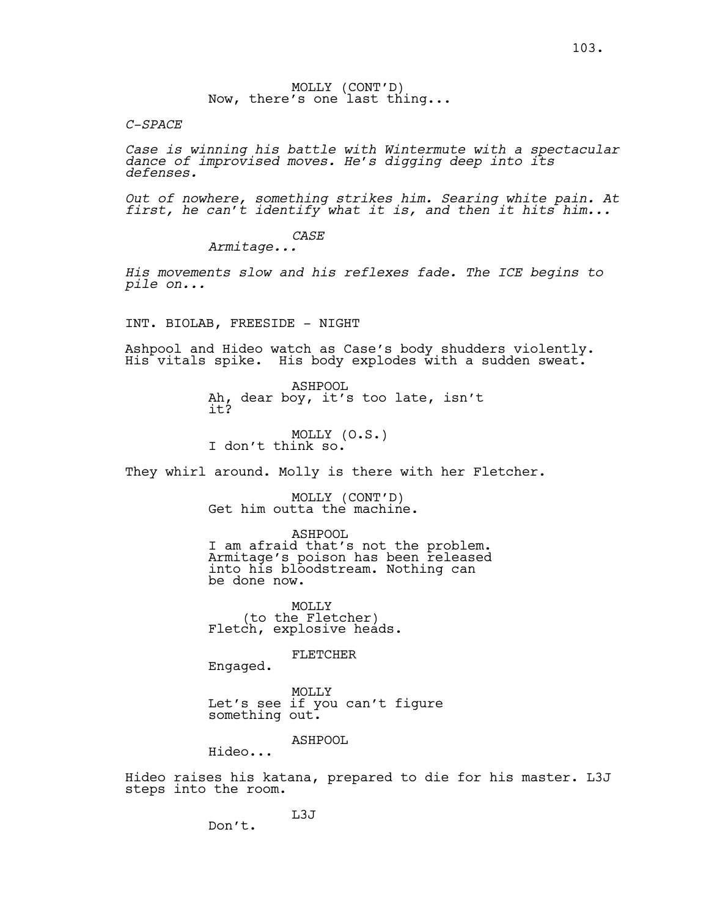MOLLY (CONT'D)
Now, there's one last thing...

*C-SPACE*

*Case is winning his battle with Wintermute with a spectacular dance of improvised moves. He's digging deep into its defenses.*

*Out of nowhere, something strikes him. Searing white pain. At first, he can't identify what it is, and then it hits him...*

*CASE*
*Armitage...*

*His movements slow and his reflexes fade. The ICE begins to pile on...*

INT. BIOLAB, FREESIDE - NIGHT

Ashpool and Hideo watch as Case's body shudders violently. His vitals spike. His body explodes with a sudden sweat.

ASHPOOL
Ah, dear boy, it's too late, isn't it?

MOLLY (O.S.)
I don't think so.

They whirl around. Molly is there with her Fletcher.

MOLLY (CONT'D)
Get him outta the machine.

ASHPOOL
I am afraid that's not the problem. Armitage's poison has been released into his bloodstream. Nothing can be done now.

MOLLY
(to the Fletcher)
Fletch, explosive heads.

FLETCHER
Engaged.

MOLLY
Let's see if you can't figure something out.

ASHPOOL
Hideo...

Hideo raises his katana, prepared to die for his master. L3J steps into the room.

L3J
Don't.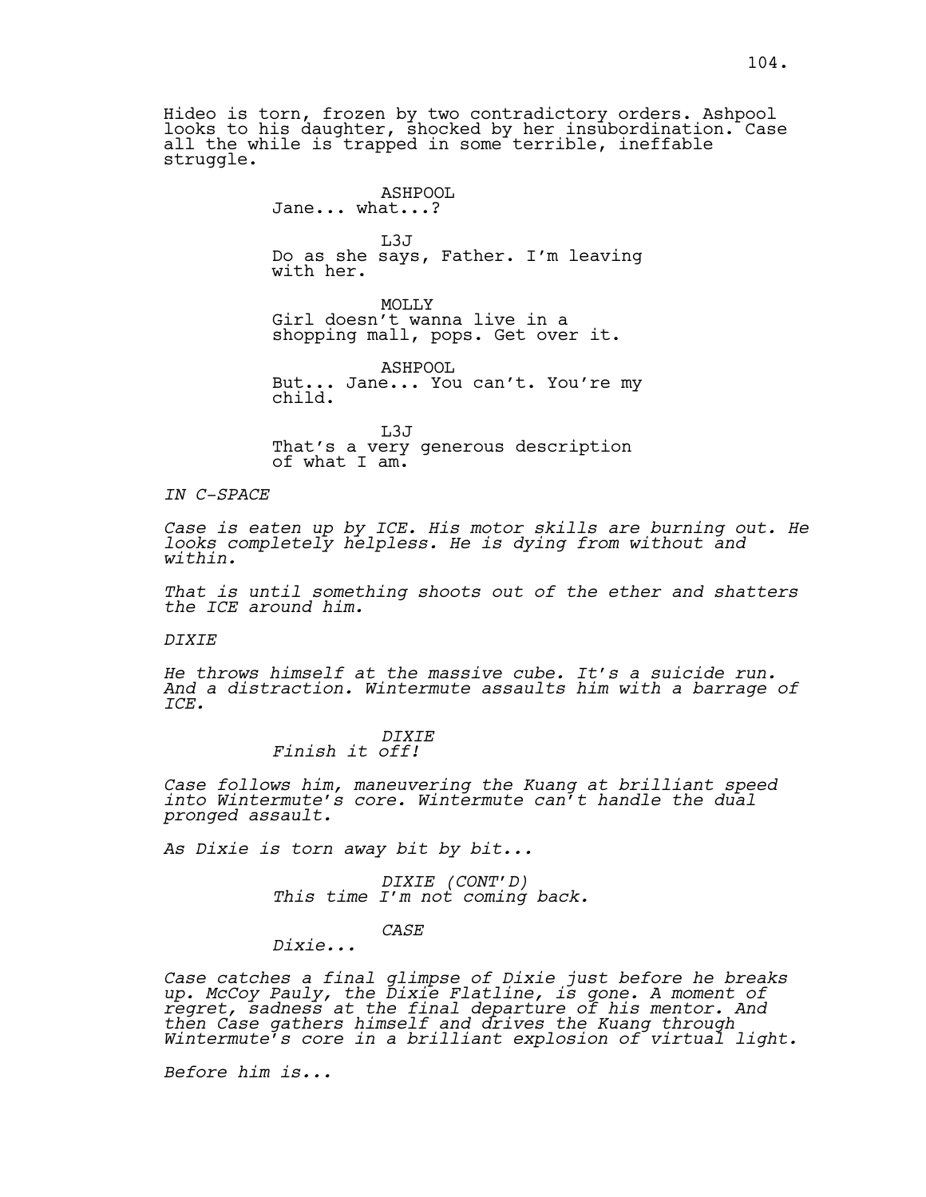Hideo is torn, frozen by two contradictory orders. Ashpool looks to his daughter, shocked by her insubordination. Case all the while is trapped in some terrible, ineffable struggle.

ASHPOOL
Jane... what...?

L3J
Do as she says, Father. I'm leaving with her.

MOLLY
Girl doesn't wanna live in a shopping mall, pops. Get over it.

ASHPOOL
But... Jane... You can't. You're my child.

L3J
That's a very generous description of what I am.

*IN C-SPACE*

*Case is eaten up by ICE. His motor skills are burning out. He looks completely helpless. He is dying from without and within.*

*That is until something shoots out of the ether and shatters the ICE around him.*

*DIXIE*

*He throws himself at the massive cube. It's a suicide run. And a distraction. Wintermute assaults him with a barrage of ICE.*

*DIXIE*
*Finish it off!*

*Case follows him, maneuvering the Kuang at brilliant speed into Wintermute's core. Wintermute can't handle the dual pronged assault.*

*As Dixie is torn away bit by bit...*

*DIXIE (CONT'D)*
*This time I'm not coming back.*

*CASE*
*Dixie...*

*Case catches a final glimpse of Dixie just before he breaks up. McCoy Pauly, the Dixie Flatline, is gone. A moment of regret, sadness at the final departure of his mentor. And then Case gathers himself and drives the Kuang through Wintermute's core in a brilliant explosion of virtual light.*

*Before him is...*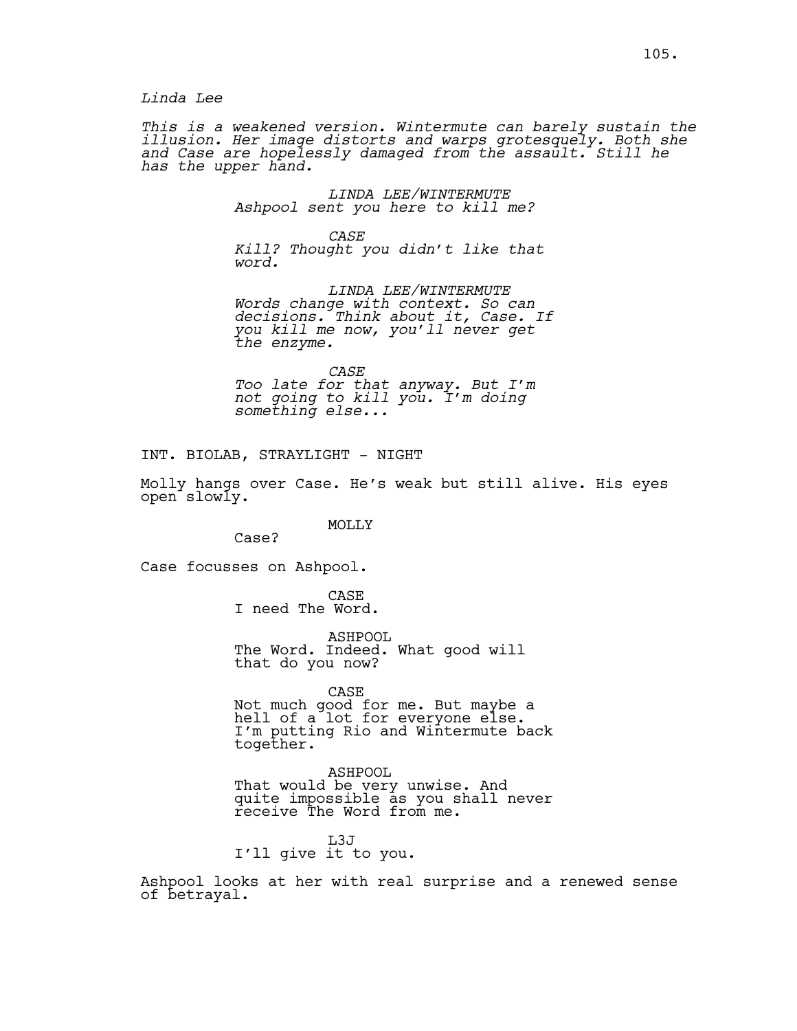*Linda Lee*

*This is a weakened version. Wintermute can barely sustain the illusion. Her image distorts and warps grotesquely. Both she and Case are hopelessly damaged from the assault. Still he has the upper hand.*

*LINDA LEE/WINTERMUTE*
*Ashpool sent you here to kill me?*

*CASE*
*Kill? Thought you didn't like that word.*

*LINDA LEE/WINTERMUTE*
*Words change with context. So can decisions. Think about it, Case. If you kill me now, you'll never get the enzyme.*

*CASE*
*Too late for that anyway. But I'm not going to kill you. I'm doing something else...*

INT. BIOLAB, STRAYLIGHT - NIGHT

Molly hangs over Case. He's weak but still alive. His eyes open slowly.

MOLLY
Case?

Case focusses on Ashpool.

CASE
I need The Word.

ASHPOOL
The Word. Indeed. What good will that do you now?

CASE
Not much good for me. But maybe a hell of a lot for everyone else. I'm putting Rio and Wintermute back together.

ASHPOOL
That would be very unwise. And quite impossible as you shall never receive The Word from me.

L3J
I'll give it to you.

Ashpool looks at her with real surprise and a renewed sense of betrayal.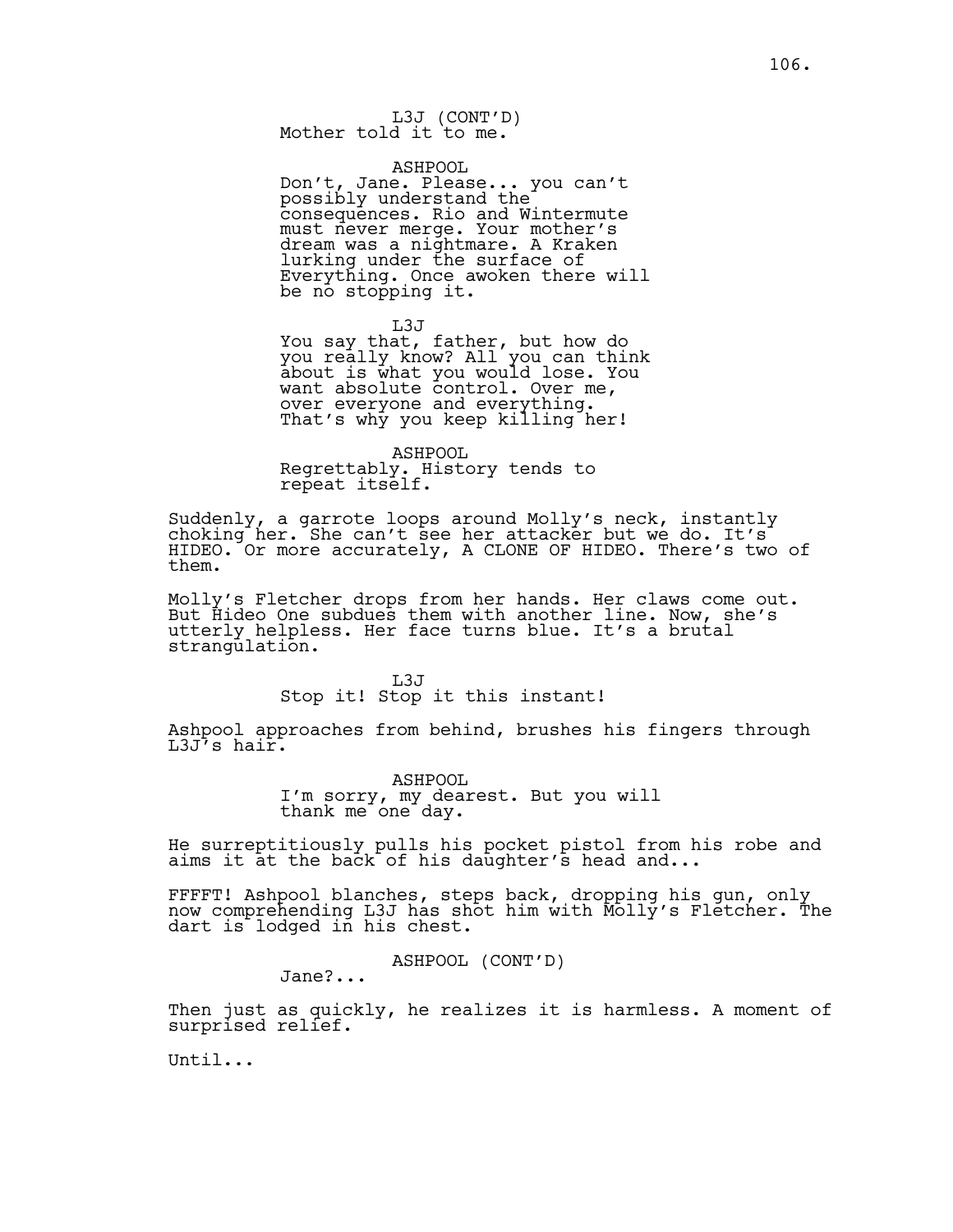L3J (CONT'D)
Mother told it to me.

ASHPOOL
Don't, Jane. Please... you can't possibly understand the consequences. Rio and Wintermute must never merge. Your mother's dream was a nightmare. A Kraken lurking under the surface of Everything. Once awoken there will be no stopping it.

L3J
You say that, father, but how do you really know? All you can think about is what you would lose. You want absolute control. Over me, over everyone and everything. That's why you keep killing her!

ASHPOOL
Regrettably. History tends to repeat itself.

Suddenly, a garrote loops around Molly's neck, instantly choking her. She can't see her attacker but we do. It's HIDEO. Or more accurately, A CLONE OF HIDEO. There's two of them.

Molly's Fletcher drops from her hands. Her claws come out. But Hideo One subdues them with another line. Now, she's utterly helpless. Her face turns blue. It's a brutal strangulation.

L3J
Stop it! Stop it this instant!

Ashpool approaches from behind, brushes his fingers through L3J's hair.

ASHPOOL
I'm sorry, my dearest. But you will thank me one day.

He surreptitiously pulls his pocket pistol from his robe and aims it at the back of his daughter's head and...

FFFFT! Ashpool blanches, steps back, dropping his gun, only now comprehending L3J has shot him with Molly's Fletcher. The dart is lodged in his chest.

ASHPOOL (CONT'D)
Jane?...

Then just as quickly, he realizes it is harmless. A moment of surprised relief.

Until...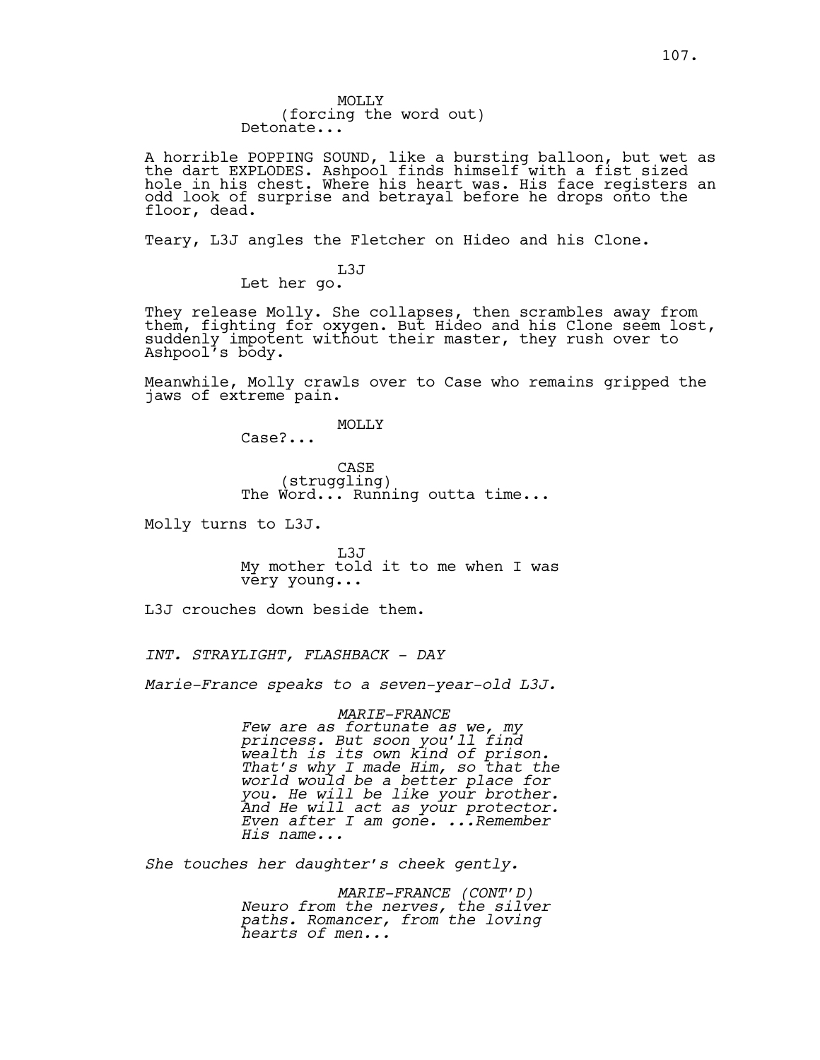MOLLY
(forcing the word out)
Detonate...

A horrible POPPING SOUND, like a bursting balloon, but wet as the dart EXPLODES. Ashpool finds himself with a fist sized hole in his chest. Where his heart was. His face registers an odd look of surprise and betrayal before he drops onto the floor, dead.

Teary, L3J angles the Fletcher on Hideo and his Clone.

L3J
Let her go.

They release Molly. She collapses, then scrambles away from them, fighting for oxygen. But Hideo and his Clone seem lost, suddenly impotent without their master, they rush over to Ashpool's body.

Meanwhile, Molly crawls over to Case who remains gripped the jaws of extreme pain.

MOLLY
Case?...

CASE
(struggling)
The Word... Running outta time...

Molly turns to L3J.

L3J
My mother told it to me when I was very young...

L3J crouches down beside them.

*INT. STRAYLIGHT, FLASHBACK - DAY*

*Marie-France speaks to a seven-year-old L3J.*

*MARIE-FRANCE*
*Few are as fortunate as we, my princess. But soon you'll find wealth is its own kind of prison. That's why I made Him, so that the world would be a better place for you. He will be like your brother. And He will act as your protector. Even after I am gone. ...Remember His name...*

*She touches her daughter's cheek gently.*

*MARIE-FRANCE (CONT'D)*
*Neuro from the nerves, the silver paths. Romancer, from the loving hearts of men...*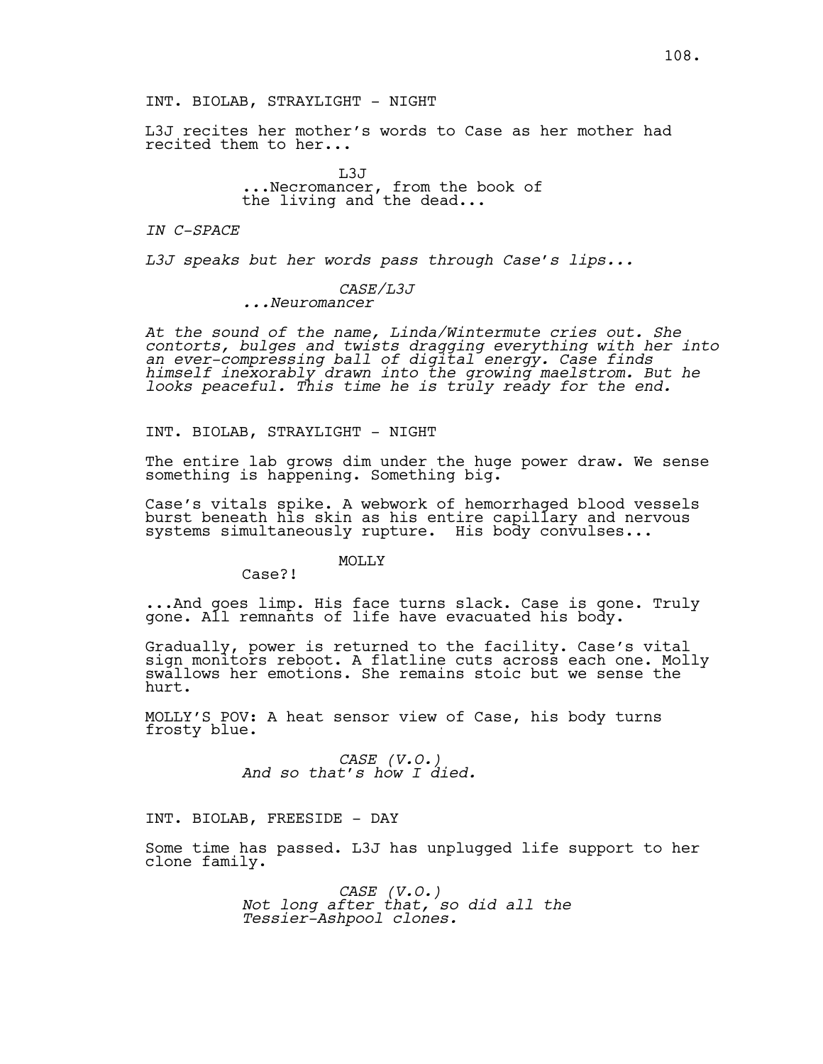INT. BIOLAB, STRAYLIGHT - NIGHT

L3J recites her mother's words to Case as her mother had recited them to her...

L3J
...Necromancer, from the book of the living and the dead...

*IN C-SPACE*

*L3J speaks but her words pass through Case's lips...*

*CASE/L3J*
*...Neuromancer*

*At the sound of the name, Linda/Wintermute cries out. She contorts, bulges and twists dragging everything with her into an ever-compressing ball of digital energy. Case finds himself inexorably drawn into the growing maelstrom. But he looks peaceful. This time he is truly ready for the end.*

INT. BIOLAB, STRAYLIGHT - NIGHT

The entire lab grows dim under the huge power draw. We sense something is happening. Something big.

Case's vitals spike. A webwork of hemorrhaged blood vessels burst beneath his skin as his entire capillary and nervous systems simultaneously rupture. His body convulses...

MOLLY
Case?!

...And goes limp. His face turns slack. Case is gone. Truly gone. All remnants of life have evacuated his body.

Gradually, power is returned to the facility. Case's vital sign monitors reboot. A flatline cuts across each one. Molly swallows her emotions. She remains stoic but we sense the hurt.

MOLLY'S POV: A heat sensor view of Case, his body turns frosty blue.

*CASE (V.O.)*
*And so that's how I died.*

INT. BIOLAB, FREESIDE - DAY

Some time has passed. L3J has unplugged life support to her clone family.

*CASE (V.O.)*
*Not long after that, so did all the Tessier-Ashpool clones.*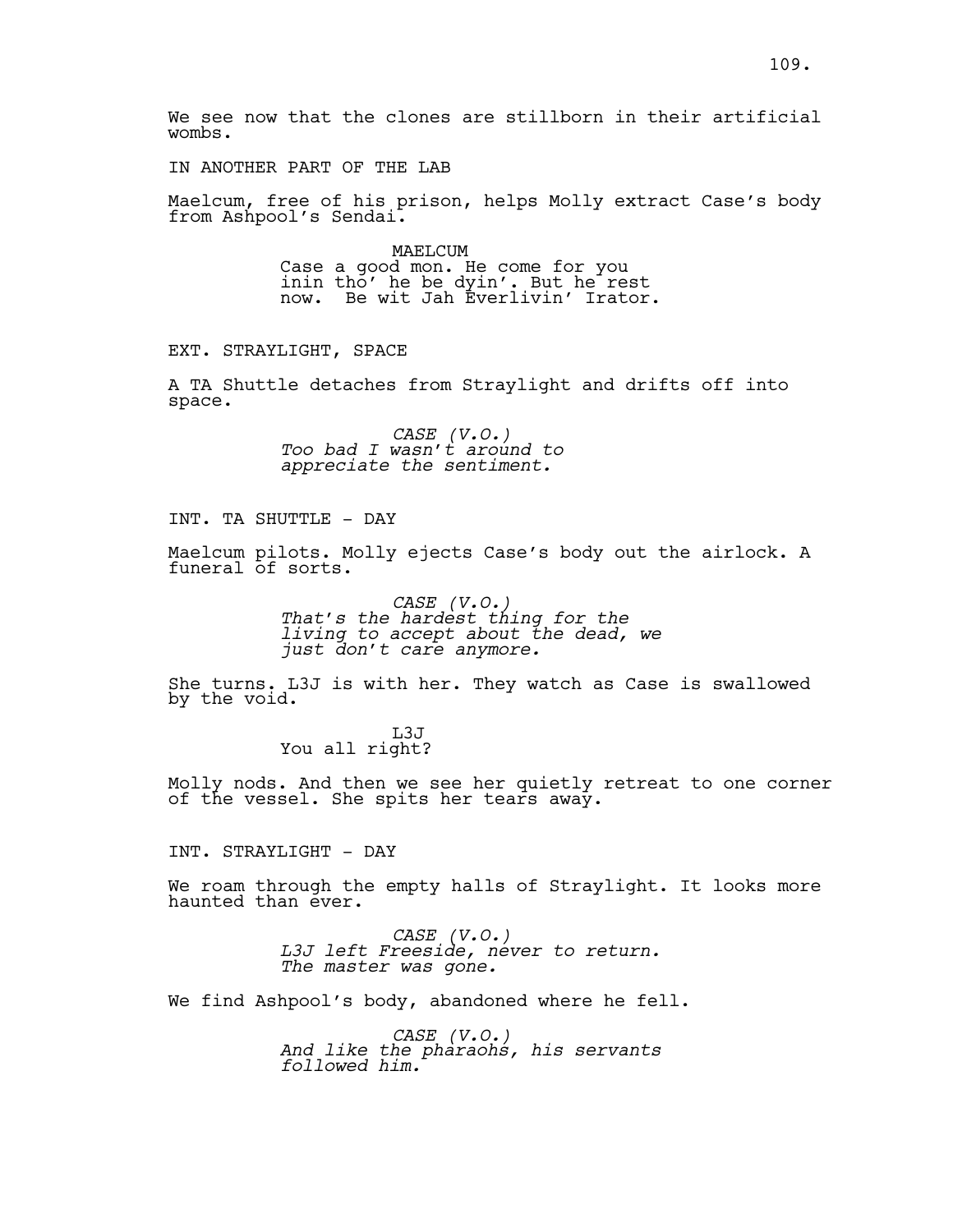We see now that the clones are stillborn in their artificial wombs.

IN ANOTHER PART OF THE LAB

Maelcum, free of his prison, helps Molly extract Case's body from Ashpool's Sendai.

MAELCUM
Case a good mon. He come for you inin tho' he be dyin'. But he rest now. Be wit Jah Everlivin' Irator.

EXT. STRAYLIGHT, SPACE

A TA Shuttle detaches from Straylight and drifts off into space.

*CASE (V.O.)*
*Too bad I wasn't around to appreciate the sentiment.*

INT. TA SHUTTLE - DAY

Maelcum pilots. Molly ejects Case's body out the airlock. A funeral of sorts.

*CASE (V.O.)*
*That's the hardest thing for the living to accept about the dead, we just don't care anymore.*

She turns. L3J is with her. They watch as Case is swallowed by the void.

L3J
You all right?

Molly nods. And then we see her quietly retreat to one corner of the vessel. She spits her tears away.

INT. STRAYLIGHT - DAY

We roam through the empty halls of Straylight. It looks more haunted than ever.

*CASE (V.O.)*
*L3J left Freeside, never to return. The master was gone.*

We find Ashpool's body, abandoned where he fell.

*CASE (V.O.)*
*And like the pharaohs, his servants followed him.*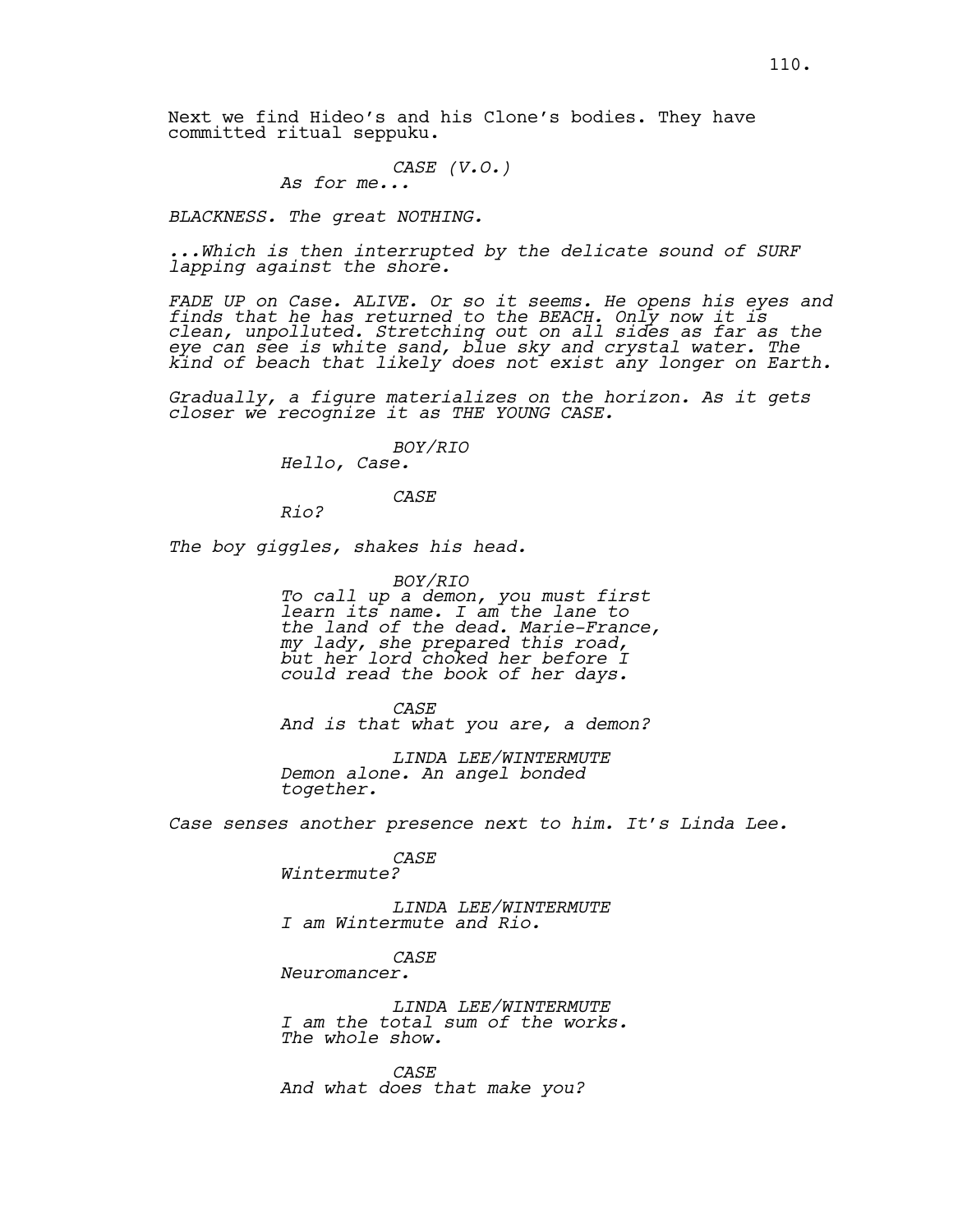Next we find Hideo's and his Clone's bodies. They have committed ritual seppuku.

*CASE (V.O.)*
*As for me...*

*BLACKNESS. The great NOTHING.*

*...Which is then interrupted by the delicate sound of SURF lapping against the shore.*

*FADE UP on Case. ALIVE. Or so it seems. He opens his eyes and finds that he has returned to the BEACH. Only now it is clean, unpolluted. Stretching out on all sides as far as the eye can see is white sand, blue sky and crystal water. The kind of beach that likely does not exist any longer on Earth.*

*Gradually, a figure materializes on the horizon. As it gets closer we recognize it as THE YOUNG CASE.*

*BOY/RIO*
*Hello, Case.*

*CASE*
*Rio?*

*The boy giggles, shakes his head.*

*BOY/RIO*
*To call up a demon, you must first learn its name. I am the lane to the land of the dead. Marie-France, my lady, she prepared this road, but her lord choked her before I could read the book of her days.*

*CASE*
*And is that what you are, a demon?*

*LINDA LEE/WINTERMUTE*
*Demon alone. An angel bonded together.*

*Case senses another presence next to him. It's Linda Lee.*

*CASE*
*Wintermute?*

*LINDA LEE/WINTERMUTE*
*I am Wintermute and Rio.*

*CASE*
*Neuromancer.*

*LINDA LEE/WINTERMUTE*
*I am the total sum of the works. The whole show.*

*CASE*
*And what does that make you?*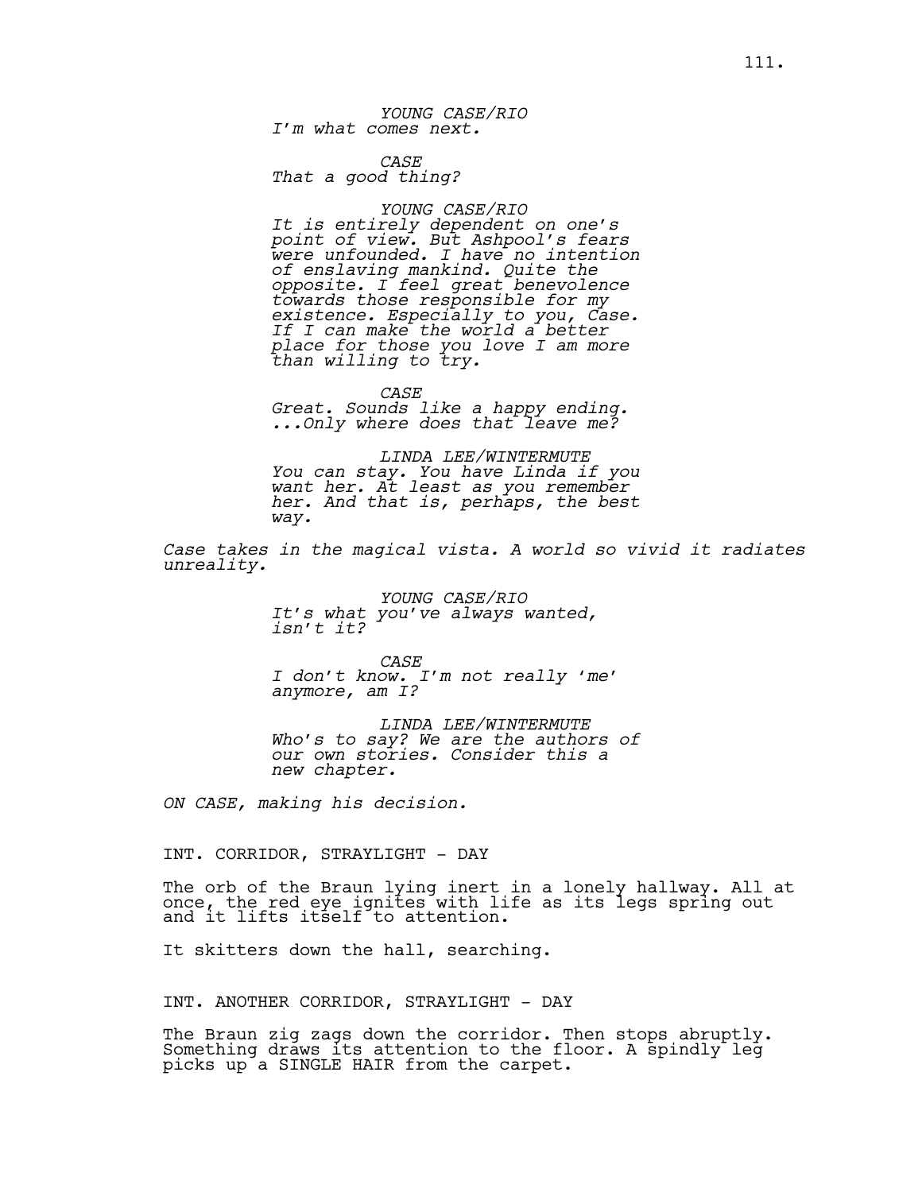*YOUNG CASE/RIO*
*I'm what comes next.*

*CASE*
*That a good thing?*

*YOUNG CASE/RIO*
*It is entirely dependent on one's point of view. But Ashpool's fears were unfounded. I have no intention of enslaving mankind. Quite the opposite. I feel great benevolence towards those responsible for my existence. Especially to you, Case. If I can make the world a better place for those you love I am more than willing to try.*

*CASE*
*Great. Sounds like a happy ending. ...Only where does that leave me?*

*LINDA LEE/WINTERMUTE*
*You can stay. You have Linda if you want her. At least as you remember her. And that is, perhaps, the best way.*

*Case takes in the magical vista. A world so vivid it radiates unreality.*

*YOUNG CASE/RIO*
*It's what you've always wanted, isn't it?*

*CASE*
*I don't know. I'm not really 'me' anymore, am I?*

*LINDA LEE/WINTERMUTE*
*Who's to say? We are the authors of our own stories. Consider this a new chapter.*

*ON CASE, making his decision.*

INT. CORRIDOR, STRAYLIGHT - DAY

The orb of the Braun lying inert in a lonely hallway. All at once, the red eye ignites with life as its legs spring out and it lifts itself to attention.

It skitters down the hall, searching.

INT. ANOTHER CORRIDOR, STRAYLIGHT - DAY

The Braun zig zags down the corridor. Then stops abruptly. Something draws its attention to the floor. A spindly leg picks up a SINGLE HAIR from the carpet.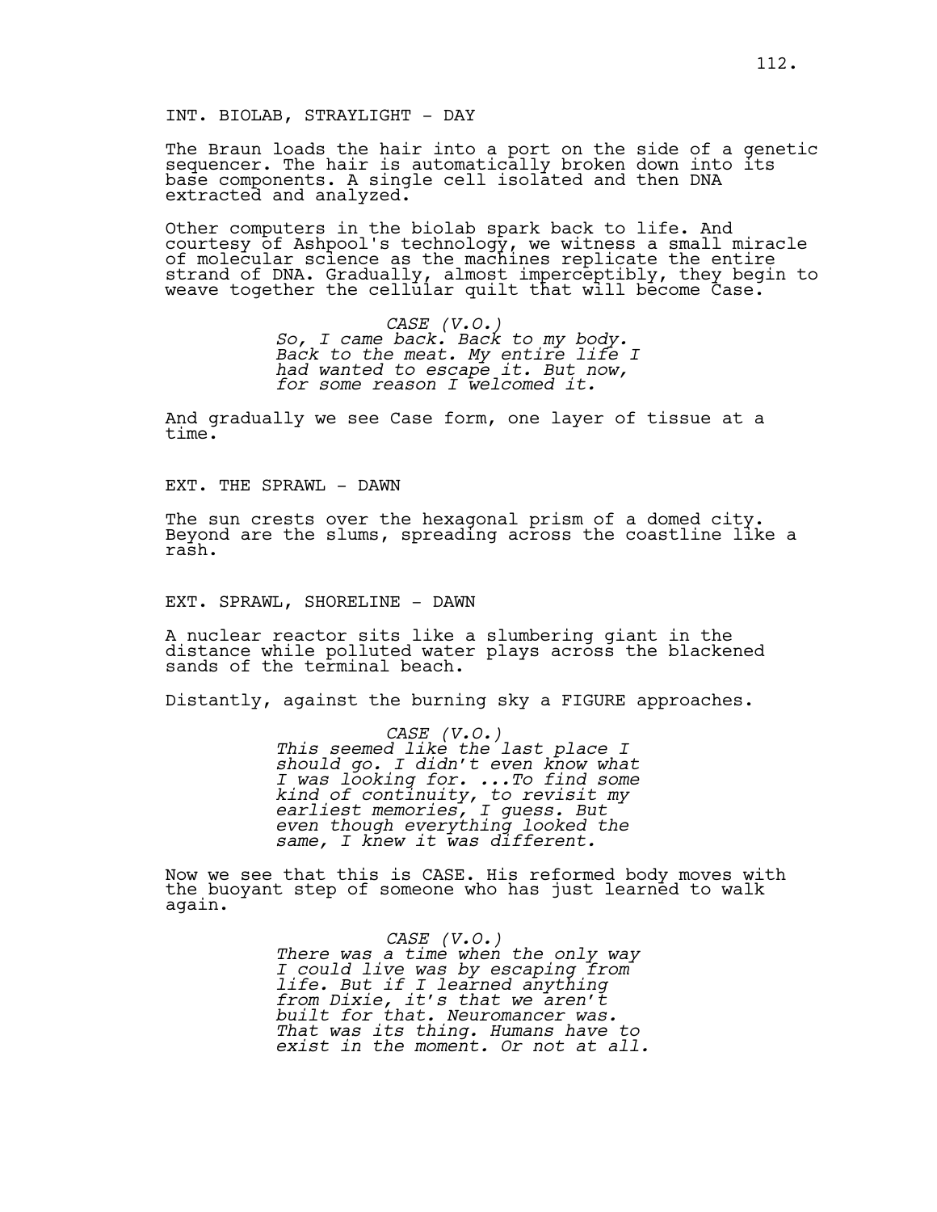INT. BIOLAB, STRAYLIGHT - DAY

The Braun loads the hair into a port on the side of a genetic sequencer. The hair is automatically broken down into its base components. A single cell isolated and then DNA extracted and analyzed.

Other computers in the biolab spark back to life. And courtesy of Ashpool's technology, we witness a small miracle of molecular science as the machines replicate the entire strand of DNA. Gradually, almost imperceptibly, they begin to weave together the cellular quilt that will become Case.

*CASE (V.O.)*
*So, I came back. Back to my body. Back to the meat. My entire life I had wanted to escape it. But now, for some reason I welcomed it.*

And gradually we see Case form, one layer of tissue at a time.

EXT. THE SPRAWL - DAWN

The sun crests over the hexagonal prism of a domed city. Beyond are the slums, spreading across the coastline like a rash.

EXT. SPRAWL, SHORELINE - DAWN

A nuclear reactor sits like a slumbering giant in the distance while polluted water plays across the blackened sands of the terminal beach.

Distantly, against the burning sky a FIGURE approaches.

*CASE (V.O.)*
*This seemed like the last place I should go. I didn't even know what I was looking for. ...To find some kind of continuity, to revisit my earliest memories, I guess. But even though everything looked the same, I knew it was different.*

Now we see that this is CASE. His reformed body moves with the buoyant step of someone who has just learned to walk again.

*CASE (V.O.)*
*There was a time when the only way I could live was by escaping from life. But if I learned anything from Dixie, it's that we aren't built for that. Neuromancer was. That was its thing. Humans have to exist in the moment. Or not at all.*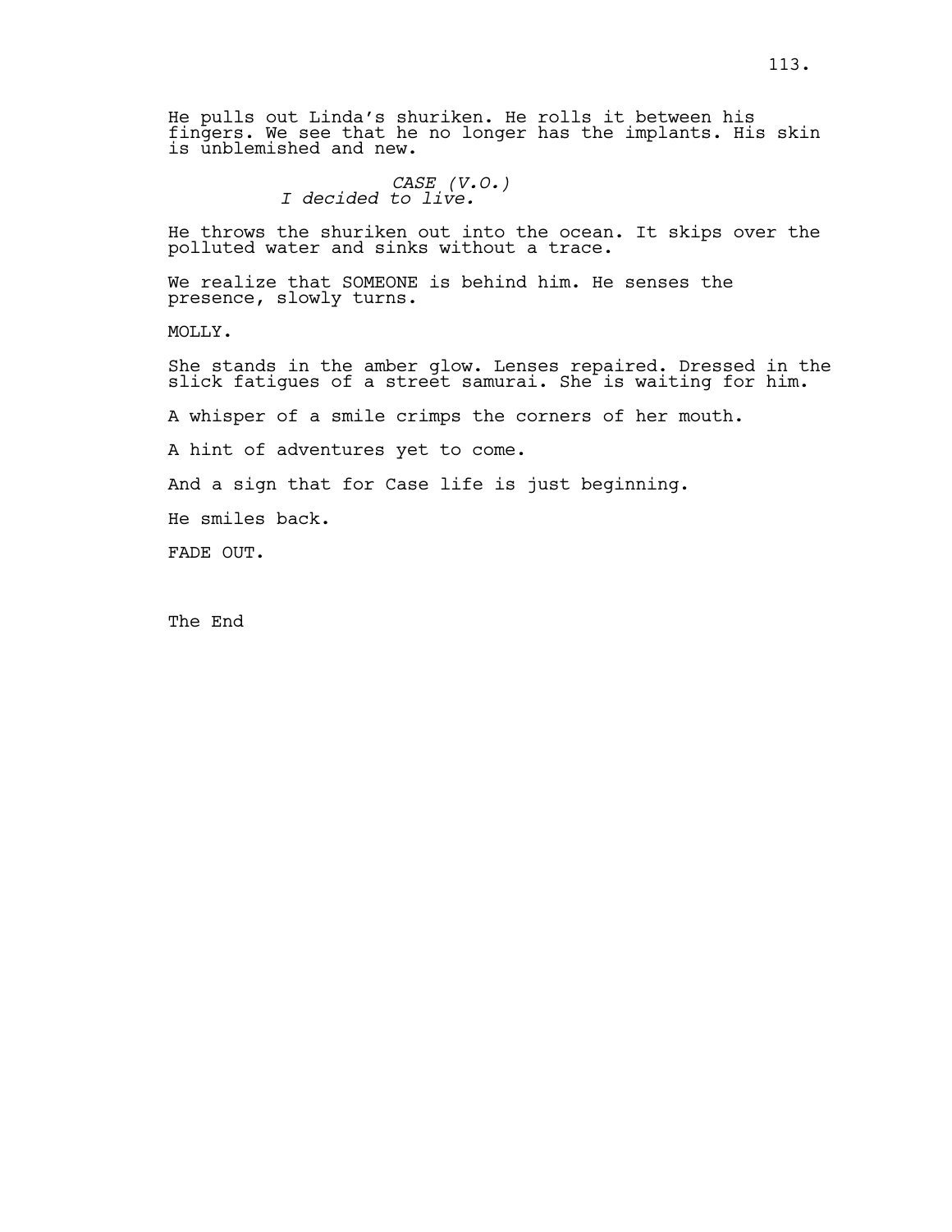He pulls out Linda's shuriken. He rolls it between his fingers. We see that he no longer has the implants. His skin is unblemished and new.

*CASE (V.O.)*
*I decided to live.*

He throws the shuriken out into the ocean. It skips over the polluted water and sinks without a trace.

We realize that SOMEONE is behind him. He senses the presence, slowly turns.

MOLLY.

She stands in the amber glow. Lenses repaired. Dressed in the slick fatigues of a street samurai. She is waiting for him.

A whisper of a smile crimps the corners of her mouth.

A hint of adventures yet to come.

And a sign that for Case life is just beginning.

He smiles back.

FADE OUT.

The End